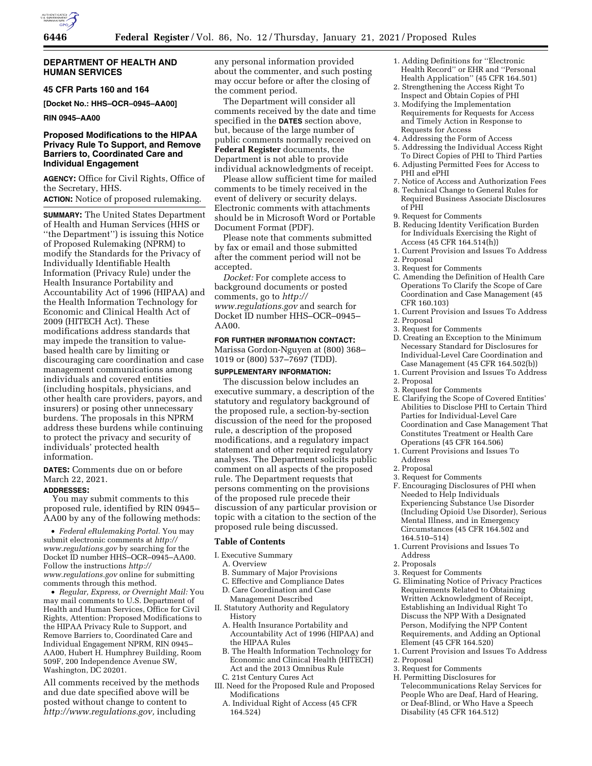**DEPARTMENT OF HEALTH AND HUMAN SERVICES**

**45 CFR Parts 160 and 164**

**[Docket No.: HHS–OCR–0945–AA00]**

**RIN 0945–AA00**

# Proposed Modifications to the HIPAA Privacy Rule To Support, and Remove Barriers to, Coordinated Care and Individual Engagement

**AGENCY:** Office for Civil Rights, Office of the Secretary, HHS.

**ACTION:** Notice of proposed rulemaking.

**SUMMARY:** The United States Department of Health and Human Services (HHS or ''the Department'') is issuing this Notice of Proposed Rulemaking (NPRM) to modify the Standards for the Privacy of Individually Identifiable Health Information (Privacy Rule) under the Health Insurance Portability and Accountability Act of 1996 (HIPAA) and the Health Information Technology for Economic and Clinical Health Act of 2009 (HITECH Act). These modifications address standards that may impede the transition to value-based health care by limiting or discouraging care coordination and case management communications among individuals and covered entities (including hospitals, physicians, and other health care providers, payors, and insurers) or posing other unnecessary burdens. The proposals in this NPRM address these burdens while continuing to protect the privacy and security of individuals' protected health information.

**DATES:** Comments due on or before March 22, 2021.

**ADDRESSES:**

You may submit comments to this proposed rule, identified by RIN 0945–AA00 by any of the following methods:

• *Federal eRulemaking Portal.* You may submit electronic comments at *http://www.regulations.gov* by searching for the Docket ID number HHS–OCR–0945–AA00. Follow the instructions *http://www.regulations.gov* online for submitting comments through this method.

• *Regular, Express, or Overnight Mail:* You may mail comments to U.S. Department of Health and Human Services, Office for Civil Rights, Attention: Proposed Modifications to the HIPAA Privacy Rule to Support, and Remove Barriers to, Coordinated Care and Individual Engagement NPRM, RIN 0945–AA00, Hubert H. Humphrey Building, Room 509F, 200 Independence Avenue SW, Washington, DC 20201.

All comments received by the methods and due date specified above will be posted without change to content to *http://www.regulations.gov,* including any personal information provided about the commenter, and such posting may occur before or after the closing of the comment period.

The Department will consider all comments received by the date and time specified in the **DATES** section above, but, because of the large number of public comments normally received on **Federal Register** documents, the Department is not able to provide individual acknowledgments of receipt.

Please allow sufficient time for mailed comments to be timely received in the event of delivery or security delays. Electronic comments with attachments should be in Microsoft Word or Portable Document Format (PDF).

Please note that comments submitted by fax or email and those submitted after the comment period will not be accepted.

*Docket:* For complete access to background documents or posted comments, go to *http://www.regulations.gov* and search for Docket ID number HHS–OCR–0945–AA00.

**FOR FURTHER INFORMATION CONTACT:** Marissa Gordon-Nguyen at (800) 368–1019 or (800) 537–7697 (TDD).

**SUPPLEMENTARY INFORMATION:**

The discussion below includes an executive summary, a description of the statutory and regulatory background of the proposed rule, a section-by-section discussion of the need for the proposed rule, a description of the proposed modifications, and a regulatory impact statement and other required regulatory analyses. The Department solicits public comment on all aspects of the proposed rule. The Department requests that persons commenting on the provisions of the proposed rule precede their discussion of any particular provision or topic with a citation to the section of the proposed rule being discussed.

## Table of Contents

I. Executive Summary
  A. Overview
  B. Summary of Major Provisions
  C. Effective and Compliance Dates
  D. Care Coordination and Case Management Described
II. Statutory Authority and Regulatory History
  A. Health Insurance Portability and Accountability Act of 1996 (HIPAA) and the HIPAA Rules
  B. The Health Information Technology for Economic and Clinical Health (HITECH) Act and the 2013 Omnibus Rule
  C. 21st Century Cures Act
III. Need for the Proposed Rule and Proposed Modifications
  A. Individual Right of Access (45 CFR 164.524)
    1. Adding Definitions for ''Electronic Health Record'' or EHR and ''Personal Health Application'' (45 CFR 164.501)
    2. Strengthening the Access Right To Inspect and Obtain Copies of PHI
    3. Modifying the Implementation Requirements for Requests for Access and Timely Action in Response to Requests for Access
    4. Addressing the Form of Access
    5. Addressing the Individual Access Right To Direct Copies of PHI to Third Parties
    6. Adjusting Permitted Fees for Access to PHI and ePHI
    7. Notice of Access and Authorization Fees
    8. Technical Change to General Rules for Required Business Associate Disclosures of PHI
    9. Request for Comments
  B. Reducing Identity Verification Burden for Individuals Exercising the Right of Access (45 CFR 164.514(h))
    1. Current Provision and Issues To Address
    2. Proposal
    3. Request for Comments
  C. Amending the Definition of Health Care Operations To Clarify the Scope of Care Coordination and Case Management (45 CFR 160.103)
    1. Current Provision and Issues To Address
    2. Proposal
    3. Request for Comments
  D. Creating an Exception to the Minimum Necessary Standard for Disclosures for Individual-Level Care Coordination and Case Management (45 CFR 164.502(b))
    1. Current Provision and Issues To Address
    2. Proposal
    3. Request for Comments
  E. Clarifying the Scope of Covered Entities' Abilities to Disclose PHI to Certain Third Parties for Individual-Level Care Coordination and Case Management That Constitutes Treatment or Health Care Operations (45 CFR 164.506)
    1. Current Provisions and Issues To Address
    2. Proposal
    3. Request for Comments
  F. Encouraging Disclosures of PHI when Needed to Help Individuals Experiencing Substance Use Disorder (Including Opioid Use Disorder), Serious Mental Illness, and in Emergency Circumstances (45 CFR 164.502 and 164.510–514)
    1. Current Provisions and Issues To Address
    2. Proposals
    3. Request for Comments
  G. Eliminating Notice of Privacy Practices Requirements Related to Obtaining Written Acknowledgment of Receipt, Establishing an Individual Right To Discuss the NPP With a Designated Person, Modifying the NPP Content Requirements, and Adding an Optional Element (45 CFR 164.520)
    1. Current Provision and Issues To Address
    2. Proposal
    3. Request for Comments
  H. Permitting Disclosures for Telecommunications Relay Services for People Who are Deaf, Hard of Hearing, or Deaf-Blind, or Who Have a Speech Disability (45 CFR 164.512)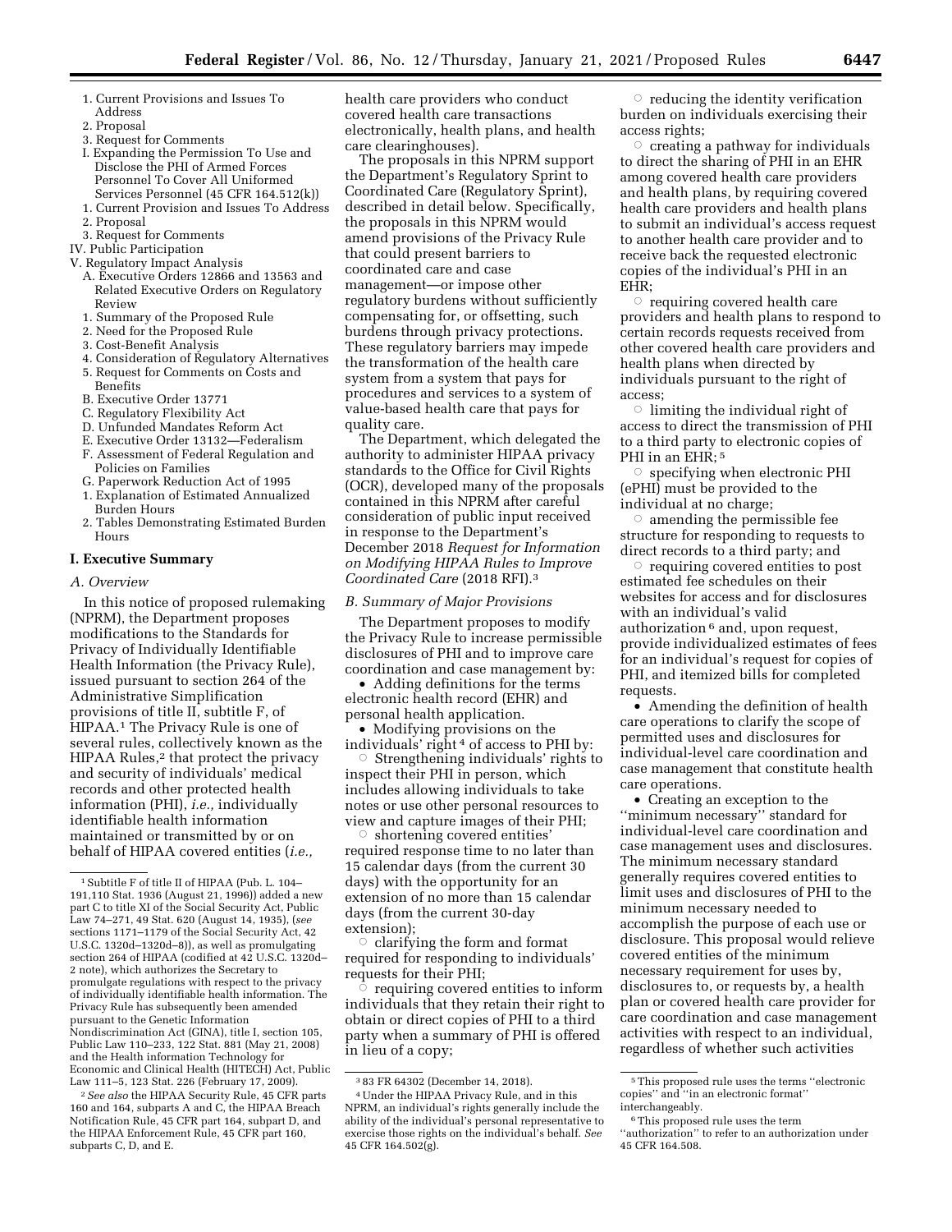1. Current Provisions and Issues To Address
2. Proposal
3. Request for Comments

I. Expanding the Permission To Use and Disclose the PHI of Armed Forces Personnel To Cover All Uniformed Services Personnel (45 CFR 164.512(k))
1. Current Provision and Issues To Address
2. Proposal
3. Request for Comments

IV. Public Participation

V. Regulatory Impact Analysis
A. Executive Orders 12866 and 13563 and Related Executive Orders on Regulatory Review
1. Summary of the Proposed Rule
2. Need for the Proposed Rule
3. Cost-Benefit Analysis
4. Consideration of Regulatory Alternatives
5. Request for Comments on Costs and Benefits
B. Executive Order 13771
C. Regulatory Flexibility Act
D. Unfunded Mandates Reform Act
E. Executive Order 13132—Federalism
F. Assessment of Federal Regulation and Policies on Families
G. Paperwork Reduction Act of 1995
1. Explanation of Estimated Annualized Burden Hours
2. Tables Demonstrating Estimated Burden Hours

## I. Executive Summary

### A. Overview

In this notice of proposed rulemaking (NPRM), the Department proposes modifications to the Standards for Privacy of Individually Identifiable Health Information (the Privacy Rule), issued pursuant to section 264 of the Administrative Simplification provisions of title II, subtitle F, of HIPAA.[1] The Privacy Rule is one of several rules, collectively known as the HIPAA Rules,[2] that protect the privacy and security of individuals' medical records and other protected health information (PHI), *i.e.,* individually identifiable health information maintained or transmitted by or on behalf of HIPAA covered entities (*i.e.,* health care providers who conduct covered health care transactions electronically, health plans, and health care clearinghouses).

The proposals in this NPRM support the Department's Regulatory Sprint to Coordinated Care (Regulatory Sprint), described in detail below. Specifically, the proposals in this NPRM would amend provisions of the Privacy Rule that could present barriers to coordinated care and case management—or impose other regulatory burdens without sufficiently compensating for, or offsetting, such burdens through privacy protections. These regulatory barriers may impede the transformation of the health care system from a system that pays for procedures and services to a system of value-based health care that pays for quality care.

The Department, which delegated the authority to administer HIPAA privacy standards to the Office for Civil Rights (OCR), developed many of the proposals contained in this NPRM after careful consideration of public input received in response to the Department's December 2018 *Request for Information on Modifying HIPAA Rules to Improve Coordinated Care* (2018 RFI).[3]

### B. Summary of Major Provisions

The Department proposes to modify the Privacy Rule to increase permissible disclosures of PHI and to improve care coordination and case management by:

- Adding definitions for the terms electronic health record (EHR) and personal health application.
- Modifying provisions on the individuals' right[4] of access to PHI by:
  - Strengthening individuals' rights to inspect their PHI in person, which includes allowing individuals to take notes or use other personal resources to view and capture images of their PHI;
  - shortening covered entities' required response time to no later than 15 calendar days (from the current 30 days) with the opportunity for an extension of no more than 15 calendar days (from the current 30-day extension);
  - clarifying the form and format required for responding to individuals' requests for their PHI;
  - requiring covered entities to inform individuals that they retain their right to obtain or direct copies of PHI to a third party when a summary of PHI is offered in lieu of a copy;
  - reducing the identity verification burden on individuals exercising their access rights;
  - creating a pathway for individuals to direct the sharing of PHI in an EHR among covered health care providers and health plans, by requiring covered health care providers and health plans to submit an individual's access request to another health care provider and to receive back the requested electronic copies of the individual's PHI in an EHR;
  - requiring covered health care providers and health plans to respond to certain records requests received from other covered health care providers and health plans when directed by individuals pursuant to the right of access;
  - limiting the individual right of access to direct the transmission of PHI to a third party to electronic copies of PHI in an EHR;[5]
  - specifying when electronic PHI (ePHI) must be provided to the individual at no charge;
  - amending the permissible fee structure for responding to requests to direct records to a third party; and
  - requiring covered entities to post estimated fee schedules on their websites for access and for disclosures with an individual's valid authorization[6] and, upon request, provide individualized estimates of fees for an individual's request for copies of PHI, and itemized bills for completed requests.
- Amending the definition of health care operations to clarify the scope of permitted uses and disclosures for individual-level care coordination and case management that constitute health care operations.
- Creating an exception to the "minimum necessary" standard for individual-level care coordination and case management uses and disclosures. The minimum necessary standard generally requires covered entities to limit uses and disclosures of PHI to the minimum necessary needed to accomplish the purpose of each use or disclosure. This proposal would relieve covered entities of the minimum necessary requirement for uses by, disclosures to, or requests by, a health plan or covered health care provider for care coordination and case management activities with respect to an individual, regardless of whether such activities

---

[1] Subtitle F of title II of HIPAA (Pub. L. 104–191,110 Stat. 1936 (August 21, 1996)) added a new part C to title XI of the Social Security Act, Public Law 74–271, 49 Stat. 620 (August 14, 1935), (*see* sections 1171–1179 of the Social Security Act, 42 U.S.C. 1320d–1320d–8)), as well as promulgating section 264 of HIPAA (codified at 42 U.S.C. 1320d–2 note), which authorizes the Secretary to promulgate regulations with respect to the privacy of individually identifiable health information. The Privacy Rule has subsequently been amended pursuant to the Genetic Information Nondiscrimination Act (GINA), title I, section 105, Public Law 110–233, 122 Stat. 881 (May 21, 2008) and the Health information Technology for Economic and Clinical Health (HITECH) Act, Public Law 111–5, 123 Stat. 226 (February 17, 2009).

[2] *See also* the HIPAA Security Rule, 45 CFR parts 160 and 164, subparts A and C, the HIPAA Breach Notification Rule, 45 CFR part 164, subpart D, and the HIPAA Enforcement Rule, 45 CFR part 160, subparts C, D, and E.

[3] 83 FR 64302 (December 14, 2018).

[4] Under the HIPAA Privacy Rule, and in this NPRM, an individual's rights generally include the ability of the individual's personal representative to exercise those rights on the individual's behalf. *See* 45 CFR 164.502(g).

[5] This proposed rule uses the terms "electronic copies" and "in an electronic format" interchangeably.

[6] This proposed rule uses the term "authorization" to refer to an authorization under 45 CFR 164.508.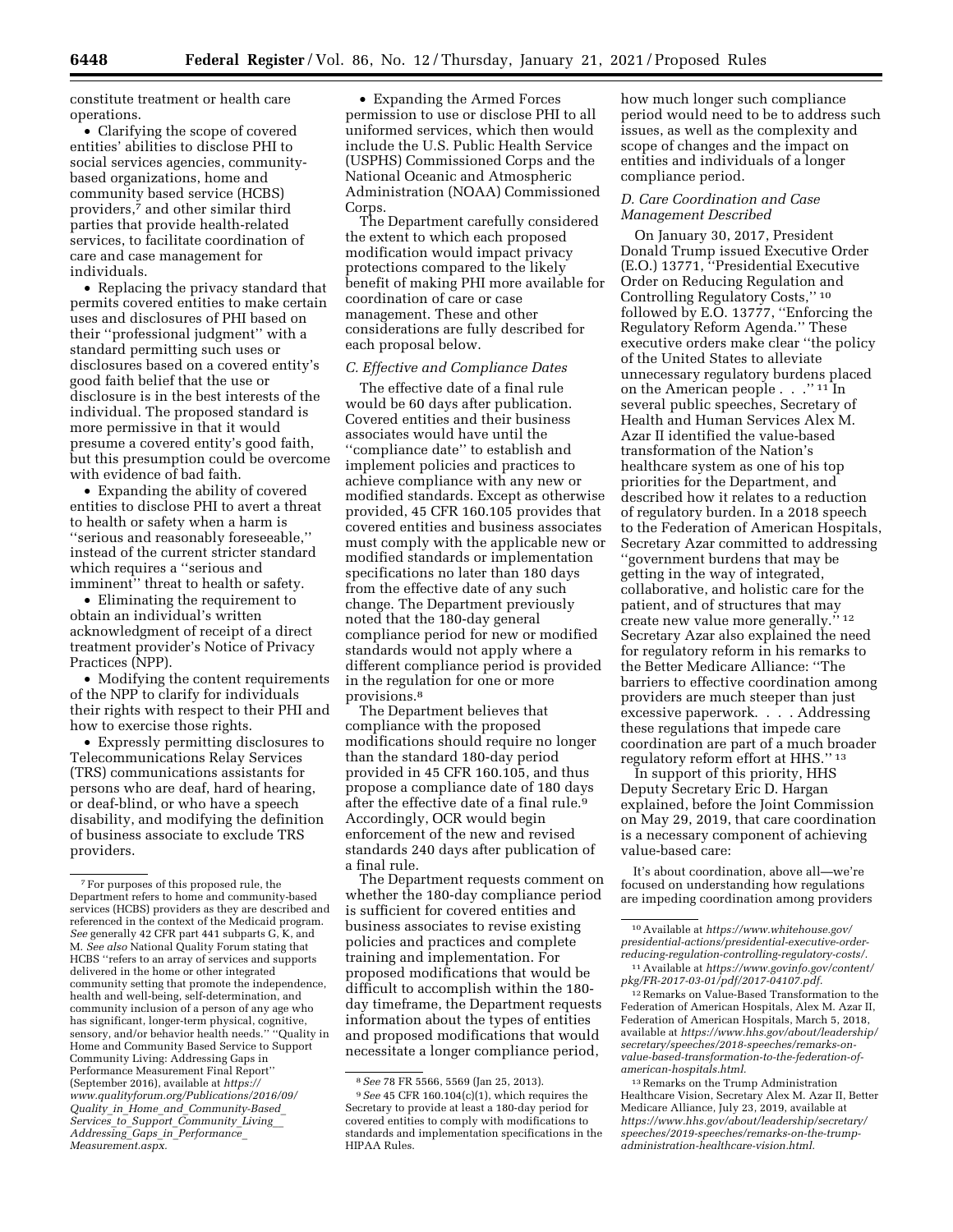constitute treatment or health care operations.

- Clarifying the scope of covered entities' abilities to disclose PHI to social services agencies, community-based organizations, home and community based service (HCBS) providers,[7] and other similar third parties that provide health-related services, to facilitate coordination of care and case management for individuals.
- Replacing the privacy standard that permits covered entities to make certain uses and disclosures of PHI based on their ''professional judgment'' with a standard permitting such uses or disclosures based on a covered entity's good faith belief that the use or disclosure is in the best interests of the individual. The proposed standard is more permissive in that it would presume a covered entity's good faith, but this presumption could be overcome with evidence of bad faith.
- Expanding the ability of covered entities to disclose PHI to avert a threat to health or safety when a harm is ''serious and reasonably foreseeable,'' instead of the current stricter standard which requires a ''serious and imminent'' threat to health or safety.
- Eliminating the requirement to obtain an individual's written acknowledgment of receipt of a direct treatment provider's Notice of Privacy Practices (NPP).
- Modifying the content requirements of the NPP to clarify for individuals their rights with respect to their PHI and how to exercise those rights.
- Expressly permitting disclosures to Telecommunications Relay Services (TRS) communications assistants for persons who are deaf, hard of hearing, or deaf-blind, or who have a speech disability, and modifying the definition of business associate to exclude TRS providers.
- Expanding the Armed Forces permission to use or disclose PHI to all uniformed services, which then would include the U.S. Public Health Service (USPHS) Commissioned Corps and the National Oceanic and Atmospheric Administration (NOAA) Commissioned Corps.

The Department carefully considered the extent to which each proposed modification would impact privacy protections compared to the likely benefit of making PHI more available for coordination of care or case management. These and other considerations are fully described for each proposal below.

### C. Effective and Compliance Dates

The effective date of a final rule would be 60 days after publication. Covered entities and their business associates would have until the ''compliance date'' to establish and implement policies and practices to achieve compliance with any new or modified standards. Except as otherwise provided, 45 CFR 160.105 provides that covered entities and business associates must comply with the applicable new or modified standards or implementation specifications no later than 180 days from the effective date of any such change. The Department previously noted that the 180-day general compliance period for new or modified standards would not apply where a different compliance period is provided in the regulation for one or more provisions.[8]

The Department believes that compliance with the proposed modifications should require no longer than the standard 180-day period provided in 45 CFR 160.105, and thus propose a compliance date of 180 days after the effective date of a final rule.[9] Accordingly, OCR would begin enforcement of the new and revised standards 240 days after publication of a final rule.

The Department requests comment on whether the 180-day compliance period is sufficient for covered entities and business associates to revise existing policies and practices and complete training and implementation. For proposed modifications that would be difficult to accomplish within the 180-day timeframe, the Department requests information about the types of entities and proposed modifications that would necessitate a longer compliance period, how much longer such compliance period would need to be to address such issues, as well as the complexity and scope of changes and the impact on entities and individuals of a longer compliance period.

### D. Care Coordination and Case Management Described

On January 30, 2017, President Donald Trump issued Executive Order (E.O.) 13771, ''Presidential Executive Order on Reducing Regulation and Controlling Regulatory Costs,''[10] followed by E.O. 13777, ''Enforcing the Regulatory Reform Agenda.'' These executive orders make clear ''the policy of the United States to alleviate unnecessary regulatory burdens placed on the American people . . .''[11] In several public speeches, Secretary of Health and Human Services Alex M. Azar II identified the value-based transformation of the Nation's healthcare system as one of his top priorities for the Department, and described how it relates to a reduction of regulatory burden. In a 2018 speech to the Federation of American Hospitals, Secretary Azar committed to addressing ''government burdens that may be getting in the way of integrated, collaborative, and holistic care for the patient, and of structures that may create new value more generally.''[12] Secretary Azar also explained the need for regulatory reform in his remarks to the Better Medicare Alliance: ''The barriers to effective coordination among providers are much steeper than just excessive paperwork. . . . Addressing these regulations that impede care coordination are part of a much broader regulatory reform effort at HHS.''[13]

In support of this priority, HHS Deputy Secretary Eric D. Hargan explained, before the Joint Commission on May 29, 2019, that care coordination is a necessary component of achieving value-based care:

> It's about coordination, above all—we're focused on understanding how regulations are impeding coordination among providers

---

[7] For purposes of this proposed rule, the Department refers to home and community-based services (HCBS) providers as they are described and referenced in the context of the Medicaid program. *See* generally 42 CFR part 441 subparts G, K, and M. *See also* National Quality Forum stating that HCBS ''refers to an array of services and supports delivered in the home or other integrated community setting that promote the independence, health and well-being, self-determination, and community inclusion of a person of any age who has significant, longer-term physical, cognitive, sensory, and/or behavior health needs.'' ''Quality in Home and Community Based Service to Support Community Living: Addressing Gaps in Performance Measurement Final Report'' (September 2016), available at *https://www.qualityforum.org/Publications/2016/09/Quality_in_Home_and_Community-Based_Services_to_Support_Community_Living__Addressing_Gaps_in_Performance_Measurement.aspx.*

[8] *See* 78 FR 5566, 5569 (Jan 25, 2013).

[9] *See* 45 CFR 160.104(c)(1), which requires the Secretary to provide at least a 180-day period for covered entities to comply with modifications to standards and implementation specifications in the HIPAA Rules.

[10] Available at *https://www.whitehouse.gov/presidential-actions/presidential-executive-order-reducing-regulation-controlling-regulatory-costs/.*

[11] Available at *https://www.govinfo.gov/content/pkg/FR-2017-03-01/pdf/2017-04107.pdf.*

[12] Remarks on Value-Based Transformation to the Federation of American Hospitals, Alex M. Azar II, Federation of American Hospitals, March 5, 2018, available at *https://www.hhs.gov/about/leadership/secretary/speeches/2018-speeches/remarks-on-value-based-transformation-to-the-federation-of-american-hospitals.html.*

[13] Remarks on the Trump Administration Healthcare Vision, Secretary Alex M. Azar II, Better Medicare Alliance, July 23, 2019, available at *https://www.hhs.gov/about/leadership/secretary/speeches/2019-speeches/remarks-on-the-trump-administration-healthcare-vision.html.*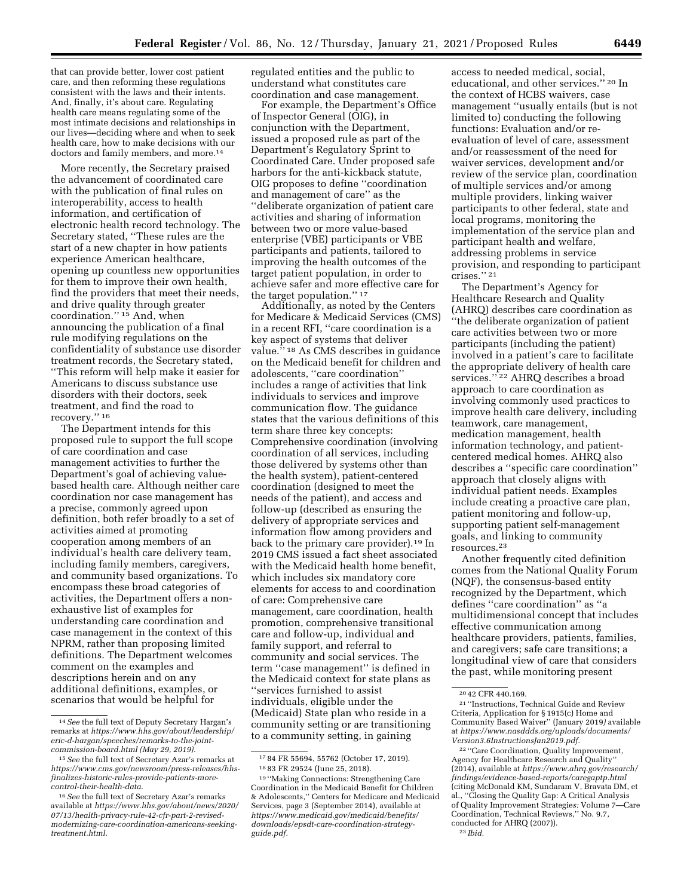that can provide better, lower cost patient care, and then reforming these regulations consistent with the laws and their intents. And, finally, it's about care. Regulating health care means regulating some of the most intimate decisions and relationships in our lives—deciding where and when to seek health care, how to make decisions with our doctors and family members, and more.[14]

More recently, the Secretary praised the advancement of coordinated care with the publication of final rules on interoperability, access to health information, and certification of electronic health record technology. The Secretary stated, "These rules are the start of a new chapter in how patients experience American healthcare, opening up countless new opportunities for them to improve their own health, find the providers that meet their needs, and drive quality through greater coordination."[15] And, when announcing the publication of a final rule modifying regulations on the confidentiality of substance use disorder treatment records, the Secretary stated, "This reform will help make it easier for Americans to discuss substance use disorders with their doctors, seek treatment, and find the road to recovery."[16]

The Department intends for this proposed rule to support the full scope of care coordination and case management activities to further the Department's goal of achieving value-based health care. Although neither care coordination nor case management has a precise, commonly agreed upon definition, both refer broadly to a set of activities aimed at promoting cooperation among members of an individual's health care delivery team, including family members, caregivers, and community based organizations. To encompass these broad categories of activities, the Department offers a non-exhaustive list of examples for understanding care coordination and case management in the context of this NPRM, rather than proposing limited definitions. The Department welcomes comment on the examples and descriptions herein and on any additional definitions, examples, or scenarios that would be helpful for regulated entities and the public to understand what constitutes care coordination and case management.

For example, the Department's Office of Inspector General (OIG), in conjunction with the Department, issued a proposed rule as part of the Department's Regulatory Sprint to Coordinated Care. Under proposed safe harbors for the anti-kickback statute, OIG proposes to define "coordination and management of care" as the "deliberate organization of patient care activities and sharing of information between two or more value-based enterprise (VBE) participants or VBE participants and patients, tailored to improving the health outcomes of the target patient population, in order to achieve safer and more effective care for the target population."[17]

Additionally, as noted by the Centers for Medicare & Medicaid Services (CMS) in a recent RFI, "care coordination is a key aspect of systems that deliver value."[18] As CMS describes in guidance on the Medicaid benefit for children and adolescents, "care coordination" includes a range of activities that link individuals to services and improve communication flow. The guidance states that the various definitions of this term share three key concepts: Comprehensive coordination (involving coordination of all services, including those delivered by systems other than the health system), patient-centered coordination (designed to meet the needs of the patient), and access and follow-up (described as ensuring the delivery of appropriate services and information flow among providers and back to the primary care provider).[19] In 2019 CMS issued a fact sheet associated with the Medicaid health home benefit, which includes six mandatory core elements for access to and coordination of care: Comprehensive care management, care coordination, health promotion, comprehensive transitional care and follow-up, individual and family support, and referral to community and social services. The term "case management" is defined in the Medicaid context for state plans as "services furnished to assist individuals, eligible under the (Medicaid) State plan who reside in a community setting or are transitioning to a community setting, in gaining access to needed medical, social, educational, and other services."[20] In the context of HCBS waivers, case management "usually entails (but is not limited to) conducting the following functions: Evaluation and/or re-evaluation of level of care, assessment and/or reassessment of the need for waiver services, development and/or review of the service plan, coordination of multiple services and/or among multiple providers, linking waiver participants to other federal, state and local programs, monitoring the implementation of the service plan and participant health and welfare, addressing problems in service provision, and responding to participant crises."[21]

The Department's Agency for Healthcare Research and Quality (AHRQ) describes care coordination as "the deliberate organization of patient care activities between two or more participants (including the patient) involved in a patient's care to facilitate the appropriate delivery of health care services."[22] AHRQ describes a broad approach to care coordination as involving commonly used practices to improve health care delivery, including teamwork, care management, medication management, health information technology, and patient-centered medical homes. AHRQ also describes a "specific care coordination" approach that closely aligns with individual patient needs. Examples include creating a proactive care plan, patient monitoring and follow-up, supporting patient self-management goals, and linking to community resources.[23]

Another frequently cited definition comes from the National Quality Forum (NQF), the consensus-based entity recognized by the Department, which defines "care coordination" as "a multidimensional concept that includes effective communication among healthcare providers, patients, families, and caregivers; safe care transitions; a longitudinal view of care that considers the past, while monitoring present

---

[14] *See* the full text of Deputy Secretary Hargan's remarks at *https://www.hhs.gov/about/leadership/eric-d-hargan/speeches/remarks-to-the-joint-commission-board.html (May 29, 2019).*

[15] *See* the full text of Secretary Azar's remarks at *https://www.cms.gov/newsroom/press-releases/hhs-finalizes-historic-rules-provide-patients-more-control-their-health-data.*

[16] *See* the full text of Secretary Azar's remarks available at *https://www.hhs.gov/about/news/2020/07/13/health-privacy-rule-42-cfr-part-2-revised-modernizing-care-coordination-americans-seeking-treatment.html.*

[17] 84 FR 55694, 55762 (October 17, 2019).

[18] 83 FR 29524 (June 25, 2018).

[19] "Making Connections: Strengthening Care Coordination in the Medicaid Benefit for Children & Adolescents," Centers for Medicare and Medicaid Services, page 3 (September 2014), available at *https://www.medicaid.gov/medicaid/benefits/downloads/epsdt-care-coordination-strategy-guide.pdf.*

[20] 42 CFR 440.169.

[21] "Instructions, Technical Guide and Review Criteria, Application for § 1915(c) Home and Community Based Waiver" (January 2019) available at *https://www.nasddds.org/uploads/documents/Version3.6InstructionsJan2019.pdf.*

[22] "Care Coordination, Quality Improvement, Agency for Healthcare Research and Quality" (2014), available at *https://www.ahrq.gov/research/findings/evidence-based-reports/caregaptp.html* (citing McDonald KM, Sundaram V, Bravata DM, et al., "Closing the Quality Gap: A Critical Analysis of Quality Improvement Strategies: Volume 7—Care Coordination, Technical Reviews," No. 9.7, conducted for AHRQ (2007)).

[23] *Ibid.*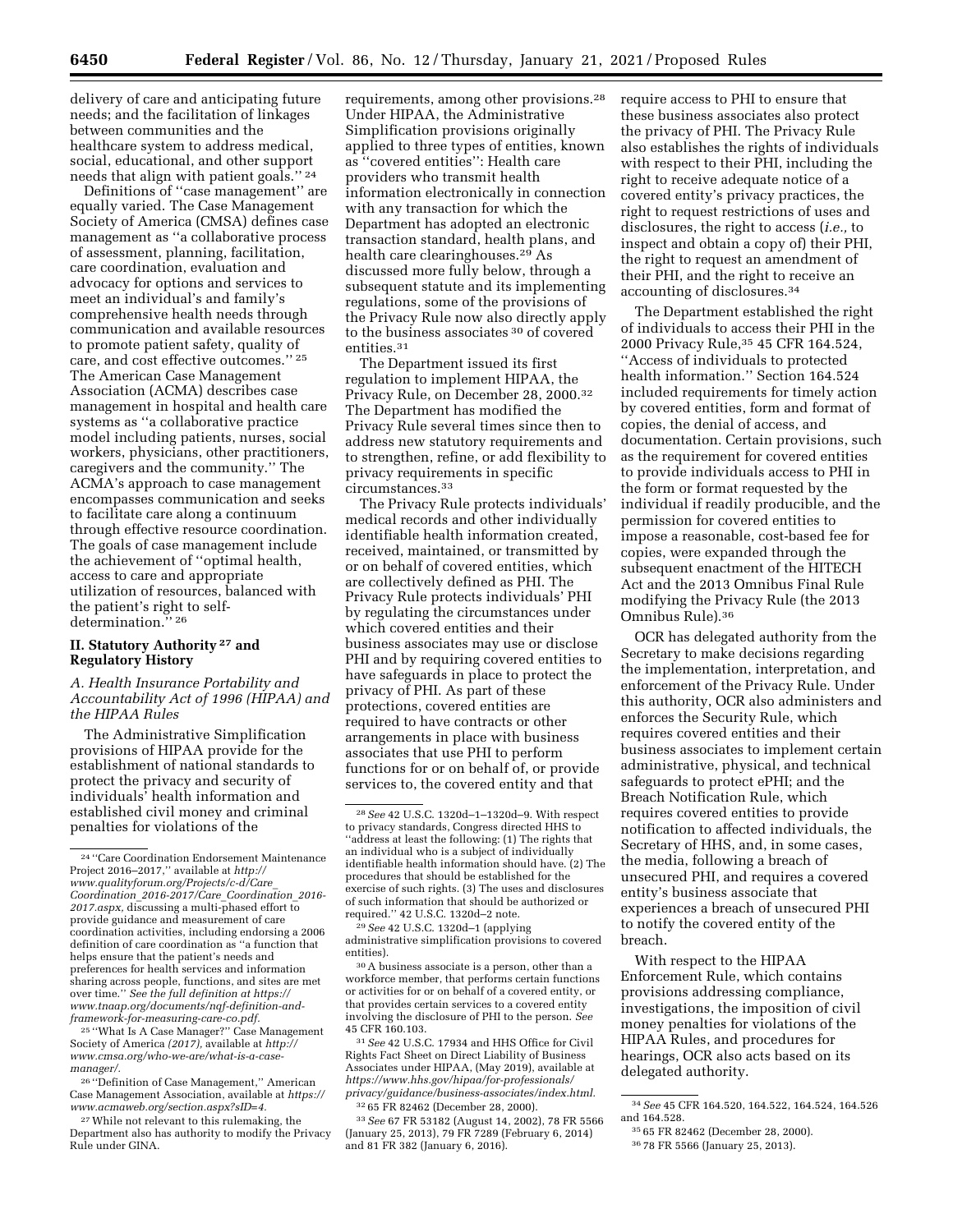delivery of care and anticipating future needs; and the facilitation of linkages between communities and the healthcare system to address medical, social, educational, and other support needs that align with patient goals.'' [24]

Definitions of ''case management'' are equally varied. The Case Management Society of America (CMSA) defines case management as ''a collaborative process of assessment, planning, facilitation, care coordination, evaluation and advocacy for options and services to meet an individual's and family's comprehensive health needs through communication and available resources to promote patient safety, quality of care, and cost effective outcomes.'' [25] The American Case Management Association (ACMA) describes case management in hospital and health care systems as ''a collaborative practice model including patients, nurses, social workers, physicians, other practitioners, caregivers and the community.'' The ACMA's approach to case management encompasses communication and seeks to facilitate care along a continuum through effective resource coordination. The goals of case management include the achievement of ''optimal health, access to care and appropriate utilization of resources, balanced with the patient's right to self-determination.'' [26]

## II. Statutory Authority [27] and Regulatory History

### A. Health Insurance Portability and Accountability Act of 1996 (HIPAA) and the HIPAA Rules

The Administrative Simplification provisions of HIPAA provide for the establishment of national standards to protect the privacy and security of individuals' health information and established civil money and criminal penalties for violations of the requirements, among other provisions.[28] Under HIPAA, the Administrative Simplification provisions originally applied to three types of entities, known as ''covered entities'': Health care providers who transmit health information electronically in connection with any transaction for which the Department has adopted an electronic transaction standard, health plans, and health care clearinghouses.[29] As discussed more fully below, through a subsequent statute and its implementing regulations, some of the provisions of the Privacy Rule now also directly apply to the business associates [30] of covered entities.[31]

The Department issued its first regulation to implement HIPAA, the Privacy Rule, on December 28, 2000.[32] The Department has modified the Privacy Rule several times since then to address new statutory requirements and to strengthen, refine, or add flexibility to privacy requirements in specific circumstances.[33]

The Privacy Rule protects individuals' medical records and other individually identifiable health information created, received, maintained, or transmitted by or on behalf of covered entities, which are collectively defined as PHI. The Privacy Rule protects individuals' PHI by regulating the circumstances under which covered entities and their business associates may use or disclose PHI and by requiring covered entities to have safeguards in place to protect the privacy of PHI. As part of these protections, covered entities are required to have contracts or other arrangements in place with business associates that use PHI to perform functions for or on behalf of, or provide services to, the covered entity and that require access to PHI to ensure that these business associates also protect the privacy of PHI. The Privacy Rule also establishes the rights of individuals with respect to their PHI, including the right to receive adequate notice of a covered entity's privacy practices, the right to request restrictions of uses and disclosures, the right to access (*i.e.,* to inspect and obtain a copy of) their PHI, the right to request an amendment of their PHI, and the right to receive an accounting of disclosures.[34]

The Department established the right of individuals to access their PHI in the 2000 Privacy Rule,[35] 45 CFR 164.524, ''Access of individuals to protected health information.'' Section 164.524 included requirements for timely action by covered entities, form and format of copies, the denial of access, and documentation. Certain provisions, such as the requirement for covered entities to provide individuals access to PHI in the form or format requested by the individual if readily producible, and the permission for covered entities to impose a reasonable, cost-based fee for copies, were expanded through the subsequent enactment of the HITECH Act and the 2013 Omnibus Final Rule modifying the Privacy Rule (the 2013 Omnibus Rule).[36]

OCR has delegated authority from the Secretary to make decisions regarding the implementation, interpretation, and enforcement of the Privacy Rule. Under this authority, OCR also administers and enforces the Security Rule, which requires covered entities and their business associates to implement certain administrative, physical, and technical safeguards to protect ePHI; and the Breach Notification Rule, which requires covered entities to provide notification to affected individuals, the Secretary of HHS, and, in some cases, the media, following a breach of unsecured PHI, and requires a covered entity's business associate that experiences a breach of unsecured PHI to notify the covered entity of the breach.

With respect to the HIPAA Enforcement Rule, which contains provisions addressing compliance, investigations, the imposition of civil money penalties for violations of the HIPAA Rules, and procedures for hearings, OCR also acts based on its delegated authority.

---

[24] ''Care Coordination Endorsement Maintenance Project 2016–2017,'' available at *http://www.qualityforum.org/Projects/c-d/Care_Coordination_2016-2017/Care_Coordination_2016-2017.aspx,* discussing a multi-phased effort to provide guidance and measurement of care coordination activities, including endorsing a 2006 definition of care coordination as ''a function that helps ensure that the patient's needs and preferences for health services and information sharing across people, functions, and sites are met over time.'' *See the full definition at https://www.tnaap.org/documents/nqf-definition-and-framework-for-measuring-care-co.pdf.*

[25] ''What Is A Case Manager?'' Case Management Society of America *(2017),* available at *http://www.cmsa.org/who-we-are/what-is-a-case-manager/.*

[26] ''Definition of Case Management,'' American Case Management Association, available at *https://www.acmaweb.org/section.aspx?sID=4.*

[27] While not relevant to this rulemaking, the Department also has authority to modify the Privacy Rule under GINA.

[28] *See* 42 U.S.C. 1320d–1–1320d–9. With respect to privacy standards, Congress directed HHS to ''address at least the following: (1) The rights that an individual who is a subject of individually identifiable health information should have. (2) The procedures that should be established for the exercise of such rights. (3) The uses and disclosures of such information that should be authorized or required.'' 42 U.S.C. 1320d–2 note.

[29] *See* 42 U.S.C. 1320d–1 (applying administrative simplification provisions to covered entities).

[30] A business associate is a person, other than a workforce member, that performs certain functions or activities for or on behalf of a covered entity, or that provides certain services to a covered entity involving the disclosure of PHI to the person. *See* 45 CFR 160.103.

[31] *See* 42 U.S.C. 17934 and HHS Office for Civil Rights Fact Sheet on Direct Liability of Business Associates under HIPAA, (May 2019), available at *https://www.hhs.gov/hipaa/for-professionals/privacy/guidance/business-associates/index.html.*

[32] 65 FR 82462 (December 28, 2000).

[33] *See* 67 FR 53182 (August 14, 2002), 78 FR 5566 (January 25, 2013), 79 FR 7289 (February 6, 2014) and 81 FR 382 (January 6, 2016).

[34] *See* 45 CFR 164.520, 164.522, 164.524, 164.526 and 164.528.

[35] 65 FR 82462 (December 28, 2000).

[36] 78 FR 5566 (January 25, 2013).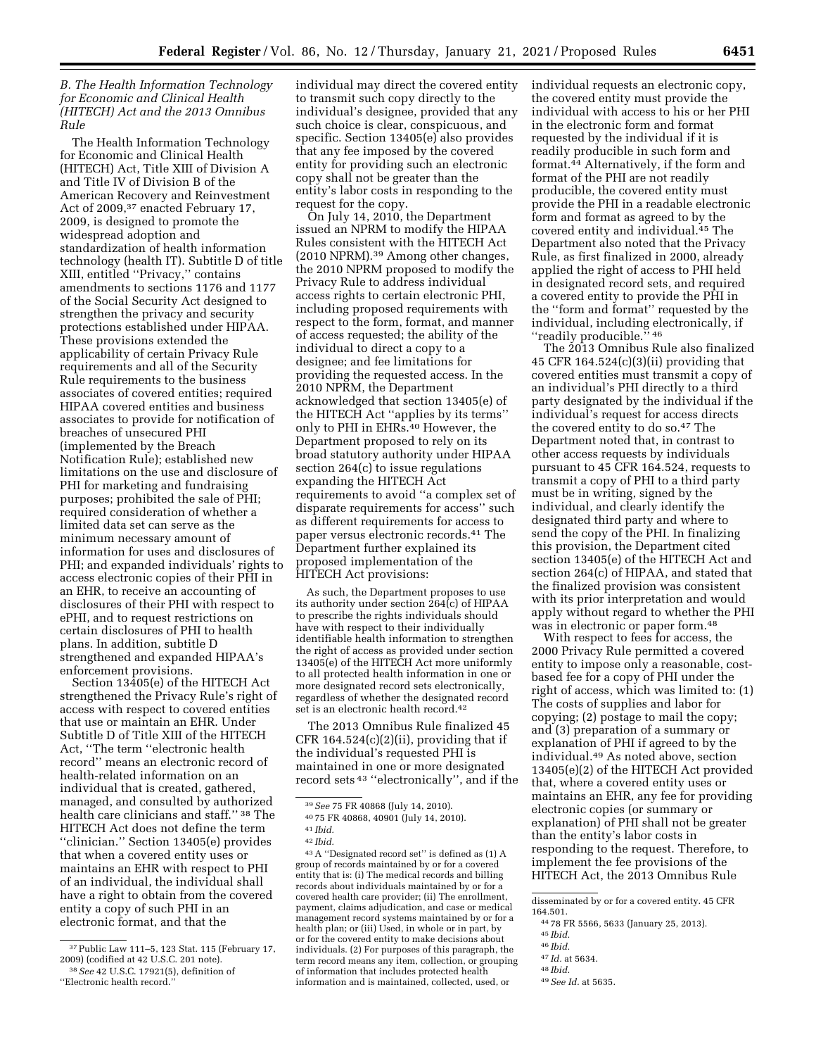### *B. The Health Information Technology for Economic and Clinical Health (HITECH) Act and the 2013 Omnibus Rule*

The Health Information Technology for Economic and Clinical Health (HITECH) Act, Title XIII of Division A and Title IV of Division B of the American Recovery and Reinvestment Act of 2009,[37] enacted February 17, 2009, is designed to promote the widespread adoption and standardization of health information technology (health IT). Subtitle D of title XIII, entitled ''Privacy,'' contains amendments to sections 1176 and 1177 of the Social Security Act designed to strengthen the privacy and security protections established under HIPAA. These provisions extended the applicability of certain Privacy Rule requirements and all of the Security Rule requirements to the business associates of covered entities; required HIPAA covered entities and business associates to provide for notification of breaches of unsecured PHI (implemented by the Breach Notification Rule); established new limitations on the use and disclosure of PHI for marketing and fundraising purposes; prohibited the sale of PHI; required consideration of whether a limited data set can serve as the minimum necessary amount of information for uses and disclosures of PHI; and expanded individuals' rights to access electronic copies of their PHI in an EHR, to receive an accounting of disclosures of their PHI with respect to ePHI, and to request restrictions on certain disclosures of PHI to health plans. In addition, subtitle D strengthened and expanded HIPAA's enforcement provisions.

Section 13405(e) of the HITECH Act strengthened the Privacy Rule's right of access with respect to covered entities that use or maintain an EHR. Under Subtitle D of Title XIII of the HITECH Act, ''The term ''electronic health record'' means an electronic record of health-related information on an individual that is created, gathered, managed, and consulted by authorized health care clinicians and staff.'' [38] The HITECH Act does not define the term ''clinician.'' Section 13405(e) provides that when a covered entity uses or maintains an EHR with respect to PHI of an individual, the individual shall have a right to obtain from the covered entity a copy of such PHI in an electronic format, and that the individual may direct the covered entity to transmit such copy directly to the individual's designee, provided that any such choice is clear, conspicuous, and specific. Section 13405(e) also provides that any fee imposed by the covered entity for providing such an electronic copy shall not be greater than the entity's labor costs in responding to the request for the copy.

On July 14, 2010, the Department issued an NPRM to modify the HIPAA Rules consistent with the HITECH Act (2010 NPRM).[39] Among other changes, the 2010 NPRM proposed to modify the Privacy Rule to address individual access rights to certain electronic PHI, including proposed requirements with respect to the form, format, and manner of access requested; the ability of the individual to direct a copy to a designee; and fee limitations for providing the requested access. In the 2010 NPRM, the Department acknowledged that section 13405(e) of the HITECH Act ''applies by its terms'' only to PHI in EHRs.[40] However, the Department proposed to rely on its broad statutory authority under HIPAA section 264(c) to issue regulations expanding the HITECH Act requirements to avoid ''a complex set of disparate requirements for access'' such as different requirements for access to paper versus electronic records.[41] The Department further explained its proposed implementation of the HITECH Act provisions:

> As such, the Department proposes to use its authority under section 264(c) of HIPAA to prescribe the rights individuals should have with respect to their individually identifiable health information to strengthen the right of access as provided under section 13405(e) of the HITECH Act more uniformly to all protected health information in one or more designated record sets electronically, regardless of whether the designated record set is an electronic health record.[42]

The 2013 Omnibus Rule finalized 45 CFR 164.524(c)(2)(ii), providing that if the individual's requested PHI is maintained in one or more designated record sets [43] ''electronically'', and if the individual requests an electronic copy, the covered entity must provide the individual with access to his or her PHI in the electronic form and format requested by the individual if it is readily producible in such form and format.[44] Alternatively, if the form and format of the PHI are not readily producible, the covered entity must provide the PHI in a readable electronic form and format as agreed to by the covered entity and individual.[45] The Department also noted that the Privacy Rule, as first finalized in 2000, already applied the right of access to PHI held in designated record sets, and required a covered entity to provide the PHI in the ''form and format'' requested by the individual, including electronically, if ''readily producible.'' [46]

The 2013 Omnibus Rule also finalized 45 CFR 164.524(c)(3)(ii) providing that covered entities must transmit a copy of an individual's PHI directly to a third party designated by the individual if the individual's request for access directs the covered entity to do so.[47] The Department noted that, in contrast to other access requests by individuals pursuant to 45 CFR 164.524, requests to transmit a copy of PHI to a third party must be in writing, signed by the individual, and clearly identify the designated third party and where to send the copy of the PHI. In finalizing this provision, the Department cited section 13405(e) of the HITECH Act and section 264(c) of HIPAA, and stated that the finalized provision was consistent with its prior interpretation and would apply without regard to whether the PHI was in electronic or paper form.[48]

With respect to fees for access, the 2000 Privacy Rule permitted a covered entity to impose only a reasonable, cost-based fee for a copy of PHI under the right of access, which was limited to: (1) The costs of supplies and labor for copying; (2) postage to mail the copy; and (3) preparation of a summary or explanation of PHI if agreed to by the individual.[49] As noted above, section 13405(e)(2) of the HITECH Act provided that, where a covered entity uses or maintains an EHR, any fee for providing electronic copies (or summary or explanation) of PHI shall not be greater than the entity's labor costs in responding to the request. Therefore, to implement the fee provisions of the HITECH Act, the 2013 Omnibus Rule

---

[37] Public Law 111–5, 123 Stat. 115 (February 17, 2009) (codified at 42 U.S.C. 201 note).

[38] *See* 42 U.S.C. 17921(5), definition of ''Electronic health record.''

[39] *See* 75 FR 40868 (July 14, 2010).

[40] 75 FR 40868, 40901 (July 14, 2010).

[41] *Ibid.*

[42] *Ibid.*

[43] A ''Designated record set'' is defined as (1) A group of records maintained by or for a covered entity that is: (i) The medical records and billing records about individuals maintained by or for a covered health care provider; (ii) The enrollment, payment, claims adjudication, and case or medical management record systems maintained by or for a health plan; or (iii) Used, in whole or in part, by or for the covered entity to make decisions about individuals. (2) For purposes of this paragraph, the term record means any item, collection, or grouping of information that includes protected health information and is maintained, collected, used, or disseminated by or for a covered entity. 45 CFR 164.501.

[44] 78 FR 5566, 5633 (January 25, 2013).

[45] *Ibid.*

[46] *Ibid.*

[47] *Id.* at 5634.

[48] *Ibid.*

[49] *See Id.* at 5635.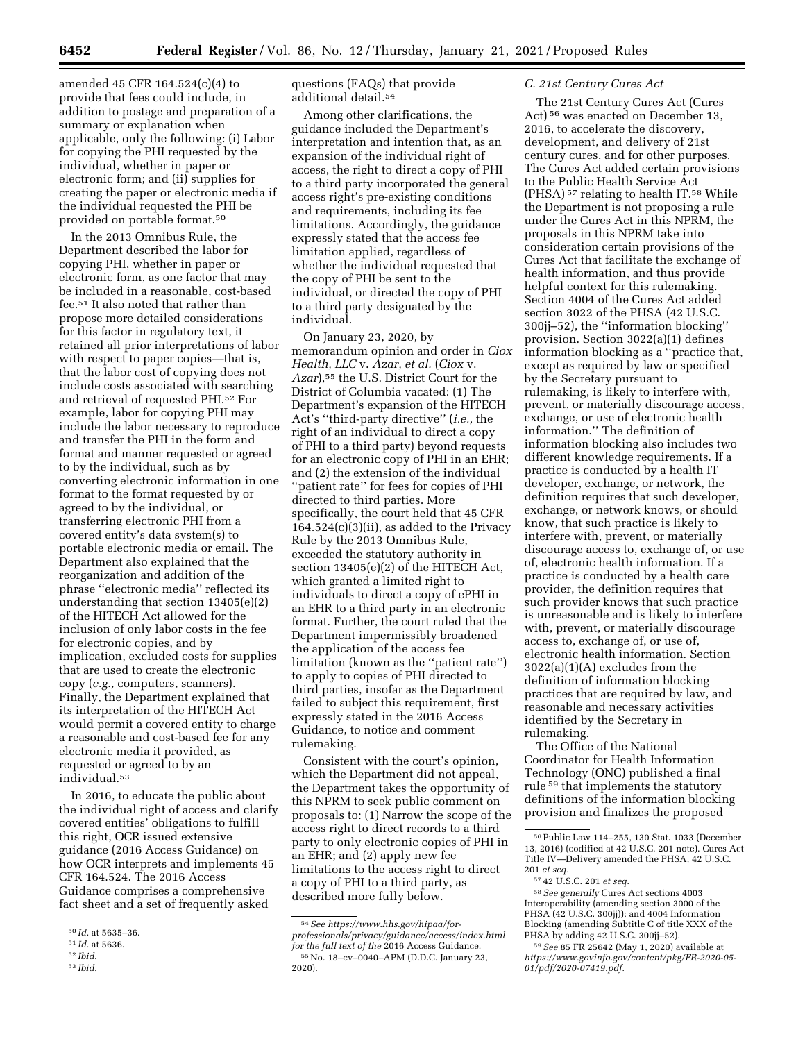amended 45 CFR 164.524(c)(4) to provide that fees could include, in addition to postage and preparation of a summary or explanation when applicable, only the following: (i) Labor for copying the PHI requested by the individual, whether in paper or electronic form; and (ii) supplies for creating the paper or electronic media if the individual requested the PHI be provided on portable format.[50]

In the 2013 Omnibus Rule, the Department described the labor for copying PHI, whether in paper or electronic form, as one factor that may be included in a reasonable, cost-based fee.[51] It also noted that rather than propose more detailed considerations for this factor in regulatory text, it retained all prior interpretations of labor with respect to paper copies—that is, that the labor cost of copying does not include costs associated with searching and retrieval of requested PHI.[52] For example, labor for copying PHI may include the labor necessary to reproduce and transfer the PHI in the form and format and manner requested or agreed to by the individual, such as by converting electronic information in one format to the format requested by or agreed to by the individual, or transferring electronic PHI from a covered entity's data system(s) to portable electronic media or email. The Department also explained that the reorganization and addition of the phrase ''electronic media'' reflected its understanding that section 13405(e)(2) of the HITECH Act allowed for the inclusion of only labor costs in the fee for electronic copies, and by implication, excluded costs for supplies that are used to create the electronic copy (*e.g.,* computers, scanners). Finally, the Department explained that its interpretation of the HITECH Act would permit a covered entity to charge a reasonable and cost-based fee for any electronic media it provided, as requested or agreed to by an individual.[53]

In 2016, to educate the public about the individual right of access and clarify covered entities' obligations to fulfill this right, OCR issued extensive guidance (2016 Access Guidance) on how OCR interprets and implements 45 CFR 164.524. The 2016 Access Guidance comprises a comprehensive fact sheet and a set of frequently asked questions (FAQs) that provide additional detail.[54]

Among other clarifications, the guidance included the Department's interpretation and intention that, as an expansion of the individual right of access, the right to direct a copy of PHI to a third party incorporated the general access right's pre-existing conditions and requirements, including its fee limitations. Accordingly, the guidance expressly stated that the access fee limitation applied, regardless of whether the individual requested that the copy of PHI be sent to the individual, or directed the copy of PHI to a third party designated by the individual.

On January 23, 2020, by memorandum opinion and order in *Ciox Health, LLC* v. *Azar, et al.* (*Ciox* v. *Azar*),[55] the U.S. District Court for the District of Columbia vacated: (1) The Department's expansion of the HITECH Act's ''third-party directive'' (*i.e.,* the right of an individual to direct a copy of PHI to a third party) beyond requests for an electronic copy of PHI in an EHR; and (2) the extension of the individual ''patient rate'' for fees for copies of PHI directed to third parties. More specifically, the court held that 45 CFR 164.524(c)(3)(ii), as added to the Privacy Rule by the 2013 Omnibus Rule, exceeded the statutory authority in section 13405(e)(2) of the HITECH Act, which granted a limited right to individuals to direct a copy of ePHI in an EHR to a third party in an electronic format. Further, the court ruled that the Department impermissibly broadened the application of the access fee limitation (known as the ''patient rate'') to apply to copies of PHI directed to third parties, insofar as the Department failed to subject this requirement, first expressly stated in the 2016 Access Guidance, to notice and comment rulemaking.

Consistent with the court's opinion, which the Department did not appeal, the Department takes the opportunity of this NPRM to seek public comment on proposals to: (1) Narrow the scope of the access right to direct records to a third party to only electronic copies of PHI in an EHR; and (2) apply new fee limitations to the access right to direct a copy of PHI to a third party, as described more fully below.

### C. 21st Century Cures Act

The 21st Century Cures Act (Cures Act)[56] was enacted on December 13, 2016, to accelerate the discovery, development, and delivery of 21st century cures, and for other purposes. The Cures Act added certain provisions to the Public Health Service Act (PHSA)[57] relating to health IT.[58] While the Department is not proposing a rule under the Cures Act in this NPRM, the proposals in this NPRM take into consideration certain provisions of the Cures Act that facilitate the exchange of health information, and thus provide helpful context for this rulemaking. Section 4004 of the Cures Act added section 3022 of the PHSA (42 U.S.C. 300jj–52), the ''information blocking'' provision. Section 3022(a)(1) defines information blocking as a ''practice that, except as required by law or specified by the Secretary pursuant to rulemaking, is likely to interfere with, prevent, or materially discourage access, exchange, or use of electronic health information.'' The definition of information blocking also includes two different knowledge requirements. If a practice is conducted by a health IT developer, exchange, or network, the definition requires that such developer, exchange, or network knows, or should know, that such practice is likely to interfere with, prevent, or materially discourage access to, exchange of, or use of, electronic health information. If a practice is conducted by a health care provider, the definition requires that such provider knows that such practice is unreasonable and is likely to interfere with, prevent, or materially discourage access to, exchange of, or use of, electronic health information. Section 3022(a)(1)(A) excludes from the definition of information blocking practices that are required by law, and reasonable and necessary activities identified by the Secretary in rulemaking.

The Office of the National Coordinator for Health Information Technology (ONC) published a final rule[59] that implements the statutory definitions of the information blocking provision and finalizes the proposed

---

[50] *Id.* at 5635–36.

[51] *Id.* at 5636.

[52] *Ibid.*

[53] *Ibid.*

[54] *See https://www.hhs.gov/hipaa/for-professionals/privacy/guidance/access/index.html for the full text of the* 2016 Access Guidance.

[55] No. 18–cv–0040–APM (D.D.C. January 23, 2020).

[56] Public Law 114–255, 130 Stat. 1033 (December 13, 2016) (codified at 42 U.S.C. 201 note). Cures Act Title IV—Delivery amended the PHSA, 42 U.S.C. 201 *et seq.*

[57] 42 U.S.C. 201 *et seq.*

[58] *See generally* Cures Act sections 4003 Interoperability (amending section 3000 of the PHSA (42 U.S.C. 300jj)); and 4004 Information Blocking (amending Subtitle C of title XXX of the PHSA by adding 42 U.S.C. 300jj–52).

[59] *See* 85 FR 25642 (May 1, 2020) available at *https://www.govinfo.gov/content/pkg/FR-2020-05-01/pdf/2020-07419.pdf.*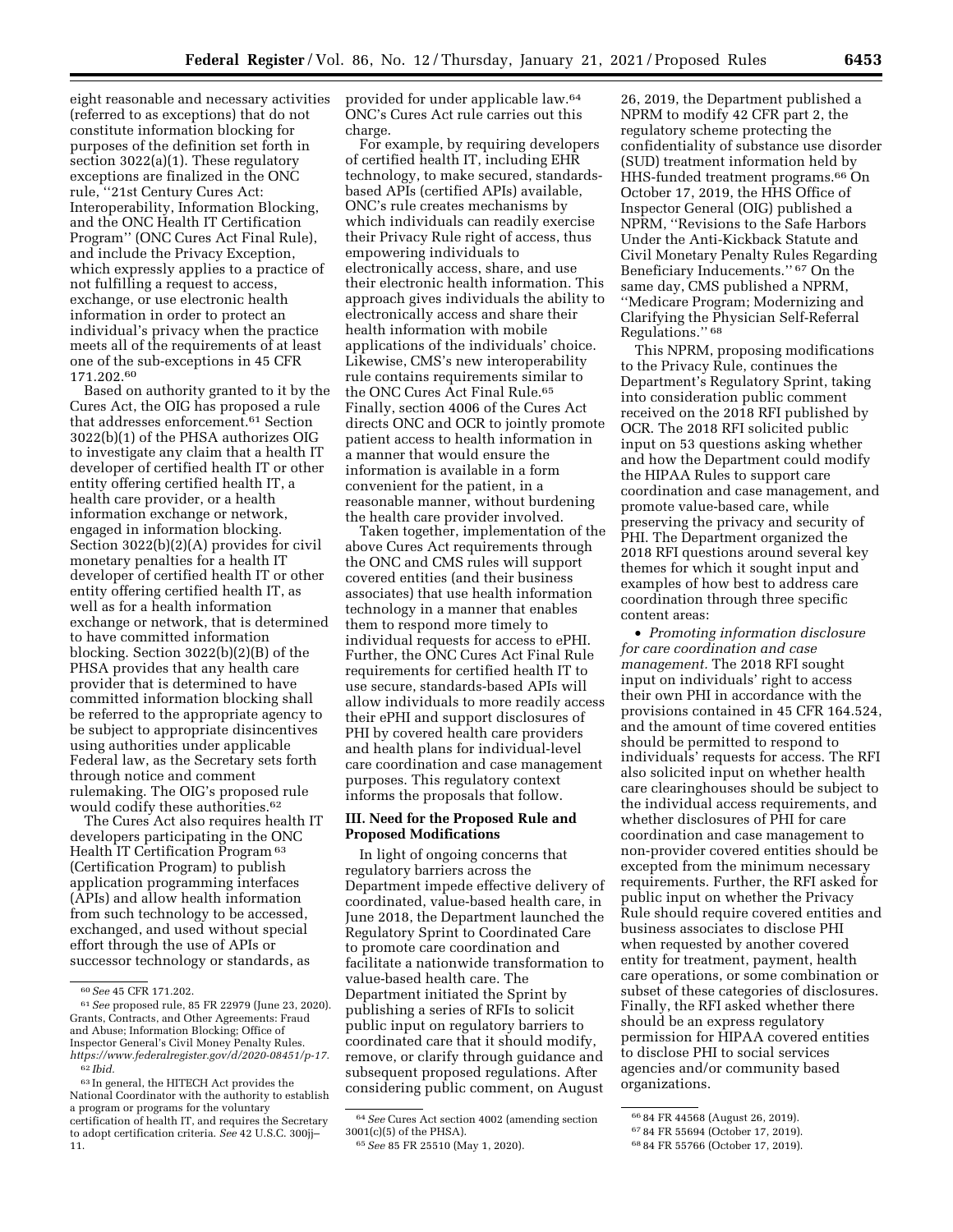eight reasonable and necessary activities (referred to as exceptions) that do not constitute information blocking for purposes of the definition set forth in section 3022(a)(1). These regulatory exceptions are finalized in the ONC rule, ''21st Century Cures Act: Interoperability, Information Blocking, and the ONC Health IT Certification Program'' (ONC Cures Act Final Rule), and include the Privacy Exception, which expressly applies to a practice of not fulfilling a request to access, exchange, or use electronic health information in order to protect an individual's privacy when the practice meets all of the requirements of at least one of the sub-exceptions in 45 CFR 171.202.[60]

Based on authority granted to it by the Cures Act, the OIG has proposed a rule that addresses enforcement.[61] Section 3022(b)(1) of the PHSA authorizes OIG to investigate any claim that a health IT developer of certified health IT or other entity offering certified health IT, a health care provider, or a health information exchange or network, engaged in information blocking. Section 3022(b)(2)(A) provides for civil monetary penalties for a health IT developer of certified health IT or other entity offering certified health IT, as well as for a health information exchange or network, that is determined to have committed information blocking. Section 3022(b)(2)(B) of the PHSA provides that any health care provider that is determined to have committed information blocking shall be referred to the appropriate agency to be subject to appropriate disincentives using authorities under applicable Federal law, as the Secretary sets forth through notice and comment rulemaking. The OIG's proposed rule would codify these authorities.[62]

The Cures Act also requires health IT developers participating in the ONC Health IT Certification Program[63] (Certification Program) to publish application programming interfaces (APIs) and allow health information from such technology to be accessed, exchanged, and used without special effort through the use of APIs or successor technology or standards, as provided for under applicable law.[64] ONC's Cures Act rule carries out this charge.

For example, by requiring developers of certified health IT, including EHR technology, to make secured, standards-based APIs (certified APIs) available, ONC's rule creates mechanisms by which individuals can readily exercise their Privacy Rule right of access, thus empowering individuals to electronically access, share, and use their electronic health information. This approach gives individuals the ability to electronically access and share their health information with mobile applications of the individuals' choice. Likewise, CMS's new interoperability rule contains requirements similar to the ONC Cures Act Final Rule.[65] Finally, section 4006 of the Cures Act directs ONC and OCR to jointly promote patient access to health information in a manner that would ensure the information is available in a form convenient for the patient, in a reasonable manner, without burdening the health care provider involved.

Taken together, implementation of the above Cures Act requirements through the ONC and CMS rules will support covered entities (and their business associates) that use health information technology in a manner that enables them to respond more timely to individual requests for access to ePHI. Further, the ONC Cures Act Final Rule requirements for certified health IT to use secure, standards-based APIs will allow individuals to more readily access their ePHI and support disclosures of PHI by covered health care providers and health plans for individual-level care coordination and case management purposes. This regulatory context informs the proposals that follow.

## III. Need for the Proposed Rule and Proposed Modifications

In light of ongoing concerns that regulatory barriers across the Department impede effective delivery of coordinated, value-based health care, in June 2018, the Department launched the Regulatory Sprint to Coordinated Care to promote care coordination and facilitate a nationwide transformation to value-based health care. The Department initiated the Sprint by publishing a series of RFIs to solicit public input on regulatory barriers to coordinated care that it should modify, remove, or clarify through guidance and subsequent proposed regulations. After considering public comment, on August 26, 2019, the Department published a NPRM to modify 42 CFR part 2, the regulatory scheme protecting the confidentiality of substance use disorder (SUD) treatment information held by HHS-funded treatment programs.[66] On October 17, 2019, the HHS Office of Inspector General (OIG) published a NPRM, ''Revisions to the Safe Harbors Under the Anti-Kickback Statute and Civil Monetary Penalty Rules Regarding Beneficiary Inducements.''[67] On the same day, CMS published a NPRM, ''Medicare Program; Modernizing and Clarifying the Physician Self-Referral Regulations.''[68]

This NPRM, proposing modifications to the Privacy Rule, continues the Department's Regulatory Sprint, taking into consideration public comment received on the 2018 RFI published by OCR. The 2018 RFI solicited public input on 53 questions asking whether and how the Department could modify the HIPAA Rules to support care coordination and case management, and promote value-based care, while preserving the privacy and security of PHI. The Department organized the 2018 RFI questions around several key themes for which it sought input and examples of how best to address care coordination through three specific content areas:

- *Promoting information disclosure for care coordination and case management.* The 2018 RFI sought input on individuals' right to access their own PHI in accordance with the provisions contained in 45 CFR 164.524, and the amount of time covered entities should be permitted to respond to individuals' requests for access. The RFI also solicited input on whether health care clearinghouses should be subject to the individual access requirements, and whether disclosures of PHI for care coordination and case management to non-provider covered entities should be excepted from the minimum necessary requirements. Further, the RFI asked for public input on whether the Privacy Rule should require covered entities and business associates to disclose PHI when requested by another covered entity for treatment, payment, health care operations, or some combination or subset of these categories of disclosures. Finally, the RFI asked whether there should be an express regulatory permission for HIPAA covered entities to disclose PHI to social services agencies and/or community based organizations.

---

[60] *See* 45 CFR 171.202.

[61] *See* proposed rule, 85 FR 22979 (June 23, 2020). Grants, Contracts, and Other Agreements: Fraud and Abuse; Information Blocking; Office of Inspector General's Civil Money Penalty Rules. *https://www.federalregister.gov/d/2020-08451/p-17.*

[62] *Ibid.*

[63] In general, the HITECH Act provides the National Coordinator with the authority to establish a program or programs for the voluntary certification of health IT, and requires the Secretary to adopt certification criteria. *See* 42 U.S.C. 300jj–11.

[64] *See* Cures Act section 4002 (amending section 3001(c)(5) of the PHSA).

[65] *See* 85 FR 25510 (May 1, 2020).

[66] 84 FR 44568 (August 26, 2019).

[67] 84 FR 55694 (October 17, 2019).

[68] 84 FR 55766 (October 17, 2019).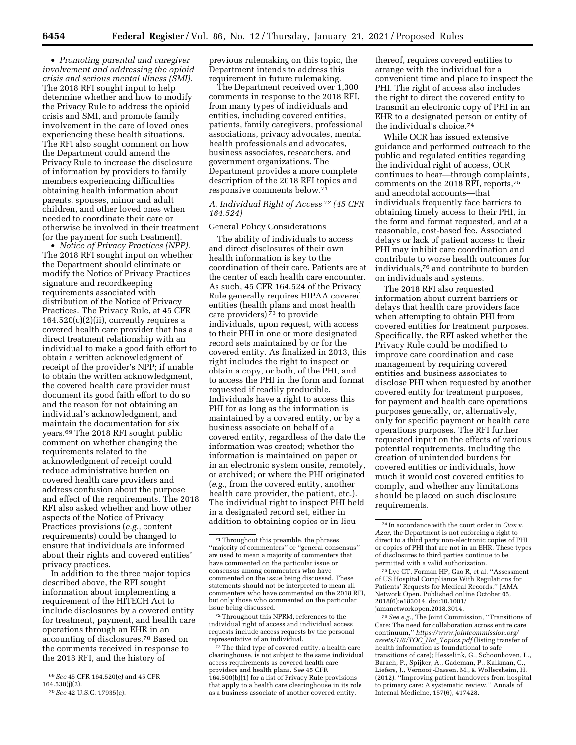• *Promoting parental and caregiver involvement and addressing the opioid crisis and serious mental illness (SMI).* The 2018 RFI sought input to help determine whether and how to modify the Privacy Rule to address the opioid crisis and SMI, and promote family involvement in the care of loved ones experiencing these health situations. The RFI also sought comment on how the Department could amend the Privacy Rule to increase the disclosure of information by providers to family members experiencing difficulties obtaining health information about parents, spouses, minor and adult children, and other loved ones when needed to coordinate their care or otherwise be involved in their treatment (or the payment for such treatment).

• *Notice of Privacy Practices (NPP).* The 2018 RFI sought input on whether the Department should eliminate or modify the Notice of Privacy Practices signature and recordkeeping requirements associated with distribution of the Notice of Privacy Practices. The Privacy Rule, at 45 CFR 164.520(c)(2)(ii), currently requires a covered health care provider that has a direct treatment relationship with an individual to make a good faith effort to obtain a written acknowledgment of receipt of the provider's NPP; if unable to obtain the written acknowledgment, the covered health care provider must document its good faith effort to do so and the reason for not obtaining an individual's acknowledgment, and maintain the documentation for six years.[69] The 2018 RFI sought public comment on whether changing the requirements related to the acknowledgment of receipt could reduce administrative burden on covered health care providers and address confusion about the purpose and effect of the requirements. The 2018 RFI also asked whether and how other aspects of the Notice of Privacy Practices provisions (*e.g.,* content requirements) could be changed to ensure that individuals are informed about their rights and covered entities' privacy practices.

In addition to the three major topics described above, the RFI sought information about implementing a requirement of the HITECH Act to include disclosures by a covered entity for treatment, payment, and health care operations through an EHR in an accounting of disclosures.[70] Based on the comments received in response to the 2018 RFI, and the history of previous rulemaking on this topic, the Department intends to address this requirement in future rulemaking.

The Department received over 1,300 comments in response to the 2018 RFI, from many types of individuals and entities, including covered entities, patients, family caregivers, professional associations, privacy advocates, mental health professionals and advocates, business associates, researchers, and government organizations. The Department provides a more complete description of the 2018 RFI topics and responsive comments below.[71]

### *A. Individual Right of Access*[72] *(45 CFR 164.524)*

General Policy Considerations

The ability of individuals to access and direct disclosures of their own health information is key to the coordination of their care. Patients are at the center of each health care encounter. As such, 45 CFR 164.524 of the Privacy Rule generally requires HIPAA covered entities (health plans and most health care providers)[73] to provide individuals, upon request, with access to their PHI in one or more designated record sets maintained by or for the covered entity. As finalized in 2013, this right includes the right to inspect or obtain a copy, or both, of the PHI, and to access the PHI in the form and format requested if readily producible. Individuals have a right to access this PHI for as long as the information is maintained by a covered entity, or by a business associate on behalf of a covered entity, regardless of the date the information was created; whether the information is maintained on paper or in an electronic system onsite, remotely, or archived; or where the PHI originated (*e.g.,* from the covered entity, another health care provider, the patient, etc.). The individual right to inspect PHI held in a designated record set, either in addition to obtaining copies or in lieu thereof, requires covered entities to arrange with the individual for a convenient time and place to inspect the PHI. The right of access also includes the right to direct the covered entity to transmit an electronic copy of PHI in an EHR to a designated person or entity of the individual's choice.[74]

While OCR has issued extensive guidance and performed outreach to the public and regulated entities regarding the individual right of access, OCR continues to hear—through complaints, comments on the 2018 RFI, reports,[75] and anecdotal accounts—that individuals frequently face barriers to obtaining timely access to their PHI, in the form and format requested, and at a reasonable, cost-based fee. Associated delays or lack of patient access to their PHI may inhibit care coordination and contribute to worse health outcomes for individuals,[76] and contribute to burden on individuals and systems.

The 2018 RFI also requested information about current barriers or delays that health care providers face when attempting to obtain PHI from covered entities for treatment purposes. Specifically, the RFI asked whether the Privacy Rule could be modified to improve care coordination and case management by requiring covered entities and business associates to disclose PHI when requested by another covered entity for treatment purposes, for payment and health care operations purposes generally, or, alternatively, only for specific payment or health care operations purposes. The RFI further requested input on the effects of various potential requirements, including the creation of unintended burdens for covered entities or individuals, how much it would cost covered entities to comply, and whether any limitations should be placed on such disclosure requirements.

---

[69] *See* 45 CFR 164.520(e) and 45 CFR 164.530(j)(2).

[70] *See* 42 U.S.C. 17935(c).

[71] Throughout this preamble, the phrases ''majority of commenters'' or ''general consensus'' are used to mean a majority of commenters that have commented on the particular issue or consensus among commenters who have commented on the issue being discussed. These statements should not be interpreted to mean all commenters who have commented on the 2018 RFI, but only those who commented on the particular issue being discussed.

[72] Throughout this NPRM, references to the individual right of access and individual access requests include access requests by the personal representative of an individual.

[73] The third type of covered entity, a health care clearinghouse, is not subject to the same individual access requirements as covered health care providers and health plans. *See* 45 CFR 164.500(b)(1) for a list of Privacy Rule provisions that apply to a health care clearinghouse in its role as a business associate of another covered entity.

[74] In accordance with the court order in *Ciox* v. *Azar,* the Department is not enforcing a right to direct to a third party non-electronic copies of PHI or copies of PHI that are not in an EHR. These types of disclosures to third parties continue to be permitted with a valid authorization.

[75] Lye CT, Forman HP, Gao R, et al. ''Assessment of US Hospital Compliance With Regulations for Patients' Requests for Medical Records.'' JAMA Network Open. Published online October 05, 2018(6):e183014. doi:10.1001/jamanetworkopen.2018.3014.

[76] *See e.g.,* The Joint Commission, ''Transitions of Care: The need for collaboration across entire care continuum,'' *https://www.jointcommission.org/assets/1/6/TOC_Hot_Topics.pdf* (listing transfer of health information as foundational to safe transitions of care); Hesselink, G., Schoonhoven, L., Barach, P., Spijker, A., Gademan, P., Kalkman, C., Liefers, J., Vernooij-Dassen, M., & Wollersheim, H. (2012). ''Improving patient handovers from hospital to primary care: A systematic review.'' Annals of Internal Medicine, 157(6), 417428.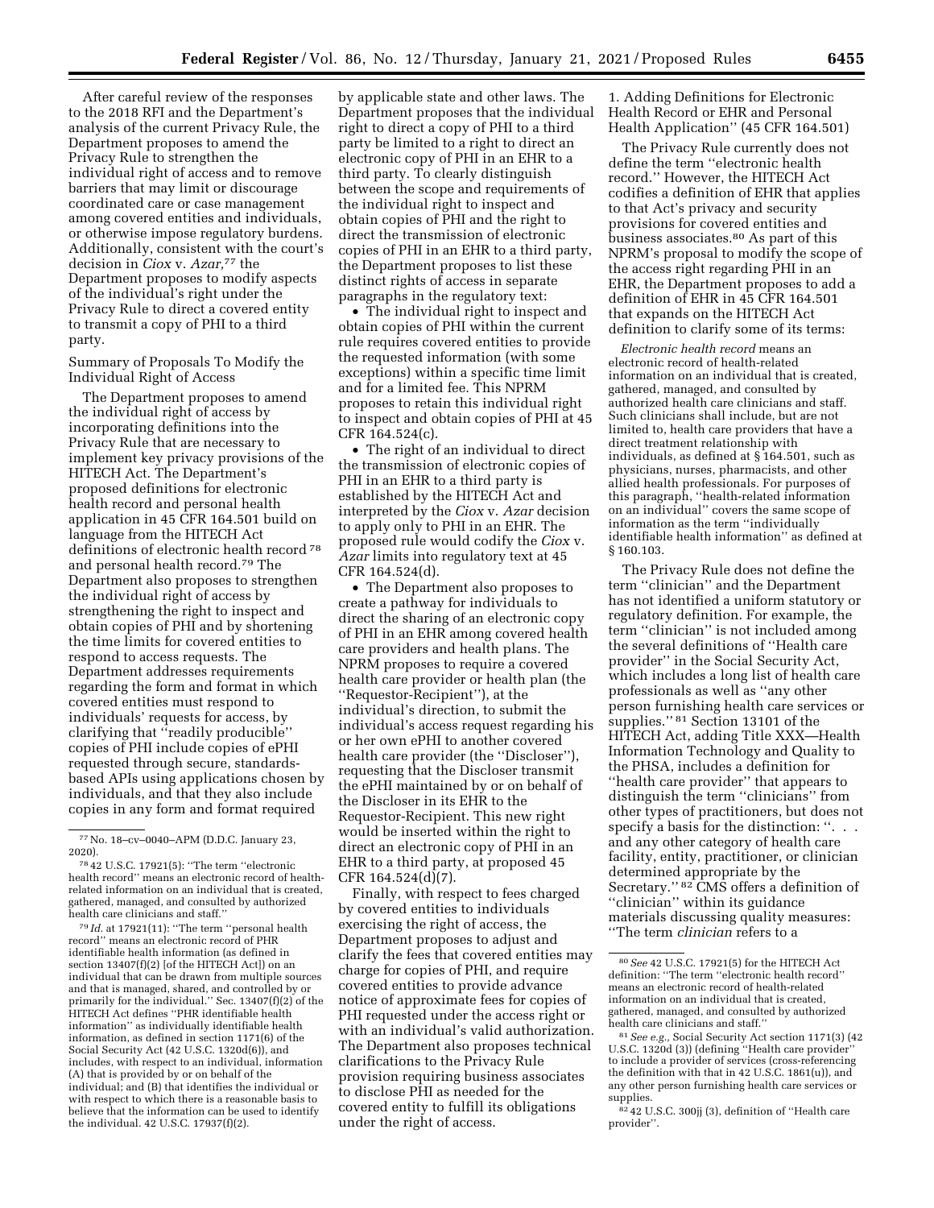After careful review of the responses to the 2018 RFI and the Department's analysis of the current Privacy Rule, the Department proposes to amend the Privacy Rule to strengthen the individual right of access and to remove barriers that may limit or discourage coordinated care or case management among covered entities and individuals, or otherwise impose regulatory burdens. Additionally, consistent with the court's decision in *Ciox* v. *Azar*,[77] the Department proposes to modify aspects of the individual's right under the Privacy Rule to direct a covered entity to transmit a copy of PHI to a third party.

Summary of Proposals To Modify the Individual Right of Access

The Department proposes to amend the individual right of access by incorporating definitions into the Privacy Rule that are necessary to implement key privacy provisions of the HITECH Act. The Department's proposed definitions for electronic health record and personal health application in 45 CFR 164.501 build on language from the HITECH Act definitions of electronic health record [78] and personal health record.[79] The Department also proposes to strengthen the individual right of access by strengthening the right to inspect and obtain copies of PHI and by shortening the time limits for covered entities to respond to access requests. The Department addresses requirements regarding the form and format in which covered entities must respond to individuals' requests for access, by clarifying that "readily producible" copies of PHI include copies of ePHI requested through secure, standards-based APIs using applications chosen by individuals, and that they also include copies in any form and format required by applicable state and other laws. The Department proposes that the individual right to direct a copy of PHI to a third party be limited to a right to direct an electronic copy of PHI in an EHR to a third party. To clearly distinguish between the scope and requirements of the individual right to inspect and obtain copies of PHI and the right to direct the transmission of electronic copies of PHI in an EHR to a third party, the Department proposes to list these distinct rights of access in separate paragraphs in the regulatory text:

- The individual right to inspect and obtain copies of PHI within the current rule requires covered entities to provide the requested information (with some exceptions) within a specific time limit and for a limited fee. This NPRM proposes to retain this individual right to inspect and obtain copies of PHI at 45 CFR 164.524(c).
- The right of an individual to direct the transmission of electronic copies of PHI in an EHR to a third party is established by the HITECH Act and interpreted by the *Ciox* v. *Azar* decision to apply only to PHI in an EHR. The proposed rule would codify the *Ciox* v. *Azar* limits into regulatory text at 45 CFR 164.524(d).
- The Department also proposes to create a pathway for individuals to direct the sharing of an electronic copy of PHI in an EHR among covered health care providers and health plans. The NPRM proposes to require a covered health care provider or health plan (the "Requestor-Recipient"), at the individual's direction, to submit the individual's access request regarding his or her own ePHI to another covered health care provider (the "Discloser"), requesting that the Discloser transmit the ePHI maintained by or on behalf of the Discloser in its EHR to the Requestor-Recipient. This new right would be inserted within the right to direct an electronic copy of PHI in an EHR to a third party, at proposed 45 CFR 164.524(d)(7).

Finally, with respect to fees charged by covered entities to individuals exercising the right of access, the Department proposes to adjust and clarify the fees that covered entities may charge for copies of PHI, and require covered entities to provide advance notice of approximate fees for copies of PHI requested under the access right or with an individual's valid authorization. The Department also proposes technical clarifications to the Privacy Rule provision requiring business associates to disclose PHI as needed for the covered entity to fulfill its obligations under the right of access.

1. Adding Definitions for Electronic Health Record or EHR and Personal Health Application" (45 CFR 164.501)

The Privacy Rule currently does not define the term "electronic health record." However, the HITECH Act codifies a definition of EHR that applies to that Act's privacy and security provisions for covered entities and business associates.[80] As part of this NPRM's proposal to modify the scope of the access right regarding PHI in an EHR, the Department proposes to add a definition of EHR in 45 CFR 164.501 that expands on the HITECH Act definition to clarify some of its terms:

*Electronic health record* means an electronic record of health-related information on an individual that is created, gathered, managed, and consulted by authorized health care clinicians and staff. Such clinicians shall include, but are not limited to, health care providers that have a direct treatment relationship with individuals, as defined at § 164.501, such as physicians, nurses, pharmacists, and other allied health professionals. For purposes of this paragraph, "health-related information on an individual" covers the same scope of information as the term "individually identifiable health information" as defined at § 160.103.

The Privacy Rule does not define the term "clinician" and the Department has not identified a uniform statutory or regulatory definition. For example, the term "clinician" is not included among the several definitions of "Health care provider" in the Social Security Act, which includes a long list of health care professionals as well as "any other person furnishing health care services or supplies."[81] Section 13101 of the HITECH Act, adding Title XXX—Health Information Technology and Quality to the PHSA, includes a definition for "health care provider" that appears to distinguish the term "clinicians" from other types of practitioners, but does not specify a basis for the distinction: ". . . and any other category of health care facility, entity, practitioner, or clinician determined appropriate by the Secretary."[82] CMS offers a definition of "clinician" within its guidance materials discussing quality measures: "The term *clinician* refers to a

---

[77] No. 18–cv–0040–APM (D.D.C. January 23, 2020).

[78] 42 U.S.C. 17921(5): "The term "electronic health record" means an electronic record of health-related information on an individual that is created, gathered, managed, and consulted by authorized health care clinicians and staff."

[79] *Id.* at 17921(11): "The term "personal health record" means an electronic record of PHR identifiable health information (as defined in section 13407(f)(2) [of the HITECH Act]) on an individual that can be drawn from multiple sources and that is managed, shared, and controlled by or primarily for the individual." Sec. 13407(f)(2) of the HITECH Act defines "PHR identifiable health information" as individually identifiable health information, as defined in section 1171(6) of the Social Security Act (42 U.S.C. 1320d(6)), and includes, with respect to an individual, information (A) that is provided by or on behalf of the individual; and (B) that identifies the individual or with respect to which there is a reasonable basis to believe that the information can be used to identify the individual. 42 U.S.C. 17937(f)(2).

[80] *See* 42 U.S.C. 17921(5) for the HITECH Act definition: "The term "electronic health record" means an electronic record of health-related information on an individual that is created, gathered, managed, and consulted by authorized health care clinicians and staff."

[81] *See e.g.*, Social Security Act section 1171(3) (42 U.S.C. 1320d (3)) (defining "Health care provider" to include a provider of services (cross-referencing the definition with that in 42 U.S.C. 1861(u)), and any other person furnishing health care services or supplies.

[82] 42 U.S.C. 300jj (3), definition of "Health care provider".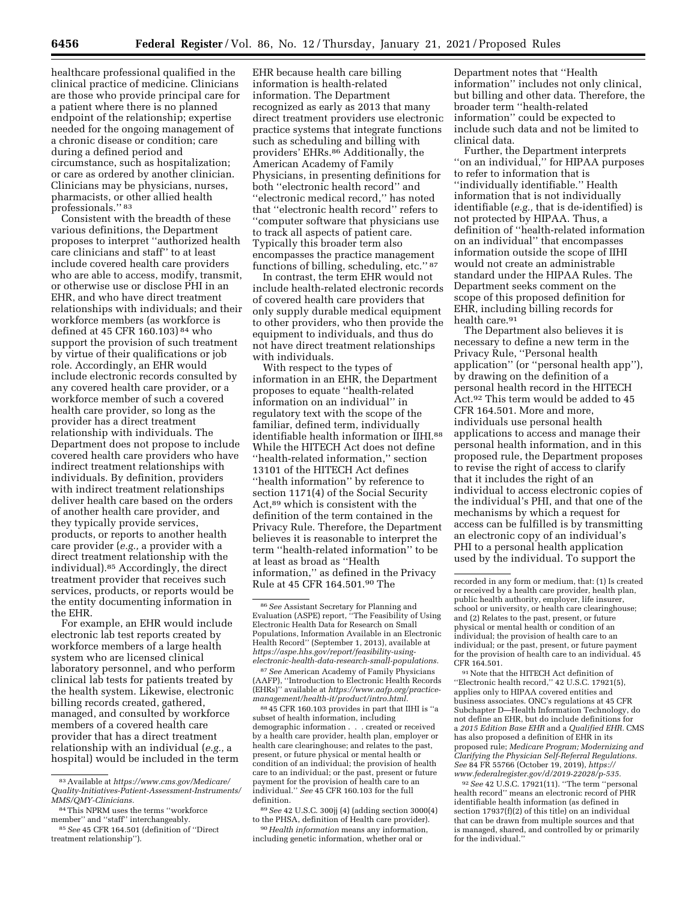healthcare professional qualified in the clinical practice of medicine. Clinicians are those who provide principal care for a patient where there is no planned endpoint of the relationship; expertise needed for the ongoing management of a chronic disease or condition; care during a defined period and circumstance, such as hospitalization; or care as ordered by another clinician. Clinicians may be physicians, nurses, pharmacists, or other allied health professionals.'' [83]

Consistent with the breadth of these various definitions, the Department proposes to interpret ''authorized health care clinicians and staff'' to at least include covered health care providers who are able to access, modify, transmit, or otherwise use or disclose PHI in an EHR, and who have direct treatment relationships with individuals; and their workforce members (as workforce is defined at 45 CFR 160.103) [84] who support the provision of such treatment by virtue of their qualifications or job role. Accordingly, an EHR would include electronic records consulted by any covered health care provider, or a workforce member of such a covered health care provider, so long as the provider has a direct treatment relationship with individuals. The Department does not propose to include covered health care providers who have indirect treatment relationships with individuals. By definition, providers with indirect treatment relationships deliver health care based on the orders of another health care provider, and they typically provide services, products, or reports to another health care provider (*e.g.,* a provider with a direct treatment relationship with the individual).[85] Accordingly, the direct treatment provider that receives such services, products, or reports would be the entity documenting information in the EHR.

For example, an EHR would include electronic lab test reports created by workforce members of a large health system who are licensed clinical laboratory personnel, and who perform clinical lab tests for patients treated by the health system. Likewise, electronic billing records created, gathered, managed, and consulted by workforce members of a covered health care provider that has a direct treatment relationship with an individual (*e.g.,* a hospital) would be included in the term EHR because health care billing information is health-related information. The Department recognized as early as 2013 that many direct treatment providers use electronic practice systems that integrate functions such as scheduling and billing with providers' EHRs.[86] Additionally, the American Academy of Family Physicians, in presenting definitions for both ''electronic health record'' and ''electronic medical record,'' has noted that ''electronic health record'' refers to ''computer software that physicians use to track all aspects of patient care. Typically this broader term also encompasses the practice management functions of billing, scheduling, etc.'' [87]

In contrast, the term EHR would not include health-related electronic records of covered health care providers that only supply durable medical equipment to other providers, who then provide the equipment to individuals, and thus do not have direct treatment relationships with individuals.

With respect to the types of information in an EHR, the Department proposes to equate ''health-related information on an individual'' in regulatory text with the scope of the familiar, defined term, individually identifiable health information or IIHI.[88] While the HITECH Act does not define ''health-related information,'' section 13101 of the HITECH Act defines ''health information'' by reference to section 1171(4) of the Social Security Act,[89] which is consistent with the definition of the term contained in the Privacy Rule. Therefore, the Department believes it is reasonable to interpret the term ''health-related information'' to be at least as broad as ''Health information,'' as defined in the Privacy Rule at 45 CFR 164.501.[90] The Department notes that ''Health information'' includes not only clinical, but billing and other data. Therefore, the broader term ''health-related information'' could be expected to include such data and not be limited to clinical data.

Further, the Department interprets ''on an individual,'' for HIPAA purposes to refer to information that is ''individually identifiable.'' Health information that is not individually identifiable (*e.g.,* that is de-identified) is not protected by HIPAA. Thus, a definition of ''health-related information on an individual'' that encompasses information outside the scope of IIHI would not create an administrable standard under the HIPAA Rules. The Department seeks comment on the scope of this proposed definition for EHR, including billing records for health care.[91]

The Department also believes it is necessary to define a new term in the Privacy Rule, ''Personal health application'' (or ''personal health app''), by drawing on the definition of a personal health record in the HITECH Act.[92] This term would be added to 45 CFR 164.501. More and more, individuals use personal health applications to access and manage their personal health information, and in this proposed rule, the Department proposes to revise the right of access to clarify that it includes the right of an individual to access electronic copies of the individual's PHI, and that one of the mechanisms by which a request for access can be fulfilled is by transmitting an electronic copy of an individual's PHI to a personal health application used by the individual. To support the

---

[83] Available at *https://www.cms.gov/Medicare/Quality-Initiatives-Patient-Assessment-Instruments/MMS/QMY-Clinicians.*

[84] This NPRM uses the terms ''workforce member'' and ''staff'' interchangeably.

[85] *See* 45 CFR 164.501 (definition of ''Direct treatment relationship'').

[86] *See* Assistant Secretary for Planning and Evaluation (ASPE) report, ''The Feasibility of Using Electronic Health Data for Research on Small Populations, Information Available in an Electronic Health Record'' (September 1, 2013), available at *https://aspe.hhs.gov/report/feasibility-using-electronic-health-data-research-small-populations.*

[87] *See* American Academy of Family Physicians (AAFP), ''Introduction to Electronic Health Records (EHRs)'' available at *https://www.aafp.org/practice-management/health-it/product/intro.html.*

[88] 45 CFR 160.103 provides in part that IIHI is ''a subset of health information, including demographic information . . . created or received by a health care provider, health plan, employer or health care clearinghouse; and relates to the past, present, or future physical or mental health or condition of an individual; the provision of health care to an individual; or the past, present or future payment for the provision of health care to an individual.'' *See* 45 CFR 160.103 for the full definition.

[89] *See* 42 U.S.C. 300jj (4) (adding section 3000(4) to the PHSA, definition of Health care provider).

[90] *Health information* means any information, including genetic information, whether oral or recorded in any form or medium, that: (1) Is created or received by a health care provider, health plan, public health authority, employer, life insurer, school or university, or health care clearinghouse; and (2) Relates to the past, present, or future physical or mental health or condition of an individual; the provision of health care to an individual; or the past, present, or future payment for the provision of health care to an individual. 45 CFR 164.501.

[91] Note that the HITECH Act definition of ''Electronic health record,'' 42 U.S.C. 17921(5), applies only to HIPAA covered entities and business associates. ONC's regulations at 45 CFR Subchapter D—Health Information Technology, do not define an EHR, but do include definitions for a *2015 Edition Base EHR* and a *Qualified EHR.* CMS has also proposed a definition of EHR in its proposed rule; *Medicare Program; Modernizing and Clarifying the Physician Self-Referral Regulations. See* 84 FR 55766 (October 19, 2019), *https://www.federalregister.gov/d/2019-22028/p-535.*

[92] *See* 42 U.S.C. 17921(11). ''The term ''personal health record'' means an electronic record of PHR identifiable health information (as defined in section 17937(f)(2) of this title) on an individual that can be drawn from multiple sources and that is managed, shared, and controlled by or primarily for the individual.''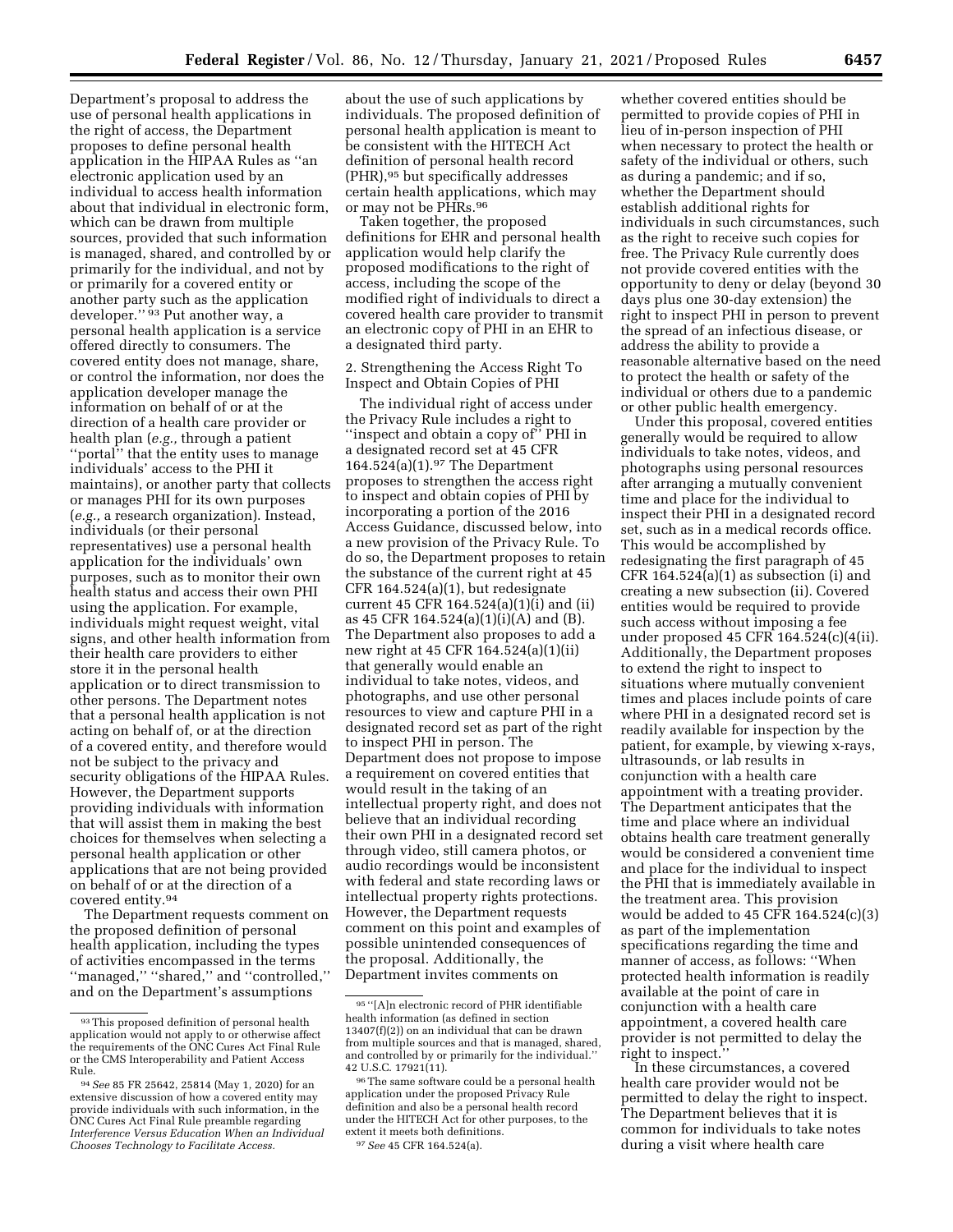Department's proposal to address the use of personal health applications in the right of access, the Department proposes to define personal health application in the HIPAA Rules as ''an electronic application used by an individual to access health information about that individual in electronic form, which can be drawn from multiple sources, provided that such information is managed, shared, and controlled by or primarily for the individual, and not by or primarily for a covered entity or another party such as the application developer.'' [93] Put another way, a personal health application is a service offered directly to consumers. The covered entity does not manage, share, or control the information, nor does the application developer manage the information on behalf of or at the direction of a health care provider or health plan (*e.g.,* through a patient ''portal'' that the entity uses to manage individuals' access to the PHI it maintains), or another party that collects or manages PHI for its own purposes (*e.g.,* a research organization). Instead, individuals (or their personal representatives) use a personal health application for the individuals' own purposes, such as to monitor their own health status and access their own PHI using the application. For example, individuals might request weight, vital signs, and other health information from their health care providers to either store it in the personal health application or to direct transmission to other persons. The Department notes that a personal health application is not acting on behalf of, or at the direction of a covered entity, and therefore would not be subject to the privacy and security obligations of the HIPAA Rules. However, the Department supports providing individuals with information that will assist them in making the best choices for themselves when selecting a personal health application or other applications that are not being provided on behalf of or at the direction of a covered entity.[94]

The Department requests comment on the proposed definition of personal health application, including the types of activities encompassed in the terms ''managed,'' ''shared,'' and ''controlled,'' and on the Department's assumptions about the use of such applications by individuals. The proposed definition of personal health application is meant to be consistent with the HITECH Act definition of personal health record (PHR),[95] but specifically addresses certain health applications, which may or may not be PHRs.[96]

Taken together, the proposed definitions for EHR and personal health application would help clarify the proposed modifications to the right of access, including the scope of the modified right of individuals to direct a covered health care provider to transmit an electronic copy of PHI in an EHR to a designated third party.

2. Strengthening the Access Right To Inspect and Obtain Copies of PHI

The individual right of access under the Privacy Rule includes a right to ''inspect and obtain a copy of'' PHI in a designated record set at 45 CFR 164.524(a)(1).[97] The Department proposes to strengthen the access right to inspect and obtain copies of PHI by incorporating a portion of the 2016 Access Guidance, discussed below, into a new provision of the Privacy Rule. To do so, the Department proposes to retain the substance of the current right at 45 CFR 164.524(a)(1), but redesignate current 45 CFR 164.524(a)(1)(i) and (ii) as 45 CFR 164.524(a)(1)(i)(A) and (B). The Department also proposes to add a new right at 45 CFR 164.524(a)(1)(ii) that generally would enable an individual to take notes, videos, and photographs, and use other personal resources to view and capture PHI in a designated record set as part of the right to inspect PHI in person. The Department does not propose to impose a requirement on covered entities that would result in the taking of an intellectual property right, and does not believe that an individual recording their own PHI in a designated record set through video, still camera photos, or audio recordings would be inconsistent with federal and state recording laws or intellectual property rights protections. However, the Department requests comment on this point and examples of possible unintended consequences of the proposal. Additionally, the Department invites comments on whether covered entities should be permitted to provide copies of PHI in lieu of in-person inspection of PHI when necessary to protect the health or safety of the individual or others, such as during a pandemic; and if so, whether the Department should establish additional rights for individuals in such circumstances, such as the right to receive such copies for free. The Privacy Rule currently does not provide covered entities with the opportunity to deny or delay (beyond 30 days plus one 30-day extension) the right to inspect PHI in person to prevent the spread of an infectious disease, or address the ability to provide a reasonable alternative based on the need to protect the health or safety of the individual or others due to a pandemic or other public health emergency.

Under this proposal, covered entities generally would be required to allow individuals to take notes, videos, and photographs using personal resources after arranging a mutually convenient time and place for the individual to inspect their PHI in a designated record set, such as in a medical records office. This would be accomplished by redesignating the first paragraph of 45 CFR 164.524(a)(1) as subsection (i) and creating a new subsection (ii). Covered entities would be required to provide such access without imposing a fee under proposed 45 CFR 164.524(c)(4(ii). Additionally, the Department proposes to extend the right to inspect to situations where mutually convenient times and places include points of care where PHI in a designated record set is readily available for inspection by the patient, for example, by viewing x-rays, ultrasounds, or lab results in conjunction with a health care appointment with a treating provider. The Department anticipates that the time and place where an individual obtains health care treatment generally would be considered a convenient time and place for the individual to inspect the PHI that is immediately available in the treatment area. This provision would be added to 45 CFR 164.524(c)(3) as part of the implementation specifications regarding the time and manner of access, as follows: ''When protected health information is readily available at the point of care in conjunction with a health care appointment, a covered health care provider is not permitted to delay the right to inspect.''

In these circumstances, a covered health care provider would not be permitted to delay the right to inspect. The Department believes that it is common for individuals to take notes during a visit where health care

---

[93] This proposed definition of personal health application would not apply to or otherwise affect the requirements of the ONC Cures Act Final Rule or the CMS Interoperability and Patient Access Rule.

[94] *See* 85 FR 25642, 25814 (May 1, 2020) for an extensive discussion of how a covered entity may provide individuals with such information, in the ONC Cures Act Final Rule preamble regarding *Interference Versus Education When an Individual Chooses Technology to Facilitate Access.*

[95] ''[A]n electronic record of PHR identifiable health information (as defined in section 13407(f)(2)) on an individual that can be drawn from multiple sources and that is managed, shared, and controlled by or primarily for the individual.'' 42 U.S.C. 17921(11).

[96] The same software could be a personal health application under the proposed Privacy Rule definition and also be a personal health record under the HITECH Act for other purposes, to the extent it meets both definitions.

[97] *See* 45 CFR 164.524(a).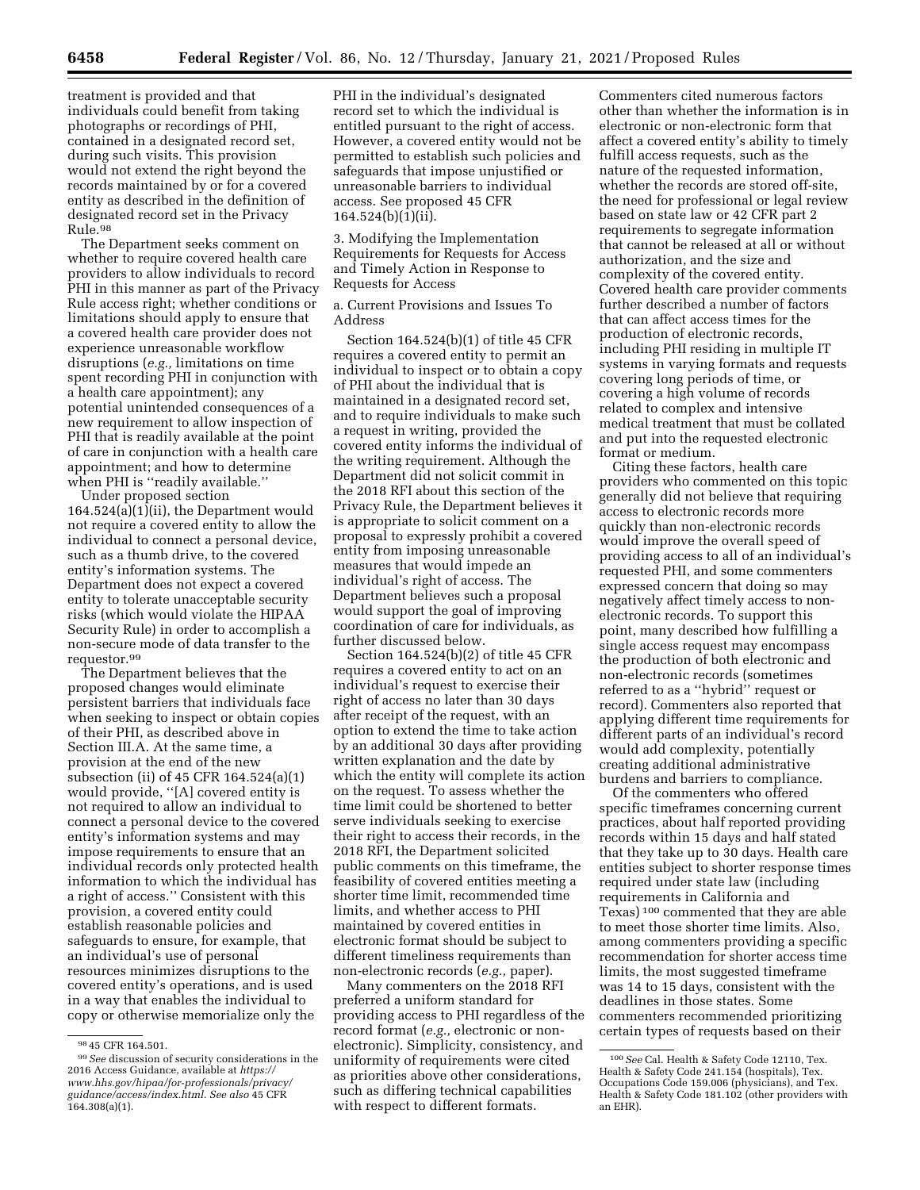treatment is provided and that individuals could benefit from taking photographs or recordings of PHI, contained in a designated record set, during such visits. This provision would not extend the right beyond the records maintained by or for a covered entity as described in the definition of designated record set in the Privacy Rule.[98]

The Department seeks comment on whether to require covered health care providers to allow individuals to record PHI in this manner as part of the Privacy Rule access right; whether conditions or limitations should apply to ensure that a covered health care provider does not experience unreasonable workflow disruptions (*e.g.,* limitations on time spent recording PHI in conjunction with a health care appointment); any potential unintended consequences of a new requirement to allow inspection of PHI that is readily available at the point of care in conjunction with a health care appointment; and how to determine when PHI is ''readily available.''

Under proposed section 164.524(a)(1)(ii), the Department would not require a covered entity to allow the individual to connect a personal device, such as a thumb drive, to the covered entity's information systems. The Department does not expect a covered entity to tolerate unacceptable security risks (which would violate the HIPAA Security Rule) in order to accomplish a non-secure mode of data transfer to the requestor.[99]

The Department believes that the proposed changes would eliminate persistent barriers that individuals face when seeking to inspect or obtain copies of their PHI, as described above in Section III.A. At the same time, a provision at the end of the new subsection (ii) of 45 CFR 164.524(a)(1) would provide, ''[A] covered entity is not required to allow an individual to connect a personal device to the covered entity's information systems and may impose requirements to ensure that an individual records only protected health information to which the individual has a right of access.'' Consistent with this provision, a covered entity could establish reasonable policies and safeguards to ensure, for example, that an individual's use of personal resources minimizes disruptions to the covered entity's operations, and is used in a way that enables the individual to copy or otherwise memorialize only the PHI in the individual's designated record set to which the individual is entitled pursuant to the right of access. However, a covered entity would not be permitted to establish such policies and safeguards that impose unjustified or unreasonable barriers to individual access. See proposed 45 CFR 164.524(b)(1)(ii).

3. Modifying the Implementation Requirements for Requests for Access and Timely Action in Response to Requests for Access

a. Current Provisions and Issues To Address

Section 164.524(b)(1) of title 45 CFR requires a covered entity to permit an individual to inspect or to obtain a copy of PHI about the individual that is maintained in a designated record set, and to require individuals to make such a request in writing, provided the covered entity informs the individual of the writing requirement. Although the Department did not solicit commit in the 2018 RFI about this section of the Privacy Rule, the Department believes it is appropriate to solicit comment on a proposal to expressly prohibit a covered entity from imposing unreasonable measures that would impede an individual's right of access. The Department believes such a proposal would support the goal of improving coordination of care for individuals, as further discussed below.

Section 164.524(b)(2) of title 45 CFR requires a covered entity to act on an individual's request to exercise their right of access no later than 30 days after receipt of the request, with an option to extend the time to take action by an additional 30 days after providing written explanation and the date by which the entity will complete its action on the request. To assess whether the time limit could be shortened to better serve individuals seeking to exercise their right to access their records, in the 2018 RFI, the Department solicited public comments on this timeframe, the feasibility of covered entities meeting a shorter time limit, recommended time limits, and whether access to PHI maintained by covered entities in electronic format should be subject to different timeliness requirements than non-electronic records (*e.g.,* paper).

Many commenters on the 2018 RFI preferred a uniform standard for providing access to PHI regardless of the record format (*e.g.,* electronic or non-electronic). Simplicity, consistency, and uniformity of requirements were cited as priorities above other considerations, such as differing technical capabilities with respect to different formats. Commenters cited numerous factors other than whether the information is in electronic or non-electronic form that affect a covered entity's ability to timely fulfill access requests, such as the nature of the requested information, whether the records are stored off-site, the need for professional or legal review based on state law or 42 CFR part 2 requirements to segregate information that cannot be released at all or without authorization, and the size and complexity of the covered entity. Covered health care provider comments further described a number of factors that can affect access times for the production of electronic records, including PHI residing in multiple IT systems in varying formats and requests covering long periods of time, or covering a high volume of records related to complex and intensive medical treatment that must be collated and put into the requested electronic format or medium.

Citing these factors, health care providers who commented on this topic generally did not believe that requiring access to electronic records more quickly than non-electronic records would improve the overall speed of providing access to all of an individual's requested PHI, and some commenters expressed concern that doing so may negatively affect timely access to non-electronic records. To support this point, many described how fulfilling a single access request may encompass the production of both electronic and non-electronic records (sometimes referred to as a ''hybrid'' request or record). Commenters also reported that applying different time requirements for different parts of an individual's record would add complexity, potentially creating additional administrative burdens and barriers to compliance.

Of the commenters who offered specific timeframes concerning current practices, about half reported providing records within 15 days and half stated that they take up to 30 days. Health care entities subject to shorter response times required under state law (including requirements in California and Texas)[100] commented that they are able to meet those shorter time limits. Also, among commenters providing a specific recommendation for shorter access time limits, the most suggested timeframe was 14 to 15 days, consistent with the deadlines in those states. Some commenters recommended prioritizing certain types of requests based on their

---

[98] 45 CFR 164.501.

[99] *See* discussion of security considerations in the 2016 Access Guidance, available at *https://www.hhs.gov/hipaa/for-professionals/privacy/guidance/access/index.html. See also* 45 CFR 164.308(a)(1).

[100] *See* Cal. Health & Safety Code 12110, Tex. Health & Safety Code 241.154 (hospitals), Tex. Occupations Code 159.006 (physicians), and Tex. Health & Safety Code 181.102 (other providers with an EHR).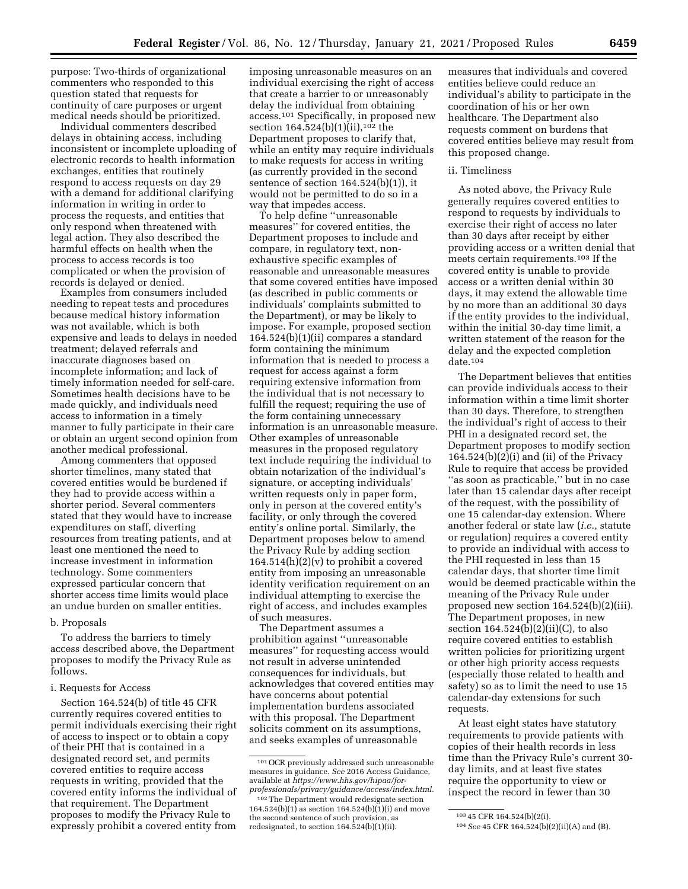purpose: Two-thirds of organizational commenters who responded to this question stated that requests for continuity of care purposes or urgent medical needs should be prioritized.

Individual commenters described delays in obtaining access, including inconsistent or incomplete uploading of electronic records to health information exchanges, entities that routinely respond to access requests on day 29 with a demand for additional clarifying information in writing in order to process the requests, and entities that only respond when threatened with legal action. They also described the harmful effects on health when the process to access records is too complicated or when the provision of records is delayed or denied.

Examples from consumers included needing to repeat tests and procedures because medical history information was not available, which is both expensive and leads to delays in needed treatment; delayed referrals and inaccurate diagnoses based on incomplete information; and lack of timely information needed for self-care. Sometimes health decisions have to be made quickly, and individuals need access to information in a timely manner to fully participate in their care or obtain an urgent second opinion from another medical professional.

Among commenters that opposed shorter timelines, many stated that covered entities would be burdened if they had to provide access within a shorter period. Several commenters stated that they would have to increase expenditures on staff, diverting resources from treating patients, and at least one mentioned the need to increase investment in information technology. Some commenters expressed particular concern that shorter access time limits would place an undue burden on smaller entities.

b. Proposals

To address the barriers to timely access described above, the Department proposes to modify the Privacy Rule as follows.

i. Requests for Access

Section 164.524(b) of title 45 CFR currently requires covered entities to permit individuals exercising their right of access to inspect or to obtain a copy of their PHI that is contained in a designated record set, and permits covered entities to require access requests in writing, provided that the covered entity informs the individual of that requirement. The Department proposes to modify the Privacy Rule to expressly prohibit a covered entity from imposing unreasonable measures on an individual exercising the right of access that create a barrier to or unreasonably delay the individual from obtaining access.[101] Specifically, in proposed new section 164.524(b)(1)(ii),[102] the Department proposes to clarify that, while an entity may require individuals to make requests for access in writing (as currently provided in the second sentence of section 164.524(b)(1)), it would not be permitted to do so in a way that impedes access.

To help define ''unreasonable measures'' for covered entities, the Department proposes to include and compare, in regulatory text, non-exhaustive specific examples of reasonable and unreasonable measures that some covered entities have imposed (as described in public comments or individuals' complaints submitted to the Department), or may be likely to impose. For example, proposed section 164.524(b)(1)(ii) compares a standard form containing the minimum information that is needed to process a request for access against a form requiring extensive information from the individual that is not necessary to fulfill the request; requiring the use of the form containing unnecessary information is an unreasonable measure. Other examples of unreasonable measures in the proposed regulatory text include requiring the individual to obtain notarization of the individual's signature, or accepting individuals' written requests only in paper form, only in person at the covered entity's facility, or only through the covered entity's online portal. Similarly, the Department proposes below to amend the Privacy Rule by adding section 164.514(h)(2)(v) to prohibit a covered entity from imposing an unreasonable identity verification requirement on an individual attempting to exercise the right of access, and includes examples of such measures.

The Department assumes a prohibition against ''unreasonable measures'' for requesting access would not result in adverse unintended consequences for individuals, but acknowledges that covered entities may have concerns about potential implementation burdens associated with this proposal. The Department solicits comment on its assumptions, and seeks examples of unreasonable measures that individuals and covered entities believe could reduce an individual's ability to participate in the coordination of his or her own healthcare. The Department also requests comment on burdens that covered entities believe may result from this proposed change.

ii. Timeliness

As noted above, the Privacy Rule generally requires covered entities to respond to requests by individuals to exercise their right of access no later than 30 days after receipt by either providing access or a written denial that meets certain requirements.[103] If the covered entity is unable to provide access or a written denial within 30 days, it may extend the allowable time by no more than an additional 30 days if the entity provides to the individual, within the initial 30-day time limit, a written statement of the reason for the delay and the expected completion date.[104]

The Department believes that entities can provide individuals access to their information within a time limit shorter than 30 days. Therefore, to strengthen the individual's right of access to their PHI in a designated record set, the Department proposes to modify section 164.524(b)(2)(i) and (ii) of the Privacy Rule to require that access be provided ''as soon as practicable,'' but in no case later than 15 calendar days after receipt of the request, with the possibility of one 15 calendar-day extension. Where another federal or state law (*i.e.,* statute or regulation) requires a covered entity to provide an individual with access to the PHI requested in less than 15 calendar days, that shorter time limit would be deemed practicable within the meaning of the Privacy Rule under proposed new section 164.524(b)(2)(iii). The Department proposes, in new section 164.524(b)(2)(ii)(C), to also require covered entities to establish written policies for prioritizing urgent or other high priority access requests (especially those related to health and safety) so as to limit the need to use 15 calendar-day extensions for such requests.

At least eight states have statutory requirements to provide patients with copies of their health records in less time than the Privacy Rule's current 30-day limits, and at least five states require the opportunity to view or inspect the record in fewer than 30

---

[101] OCR previously addressed such unreasonable measures in guidance. *See* 2016 Access Guidance, available at *https://www.hhs.gov/hipaa/for-professionals/privacy/guidance/access/index.html.*

[102] The Department would redesignate section 164.524(b)(1) as section 164.524(b)(1)(i) and move the second sentence of such provision, as redesignated, to section 164.524(b)(1)(ii).

[103] 45 CFR 164.524(b)(2)(i).

[104] *See* 45 CFR 164.524(b)(2)(ii)(A) and (B).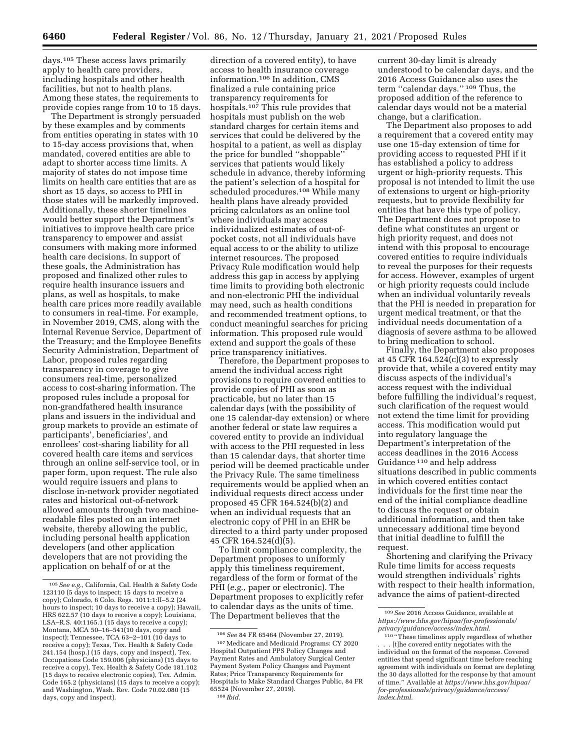days.[105] These access laws primarily apply to health care providers, including hospitals and other health facilities, but not to health plans. Among these states, the requirements to provide copies range from 10 to 15 days.

The Department is strongly persuaded by these examples and by comments from entities operating in states with 10 to 15-day access provisions that, when mandated, covered entities are able to adapt to shorter access time limits. A majority of states do not impose time limits on health care entities that are as short as 15 days, so access to PHI in those states will be markedly improved. Additionally, these shorter timelines would better support the Department's initiatives to improve health care price transparency to empower and assist consumers with making more informed health care decisions. In support of these goals, the Administration has proposed and finalized other rules to require health insurance issuers and plans, as well as hospitals, to make health care prices more readily available to consumers in real-time. For example, in November 2019, CMS, along with the Internal Revenue Service, Department of the Treasury; and the Employee Benefits Security Administration, Department of Labor, proposed rules regarding transparency in coverage to give consumers real-time, personalized access to cost-sharing information. The proposed rules include a proposal for non-grandfathered health insurance plans and issuers in the individual and group markets to provide an estimate of participants', beneficiaries', and enrollees' cost-sharing liability for all covered health care items and services through an online self-service tool, or in paper form, upon request. The rule also would require issuers and plans to disclose in-network provider negotiated rates and historical out-of-network allowed amounts through two machine-readable files posted on an internet website, thereby allowing the public, including personal health application developers (and other application developers that are not providing the application on behalf of or at the direction of a covered entity), to have access to health insurance coverage information.[106] In addition, CMS finalized a rule containing price transparency requirements for hospitals.[107] This rule provides that hospitals must publish on the web standard charges for certain items and services that could be delivered by the hospital to a patient, as well as display the price for bundled ''shoppable'' services that patients would likely schedule in advance, thereby informing the patient's selection of a hospital for scheduled procedures.[108] While many health plans have already provided pricing calculators as an online tool where individuals may access individualized estimates of out-of-pocket costs, not all individuals have equal access to or the ability to utilize internet resources. The proposed Privacy Rule modification would help address this gap in access by applying time limits to providing both electronic and non-electronic PHI the individual may need, such as health conditions and recommended treatment options, to conduct meaningful searches for pricing information. This proposed rule would extend and support the goals of these price transparency initiatives.

Therefore, the Department proposes to amend the individual access right provisions to require covered entities to provide copies of PHI as soon as practicable, but no later than 15 calendar days (with the possibility of one 15 calendar-day extension) or where another federal or state law requires a covered entity to provide an individual with access to the PHI requested in less than 15 calendar days, that shorter time period will be deemed practicable under the Privacy Rule. The same timeliness requirements would be applied when an individual requests direct access under proposed 45 CFR 164.524(b)(2) and when an individual requests that an electronic copy of PHI in an EHR be directed to a third party under proposed 45 CFR 164.524(d)(5).

To limit compliance complexity, the Department proposes to uniformly apply this timeliness requirement, regardless of the form or format of the PHI (*e.g.,* paper or electronic). The Department proposes to explicitly refer to calendar days as the units of time. The Department believes that the current 30-day limit is already understood to be calendar days, and the 2016 Access Guidance also uses the term ''calendar days.'' [109] Thus, the proposed addition of the reference to calendar days would not be a material change, but a clarification.

The Department also proposes to add a requirement that a covered entity may use one 15-day extension of time for providing access to requested PHI if it has established a policy to address urgent or high-priority requests. This proposal is not intended to limit the use of extensions to urgent or high-priority requests, but to provide flexibility for entities that have this type of policy. The Department does not propose to define what constitutes an urgent or high priority request, and does not intend with this proposal to encourage covered entities to require individuals to reveal the purposes for their requests for access. However, examples of urgent or high priority requests could include when an individual voluntarily reveals that the PHI is needed in preparation for urgent medical treatment, or that the individual needs documentation of a diagnosis of severe asthma to be allowed to bring medication to school.

Finally, the Department also proposes at 45 CFR 164.524(c)(3) to expressly provide that, while a covered entity may discuss aspects of the individual's access request with the individual before fulfilling the individual's request, such clarification of the request would not extend the time limit for providing access. This modification would put into regulatory language the Department's interpretation of the access deadlines in the 2016 Access Guidance [110] and help address situations described in public comments in which covered entities contact individuals for the first time near the end of the initial compliance deadline to discuss the request or obtain additional information, and then take unnecessary additional time beyond that initial deadline to fulfill the request.

Shortening and clarifying the Privacy Rule time limits for access requests would strengthen individuals' rights with respect to their health information, advance the aims of patient-directed

---

[105] *See e.g.,* California, Cal. Health & Safety Code 123110 (5 days to inspect; 15 days to receive a copy); Colorado, 6 Colo. Regs. 1011:1:II–5.2 (24 hours to inspect; 10 days to receive a copy); Hawaii, HRS 622.57 (10 days to receive a copy); Louisiana, LSA–R.S. 40:1165.1 (15 days to receive a copy); Montana, MCA 50–16–541(10 days, copy and inspect); Tennessee, TCA 63–2–101 (10 days to receive a copy); Texas, Tex. Health & Safety Code 241.154 (hosp.) (15 days, copy and inspect), Tex. Occupations Code 159.006 (physicians) (15 days to receive a copy), Tex. Health & Safety Code 181.102 (15 days to receive electronic copies), Tex. Admin. Code 165.2 (physicians) (15 days to receive a copy); and Washington, Wash. Rev. Code 70.02.080 (15 days, copy and inspect).

[106] *See* 84 FR 65464 (November 27, 2019).

[107] Medicare and Medicaid Programs: CY 2020 Hospital Outpatient PPS Policy Changes and Payment Rates and Ambulatory Surgical Center Payment System Policy Changes and Payment Rates; Price Transparency Requirements for Hospitals to Make Standard Charges Public, 84 FR 65524 (November 27, 2019).

[108] *Ibid.*

[109] *See* 2016 Access Guidance, available at *https://www.hhs.gov/hipaa/for-professionals/privacy/guidance/access/index.html.*

[110] ''These timelines apply regardless of whether . . . [t]he covered entity negotiates with the individual on the format of the response. Covered entities that spend significant time before reaching agreement with individuals on format are depleting the 30 days allotted for the response by that amount of time.'' Available at *https://www.hhs.gov/hipaa/for-professionals/privacy/guidance/access/index.html.*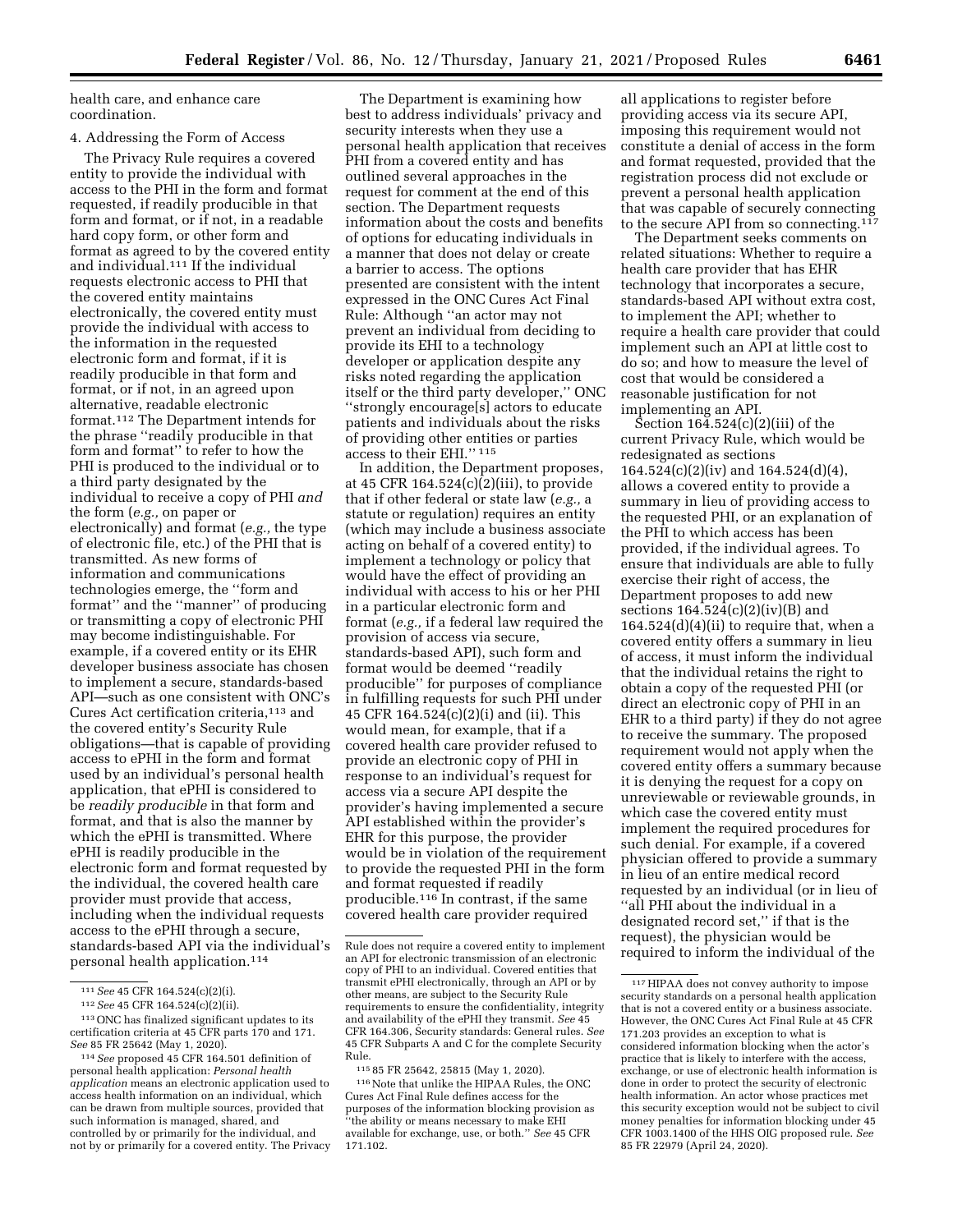health care, and enhance care coordination.

4. Addressing the Form of Access

The Privacy Rule requires a covered entity to provide the individual with access to the PHI in the form and format requested, if readily producible in that form and format, or if not, in a readable hard copy form, or other form and format as agreed to by the covered entity and individual.[111] If the individual requests electronic access to PHI that the covered entity maintains electronically, the covered entity must provide the individual with access to the information in the requested electronic form and format, if it is readily producible in that form and format, or if not, in an agreed upon alternative, readable electronic format.[112] The Department intends for the phrase ''readily producible in that form and format'' to refer to how the PHI is produced to the individual or to a third party designated by the individual to receive a copy of PHI *and* the form (*e.g.,* on paper or electronically) and format (*e.g.,* the type of electronic file, etc.) of the PHI that is transmitted. As new forms of information and communications technologies emerge, the ''form and format'' and the ''manner'' of producing or transmitting a copy of electronic PHI may become indistinguishable. For example, if a covered entity or its EHR developer business associate has chosen to implement a secure, standards-based API—such as one consistent with ONC's Cures Act certification criteria,[113] and the covered entity's Security Rule obligations—that is capable of providing access to ePHI in the form and format used by an individual's personal health application, that ePHI is considered to be *readily producible* in that form and format, and that is also the manner by which the ePHI is transmitted. Where ePHI is readily producible in the electronic form and format requested by the individual, the covered health care provider must provide that access, including when the individual requests access to the ePHI through a secure, standards-based API via the individual's personal health application.[114]

The Department is examining how best to address individuals' privacy and security interests when they use a personal health application that receives PHI from a covered entity and has outlined several approaches in the request for comment at the end of this section. The Department requests information about the costs and benefits of options for educating individuals in a manner that does not delay or create a barrier to access. The options presented are consistent with the intent expressed in the ONC Cures Act Final Rule: Although ''an actor may not prevent an individual from deciding to provide its EHI to a technology developer or application despite any risks noted regarding the application itself or the third party developer,'' ONC ''strongly encourage[s] actors to educate patients and individuals about the risks of providing other entities or parties access to their EHI.'' [115]

In addition, the Department proposes, at 45 CFR 164.524(c)(2)(iii), to provide that if other federal or state law (*e.g.,* a statute or regulation) requires an entity (which may include a business associate acting on behalf of a covered entity) to implement a technology or policy that would have the effect of providing an individual with access to his or her PHI in a particular electronic form and format (*e.g.,* if a federal law required the provision of access via secure, standards-based API), such form and format would be deemed ''readily producible'' for purposes of compliance in fulfilling requests for such PHI under 45 CFR 164.524(c)(2)(i) and (ii). This would mean, for example, that if a covered health care provider refused to provide an electronic copy of PHI in response to an individual's request for access via a secure API despite the provider's having implemented a secure API established within the provider's EHR for this purpose, the provider would be in violation of the requirement to provide the requested PHI in the form and format requested if readily producible.[116] In contrast, if the same covered health care provider required all applications to register before providing access via its secure API, imposing this requirement would not constitute a denial of access in the form and format requested, provided that the registration process did not exclude or prevent a personal health application that was capable of securely connecting to the secure API from so connecting.[117]

The Department seeks comments on related situations: Whether to require a health care provider that has EHR technology that incorporates a secure, standards-based API without extra cost, to implement the API; whether to require a health care provider that could implement such an API at little cost to do so; and how to measure the level of cost that would be considered a reasonable justification for not implementing an API.

Section 164.524(c)(2)(iii) of the current Privacy Rule, which would be redesignated as sections 164.524(c)(2)(iv) and 164.524(d)(4), allows a covered entity to provide a summary in lieu of providing access to the requested PHI, or an explanation of the PHI to which access has been provided, if the individual agrees. To ensure that individuals are able to fully exercise their right of access, the Department proposes to add new sections 164.524(c)(2)(iv)(B) and 164.524(d)(4)(ii) to require that, when a covered entity offers a summary in lieu of access, it must inform the individual that the individual retains the right to obtain a copy of the requested PHI (or direct an electronic copy of PHI in an EHR to a third party) if they do not agree to receive the summary. The proposed requirement would not apply when the covered entity offers a summary because it is denying the request for a copy on unreviewable or reviewable grounds, in which case the covered entity must implement the required procedures for such denial. For example, if a covered physician offered to provide a summary in lieu of an entire medical record requested by an individual (or in lieu of ''all PHI about the individual in a designated record set,'' if that is the request), the physician would be required to inform the individual of the

---

[111] *See* 45 CFR 164.524(c)(2)(i).

[112] *See* 45 CFR 164.524(c)(2)(ii).

[113] ONC has finalized significant updates to its certification criteria at 45 CFR parts 170 and 171. *See* 85 FR 25642 (May 1, 2020).

[114] *See* proposed 45 CFR 164.501 definition of personal health application: *Personal health application* means an electronic application used to access health information on an individual, which can be drawn from multiple sources, provided that such information is managed, shared, and controlled by or primarily for the individual, and not by or primarily for a covered entity. The Privacy Rule does not require a covered entity to implement an API for electronic transmission of an electronic copy of PHI to an individual. Covered entities that transmit ePHI electronically, through an API or by other means, are subject to the Security Rule requirements to ensure the confidentiality, integrity and availability of the ePHI they transmit. *See* 45 CFR 164.306, Security standards: General rules. *See* 45 CFR Subparts A and C for the complete Security Rule.

[115] 85 FR 25642, 25815 (May 1, 2020).

[116] Note that unlike the HIPAA Rules, the ONC Cures Act Final Rule defines access for the purposes of the information blocking provision as ''the ability or means necessary to make EHI available for exchange, use, or both.'' *See* 45 CFR 171.102.

[117] HIPAA does not convey authority to impose security standards on a personal health application that is not a covered entity or a business associate. However, the ONC Cures Act Final Rule at 45 CFR 171.203 provides an exception to what is considered information blocking when the actor's practice that is likely to interfere with the access, exchange, or use of electronic health information is done in order to protect the security of electronic health information. An actor whose practices met this security exception would not be subject to civil money penalties for information blocking under 45 CFR 1003.1400 of the HHS OIG proposed rule. *See* 85 FR 22979 (April 24, 2020).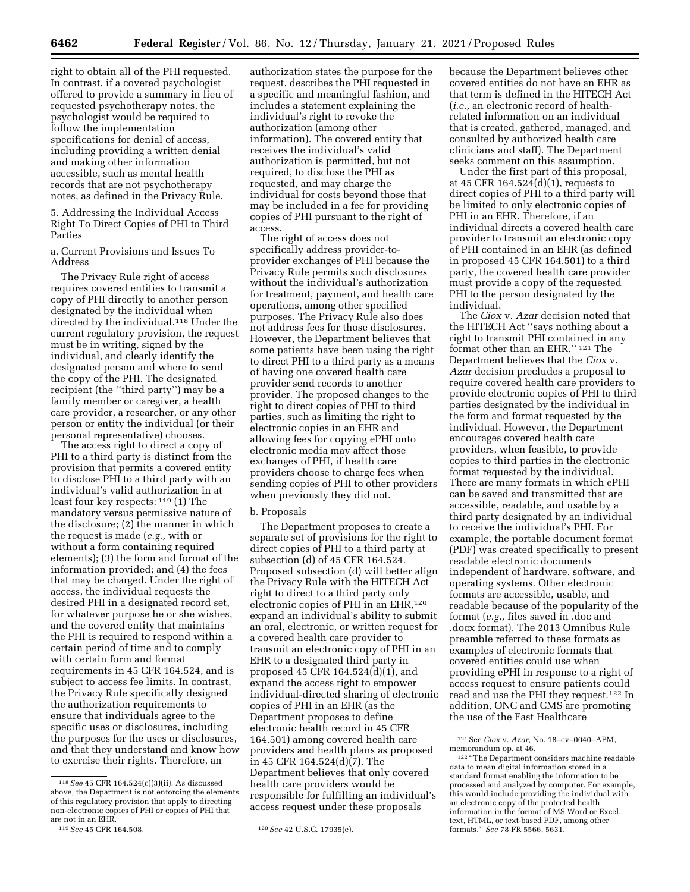right to obtain all of the PHI requested. In contrast, if a covered psychologist offered to provide a summary in lieu of requested psychotherapy notes, the psychologist would be required to follow the implementation specifications for denial of access, including providing a written denial and making other information accessible, such as mental health records that are not psychotherapy notes, as defined in the Privacy Rule.

5. Addressing the Individual Access Right To Direct Copies of PHI to Third Parties

a. Current Provisions and Issues To Address

The Privacy Rule right of access requires covered entities to transmit a copy of PHI directly to another person designated by the individual when directed by the individual.[118] Under the current regulatory provision, the request must be in writing, signed by the individual, and clearly identify the designated person and where to send the copy of the PHI. The designated recipient (the "third party") may be a family member or caregiver, a health care provider, a researcher, or any other person or entity the individual (or their personal representative) chooses.

The access right to direct a copy of PHI to a third party is distinct from the provision that permits a covered entity to disclose PHI to a third party with an individual's valid authorization in at least four key respects:[119] (1) The mandatory versus permissive nature of the disclosure; (2) the manner in which the request is made (*e.g.,* with or without a form containing required elements); (3) the form and format of the information provided; and (4) the fees that may be charged. Under the right of access, the individual requests the desired PHI in a designated record set, for whatever purpose he or she wishes, and the covered entity that maintains the PHI is required to respond within a certain period of time and to comply with certain form and format requirements in 45 CFR 164.524, and is subject to access fee limits. In contrast, the Privacy Rule specifically designed the authorization requirements to ensure that individuals agree to the specific uses or disclosures, including the purposes for the uses or disclosures, and that they understand and know how to exercise their rights. Therefore, an authorization states the purpose for the request, describes the PHI requested in a specific and meaningful fashion, and includes a statement explaining the individual's right to revoke the authorization (among other information). The covered entity that receives the individual's valid authorization is permitted, but not required, to disclose the PHI as requested, and may charge the individual for costs beyond those that may be included in a fee for providing copies of PHI pursuant to the right of access.

The right of access does not specifically address provider-to-provider exchanges of PHI because the Privacy Rule permits such disclosures without the individual's authorization for treatment, payment, and health care operations, among other specified purposes. The Privacy Rule also does not address fees for those disclosures. However, the Department believes that some patients have been using the right to direct PHI to a third party as a means of having one covered health care provider send records to another provider. The proposed changes to the right to direct copies of PHI to third parties, such as limiting the right to electronic copies in an EHR and allowing fees for copying ePHI onto electronic media may affect those exchanges of PHI, if health care providers choose to charge fees when sending copies of PHI to other providers when previously they did not.

b. Proposals

The Department proposes to create a separate set of provisions for the right to direct copies of PHI to a third party at subsection (d) of 45 CFR 164.524. Proposed subsection (d) will better align the Privacy Rule with the HITECH Act right to direct to a third party only electronic copies of PHI in an EHR,[120] expand an individual's ability to submit an oral, electronic, or written request for a covered health care provider to transmit an electronic copy of PHI in an EHR to a designated third party in proposed 45 CFR 164.524(d)(1), and expand the access right to empower individual-directed sharing of electronic copies of PHI in an EHR (as the Department proposes to define electronic health record in 45 CFR 164.501) among covered health care providers and health plans as proposed in 45 CFR 164.524(d)(7). The Department believes that only covered health care providers would be responsible for fulfilling an individual's access request under these proposals because the Department believes other covered entities do not have an EHR as that term is defined in the HITECH Act (*i.e.,* an electronic record of health-related information on an individual that is created, gathered, managed, and consulted by authorized health care clinicians and staff). The Department seeks comment on this assumption.

Under the first part of this proposal, at 45 CFR 164.524(d)(1), requests to direct copies of PHI to a third party will be limited to only electronic copies of PHI in an EHR. Therefore, if an individual directs a covered health care provider to transmit an electronic copy of PHI contained in an EHR (as defined in proposed 45 CFR 164.501) to a third party, the covered health care provider must provide a copy of the requested PHI to the person designated by the individual.

The *Ciox* v. *Azar* decision noted that the HITECH Act "says nothing about a right to transmit PHI contained in any format other than an EHR."[121] The Department believes that the *Ciox* v. *Azar* decision precludes a proposal to require covered health care providers to provide electronic copies of PHI to third parties designated by the individual in the form and format requested by the individual. However, the Department encourages covered health care providers, when feasible, to provide copies to third parties in the electronic format requested by the individual. There are many formats in which ePHI can be saved and transmitted that are accessible, readable, and usable by a third party designated by an individual to receive the individual's PHI. For example, the portable document format (PDF) was created specifically to present readable electronic documents independent of hardware, software, and operating systems. Other electronic formats are accessible, usable, and readable because of the popularity of the format (*e.g.,* files saved in .doc and .docx format). The 2013 Omnibus Rule preamble referred to these formats as examples of electronic formats that covered entities could use when providing ePHI in response to a right of access request to ensure patients could read and use the PHI they request.[122] In addition, ONC and CMS are promoting the use of the Fast Healthcare

---

[118] *See* 45 CFR 164.524(c)(3)(ii). As discussed above, the Department is not enforcing the elements of this regulatory provision that apply to directing non-electronic copies of PHI or copies of PHI that are not in an EHR.

[119] *See* 45 CFR 164.508.

[120] *See* 42 U.S.C. 17935(e).

[121] See *Ciox* v. *Azar,* No. 18–cv–0040–APM, memorandum op. at 46.

[122] "The Department considers machine readable data to mean digital information stored in a standard format enabling the information to be processed and analyzed by computer. For example, this would include providing the individual with an electronic copy of the protected health information in the format of MS Word or Excel, text, HTML, or text-based PDF, among other formats." *See* 78 FR 5566, 5631.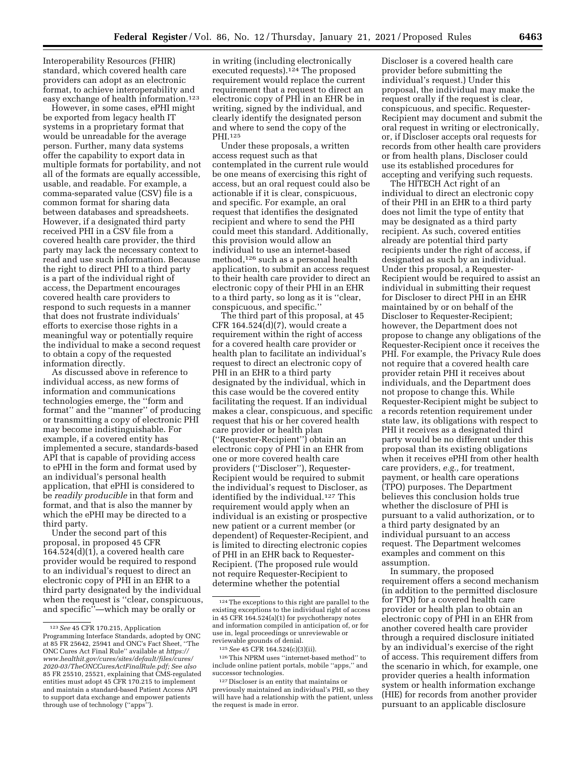Interoperability Resources (FHIR) standard, which covered health care providers can adopt as an electronic format, to achieve interoperability and easy exchange of health information.[123]

However, in some cases, ePHI might be exported from legacy health IT systems in a proprietary format that would be unreadable for the average person. Further, many data systems offer the capability to export data in multiple formats for portability, and not all of the formats are equally accessible, usable, and readable. For example, a comma-separated value (CSV) file is a common format for sharing data between databases and spreadsheets. However, if a designated third party received PHI in a CSV file from a covered health care provider, the third party may lack the necessary context to read and use such information. Because the right to direct PHI to a third party is a part of the individual right of access, the Department encourages covered health care providers to respond to such requests in a manner that does not frustrate individuals' efforts to exercise those rights in a meaningful way or potentially require the individual to make a second request to obtain a copy of the requested information directly.

As discussed above in reference to individual access, as new forms of information and communications technologies emerge, the ''form and format'' and the ''manner'' of producing or transmitting a copy of electronic PHI may become indistinguishable. For example, if a covered entity has implemented a secure, standards-based API that is capable of providing access to ePHI in the form and format used by an individual's personal health application, that ePHI is considered to be *readily producible* in that form and format, and that is also the manner by which the ePHI may be directed to a third party.

Under the second part of this proposal, in proposed 45 CFR 164.524(d)(1), a covered health care provider would be required to respond to an individual's request to direct an electronic copy of PHI in an EHR to a third party designated by the individual when the request is ''clear, conspicuous, and specific''—which may be orally or in writing (including electronically executed requests).[124] The proposed requirement would replace the current requirement that a request to direct an electronic copy of PHI in an EHR be in writing, signed by the individual, and clearly identify the designated person and where to send the copy of the PHI.[125]

Under these proposals, a written access request such as that contemplated in the current rule would be one means of exercising this right of access, but an oral request could also be actionable if it is clear, conspicuous, and specific. For example, an oral request that identifies the designated recipient and where to send the PHI could meet this standard. Additionally, this provision would allow an individual to use an internet-based method,[126] such as a personal health application, to submit an access request to their health care provider to direct an electronic copy of their PHI in an EHR to a third party, so long as it is ''clear, conspicuous, and specific.''

The third part of this proposal, at 45 CFR 164.524(d)(7), would create a requirement within the right of access for a covered health care provider or health plan to facilitate an individual's request to direct an electronic copy of PHI in an EHR to a third party designated by the individual, which in this case would be the covered entity facilitating the request. If an individual makes a clear, conspicuous, and specific request that his or her covered health care provider or health plan (''Requester-Recipient'') obtain an electronic copy of PHI in an EHR from one or more covered health care providers (''Discloser''), Requester-Recipient would be required to submit the individual's request to Discloser, as identified by the individual.[127] This requirement would apply when an individual is an existing or prospective new patient or a current member (or dependent) of Requester-Recipient, and is limited to directing electronic copies of PHI in an EHR back to Requester-Recipient. (The proposed rule would not require Requester-Recipient to determine whether the potential Discloser is a covered health care provider before submitting the individual's request.) Under this proposal, the individual may make the request orally if the request is clear, conspicuous, and specific. Requester-Recipient may document and submit the oral request in writing or electronically, or, if Discloser accepts oral requests for records from other health care providers or from health plans, Discloser could use its established procedures for accepting and verifying such requests.

The HITECH Act right of an individual to direct an electronic copy of their PHI in an EHR to a third party does not limit the type of entity that may be designated as a third party recipient. As such, covered entities already are potential third party recipients under the right of access, if designated as such by an individual. Under this proposal, a Requester-Recipient would be required to assist an individual in submitting their request for Discloser to direct PHI in an EHR maintained by or on behalf of the Discloser to Requester-Recipient; however, the Department does not propose to change any obligations of the Requester-Recipient once it receives the PHI. For example, the Privacy Rule does not require that a covered health care provider retain PHI it receives about individuals, and the Department does not propose to change this. While Requester-Recipient might be subject to a records retention requirement under state law, its obligations with respect to PHI it receives as a designated third party would be no different under this proposal than its existing obligations when it receives ePHI from other health care providers, *e.g.,* for treatment, payment, or health care operations (TPO) purposes. The Department believes this conclusion holds true whether the disclosure of PHI is pursuant to a valid authorization, or to a third party designated by an individual pursuant to an access request. The Department welcomes examples and comment on this assumption.

In summary, the proposed requirement offers a second mechanism (in addition to the permitted disclosure for TPO) for a covered health care provider or health plan to obtain an electronic copy of PHI in an EHR from another covered health care provider through a required disclosure initiated by an individual's exercise of the right of access. This requirement differs from the scenario in which, for example, one provider queries a health information system or health information exchange (HIE) for records from another provider pursuant to an applicable disclosure

---

[123] *See* 45 CFR 170.215, Application Programming Interface Standards, adopted by ONC at 85 FR 25642, 25941 and ONC's Fact Sheet, ''The ONC Cures Act Final Rule'' available at *https://www.healthit.gov/cures/sites/default/files/cures/2020-03/TheONCCuresActFinalRule.pdf; See also* 85 FR 25510, 25521, explaining that CMS-regulated entities must adopt 45 CFR 170.215 to implement and maintain a standard-based Patient Access API to support data exchange and empower patients through use of technology (''apps'').

[124] The exceptions to this right are parallel to the existing exceptions to the individual right of access in 45 CFR 164.524(a)(1) for psychotherapy notes and information compiled in anticipation of, or for use in, legal proceedings or unreviewable or reviewable grounds of denial.

[125] *See* 45 CFR 164.524(c)(3)(ii).

[126] This NPRM uses ''internet-based method'' to include online patient portals, mobile ''apps,'' and successor technologies.

[127] Discloser is an entity that maintains or previously maintained an individual's PHI, so they will have had a relationship with the patient, unless the request is made in error.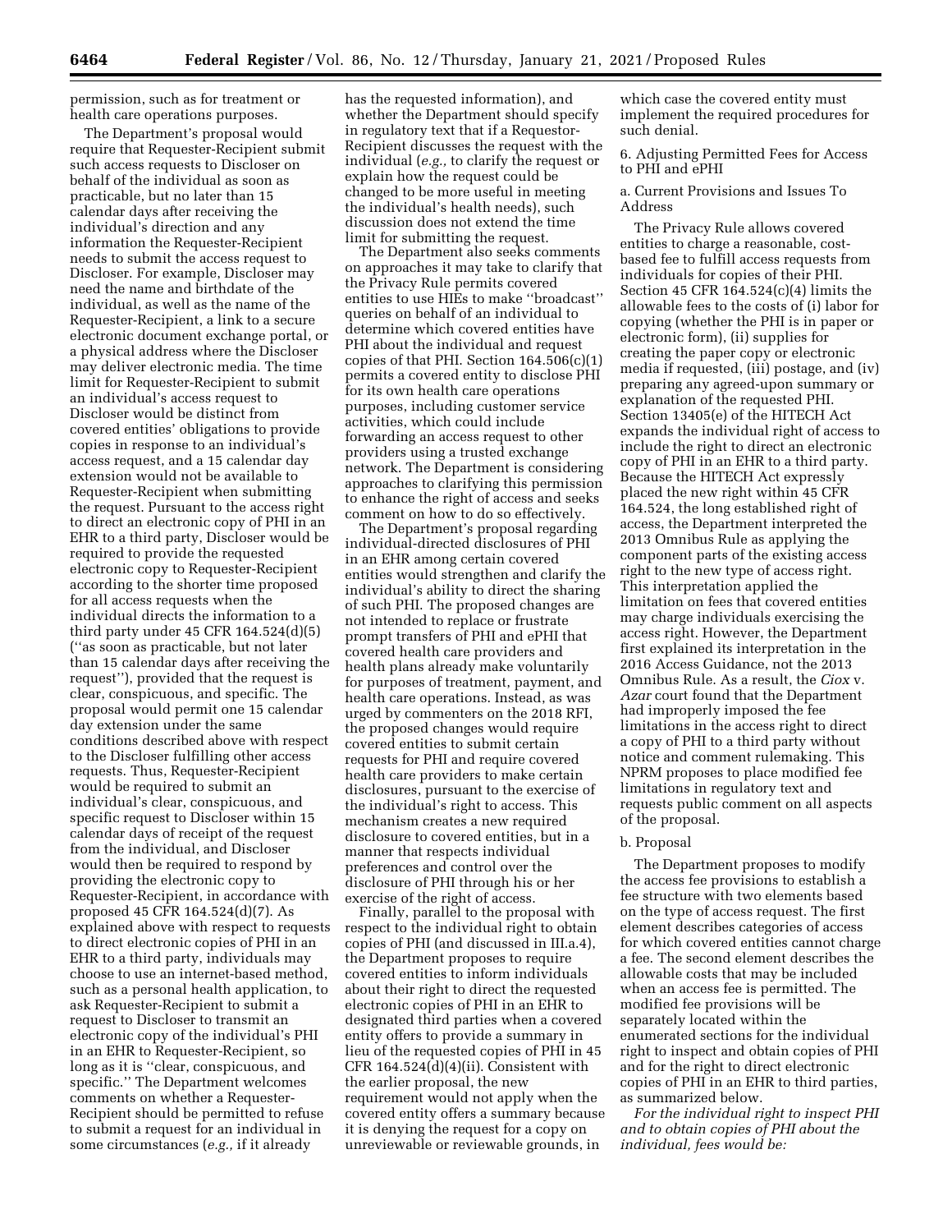permission, such as for treatment or health care operations purposes.

The Department's proposal would require that Requester-Recipient submit such access requests to Discloser on behalf of the individual as soon as practicable, but no later than 15 calendar days after receiving the individual's direction and any information the Requester-Recipient needs to submit the access request to Discloser. For example, Discloser may need the name and birthdate of the individual, as well as the name of the Requester-Recipient, a link to a secure electronic document exchange portal, or a physical address where the Discloser may deliver electronic media. The time limit for Requester-Recipient to submit an individual's access request to Discloser would be distinct from covered entities' obligations to provide copies in response to an individual's access request, and a 15 calendar day extension would not be available to Requester-Recipient when submitting the request. Pursuant to the access right to direct an electronic copy of PHI in an EHR to a third party, Discloser would be required to provide the requested electronic copy to Requester-Recipient according to the shorter time proposed for all access requests when the individual directs the information to a third party under 45 CFR 164.524(d)(5) (''as soon as practicable, but not later than 15 calendar days after receiving the request''), provided that the request is clear, conspicuous, and specific. The proposal would permit one 15 calendar day extension under the same conditions described above with respect to the Discloser fulfilling other access requests. Thus, Requester-Recipient would be required to submit an individual's clear, conspicuous, and specific request to Discloser within 15 calendar days of receipt of the request from the individual, and Discloser would then be required to respond by providing the electronic copy to Requester-Recipient, in accordance with proposed 45 CFR 164.524(d)(7). As explained above with respect to requests to direct electronic copies of PHI in an EHR to a third party, individuals may choose to use an internet-based method, such as a personal health application, to ask Requester-Recipient to submit a request to Discloser to transmit an electronic copy of the individual's PHI in an EHR to Requester-Recipient, so long as it is ''clear, conspicuous, and specific.'' The Department welcomes comments on whether a Requester-Recipient should be permitted to refuse to submit a request for an individual in some circumstances (*e.g.,* if it already has the requested information), and whether the Department should specify in regulatory text that if a Requestor-Recipient discusses the request with the individual (*e.g.,* to clarify the request or explain how the request could be changed to be more useful in meeting the individual's health needs), such discussion does not extend the time limit for submitting the request.

The Department also seeks comments on approaches it may take to clarify that the Privacy Rule permits covered entities to use HIEs to make ''broadcast'' queries on behalf of an individual to determine which covered entities have PHI about the individual and request copies of that PHI. Section 164.506(c)(1) permits a covered entity to disclose PHI for its own health care operations purposes, including customer service activities, which could include forwarding an access request to other providers using a trusted exchange network. The Department is considering approaches to clarifying this permission to enhance the right of access and seeks comment on how to do so effectively.

The Department's proposal regarding individual-directed disclosures of PHI in an EHR among certain covered entities would strengthen and clarify the individual's ability to direct the sharing of such PHI. The proposed changes are not intended to replace or frustrate prompt transfers of PHI and ePHI that covered health care providers and health plans already make voluntarily for purposes of treatment, payment, and health care operations. Instead, as was urged by commenters on the 2018 RFI, the proposed changes would require covered entities to submit certain requests for PHI and require covered health care providers to make certain disclosures, pursuant to the exercise of the individual's right to access. This mechanism creates a new required disclosure to covered entities, but in a manner that respects individual preferences and control over the disclosure of PHI through his or her exercise of the right of access.

Finally, parallel to the proposal with respect to the individual right to obtain copies of PHI (and discussed in III.a.4), the Department proposes to require covered entities to inform individuals about their right to direct the requested electronic copies of PHI in an EHR to designated third parties when a covered entity offers to provide a summary in lieu of the requested copies of PHI in 45 CFR 164.524(d)(4)(ii). Consistent with the earlier proposal, the new requirement would not apply when the covered entity offers a summary because it is denying the request for a copy on unreviewable or reviewable grounds, in which case the covered entity must implement the required procedures for such denial.

6. Adjusting Permitted Fees for Access to PHI and ePHI

a. Current Provisions and Issues To Address

The Privacy Rule allows covered entities to charge a reasonable, cost-based fee to fulfill access requests from individuals for copies of their PHI. Section 45 CFR 164.524(c)(4) limits the allowable fees to the costs of (i) labor for copying (whether the PHI is in paper or electronic form), (ii) supplies for creating the paper copy or electronic media if requested, (iii) postage, and (iv) preparing any agreed-upon summary or explanation of the requested PHI. Section 13405(e) of the HITECH Act expands the individual right of access to include the right to direct an electronic copy of PHI in an EHR to a third party. Because the HITECH Act expressly placed the new right within 45 CFR 164.524, the long established right of access, the Department interpreted the 2013 Omnibus Rule as applying the component parts of the existing access right to the new type of access right. This interpretation applied the limitation on fees that covered entities may charge individuals exercising the access right. However, the Department first explained its interpretation in the 2016 Access Guidance, not the 2013 Omnibus Rule. As a result, the *Ciox* v. *Azar* court found that the Department had improperly imposed the fee limitations in the access right to direct a copy of PHI to a third party without notice and comment rulemaking. This NPRM proposes to place modified fee limitations in regulatory text and requests public comment on all aspects of the proposal.

b. Proposal

The Department proposes to modify the access fee provisions to establish a fee structure with two elements based on the type of access request. The first element describes categories of access for which covered entities cannot charge a fee. The second element describes the allowable costs that may be included when an access fee is permitted. The modified fee provisions will be separately located within the enumerated sections for the individual right to inspect and obtain copies of PHI and for the right to direct electronic copies of PHI in an EHR to third parties, as summarized below.

*For the individual right to inspect PHI and to obtain copies of PHI about the individual, fees would be:*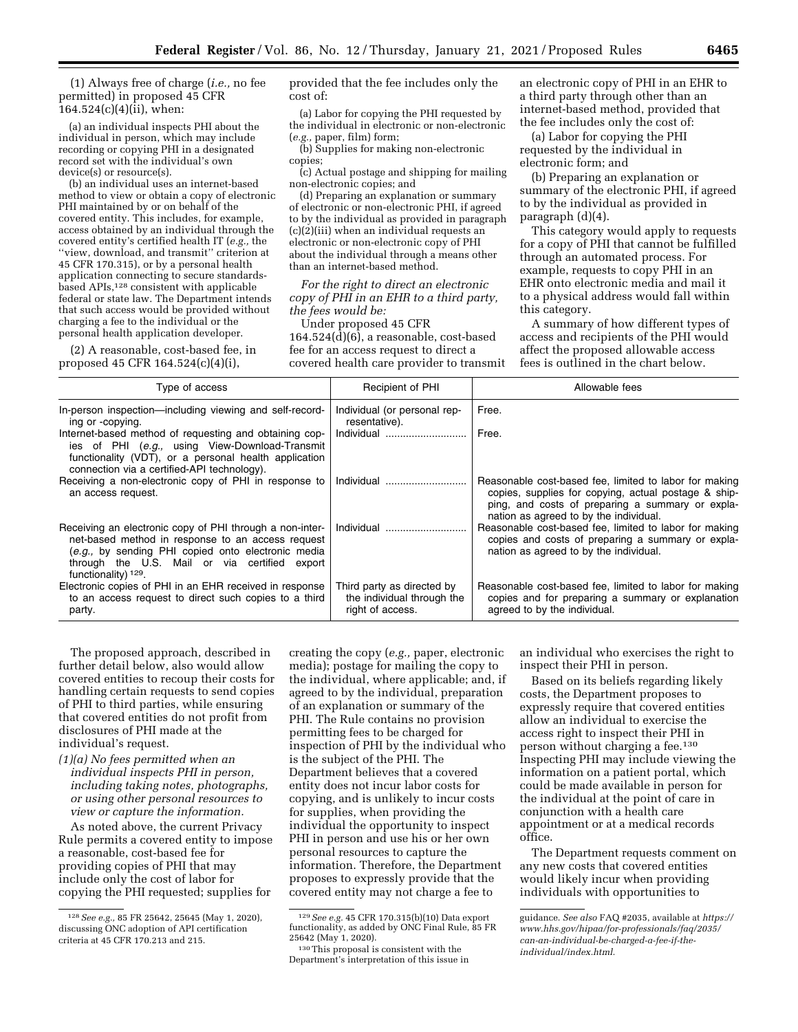(1) Always free of charge (*i.e.,* no fee permitted) in proposed 45 CFR 164.524(c)(4)(ii), when:

(a) an individual inspects PHI about the individual in person, which may include recording or copying PHI in a designated record set with the individual's own device(s) or resource(s).

(b) an individual uses an internet-based method to view or obtain a copy of electronic PHI maintained by or on behalf of the covered entity. This includes, for example, access obtained by an individual through the covered entity's certified health IT (*e.g.,* the "view, download, and transmit" criterion at 45 CFR 170.315), or by a personal health application connecting to secure standards-based APIs,[128] consistent with applicable federal or state law. The Department intends that such access would be provided without charging a fee to the individual or the personal health application developer.

(2) A reasonable, cost-based fee, in proposed 45 CFR 164.524(c)(4)(i), provided that the fee includes only the cost of:

(a) Labor for copying the PHI requested by the individual in electronic or non-electronic (*e.g.,* paper, film) form;

(b) Supplies for making non-electronic copies;

(c) Actual postage and shipping for mailing non-electronic copies; and

(d) Preparing an explanation or summary of electronic or non-electronic PHI, if agreed to by the individual as provided in paragraph (c)(2)(iii) when an individual requests an electronic or non-electronic copy of PHI about the individual through a means other than an internet-based method.

*For the right to direct an electronic copy of PHI in an EHR to a third party, the fees would be:*

Under proposed 45 CFR 164.524(d)(6), a reasonable, cost-based fee for an access request to direct a covered health care provider to transmit an electronic copy of PHI in an EHR to a third party through other than an internet-based method, provided that the fee includes only the cost of:

(a) Labor for copying the PHI requested by the individual in electronic form; and

(b) Preparing an explanation or summary of the electronic PHI, if agreed to by the individual as provided in paragraph (d)(4).

This category would apply to requests for a copy of PHI that cannot be fulfilled through an automated process. For example, requests to copy PHI in an EHR onto electronic media and mail it to a physical address would fall within this category.

A summary of how different types of access and recipients of the PHI would affect the proposed allowable access fees is outlined in the chart below.

| Type of access | Recipient of PHI | Allowable fees |
|---|---|---|
| In-person inspection—including viewing and self-recording or -copying. | Individual (or personal representative). | Free. |
| Internet-based method of requesting and obtaining copies of PHI (*e.g.,* using View-Download-Transmit functionality (VDT), or a personal health application connection via a certified-API technology). | Individual | Free. |
| Receiving a non-electronic copy of PHI in response to an access request. | Individual | Reasonable cost-based fee, limited to labor for making copies, supplies for copying, actual postage & shipping, and costs of preparing a summary or explanation as agreed to by the individual. |
| Receiving an electronic copy of PHI through a non-internet-based method in response to an access request (*e.g.,* by sending PHI copied onto electronic media through the U.S. Mail or via certified export functionality) [129]. | Individual | Reasonable cost-based fee, limited to labor for making copies and costs of preparing a summary or explanation as agreed to by the individual. |
| Electronic copies of PHI in an EHR received in response to an access request to direct such copies to a third party. | Third party as directed by the individual through the right of access. | Reasonable cost-based fee, limited to labor for making copies and for preparing a summary or explanation agreed to by the individual. |

The proposed approach, described in further detail below, also would allow covered entities to recoup their costs for handling certain requests to send copies of PHI to third parties, while ensuring that covered entities do not profit from disclosures of PHI made at the individual's request.

*(1)(a) No fees permitted when an individual inspects PHI in person, including taking notes, photographs, or using other personal resources to view or capture the information.*

As noted above, the current Privacy Rule permits a covered entity to impose a reasonable, cost-based fee for providing copies of PHI that may include only the cost of labor for copying the PHI requested; supplies for creating the copy (*e.g.,* paper, electronic media); postage for mailing the copy to the individual, where applicable; and, if agreed to by the individual, preparation of an explanation or summary of the PHI. The Rule contains no provision permitting fees to be charged for inspection of PHI by the individual who is the subject of the PHI. The Department believes that a covered entity does not incur labor costs for copying, and is unlikely to incur costs for supplies, when providing the individual the opportunity to inspect PHI in person and use his or her own personal resources to capture the information. Therefore, the Department proposes to expressly provide that the covered entity may not charge a fee to an individual who exercises the right to inspect their PHI in person.

Based on its beliefs regarding likely costs, the Department proposes to expressly require that covered entities allow an individual to exercise the access right to inspect their PHI in person without charging a fee.[130] Inspecting PHI may include viewing the information on a patient portal, which could be made available in person for the individual at the point of care in conjunction with a health care appointment or at a medical records office.

The Department requests comment on any new costs that covered entities would likely incur when providing individuals with opportunities to

[128] *See e.g.,* 85 FR 25642, 25645 (May 1, 2020), discussing ONC adoption of API certification criteria at 45 CFR 170.213 and 215.

[129] *See e.g.* 45 CFR 170.315(b)(10) Data export functionality, as added by ONC Final Rule, 85 FR 25642 (May 1, 2020).

[130] This proposal is consistent with the Department's interpretation of this issue in guidance. *See also* FAQ #2035, available at *https://www.hhs.gov/hipaa/for-professionals/faq/2035/can-an-individual-be-charged-a-fee-if-the-individual/index.html.*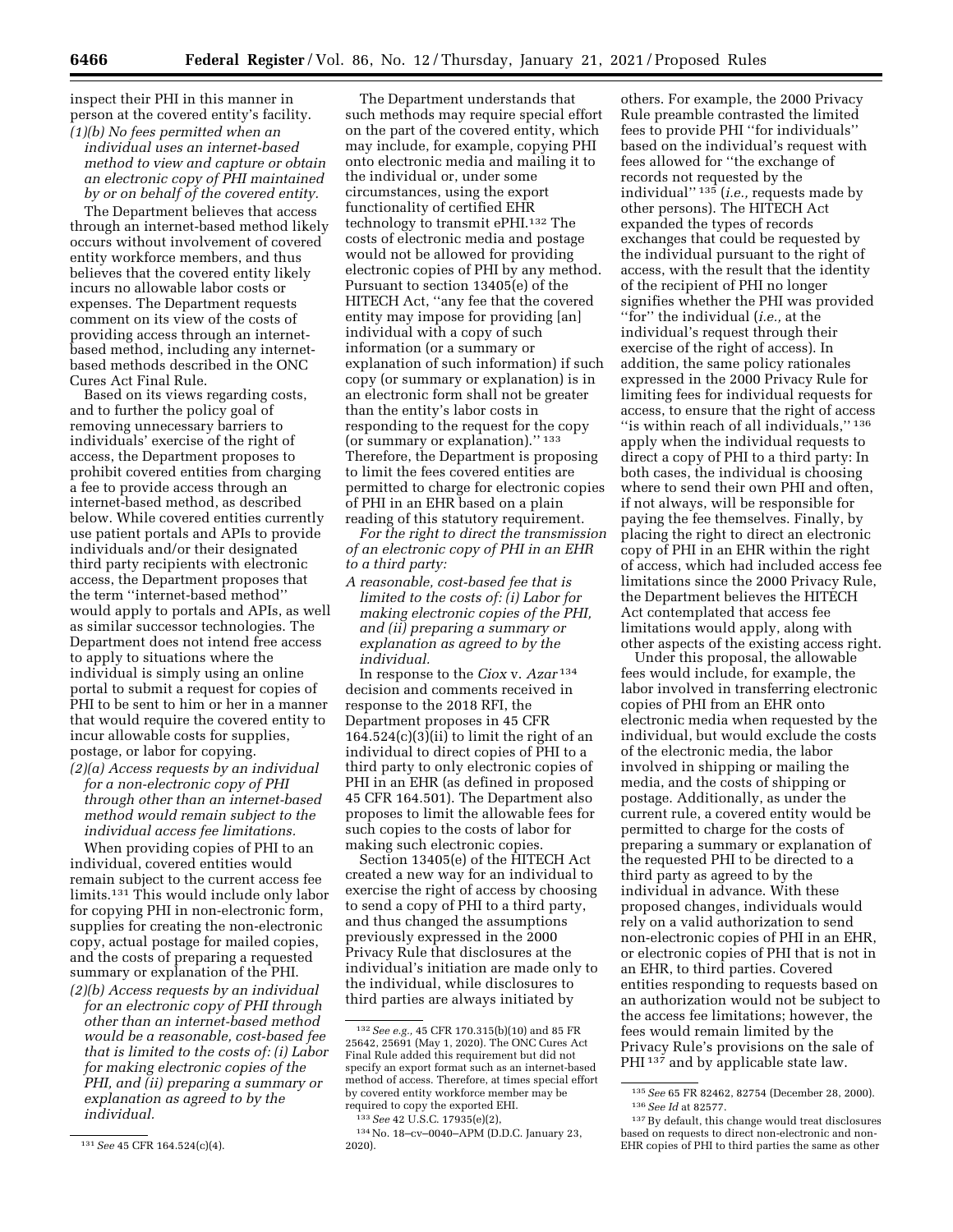inspect their PHI in this manner in person at the covered entity's facility.

*(1)(b) No fees permitted when an individual uses an internet-based method to view and capture or obtain an electronic copy of PHI maintained by or on behalf of the covered entity.*

The Department believes that access through an internet-based method likely occurs without involvement of covered entity workforce members, and thus believes that the covered entity likely incurs no allowable labor costs or expenses. The Department requests comment on its view of the costs of providing access through an internet-based method, including any internet-based methods described in the ONC Cures Act Final Rule.

Based on its views regarding costs, and to further the policy goal of removing unnecessary barriers to individuals' exercise of the right of access, the Department proposes to prohibit covered entities from charging a fee to provide access through an internet-based method, as described below. While covered entities currently use patient portals and APIs to provide individuals and/or their designated third party recipients with electronic access, the Department proposes that the term ''internet-based method'' would apply to portals and APIs, as well as similar successor technologies. The Department does not intend free access to apply to situations where the individual is simply using an online portal to submit a request for copies of PHI to be sent to him or her in a manner that would require the covered entity to incur allowable costs for supplies, postage, or labor for copying.

*(2)(a) Access requests by an individual for a non-electronic copy of PHI through other than an internet-based method would remain subject to the individual access fee limitations.*

When providing copies of PHI to an individual, covered entities would remain subject to the current access fee limits.[131] This would include only labor for copying PHI in non-electronic form, supplies for creating the non-electronic copy, actual postage for mailed copies, and the costs of preparing a requested summary or explanation of the PHI.

*(2)(b) Access requests by an individual for an electronic copy of PHI through other than an internet-based method would be a reasonable, cost-based fee that is limited to the costs of: (i) Labor for making electronic copies of the PHI, and (ii) preparing a summary or explanation as agreed to by the individual.*

The Department understands that such methods may require special effort on the part of the covered entity, which may include, for example, copying PHI onto electronic media and mailing it to the individual or, under some circumstances, using the export functionality of certified EHR technology to transmit ePHI.[132] The costs of electronic media and postage would not be allowed for providing electronic copies of PHI by any method. Pursuant to section 13405(e) of the HITECH Act, ''any fee that the covered entity may impose for providing [an] individual with a copy of such information (or a summary or explanation of such information) if such copy (or summary or explanation) is in an electronic form shall not be greater than the entity's labor costs in responding to the request for the copy (or summary or explanation).''[133] Therefore, the Department is proposing to limit the fees covered entities are permitted to charge for electronic copies of PHI in an EHR based on a plain reading of this statutory requirement.

*For the right to direct the transmission of an electronic copy of PHI in an EHR to a third party:*

*A reasonable, cost-based fee that is limited to the costs of: (i) Labor for making electronic copies of the PHI, and (ii) preparing a summary or explanation as agreed to by the individual.*

In response to the *Ciox* v. *Azar*[134] decision and comments received in response to the 2018 RFI, the Department proposes in 45 CFR 164.524(c)(3)(ii) to limit the right of an individual to direct copies of PHI to a third party to only electronic copies of PHI in an EHR (as defined in proposed 45 CFR 164.501). The Department also proposes to limit the allowable fees for such copies to the costs of labor for making such electronic copies.

Section 13405(e) of the HITECH Act created a new way for an individual to exercise the right of access by choosing to send a copy of PHI to a third party, and thus changed the assumptions previously expressed in the 2000 Privacy Rule that disclosures at the individual's initiation are made only to the individual, while disclosures to third parties are always initiated by others. For example, the 2000 Privacy Rule preamble contrasted the limited fees to provide PHI ''for individuals'' based on the individual's request with fees allowed for ''the exchange of records not requested by the individual''[135] (*i.e.,* requests made by other persons). The HITECH Act expanded the types of records exchanges that could be requested by the individual pursuant to the right of access, with the result that the identity of the recipient of PHI no longer signifies whether the PHI was provided ''for'' the individual (*i.e.,* at the individual's request through their exercise of the right of access). In addition, the same policy rationales expressed in the 2000 Privacy Rule for limiting fees for individual requests for access, to ensure that the right of access ''is within reach of all individuals,''[136] apply when the individual requests to direct a copy of PHI to a third party: In both cases, the individual is choosing where to send their own PHI and often, if not always, will be responsible for paying the fee themselves. Finally, by placing the right to direct an electronic copy of PHI in an EHR within the right of access, which had included access fee limitations since the 2000 Privacy Rule, the Department believes the HITECH Act contemplated that access fee limitations would apply, along with other aspects of the existing access right.

Under this proposal, the allowable fees would include, for example, the labor involved in transferring electronic copies of PHI from an EHR onto electronic media when requested by the individual, but would exclude the costs of the electronic media, the labor involved in shipping or mailing the media, and the costs of shipping or postage. Additionally, as under the current rule, a covered entity would be permitted to charge for the costs of preparing a summary or explanation of the requested PHI to be directed to a third party as agreed to by the individual in advance. With these proposed changes, individuals would rely on a valid authorization to send non-electronic copies of PHI in an EHR, or electronic copies of PHI that is not in an EHR, to third parties. Covered entities responding to requests based on an authorization would not be subject to the access fee limitations; however, the fees would remain limited by the Privacy Rule's provisions on the sale of PHI[137] and by applicable state law.

---

[131] *See* 45 CFR 164.524(c)(4).

[132] *See e.g.,* 45 CFR 170.315(b)(10) and 85 FR 25642, 25691 (May 1, 2020). The ONC Cures Act Final Rule added this requirement but did not specify an export format such as an internet-based method of access. Therefore, at times special effort by covered entity workforce member may be required to copy the exported EHI.

[133] *See* 42 U.S.C. 17935(e)(2),

[134] No. 18–cv–0040–APM (D.D.C. January 23, 2020).

[135] *See* 65 FR 82462, 82754 (December 28, 2000).

[136] *See Id* at 82577.

[137] By default, this change would treat disclosures based on requests to direct non-electronic and non-EHR copies of PHI to third parties the same as other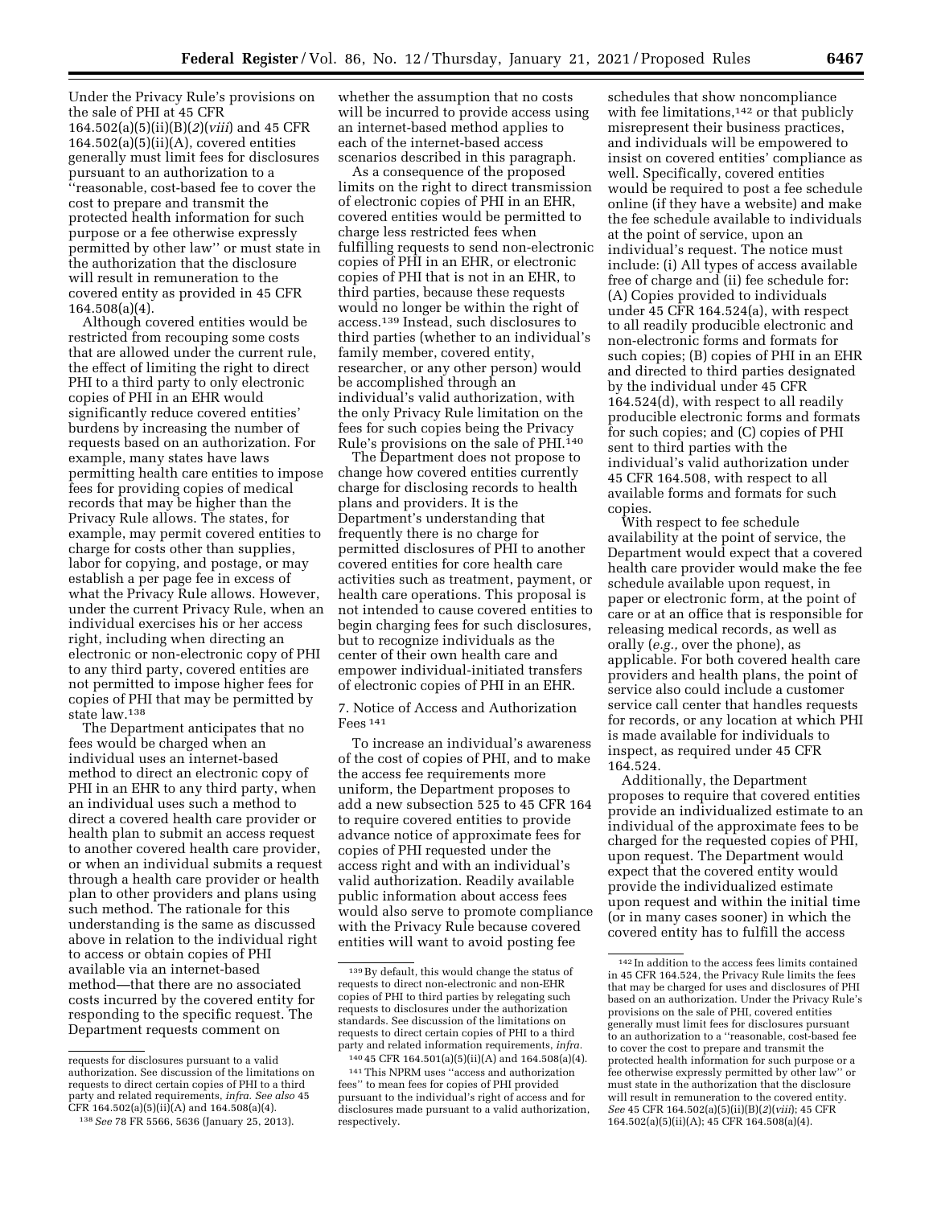Under the Privacy Rule's provisions on the sale of PHI at 45 CFR 164.502(a)(5)(ii)(B)(*2*)(*viii*) and 45 CFR 164.502(a)(5)(ii)(A), covered entities generally must limit fees for disclosures pursuant to an authorization to a ''reasonable, cost-based fee to cover the cost to prepare and transmit the protected health information for such purpose or a fee otherwise expressly permitted by other law'' or must state in the authorization that the disclosure will result in remuneration to the covered entity as provided in 45 CFR 164.508(a)(4).

Although covered entities would be restricted from recouping some costs that are allowed under the current rule, the effect of limiting the right to direct PHI to a third party to only electronic copies of PHI in an EHR would significantly reduce covered entities' burdens by increasing the number of requests based on an authorization. For example, many states have laws permitting health care entities to impose fees for providing copies of medical records that may be higher than the Privacy Rule allows. The states, for example, may permit covered entities to charge for costs other than supplies, labor for copying, and postage, or may establish a per page fee in excess of what the Privacy Rule allows. However, under the current Privacy Rule, when an individual exercises his or her access right, including when directing an electronic or non-electronic copy of PHI to any third party, covered entities are not permitted to impose higher fees for copies of PHI that may be permitted by state law.[138]

The Department anticipates that no fees would be charged when an individual uses an internet-based method to direct an electronic copy of PHI in an EHR to any third party, when an individual uses such a method to direct a covered health care provider or health plan to submit an access request to another covered health care provider, or when an individual submits a request through a health care provider or health plan to other providers and plans using such method. The rationale for this understanding is the same as discussed above in relation to the individual right to access or obtain copies of PHI available via an internet-based method—that there are no associated costs incurred by the covered entity for responding to the specific request. The Department requests comment on whether the assumption that no costs will be incurred to provide access using an internet-based method applies to each of the internet-based access scenarios described in this paragraph.

As a consequence of the proposed limits on the right to direct transmission of electronic copies of PHI in an EHR, covered entities would be permitted to charge less restricted fees when fulfilling requests to send non-electronic copies of PHI in an EHR, or electronic copies of PHI that is not in an EHR, to third parties, because these requests would no longer be within the right of access.[139] Instead, such disclosures to third parties (whether to an individual's family member, covered entity, researcher, or any other person) would be accomplished through an individual's valid authorization, with the only Privacy Rule limitation on the fees for such copies being the Privacy Rule's provisions on the sale of PHI.[140]

The Department does not propose to change how covered entities currently charge for disclosing records to health plans and providers. It is the Department's understanding that frequently there is no charge for permitted disclosures of PHI to another covered entities for core health care activities such as treatment, payment, or health care operations. This proposal is not intended to cause covered entities to begin charging fees for such disclosures, but to recognize individuals as the center of their own health care and empower individual-initiated transfers of electronic copies of PHI in an EHR.

### 7. Notice of Access and Authorization Fees[141]

To increase an individual's awareness of the cost of copies of PHI, and to make the access fee requirements more uniform, the Department proposes to add a new subsection 525 to 45 CFR 164 to require covered entities to provide advance notice of approximate fees for copies of PHI requested under the access right and with an individual's valid authorization. Readily available public information about access fees would also serve to promote compliance with the Privacy Rule because covered entities will want to avoid posting fee schedules that show noncompliance with fee limitations,[142] or that publicly misrepresent their business practices, and individuals will be empowered to insist on covered entities' compliance as well. Specifically, covered entities would be required to post a fee schedule online (if they have a website) and make the fee schedule available to individuals at the point of service, upon an individual's request. The notice must include: (i) All types of access available free of charge and (ii) fee schedule for: (A) Copies provided to individuals under 45 CFR 164.524(a), with respect to all readily producible electronic and non-electronic forms and formats for such copies; (B) copies of PHI in an EHR and directed to third parties designated by the individual under 45 CFR 164.524(d), with respect to all readily producible electronic forms and formats for such copies; and (C) copies of PHI sent to third parties with the individual's valid authorization under 45 CFR 164.508, with respect to all available forms and formats for such copies.

With respect to fee schedule availability at the point of service, the Department would expect that a covered health care provider would make the fee schedule available upon request, in paper or electronic form, at the point of care or at an office that is responsible for releasing medical records, as well as orally (*e.g.,* over the phone), as applicable. For both covered health care providers and health plans, the point of service also could include a customer service call center that handles requests for records, or any location at which PHI is made available for individuals to inspect, as required under 45 CFR 164.524.

Additionally, the Department proposes to require that covered entities provide an individualized estimate to an individual of the approximate fees to be charged for the requested copies of PHI, upon request. The Department would expect that the covered entity would provide the individualized estimate upon request and within the initial time (or in many cases sooner) in which the covered entity has to fulfill the access

---

requests for disclosures pursuant to a valid authorization. See discussion of the limitations on requests to direct certain copies of PHI to a third party and related requirements, *infra. See also* 45 CFR 164.502(a)(5)(ii)(A) and 164.508(a)(4).

[138] *See* 78 FR 5566, 5636 (January 25, 2013).

[139] By default, this would change the status of requests to direct non-electronic and non-EHR copies of PHI to third parties by relegating such requests to disclosures under the authorization standards. See discussion of the limitations on requests to direct certain copies of PHI to a third party and related information requirements, *infra.*

[140] 45 CFR 164.501(a)(5)(ii)(A) and 164.508(a)(4).

[141] This NPRM uses ''access and authorization fees'' to mean fees for copies of PHI provided pursuant to the individual's right of access and for disclosures made pursuant to a valid authorization, respectively.

[142] In addition to the access fees limits contained in 45 CFR 164.524, the Privacy Rule limits the fees that may be charged for uses and disclosures of PHI based on an authorization. Under the Privacy Rule's provisions on the sale of PHI, covered entities generally must limit fees for disclosures pursuant to an authorization to a ''reasonable, cost-based fee to cover the cost to prepare and transmit the protected health information for such purpose or a fee otherwise expressly permitted by other law'' or must state in the authorization that the disclosure will result in remuneration to the covered entity. *See* 45 CFR 164.502(a)(5)(ii)(B)(*2*)(*viii*); 45 CFR 164.502(a)(5)(ii)(A); 45 CFR 164.508(a)(4).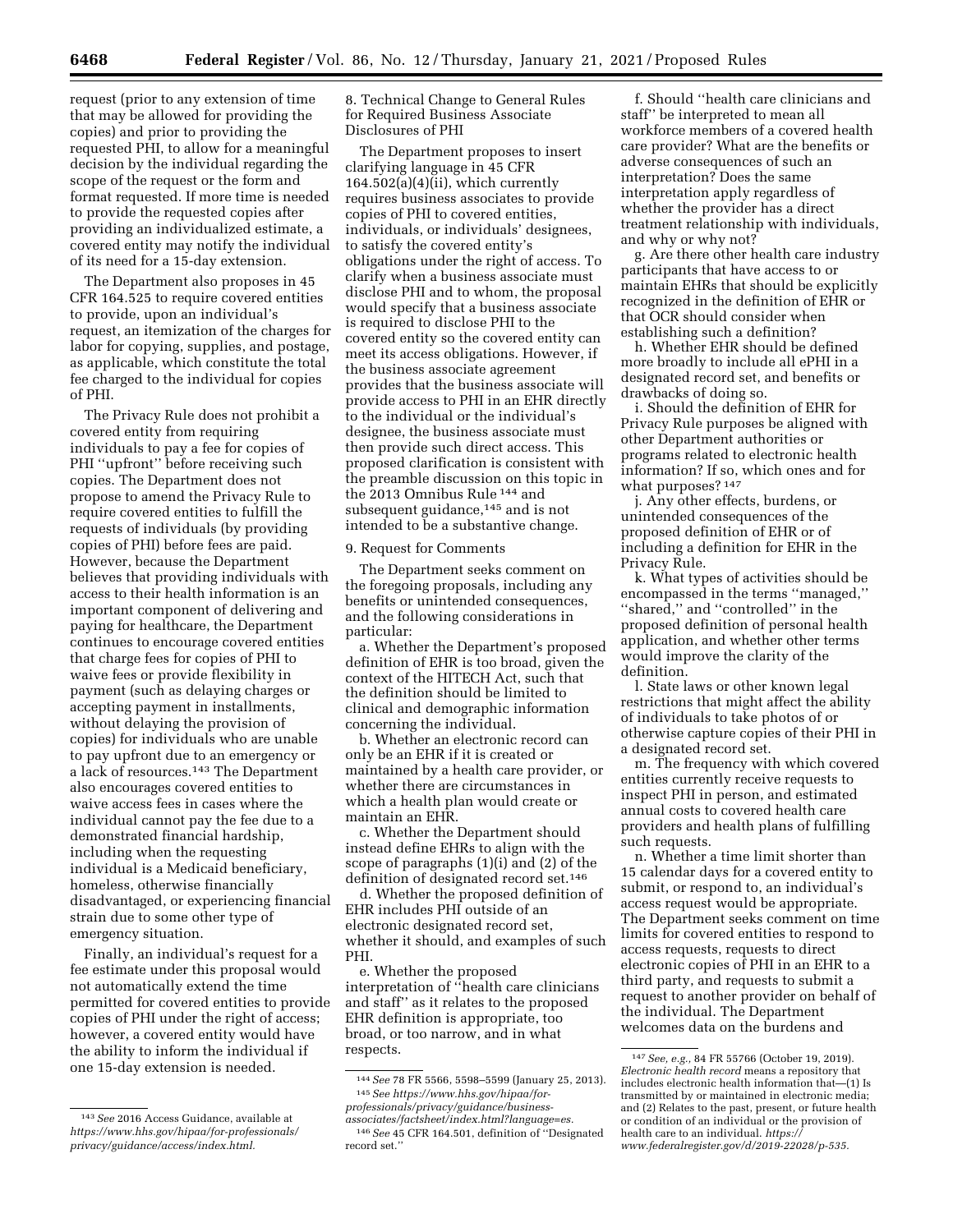request (prior to any extension of time that may be allowed for providing the copies) and prior to providing the requested PHI, to allow for a meaningful decision by the individual regarding the scope of the request or the form and format requested. If more time is needed to provide the requested copies after providing an individualized estimate, a covered entity may notify the individual of its need for a 15-day extension.

The Department also proposes in 45 CFR 164.525 to require covered entities to provide, upon an individual's request, an itemization of the charges for labor for copying, supplies, and postage, as applicable, which constitute the total fee charged to the individual for copies of PHI.

The Privacy Rule does not prohibit a covered entity from requiring individuals to pay a fee for copies of PHI ''upfront'' before receiving such copies. The Department does not propose to amend the Privacy Rule to require covered entities to fulfill the requests of individuals (by providing copies of PHI) before fees are paid. However, because the Department believes that providing individuals with access to their health information is an important component of delivering and paying for healthcare, the Department continues to encourage covered entities that charge fees for copies of PHI to waive fees or provide flexibility in payment (such as delaying charges or accepting payment in installments, without delaying the provision of copies) for individuals who are unable to pay upfront due to an emergency or a lack of resources.[143] The Department also encourages covered entities to waive access fees in cases where the individual cannot pay the fee due to a demonstrated financial hardship, including when the requesting individual is a Medicaid beneficiary, homeless, otherwise financially disadvantaged, or experiencing financial strain due to some other type of emergency situation.

Finally, an individual's request for a fee estimate under this proposal would not automatically extend the time permitted for covered entities to provide copies of PHI under the right of access; however, a covered entity would have the ability to inform the individual if one 15-day extension is needed.

8. Technical Change to General Rules for Required Business Associate Disclosures of PHI

The Department proposes to insert clarifying language in 45 CFR 164.502(a)(4)(ii), which currently requires business associates to provide copies of PHI to covered entities, individuals, or individuals' designees, to satisfy the covered entity's obligations under the right of access. To clarify when a business associate must disclose PHI and to whom, the proposal would specify that a business associate is required to disclose PHI to the covered entity so the covered entity can meet its access obligations. However, if the business associate agreement provides that the business associate will provide access to PHI in an EHR directly to the individual or the individual's designee, the business associate must then provide such direct access. This proposed clarification is consistent with the preamble discussion on this topic in the 2013 Omnibus Rule [144] and subsequent guidance,[145] and is not intended to be a substantive change.

9. Request for Comments

The Department seeks comment on the foregoing proposals, including any benefits or unintended consequences, and the following considerations in particular:

a. Whether the Department's proposed definition of EHR is too broad, given the context of the HITECH Act, such that the definition should be limited to clinical and demographic information concerning the individual.

b. Whether an electronic record can only be an EHR if it is created or maintained by a health care provider, or whether there are circumstances in which a health plan would create or maintain an EHR.

c. Whether the Department should instead define EHRs to align with the scope of paragraphs (1)(i) and (2) of the definition of designated record set.[146]

d. Whether the proposed definition of EHR includes PHI outside of an electronic designated record set, whether it should, and examples of such PHI.

e. Whether the proposed interpretation of ''health care clinicians and staff'' as it relates to the proposed EHR definition is appropriate, too broad, or too narrow, and in what respects.

f. Should ''health care clinicians and staff'' be interpreted to mean all workforce members of a covered health care provider? What are the benefits or adverse consequences of such an interpretation? Does the same interpretation apply regardless of whether the provider has a direct treatment relationship with individuals, and why or why not?

g. Are there other health care industry participants that have access to or maintain EHRs that should be explicitly recognized in the definition of EHR or that OCR should consider when establishing such a definition?

h. Whether EHR should be defined more broadly to include all ePHI in a designated record set, and benefits or drawbacks of doing so.

i. Should the definition of EHR for Privacy Rule purposes be aligned with other Department authorities or programs related to electronic health information? If so, which ones and for what purposes? [147]

j. Any other effects, burdens, or unintended consequences of the proposed definition of EHR or of including a definition for EHR in the Privacy Rule.

k. What types of activities should be encompassed in the terms ''managed,'' ''shared,'' and ''controlled'' in the proposed definition of personal health application, and whether other terms would improve the clarity of the definition.

l. State laws or other known legal restrictions that might affect the ability of individuals to take photos of or otherwise capture copies of their PHI in a designated record set.

m. The frequency with which covered entities currently receive requests to inspect PHI in person, and estimated annual costs to covered health care providers and health plans of fulfilling such requests.

n. Whether a time limit shorter than 15 calendar days for a covered entity to submit, or respond to, an individual's access request would be appropriate. The Department seeks comment on time limits for covered entities to respond to access requests, requests to direct electronic copies of PHI in an EHR to a third party, and requests to submit a request to another provider on behalf of the individual. The Department welcomes data on the burdens and

---

[143] *See* 2016 Access Guidance, available at *https://www.hhs.gov/hipaa/for-professionals/privacy/guidance/access/index.html.*

[144] *See* 78 FR 5566, 5598–5599 (January 25, 2013).

[145] *See https://www.hhs.gov/hipaa/for-professionals/privacy/guidance/business-associates/factsheet/index.html?language=es.*

[146] *See* 45 CFR 164.501, definition of ''Designated record set.''

[147] *See, e.g.,* 84 FR 55766 (October 19, 2019). *Electronic health record* means a repository that includes electronic health information that—(1) Is transmitted by or maintained in electronic media; and (2) Relates to the past, present, or future health or condition of an individual or the provision of health care to an individual. *https://www.federalregister.gov/d/2019-22028/p-535.*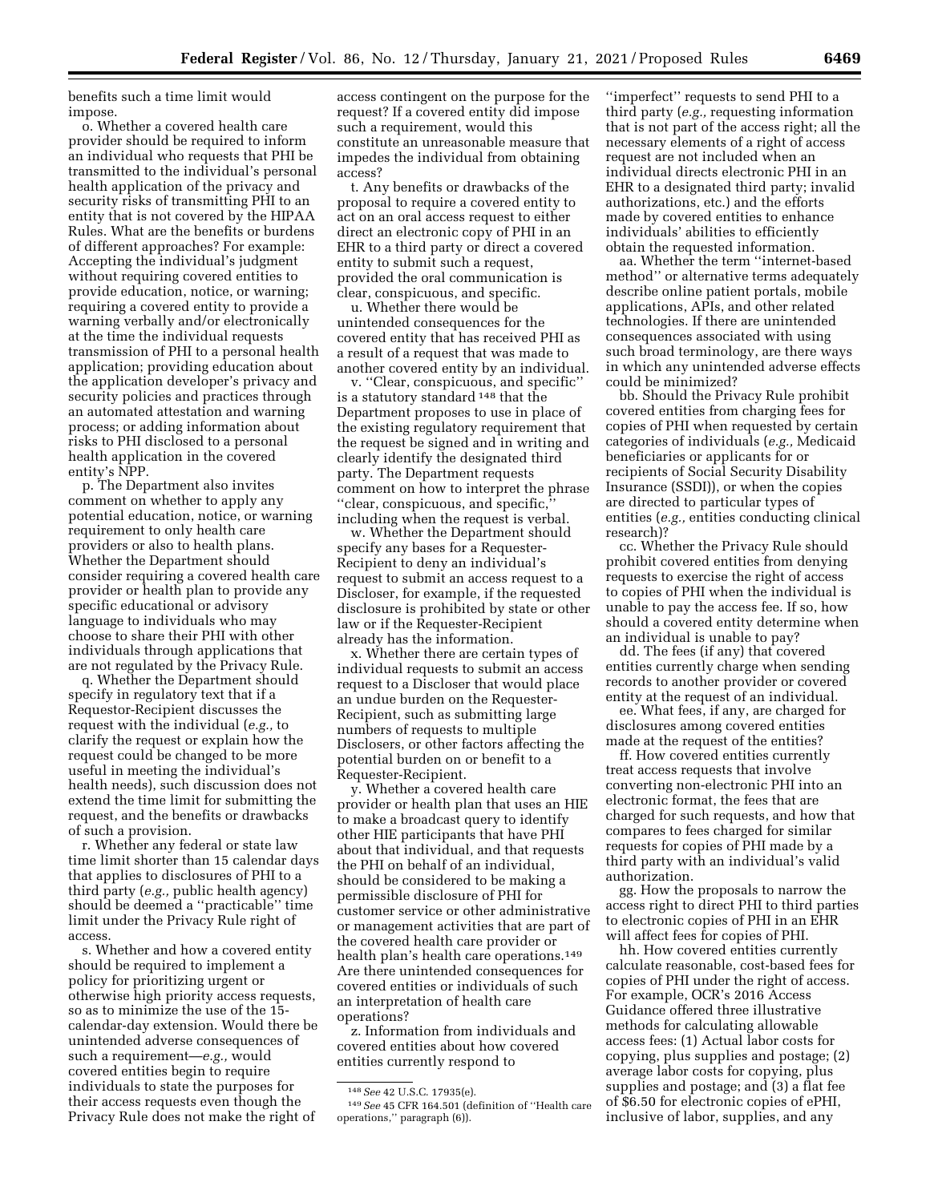benefits such a time limit would impose.

o. Whether a covered health care provider should be required to inform an individual who requests that PHI be transmitted to the individual's personal health application of the privacy and security risks of transmitting PHI to an entity that is not covered by the HIPAA Rules. What are the benefits or burdens of different approaches? For example: Accepting the individual's judgment without requiring covered entities to provide education, notice, or warning; requiring a covered entity to provide a warning verbally and/or electronically at the time the individual requests transmission of PHI to a personal health application; providing education about the application developer's privacy and security policies and practices through an automated attestation and warning process; or adding information about risks to PHI disclosed to a personal health application in the covered entity's NPP.

p. The Department also invites comment on whether to apply any potential education, notice, or warning requirement to only health care providers or also to health plans. Whether the Department should consider requiring a covered health care provider or health plan to provide any specific educational or advisory language to individuals who may choose to share their PHI with other individuals through applications that are not regulated by the Privacy Rule.

q. Whether the Department should specify in regulatory text that if a Requestor-Recipient discusses the request with the individual (*e.g.,* to clarify the request or explain how the request could be changed to be more useful in meeting the individual's health needs), such discussion does not extend the time limit for submitting the request, and the benefits or drawbacks of such a provision.

r. Whether any federal or state law time limit shorter than 15 calendar days that applies to disclosures of PHI to a third party (*e.g.,* public health agency) should be deemed a ''practicable'' time limit under the Privacy Rule right of access.

s. Whether and how a covered entity should be required to implement a policy for prioritizing urgent or otherwise high priority access requests, so as to minimize the use of the 15-calendar-day extension. Would there be unintended adverse consequences of such a requirement—*e.g.,* would covered entities begin to require individuals to state the purposes for their access requests even though the Privacy Rule does not make the right of access contingent on the purpose for the request? If a covered entity did impose such a requirement, would this constitute an unreasonable measure that impedes the individual from obtaining access?

t. Any benefits or drawbacks of the proposal to require a covered entity to act on an oral access request to either direct an electronic copy of PHI in an EHR to a third party or direct a covered entity to submit such a request, provided the oral communication is clear, conspicuous, and specific.

u. Whether there would be unintended consequences for the covered entity that has received PHI as a result of a request that was made to another covered entity by an individual.

v. ''Clear, conspicuous, and specific'' is a statutory standard [148] that the Department proposes to use in place of the existing regulatory requirement that the request be signed and in writing and clearly identify the designated third party. The Department requests comment on how to interpret the phrase ''clear, conspicuous, and specific,'' including when the request is verbal.

w. Whether the Department should specify any bases for a Requester-Recipient to deny an individual's request to submit an access request to a Discloser, for example, if the requested disclosure is prohibited by state or other law or if the Requester-Recipient already has the information.

x. Whether there are certain types of individual requests to submit an access request to a Discloser that would place an undue burden on the Requester-Recipient, such as submitting large numbers of requests to multiple Disclosers, or other factors affecting the potential burden on or benefit to a Requester-Recipient.

y. Whether a covered health care provider or health plan that uses an HIE to make a broadcast query to identify other HIE participants that have PHI about that individual, and that requests the PHI on behalf of an individual, should be considered to be making a permissible disclosure of PHI for customer service or other administrative or management activities that are part of the covered health care provider or health plan's health care operations.[149] Are there unintended consequences for covered entities or individuals of such an interpretation of health care operations?

z. Information from individuals and covered entities about how covered entities currently respond to ''imperfect'' requests to send PHI to a third party (*e.g.,* requesting information that is not part of the access right; all the necessary elements of a right of access request are not included when an individual directs electronic PHI in an EHR to a designated third party; invalid authorizations, etc.) and the efforts made by covered entities to enhance individuals' abilities to efficiently obtain the requested information.

aa. Whether the term ''internet-based method'' or alternative terms adequately describe online patient portals, mobile applications, APIs, and other related technologies. If there are unintended consequences associated with using such broad terminology, are there ways in which any unintended adverse effects could be minimized?

bb. Should the Privacy Rule prohibit covered entities from charging fees for copies of PHI when requested by certain categories of individuals (*e.g.,* Medicaid beneficiaries or applicants for or recipients of Social Security Disability Insurance (SSDI)), or when the copies are directed to particular types of entities (*e.g.,* entities conducting clinical research)?

cc. Whether the Privacy Rule should prohibit covered entities from denying requests to exercise the right of access to copies of PHI when the individual is unable to pay the access fee. If so, how should a covered entity determine when an individual is unable to pay?

dd. The fees (if any) that covered entities currently charge when sending records to another provider or covered entity at the request of an individual.

ee. What fees, if any, are charged for disclosures among covered entities made at the request of the entities?

ff. How covered entities currently treat access requests that involve converting non-electronic PHI into an electronic format, the fees that are charged for such requests, and how that compares to fees charged for similar requests for copies of PHI made by a third party with an individual's valid authorization.

gg. How the proposals to narrow the access right to direct PHI to third parties to electronic copies of PHI in an EHR will affect fees for copies of PHI.

hh. How covered entities currently calculate reasonable, cost-based fees for copies of PHI under the right of access. For example, OCR's 2016 Access Guidance offered three illustrative methods for calculating allowable access fees: (1) Actual labor costs for copying, plus supplies and postage; (2) average labor costs for copying, plus supplies and postage; and (3) a flat fee of $6.50 for electronic copies of ePHI, inclusive of labor, supplies, and any

---

[148] *See* 42 U.S.C. 17935(e).

[149] *See* 45 CFR 164.501 (definition of ''Health care operations,'' paragraph (6)).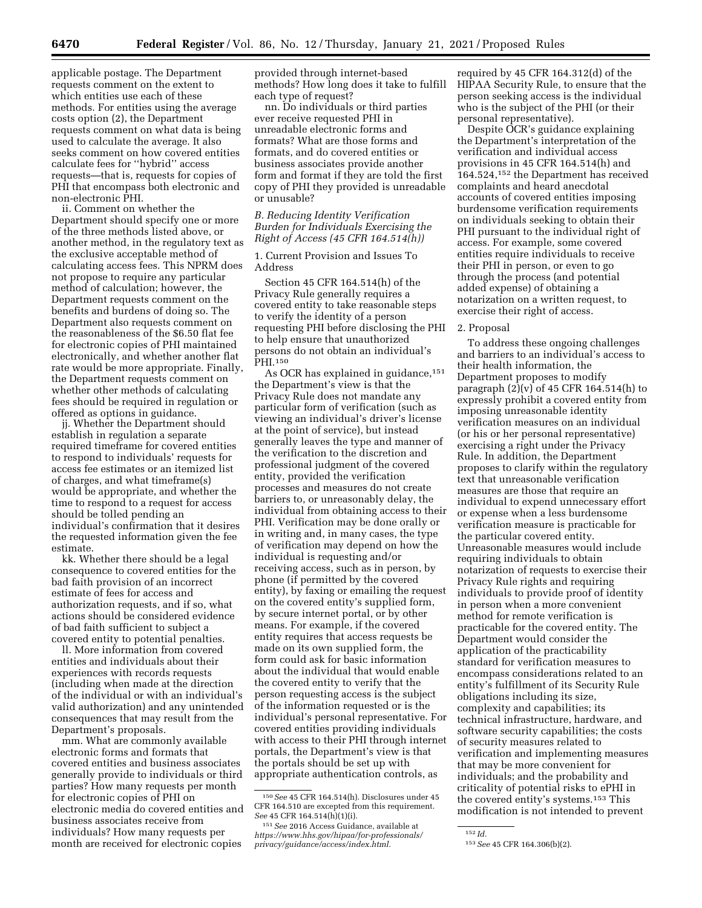applicable postage. The Department requests comment on the extent to which entities use each of these methods. For entities using the average costs option (2), the Department requests comment on what data is being used to calculate the average. It also seeks comment on how covered entities calculate fees for ''hybrid'' access requests—that is, requests for copies of PHI that encompass both electronic and non-electronic PHI.

ii. Comment on whether the Department should specify one or more of the three methods listed above, or another method, in the regulatory text as the exclusive acceptable method of calculating access fees. This NPRM does not propose to require any particular method of calculation; however, the Department requests comment on the benefits and burdens of doing so. The Department also requests comment on the reasonableness of the $6.50 flat fee for electronic copies of PHI maintained electronically, and whether another flat rate would be more appropriate. Finally, the Department requests comment on whether other methods of calculating fees should be required in regulation or offered as options in guidance.

jj. Whether the Department should establish in regulation a separate required timeframe for covered entities to respond to individuals' requests for access fee estimates or an itemized list of charges, and what timeframe(s) would be appropriate, and whether the time to respond to a request for access should be tolled pending an individual's confirmation that it desires the requested information given the fee estimate.

kk. Whether there should be a legal consequence to covered entities for the bad faith provision of an incorrect estimate of fees for access and authorization requests, and if so, what actions should be considered evidence of bad faith sufficient to subject a covered entity to potential penalties.

ll. More information from covered entities and individuals about their experiences with records requests (including when made at the direction of the individual or with an individual's valid authorization) and any unintended consequences that may result from the Department's proposals.

mm. What are commonly available electronic forms and formats that covered entities and business associates generally provide to individuals or third parties? How many requests per month for electronic copies of PHI on electronic media do covered entities and business associates receive from individuals? How many requests per month are received for electronic copies provided through internet-based methods? How long does it take to fulfill each type of request?

nn. Do individuals or third parties ever receive requested PHI in unreadable electronic forms and formats? What are those forms and formats, and do covered entities or business associates provide another form and format if they are told the first copy of PHI they provided is unreadable or unusable?

### *B. Reducing Identity Verification Burden for Individuals Exercising the Right of Access (45 CFR 164.514(h))*

1. Current Provision and Issues To Address

Section 45 CFR 164.514(h) of the Privacy Rule generally requires a covered entity to take reasonable steps to verify the identity of a person requesting PHI before disclosing the PHI to help ensure that unauthorized persons do not obtain an individual's PHI.[150]

As OCR has explained in guidance,[151] the Department's view is that the Privacy Rule does not mandate any particular form of verification (such as viewing an individual's driver's license at the point of service), but instead generally leaves the type and manner of the verification to the discretion and professional judgment of the covered entity, provided the verification processes and measures do not create barriers to, or unreasonably delay, the individual from obtaining access to their PHI. Verification may be done orally or in writing and, in many cases, the type of verification may depend on how the individual is requesting and/or receiving access, such as in person, by phone (if permitted by the covered entity), by faxing or emailing the request on the covered entity's supplied form, by secure internet portal, or by other means. For example, if the covered entity requires that access requests be made on its own supplied form, the form could ask for basic information about the individual that would enable the covered entity to verify that the person requesting access is the subject of the information requested or is the individual's personal representative. For covered entities providing individuals with access to their PHI through internet portals, the Department's view is that the portals should be set up with appropriate authentication controls, as required by 45 CFR 164.312(d) of the HIPAA Security Rule, to ensure that the person seeking access is the individual who is the subject of the PHI (or their personal representative).

Despite OCR's guidance explaining the Department's interpretation of the verification and individual access provisions in 45 CFR 164.514(h) and 164.524,[152] the Department has received complaints and heard anecdotal accounts of covered entities imposing burdensome verification requirements on individuals seeking to obtain their PHI pursuant to the individual right of access. For example, some covered entities require individuals to receive their PHI in person, or even to go through the process (and potential added expense) of obtaining a notarization on a written request, to exercise their right of access.

2. Proposal

To address these ongoing challenges and barriers to an individual's access to their health information, the Department proposes to modify paragraph (2)(v) of 45 CFR 164.514(h) to expressly prohibit a covered entity from imposing unreasonable identity verification measures on an individual (or his or her personal representative) exercising a right under the Privacy Rule. In addition, the Department proposes to clarify within the regulatory text that unreasonable verification measures are those that require an individual to expend unnecessary effort or expense when a less burdensome verification measure is practicable for the particular covered entity. Unreasonable measures would include requiring individuals to obtain notarization of requests to exercise their Privacy Rule rights and requiring individuals to provide proof of identity in person when a more convenient method for remote verification is practicable for the covered entity. The Department would consider the application of the practicability standard for verification measures to encompass considerations related to an entity's fulfillment of its Security Rule obligations including its size, complexity and capabilities; its technical infrastructure, hardware, and software security capabilities; the costs of security measures related to verification and implementing measures that may be more convenient for individuals; and the probability and criticality of potential risks to ePHI in the covered entity's systems.[153] This modification is not intended to prevent

---

[150] *See* 45 CFR 164.514(h). Disclosures under 45 CFR 164.510 are excepted from this requirement. *See* 45 CFR 164.514(h)(1)(i).

[151] *See* 2016 Access Guidance, available at *https://www.hhs.gov/hipaa/for-professionals/privacy/guidance/access/index.html.*

[152] *Id.*

[153] *See* 45 CFR 164.306(b)(2).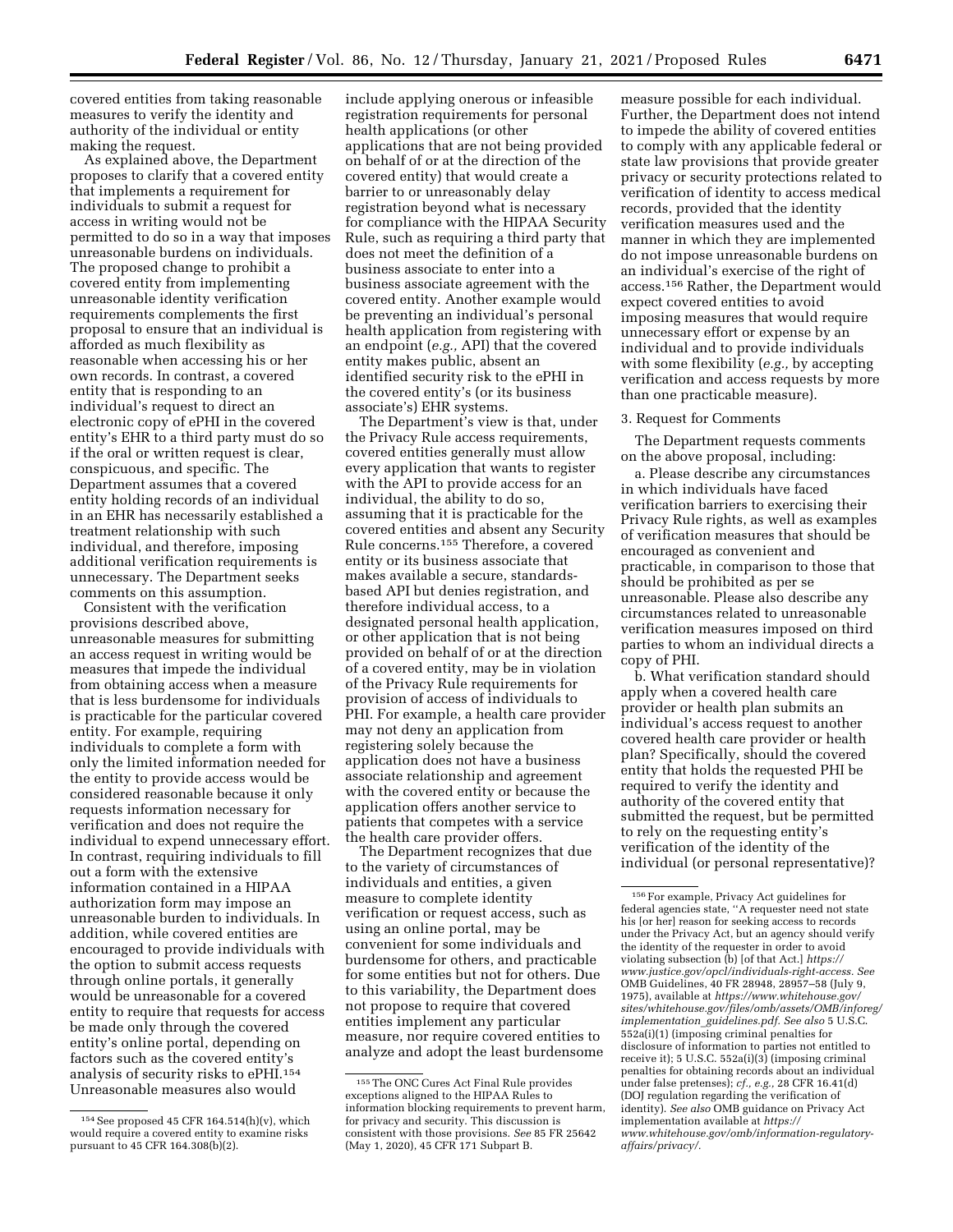covered entities from taking reasonable measures to verify the identity and authority of the individual or entity making the request.

As explained above, the Department proposes to clarify that a covered entity that implements a requirement for individuals to submit a request for access in writing would not be permitted to do so in a way that imposes unreasonable burdens on individuals. The proposed change to prohibit a covered entity from implementing unreasonable identity verification requirements complements the first proposal to ensure that an individual is afforded as much flexibility as reasonable when accessing his or her own records. In contrast, a covered entity that is responding to an individual's request to direct an electronic copy of ePHI in the covered entity's EHR to a third party must do so if the oral or written request is clear, conspicuous, and specific. The Department assumes that a covered entity holding records of an individual in an EHR has necessarily established a treatment relationship with such individual, and therefore, imposing additional verification requirements is unnecessary. The Department seeks comments on this assumption.

Consistent with the verification provisions described above, unreasonable measures for submitting an access request in writing would be measures that impede the individual from obtaining access when a measure that is less burdensome for individuals is practicable for the particular covered entity. For example, requiring individuals to complete a form with only the limited information needed for the entity to provide access would be considered reasonable because it only requests information necessary for verification and does not require the individual to expend unnecessary effort. In contrast, requiring individuals to fill out a form with the extensive information contained in a HIPAA authorization form may impose an unreasonable burden to individuals. In addition, while covered entities are encouraged to provide individuals with the option to submit access requests through online portals, it generally would be unreasonable for a covered entity to require that requests for access be made only through the covered entity's online portal, depending on factors such as the covered entity's analysis of security risks to ePHI.[154] Unreasonable measures also would include applying onerous or infeasible registration requirements for personal health applications (or other applications that are not being provided on behalf of or at the direction of the covered entity) that would create a barrier to or unreasonably delay registration beyond what is necessary for compliance with the HIPAA Security Rule, such as requiring a third party that does not meet the definition of a business associate to enter into a business associate agreement with the covered entity. Another example would be preventing an individual's personal health application from registering with an endpoint (*e.g.,* API) that the covered entity makes public, absent an identified security risk to the ePHI in the covered entity's (or its business associate's) EHR systems.

The Department's view is that, under the Privacy Rule access requirements, covered entities generally must allow every application that wants to register with the API to provide access for an individual, the ability to do so, assuming that it is practicable for the covered entities and absent any Security Rule concerns.[155] Therefore, a covered entity or its business associate that makes available a secure, standards-based API but denies registration, and therefore individual access, to a designated personal health application, or other application that is not being provided on behalf of or at the direction of a covered entity, may be in violation of the Privacy Rule requirements for provision of access of individuals to PHI. For example, a health care provider may not deny an application from registering solely because the application does not have a business associate relationship and agreement with the covered entity or because the application offers another service to patients that competes with a service the health care provider offers.

The Department recognizes that due to the variety of circumstances of individuals and entities, a given measure to complete identity verification or request access, such as using an online portal, may be convenient for some individuals and burdensome for others, and practicable for some entities but not for others. Due to this variability, the Department does not propose to require that covered entities implement any particular measure, nor require covered entities to analyze and adopt the least burdensome measure possible for each individual. Further, the Department does not intend to impede the ability of covered entities to comply with any applicable federal or state law provisions that provide greater privacy or security protections related to verification of identity to access medical records, provided that the identity verification measures used and the manner in which they are implemented do not impose unreasonable burdens on an individual's exercise of the right of access.[156] Rather, the Department would expect covered entities to avoid imposing measures that would require unnecessary effort or expense by an individual and to provide individuals with some flexibility (*e.g.,* by accepting verification and access requests by more than one practicable measure).

3. Request for Comments

The Department requests comments on the above proposal, including:

a. Please describe any circumstances in which individuals have faced verification barriers to exercising their Privacy Rule rights, as well as examples of verification measures that should be encouraged as convenient and practicable, in comparison to those that should be prohibited as per se unreasonable. Please also describe any circumstances related to unreasonable verification measures imposed on third parties to whom an individual directs a copy of PHI.

b. What verification standard should apply when a covered health care provider or health plan submits an individual's access request to another covered health care provider or health plan? Specifically, should the covered entity that holds the requested PHI be required to verify the identity and authority of the covered entity that submitted the request, but be permitted to rely on the requesting entity's verification of the identity of the individual (or personal representative)?

---

[154] See proposed 45 CFR 164.514(h)(v), which would require a covered entity to examine risks pursuant to 45 CFR 164.308(b)(2).

[155] The ONC Cures Act Final Rule provides exceptions aligned to the HIPAA Rules to information blocking requirements to prevent harm, for privacy and security. This discussion is consistent with those provisions. *See* 85 FR 25642 (May 1, 2020), 45 CFR 171 Subpart B.

[156] For example, Privacy Act guidelines for federal agencies state, "A requester need not state his [or her] reason for seeking access to records under the Privacy Act, but an agency should verify the identity of the requester in order to avoid violating subsection (b) [of that Act.] *https://www.justice.gov/opcl/individuals-right-access. See* OMB Guidelines, 40 FR 28948, 28957–58 (July 9, 1975), available at *https://www.whitehouse.gov/sites/whitehouse.gov/files/omb/assets/OMB/inforeg/implementation_guidelines.pdf. See also* 5 U.S.C. 552a(i)(1) (imposing criminal penalties for disclosure of information to parties not entitled to receive it); 5 U.S.C. 552a(i)(3) (imposing criminal penalties for obtaining records about an individual under false pretenses); *cf., e.g.,* 28 CFR 16.41(d) (DOJ regulation regarding the verification of identity). *See also* OMB guidance on Privacy Act implementation available at *https://www.whitehouse.gov/omb/information-regulatory-affairs/privacy/.*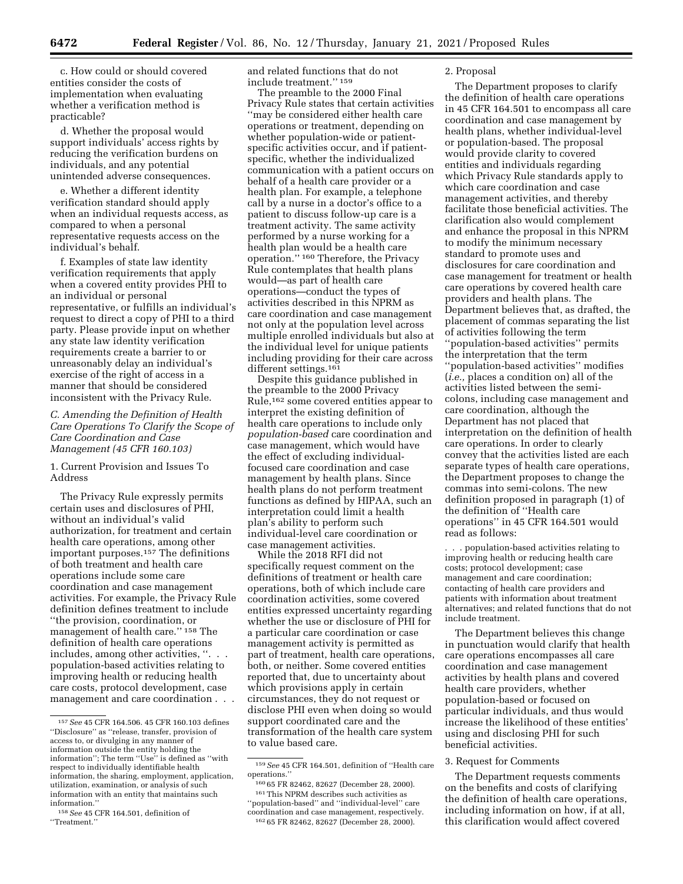c. How could or should covered entities consider the costs of implementation when evaluating whether a verification method is practicable?

d. Whether the proposal would support individuals' access rights by reducing the verification burdens on individuals, and any potential unintended adverse consequences.

e. Whether a different identity verification standard should apply when an individual requests access, as compared to when a personal representative requests access on the individual's behalf.

f. Examples of state law identity verification requirements that apply when a covered entity provides PHI to an individual or personal representative, or fulfills an individual's request to direct a copy of PHI to a third party. Please provide input on whether any state law identity verification requirements create a barrier to or unreasonably delay an individual's exercise of the right of access in a manner that should be considered inconsistent with the Privacy Rule.

### C. Amending the Definition of Health Care Operations To Clarify the Scope of Care Coordination and Case Management (45 CFR 160.103)

#### 1. Current Provision and Issues To Address

The Privacy Rule expressly permits certain uses and disclosures of PHI, without an individual's valid authorization, for treatment and certain health care operations, among other important purposes.[157] The definitions of both treatment and health care operations include some care coordination and case management activities. For example, the Privacy Rule definition defines treatment to include "the provision, coordination, or management of health care." [158] The definition of health care operations includes, among other activities, ". . . population-based activities relating to improving health or reducing health care costs, protocol development, case management and care coordination . . . and related functions that do not include treatment." [159]

The preamble to the 2000 Final Privacy Rule states that certain activities "may be considered either health care operations or treatment, depending on whether population-wide or patient-specific activities occur, and if patient-specific, whether the individualized communication with a patient occurs on behalf of a health care provider or a health plan. For example, a telephone call by a nurse in a doctor's office to a patient to discuss follow-up care is a treatment activity. The same activity performed by a nurse working for a health plan would be a health care operation." [160] Therefore, the Privacy Rule contemplates that health plans would—as part of health care operations—conduct the types of activities described in this NPRM as care coordination and case management not only at the population level across multiple enrolled individuals but also at the individual level for unique patients including providing for their care across different settings.[161]

Despite this guidance published in the preamble to the 2000 Privacy Rule,[162] some covered entities appear to interpret the existing definition of health care operations to include only *population-based* care coordination and case management, which would have the effect of excluding individual-focused care coordination and case management by health plans. Since health plans do not perform treatment functions as defined by HIPAA, such an interpretation could limit a health plan's ability to perform such individual-level care coordination or case management activities.

While the 2018 RFI did not specifically request comment on the definitions of treatment or health care operations, both of which include care coordination activities, some covered entities expressed uncertainty regarding whether the use or disclosure of PHI for a particular care coordination or case management activity is permitted as part of treatment, health care operations, both, or neither. Some covered entities reported that, due to uncertainty about which provisions apply in certain circumstances, they do not request or disclose PHI even when doing so would support coordinated care and the transformation of the health care system to value based care.

#### 2. Proposal

The Department proposes to clarify the definition of health care operations in 45 CFR 164.501 to encompass all care coordination and case management by health plans, whether individual-level or population-based. The proposal would provide clarity to covered entities and individuals regarding which Privacy Rule standards apply to which care coordination and case management activities, and thereby facilitate those beneficial activities. The clarification also would complement and enhance the proposal in this NPRM to modify the minimum necessary standard to promote uses and disclosures for care coordination and case management for treatment or health care operations by covered health care providers and health plans. The Department believes that, as drafted, the placement of commas separating the list of activities following the term "population-based activities" permits the interpretation that the term "population-based activities" modifies (*i.e.,* places a condition on) all of the activities listed between the semi-colons, including case management and care coordination, although the Department has not placed that interpretation on the definition of health care operations. In order to clearly convey that the activities listed are each separate types of health care operations, the Department proposes to change the commas into semi-colons. The new definition proposed in paragraph (1) of the definition of "Health care operations" in 45 CFR 164.501 would read as follows:

> . . . population-based activities relating to improving health or reducing health care costs; protocol development; case management and care coordination; contacting of health care providers and patients with information about treatment alternatives; and related functions that do not include treatment.

The Department believes this change in punctuation would clarify that health care operations encompasses all care coordination and case management activities by health plans and covered health care providers, whether population-based or focused on particular individuals, and thus would increase the likelihood of these entities' using and disclosing PHI for such beneficial activities.

#### 3. Request for Comments

The Department requests comments on the benefits and costs of clarifying the definition of health care operations, including information on how, if at all, this clarification would affect covered

---

[157] *See* 45 CFR 164.506. 45 CFR 160.103 defines "Disclosure" as "release, transfer, provision of access to, or divulging in any manner of information outside the entity holding the information"; The term "Use" is defined as "with respect to individually identifiable health information, the sharing, employment, application, utilization, examination, or analysis of such information with an entity that maintains such information."

[158] *See* 45 CFR 164.501, definition of "Treatment."

[159] *See* 45 CFR 164.501, definition of "Health care operations."

[160] 65 FR 82462, 82627 (December 28, 2000).

[161] This NPRM describes such activities as "population-based" and "individual-level" care coordination and case management, respectively.

[162] 65 FR 82462, 82627 (December 28, 2000).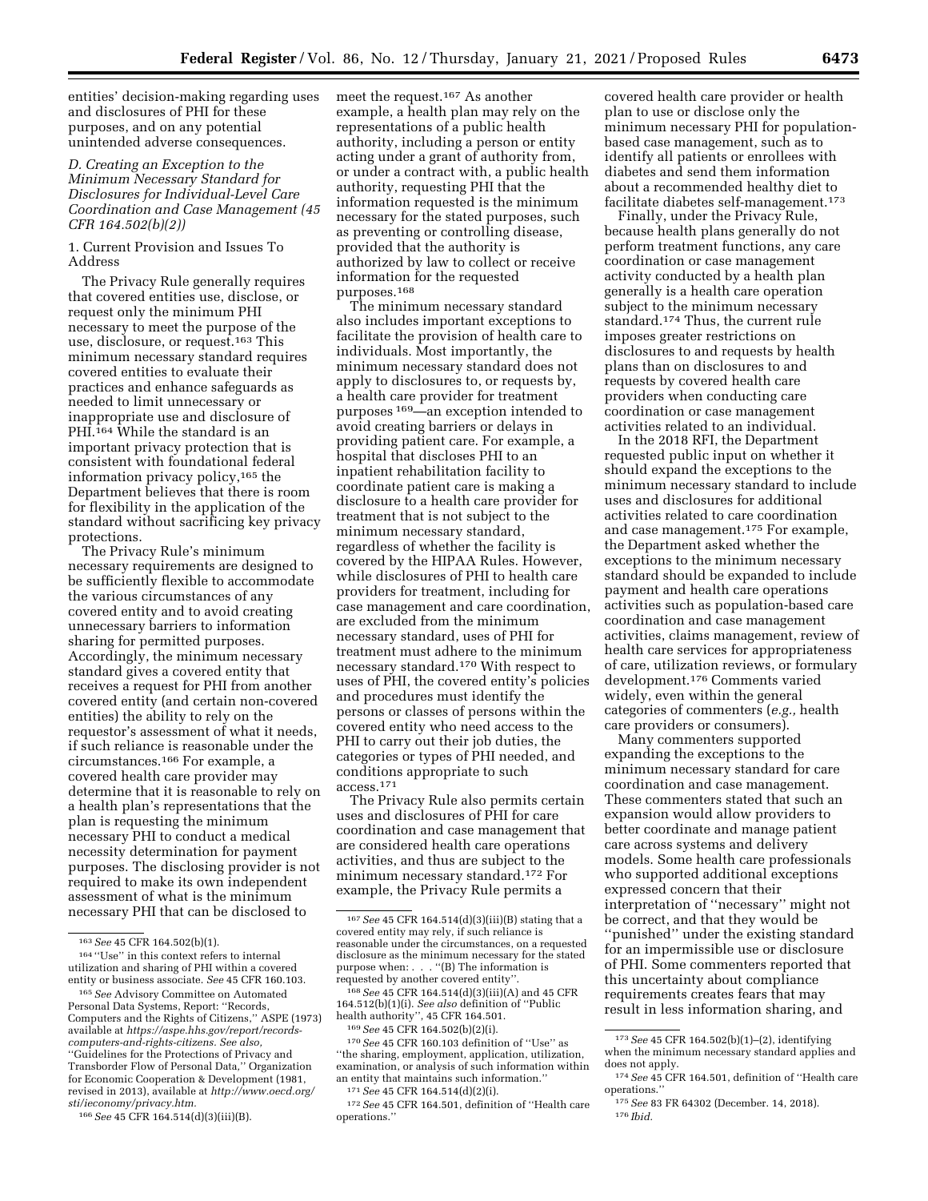entities' decision-making regarding uses and disclosures of PHI for these purposes, and on any potential unintended adverse consequences.

### D. Creating an Exception to the Minimum Necessary Standard for Disclosures for Individual-Level Care Coordination and Case Management (45 CFR 164.502(b)(2))

#### 1. Current Provision and Issues To Address

The Privacy Rule generally requires that covered entities use, disclose, or request only the minimum PHI necessary to meet the purpose of the use, disclosure, or request.[163] This minimum necessary standard requires covered entities to evaluate their practices and enhance safeguards as needed to limit unnecessary or inappropriate use and disclosure of PHI.[164] While the standard is an important privacy protection that is consistent with foundational federal information privacy policy,[165] the Department believes that there is room for flexibility in the application of the standard without sacrificing key privacy protections.

The Privacy Rule's minimum necessary requirements are designed to be sufficiently flexible to accommodate the various circumstances of any covered entity and to avoid creating unnecessary barriers to information sharing for permitted purposes. Accordingly, the minimum necessary standard gives a covered entity that receives a request for PHI from another covered entity (and certain non-covered entities) the ability to rely on the requestor's assessment of what it needs, if such reliance is reasonable under the circumstances.[166] For example, a covered health care provider may determine that it is reasonable to rely on a health plan's representations that the plan is requesting the minimum necessary PHI to conduct a medical necessity determination for payment purposes. The disclosing provider is not required to make its own independent assessment of what is the minimum necessary PHI that can be disclosed to meet the request.[167] As another example, a health plan may rely on the representations of a public health authority, including a person or entity acting under a grant of authority from, or under a contract with, a public health authority, requesting PHI that the information requested is the minimum necessary for the stated purposes, such as preventing or controlling disease, provided that the authority is authorized by law to collect or receive information for the requested purposes.[168]

The minimum necessary standard also includes important exceptions to facilitate the provision of health care to individuals. Most importantly, the minimum necessary standard does not apply to disclosures to, or requests by, a health care provider for treatment purposes[169]—an exception intended to avoid creating barriers or delays in providing patient care. For example, a hospital that discloses PHI to an inpatient rehabilitation facility to coordinate patient care is making a disclosure to a health care provider for treatment that is not subject to the minimum necessary standard, regardless of whether the facility is covered by the HIPAA Rules. However, while disclosures of PHI to health care providers for treatment, including for case management and care coordination, are excluded from the minimum necessary standard, uses of PHI for treatment must adhere to the minimum necessary standard.[170] With respect to uses of PHI, the covered entity's policies and procedures must identify the persons or classes of persons within the covered entity who need access to the PHI to carry out their job duties, the categories or types of PHI needed, and conditions appropriate to such access.[171]

The Privacy Rule also permits certain uses and disclosures of PHI for care coordination and case management that are considered health care operations activities, and thus are subject to the minimum necessary standard.[172] For example, the Privacy Rule permits a covered health care provider or health plan to use or disclose only the minimum necessary PHI for population-based case management, such as to identify all patients or enrollees with diabetes and send them information about a recommended healthy diet to facilitate diabetes self-management.[173]

Finally, under the Privacy Rule, because health plans generally do not perform treatment functions, any care coordination or case management activity conducted by a health plan generally is a health care operation subject to the minimum necessary standard.[174] Thus, the current rule imposes greater restrictions on disclosures to and requests by health plans than on disclosures to and requests by covered health care providers when conducting care coordination or case management activities related to an individual.

In the 2018 RFI, the Department requested public input on whether it should expand the exceptions to the minimum necessary standard to include uses and disclosures for additional activities related to care coordination and case management.[175] For example, the Department asked whether the exceptions to the minimum necessary standard should be expanded to include payment and health care operations activities such as population-based care coordination and case management activities, claims management, review of health care services for appropriateness of care, utilization reviews, or formulary development.[176] Comments varied widely, even within the general categories of commenters (*e.g.,* health care providers or consumers).

Many commenters supported expanding the exceptions to the minimum necessary standard for care coordination and case management. These commenters stated that such an expansion would allow providers to better coordinate and manage patient care across systems and delivery models. Some health care professionals who supported additional exceptions expressed concern that their interpretation of ''necessary'' might not be correct, and that they would be ''punished'' under the existing standard for an impermissible use or disclosure of PHI. Some commenters reported that this uncertainty about compliance requirements creates fears that may result in less information sharing, and

---

[163] *See* 45 CFR 164.502(b)(1).

[164] ''Use'' in this context refers to internal utilization and sharing of PHI within a covered entity or business associate. *See* 45 CFR 160.103.

[165] *See* Advisory Committee on Automated Personal Data Systems, Report: ''Records, Computers and the Rights of Citizens,'' ASPE (1973) available at *https://aspe.hhs.gov/report/records-computers-and-rights-citizens. See also,* ''Guidelines for the Protections of Privacy and Transborder Flow of Personal Data,'' Organization for Economic Cooperation & Development (1981, revised in 2013), available at *http://www.oecd.org/sti/ieconomy/privacy.htm.*

[166] *See* 45 CFR 164.514(d)(3)(iii)(B).

[167] *See* 45 CFR 164.514(d)(3)(iii)(B) stating that a covered entity may rely, if such reliance is reasonable under the circumstances, on a requested disclosure as the minimum necessary for the stated purpose when: . . . ''(B) The information is requested by another covered entity''.

[168] *See* 45 CFR 164.514(d)(3)(iii)(A) and 45 CFR 164.512(b)(1)(i). *See also* definition of ''Public health authority'', 45 CFR 164.501.

[169] *See* 45 CFR 164.502(b)(2)(i).

[170] *See* 45 CFR 160.103 definition of ''Use'' as ''the sharing, employment, application, utilization, examination, or analysis of such information within an entity that maintains such information.''

[171] *See* 45 CFR 164.514(d)(2)(i).

[172] *See* 45 CFR 164.501, definition of ''Health care operations.''

[173] *See* 45 CFR 164.502(b)(1)–(2), identifying when the minimum necessary standard applies and does not apply.

[174] *See* 45 CFR 164.501, definition of ''Health care operations.''

[175] *See* 83 FR 64302 (December. 14, 2018).

[176] *Ibid.*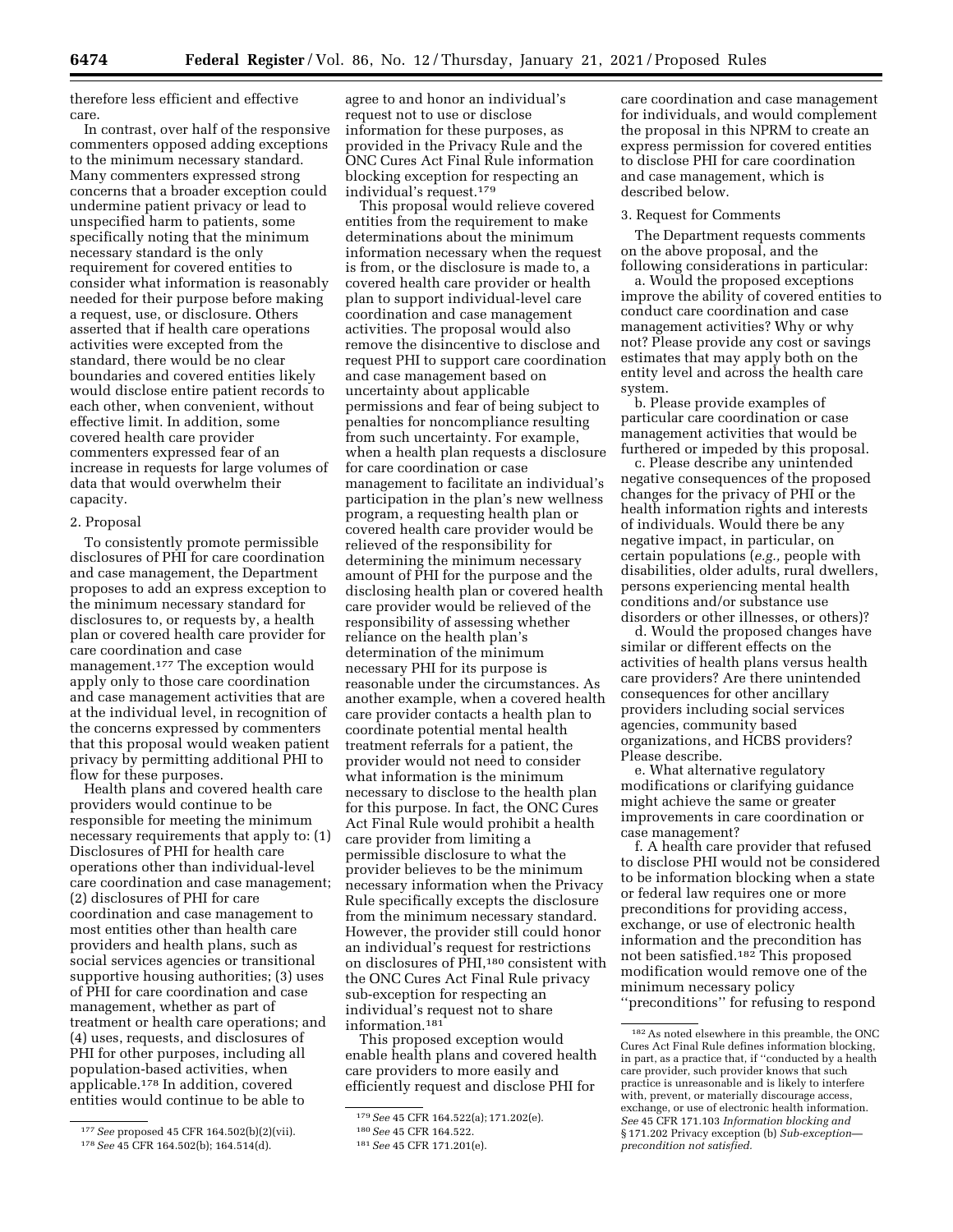therefore less efficient and effective care.

In contrast, over half of the responsive commenters opposed adding exceptions to the minimum necessary standard. Many commenters expressed strong concerns that a broader exception could undermine patient privacy or lead to unspecified harm to patients, some specifically noting that the minimum necessary standard is the only requirement for covered entities to consider what information is reasonably needed for their purpose before making a request, use, or disclosure. Others asserted that if health care operations activities were excepted from the standard, there would be no clear boundaries and covered entities likely would disclose entire patient records to each other, when convenient, without effective limit. In addition, some covered health care provider commenters expressed fear of an increase in requests for large volumes of data that would overwhelm their capacity.

2. Proposal

To consistently promote permissible disclosures of PHI for care coordination and case management, the Department proposes to add an express exception to the minimum necessary standard for disclosures to, or requests by, a health plan or covered health care provider for care coordination and case management.[177] The exception would apply only to those care coordination and case management activities that are at the individual level, in recognition of the concerns expressed by commenters that this proposal would weaken patient privacy by permitting additional PHI to flow for these purposes.

Health plans and covered health care providers would continue to be responsible for meeting the minimum necessary requirements that apply to: (1) Disclosures of PHI for health care operations other than individual-level care coordination and case management; (2) disclosures of PHI for care coordination and case management to most entities other than health care providers and health plans, such as social services agencies or transitional supportive housing authorities; (3) uses of PHI for care coordination and case management, whether as part of treatment or health care operations; and (4) uses, requests, and disclosures of PHI for other purposes, including all population-based activities, when applicable.[178] In addition, covered entities would continue to be able to agree to and honor an individual's request not to use or disclose information for these purposes, as provided in the Privacy Rule and the ONC Cures Act Final Rule information blocking exception for respecting an individual's request.[179]

This proposal would relieve covered entities from the requirement to make determinations about the minimum information necessary when the request is from, or the disclosure is made to, a covered health care provider or health plan to support individual-level care coordination and case management activities. The proposal would also remove the disincentive to disclose and request PHI to support care coordination and case management based on uncertainty about applicable permissions and fear of being subject to penalties for noncompliance resulting from such uncertainty. For example, when a health plan requests a disclosure for care coordination or case management to facilitate an individual's participation in the plan's new wellness program, a requesting health plan or covered health care provider would be relieved of the responsibility for determining the minimum necessary amount of PHI for the purpose and the disclosing health plan or covered health care provider would be relieved of the responsibility of assessing whether reliance on the health plan's determination of the minimum necessary PHI for its purpose is reasonable under the circumstances. As another example, when a covered health care provider contacts a health plan to coordinate potential mental health treatment referrals for a patient, the provider would not need to consider what information is the minimum necessary to disclose to the health plan for this purpose. In fact, the ONC Cures Act Final Rule would prohibit a health care provider from limiting a permissible disclosure to what the provider believes to be the minimum necessary information when the Privacy Rule specifically excepts the disclosure from the minimum necessary standard. However, the provider still could honor an individual's request for restrictions on disclosures of PHI,[180] consistent with the ONC Cures Act Final Rule privacy sub-exception for respecting an individual's request not to share information.[181]

This proposed exception would enable health plans and covered health care providers to more easily and efficiently request and disclose PHI for care coordination and case management for individuals, and would complement the proposal in this NPRM to create an express permission for covered entities to disclose PHI for care coordination and case management, which is described below.

3. Request for Comments

The Department requests comments on the above proposal, and the following considerations in particular:

a. Would the proposed exceptions improve the ability of covered entities to conduct care coordination and case management activities? Why or why not? Please provide any cost or savings estimates that may apply both on the entity level and across the health care system.

b. Please provide examples of particular care coordination or case management activities that would be furthered or impeded by this proposal.

c. Please describe any unintended negative consequences of the proposed changes for the privacy of PHI or the health information rights and interests of individuals. Would there be any negative impact, in particular, on certain populations (*e.g.,* people with disabilities, older adults, rural dwellers, persons experiencing mental health conditions and/or substance use disorders or other illnesses, or others)?

d. Would the proposed changes have similar or different effects on the activities of health plans versus health care providers? Are there unintended consequences for other ancillary providers including social services agencies, community based organizations, and HCBS providers? Please describe.

e. What alternative regulatory modifications or clarifying guidance might achieve the same or greater improvements in care coordination or case management?

f. A health care provider that refused to disclose PHI would not be considered to be information blocking when a state or federal law requires one or more preconditions for providing access, exchange, or use of electronic health information and the precondition has not been satisfied.[182] This proposed modification would remove one of the minimum necessary policy "preconditions" for refusing to respond

---

[177] *See* proposed 45 CFR 164.502(b)(2)(vii).

[178] *See* 45 CFR 164.502(b); 164.514(d).

[179] *See* 45 CFR 164.522(a); 171.202(e).

[180] *See* 45 CFR 164.522.

[181] *See* 45 CFR 171.201(e).

[182] As noted elsewhere in this preamble, the ONC Cures Act Final Rule defines information blocking, in part, as a practice that, if "conducted by a health care provider, such provider knows that such practice is unreasonable and is likely to interfere with, prevent, or materially discourage access, exchange, or use of electronic health information. *See* 45 CFR 171.103 *Information blocking and* § 171.202 Privacy exception (b) *Sub-exception—precondition not satisfied.*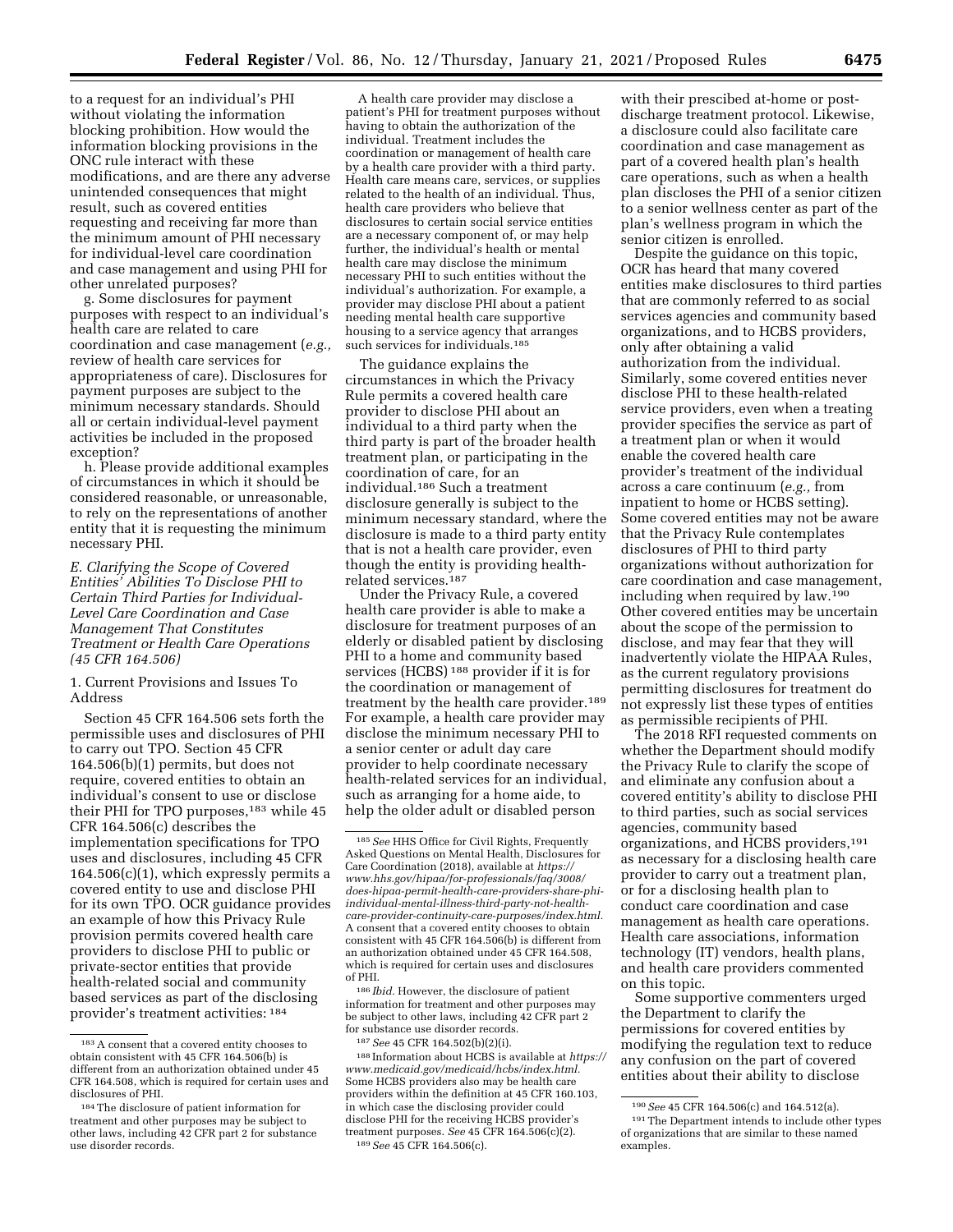to a request for an individual's PHI without violating the information blocking prohibition. How would the information blocking provisions in the ONC rule interact with these modifications, and are there any adverse unintended consequences that might result, such as covered entities requesting and receiving far more than the minimum amount of PHI necessary for individual-level care coordination and case management and using PHI for other unrelated purposes?

g. Some disclosures for payment purposes with respect to an individual's health care are related to care coordination and case management (*e.g.,* review of health care services for appropriateness of care). Disclosures for payment purposes are subject to the minimum necessary standards. Should all or certain individual-level payment activities be included in the proposed exception?

h. Please provide additional examples of circumstances in which it should be considered reasonable, or unreasonable, to rely on the representations of another entity that it is requesting the minimum necessary PHI.

### *E. Clarifying the Scope of Covered Entities' Abilities To Disclose PHI to Certain Third Parties for Individual-Level Care Coordination and Case Management That Constitutes Treatment or Health Care Operations (45 CFR 164.506)*

#### 1. Current Provisions and Issues To Address

Section 45 CFR 164.506 sets forth the permissible uses and disclosures of PHI to carry out TPO. Section 45 CFR 164.506(b)(1) permits, but does not require, covered entities to obtain an individual's consent to use or disclose their PHI for TPO purposes,[183] while 45 CFR 164.506(c) describes the implementation specifications for TPO uses and disclosures, including 45 CFR 164.506(c)(1), which expressly permits a covered entity to use and disclose PHI for its own TPO. OCR guidance provides an example of how this Privacy Rule provision permits covered health care providers to disclose PHI to public or private-sector entities that provide health-related social and community based services as part of the disclosing provider's treatment activities: [184]

A health care provider may disclose a patient's PHI for treatment purposes without having to obtain the authorization of the individual. Treatment includes the coordination or management of health care by a health care provider with a third party. Health care means care, services, or supplies related to the health of an individual. Thus, health care providers who believe that disclosures to certain social service entities are a necessary component of, or may help further, the individual's health or mental health care may disclose the minimum necessary PHI to such entities without the individual's authorization. For example, a provider may disclose PHI about a patient needing mental health care supportive housing to a service agency that arranges such services for individuals.[185]

The guidance explains the circumstances in which the Privacy Rule permits a covered health care provider to disclose PHI about an individual to a third party when the third party is part of the broader health treatment plan, or participating in the coordination of care, for an individual.[186] Such a treatment disclosure generally is subject to the minimum necessary standard, where the disclosure is made to a third party entity that is not a health care provider, even though the entity is providing health-related services.[187]

Under the Privacy Rule, a covered health care provider is able to make a disclosure for treatment purposes of an elderly or disabled patient by disclosing PHI to a home and community based services (HCBS) [188] provider if it is for the coordination or management of treatment by the health care provider.[189] For example, a health care provider may disclose the minimum necessary PHI to a senior center or adult day care provider to help coordinate necessary health-related services for an individual, such as arranging for a home aide, to help the older adult or disabled person with their prescibed at-home or post-discharge treatment protocol. Likewise, a disclosure could also facilitate care coordination and case management as part of a covered health plan's health care operations, such as when a health plan discloses the PHI of a senior citizen to a senior wellness center as part of the plan's wellness program in which the senior citizen is enrolled.

Despite the guidance on this topic, OCR has heard that many covered entities make disclosures to third parties that are commonly referred to as social services agencies and community based organizations, and to HCBS providers, only after obtaining a valid authorization from the individual. Similarly, some covered entities never disclose PHI to these health-related service providers, even when a treating provider specifies the service as part of a treatment plan or when it would enable the covered health care provider's treatment of the individual across a care continuum (*e.g.,* from inpatient to home or HCBS setting). Some covered entities may not be aware that the Privacy Rule contemplates disclosures of PHI to third party organizations without authorization for care coordination and case management, including when required by law.[190] Other covered entities may be uncertain about the scope of the permission to disclose, and may fear that they will inadvertently violate the HIPAA Rules, as the current regulatory provisions permitting disclosures for treatment do not expressly list these types of entities as permissible recipients of PHI.

The 2018 RFI requested comments on whether the Department should modify the Privacy Rule to clarify the scope of and eliminate any confusion about a covered entitity's ability to disclose PHI to third parties, such as social services agencies, community based organizations, and HCBS providers,[191] as necessary for a disclosing health care provider to carry out a treatment plan, or for a disclosing health plan to conduct care coordination and case management as health care operations. Health care associations, information technology (IT) vendors, health plans, and health care providers commented on this topic.

Some supportive commenters urged the Department to clarify the permissions for covered entities by modifying the regulation text to reduce any confusion on the part of covered entities about their ability to disclose

---

[183] A consent that a covered entity chooses to obtain consistent with 45 CFR 164.506(b) is different from an authorization obtained under 45 CFR 164.508, which is required for certain uses and disclosures of PHI.

[184] The disclosure of patient information for treatment and other purposes may be subject to other laws, including 42 CFR part 2 for substance use disorder records.

[185] *See* HHS Office for Civil Rights, Frequently Asked Questions on Mental Health, Disclosures for Care Coordination (2018), available at *https://www.hhs.gov/hipaa/for-professionals/faq/3008/does-hipaa-permit-health-care-providers-share-phi-individual-mental-illness-third-party-not-health-care-provider-continuity-care-purposes/index.html.* A consent that a covered entity chooses to obtain consistent with 45 CFR 164.506(b) is different from an authorization obtained under 45 CFR 164.508, which is required for certain uses and disclosures of PHI.

[186] *Ibid.* However, the disclosure of patient information for treatment and other purposes may be subject to other laws, including 42 CFR part 2 for substance use disorder records.

[187] *See* 45 CFR 164.502(b)(2)(i).

[188] Information about HCBS is available at *https://www.medicaid.gov/medicaid/hcbs/index.html.* Some HCBS providers also may be health care providers within the definition at 45 CFR 160.103, in which case the disclosing provider could disclose PHI for the receiving HCBS provider's treatment purposes. *See* 45 CFR 164.506(c)(2).

[189] *See* 45 CFR 164.506(c).

[190] *See* 45 CFR 164.506(c) and 164.512(a).

[191] The Department intends to include other types of organizations that are similar to these named examples.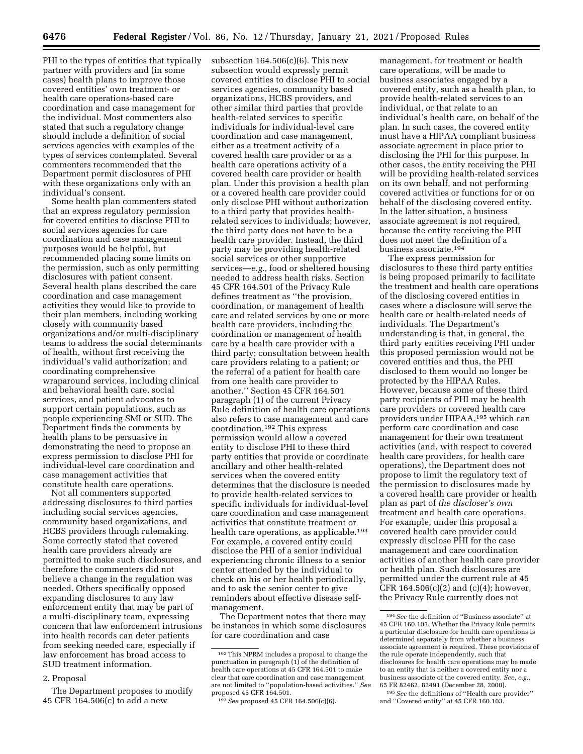PHI to the types of entities that typically partner with providers and (in some cases) health plans to improve those covered entities' own treatment- or health care operations-based care coordination and case management for the individual. Most commenters also stated that such a regulatory change should include a definition of social services agencies with examples of the types of services contemplated. Several commenters recommended that the Department permit disclosures of PHI with these organizations only with an individual's consent.

Some health plan commenters stated that an express regulatory permission for covered entities to disclose PHI to social services agencies for care coordination and case management purposes would be helpful, but recommended placing some limits on the permission, such as only permitting disclosures with patient consent. Several health plans described the care coordination and case management activities they would like to provide to their plan members, including working closely with community based organizations and/or multi-disciplinary teams to address the social determinants of health, without first receiving the individual's valid authorization; and coordinating comprehensive wraparound services, including clinical and behavioral health care, social services, and patient advocates to support certain populations, such as people experiencing SMI or SUD. The Department finds the comments by health plans to be persuasive in demonstrating the need to propose an express permission to disclose PHI for individual-level care coordination and case management activities that constitute health care operations.

Not all commenters supported addressing disclosures to third parties including social services agencies, community based organizations, and HCBS providers through rulemaking. Some correctly stated that covered health care providers already are permitted to make such disclosures, and therefore the commenters did not believe a change in the regulation was needed. Others specifically opposed expanding disclosures to any law enforcement entity that may be part of a multi-disciplinary team, expressing concern that law enforcement intrusions into health records can deter patients from seeking needed care, especially if law enforcement has broad access to SUD treatment information.

2. Proposal

The Department proposes to modify 45 CFR 164.506(c) to add a new subsection 164.506(c)(6). This new subsection would expressly permit covered entities to disclose PHI to social services agencies, community based organizations, HCBS providers, and other similar third parties that provide health-related services to specific individuals for individual-level care coordination and case management, either as a treatment activity of a covered health care provider or as a health care operations activity of a covered health care provider or health plan. Under this provision a health plan or a covered health care provider could only disclose PHI without authorization to a third party that provides health-related services to individuals; however, the third party does not have to be a health care provider. Instead, the third party may be providing health-related social services or other supportive services—*e.g.,* food or sheltered housing needed to address health risks. Section 45 CFR 164.501 of the Privacy Rule defines treatment as "the provision, coordination, or management of health care and related services by one or more health care providers, including the coordination or management of health care by a health care provider with a third party; consultation between health care providers relating to a patient; or the referral of a patient for health care from one health care provider to another." Section 45 CFR 164.501 paragraph (1) of the current Privacy Rule definition of health care operations also refers to case management and care coordination.[192] This express permission would allow a covered entity to disclose PHI to these third party entities that provide or coordinate ancillary and other health-related services when the covered entity determines that the disclosure is needed to provide health-related services to specific individuals for individual-level care coordination and case management activities that constitute treatment or health care operations, as applicable.[193] For example, a covered entity could disclose the PHI of a senior individual experiencing chronic illness to a senior center attended by the individual to check on his or her health periodically, and to ask the senior center to give reminders about effective disease self-management.

The Department notes that there may be instances in which some disclosures for care coordination and case management, for treatment or health care operations, will be made to business associates engaged by a covered entity, such as a health plan, to provide health-related services to an individual, or that relate to an individual's health care, on behalf of the plan. In such cases, the covered entity must have a HIPAA compliant business associate agreement in place prior to disclosing the PHI for this purpose. In other cases, the entity receiving the PHI will be providing health-related services on its own behalf, and not performing covered activities or functions for or on behalf of the disclosing covered entity. In the latter situation, a business associate agreement is not required, because the entity receiving the PHI does not meet the definition of a business associate.[194]

The express permission for disclosures to these third party entities is being proposed primarily to facilitate the treatment and health care operations of the disclosing covered entities in cases where a disclosure will serve the health care or health-related needs of individuals. The Department's understanding is that, in general, the third party entities receiving PHI under this proposed permission would not be covered entities and thus, the PHI disclosed to them would no longer be protected by the HIPAA Rules. However, because some of these third party recipients of PHI may be health care providers or covered health care providers under HIPAA,[195] which can perform care coordination and case management for their own treatment activities (and, with respect to covered health care providers, for health care operations), the Department does not propose to limit the regulatory text of the permission to disclosures made by a covered health care provider or health plan as part of *the discloser's own* treatment and health care operations. For example, under this proposal a covered health care provider could expressly disclose PHI for the case management and care coordination activities of another health care provider or health plan. Such disclosures are permitted under the current rule at 45 CFR 164.506(c)(2) and (c)(4); however, the Privacy Rule currently does not

[192] This NPRM includes a proposal to change the punctuation in paragraph (1) of the definition of health care operations at 45 CFR 164.501 to make clear that care coordination and case management are not limited to "population-based activities." *See* proposed 45 CFR 164.501.

[193] *See* proposed 45 CFR 164.506(c)(6).

[194] *See* the definition of "Business associate" at 45 CFR 160.103. Whether the Privacy Rule permits a particular disclosure for health care operations is determined separately from whether a business associate agreement is required. These provisions of the rule operate independently, such that disclosures for health care operations may be made to an entity that is neither a covered entity nor a business associate of the covered entity. *See, e.g.,* 65 FR 82462, 82491 (December 28, 2000).

[195] *See* the definitions of "Health care provider" and "Covered entity" at 45 CFR 160.103.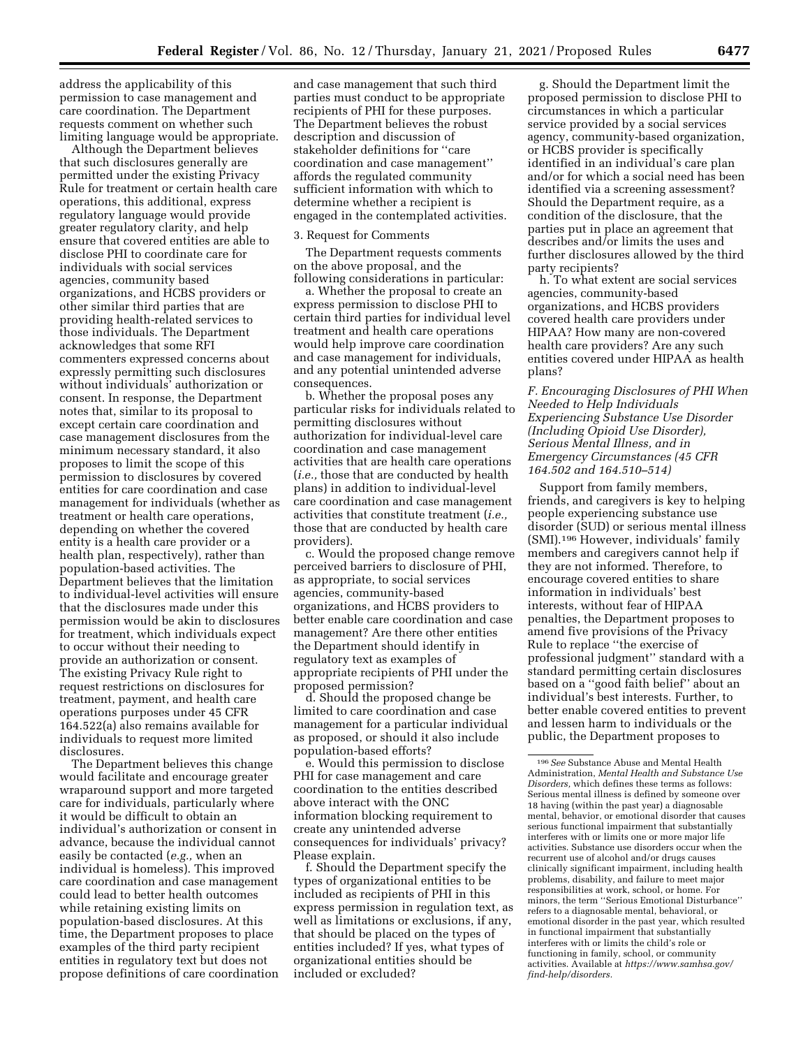address the applicability of this permission to case management and care coordination. The Department requests comment on whether such limiting language would be appropriate.

Although the Department believes that such disclosures generally are permitted under the existing Privacy Rule for treatment or certain health care operations, this additional, express regulatory language would provide greater regulatory clarity, and help ensure that covered entities are able to disclose PHI to coordinate care for individuals with social services agencies, community based organizations, and HCBS providers or other similar third parties that are providing health-related services to those individuals. The Department acknowledges that some RFI commenters expressed concerns about expressly permitting such disclosures without individuals' authorization or consent. In response, the Department notes that, similar to its proposal to except certain care coordination and case management disclosures from the minimum necessary standard, it also proposes to limit the scope of this permission to disclosures by covered entities for care coordination and case management for individuals (whether as treatment or health care operations, depending on whether the covered entity is a health care provider or a health plan, respectively), rather than population-based activities. The Department believes that the limitation to individual-level activities will ensure that the disclosures made under this permission would be akin to disclosures for treatment, which individuals expect to occur without their needing to provide an authorization or consent. The existing Privacy Rule right to request restrictions on disclosures for treatment, payment, and health care operations purposes under 45 CFR 164.522(a) also remains available for individuals to request more limited disclosures.

The Department believes this change would facilitate and encourage greater wraparound support and more targeted care for individuals, particularly where it would be difficult to obtain an individual's authorization or consent in advance, because the individual cannot easily be contacted (*e.g.,* when an individual is homeless). This improved care coordination and case management could lead to better health outcomes while retaining existing limits on population-based disclosures. At this time, the Department proposes to place examples of the third party recipient entities in regulatory text but does not propose definitions of care coordination and case management that such third parties must conduct to be appropriate recipients of PHI for these purposes. The Department believes the robust description and discussion of stakeholder definitions for ''care coordination and case management'' affords the regulated community sufficient information with which to determine whether a recipient is engaged in the contemplated activities.

3. Request for Comments

The Department requests comments on the above proposal, and the following considerations in particular:

a. Whether the proposal to create an express permission to disclose PHI to certain third parties for individual level treatment and health care operations would help improve care coordination and case management for individuals, and any potential unintended adverse consequences.

b. Whether the proposal poses any particular risks for individuals related to permitting disclosures without authorization for individual-level care coordination and case management activities that are health care operations (*i.e.,* those that are conducted by health plans) in addition to individual-level care coordination and case management activities that constitute treatment (*i.e.,* those that are conducted by health care providers).

c. Would the proposed change remove perceived barriers to disclosure of PHI, as appropriate, to social services agencies, community-based organizations, and HCBS providers to better enable care coordination and case management? Are there other entities the Department should identify in regulatory text as examples of appropriate recipients of PHI under the proposed permission?

d. Should the proposed change be limited to care coordination and case management for a particular individual as proposed, or should it also include population-based efforts?

e. Would this permission to disclose PHI for case management and care coordination to the entities described above interact with the ONC information blocking requirement to create any unintended adverse consequences for individuals' privacy? Please explain.

f. Should the Department specify the types of organizational entities to be included as recipients of PHI in this express permission in regulation text, as well as limitations or exclusions, if any, that should be placed on the types of entities included? If yes, what types of organizational entities should be included or excluded?

g. Should the Department limit the proposed permission to disclose PHI to circumstances in which a particular service provided by a social services agency, community-based organization, or HCBS provider is specifically identified in an individual's care plan and/or for which a social need has been identified via a screening assessment? Should the Department require, as a condition of the disclosure, that the parties put in place an agreement that describes and/or limits the uses and further disclosures allowed by the third party recipients?

h. To what extent are social services agencies, community-based organizations, and HCBS providers covered health care providers under HIPAA? How many are non-covered health care providers? Are any such entities covered under HIPAA as health plans?

### *F. Encouraging Disclosures of PHI When Needed to Help Individuals Experiencing Substance Use Disorder (Including Opioid Use Disorder), Serious Mental Illness, and in Emergency Circumstances (45 CFR 164.502 and 164.510–514)*

Support from family members, friends, and caregivers is key to helping people experiencing substance use disorder (SUD) or serious mental illness (SMI).[196] However, individuals' family members and caregivers cannot help if they are not informed. Therefore, to encourage covered entities to share information in individuals' best interests, without fear of HIPAA penalties, the Department proposes to amend five provisions of the Privacy Rule to replace ''the exercise of professional judgment'' standard with a standard permitting certain disclosures based on a ''good faith belief'' about an individual's best interests. Further, to better enable covered entities to prevent and lessen harm to individuals or the public, the Department proposes to

[196] *See* Substance Abuse and Mental Health Administration, *Mental Health and Substance Use Disorders,* which defines these terms as follows: Serious mental illness is defined by someone over 18 having (within the past year) a diagnosable mental, behavior, or emotional disorder that causes serious functional impairment that substantially interferes with or limits one or more major life activities. Substance use disorders occur when the recurrent use of alcohol and/or drugs causes clinically significant impairment, including health problems, disability, and failure to meet major responsibilities at work, school, or home. For minors, the term ''Serious Emotional Disturbance'' refers to a diagnosable mental, behavioral, or emotional disorder in the past year, which resulted in functional impairment that substantially interferes with or limits the child's role or functioning in family, school, or community activities. Available at *https://www.samhsa.gov/find-help/disorders.*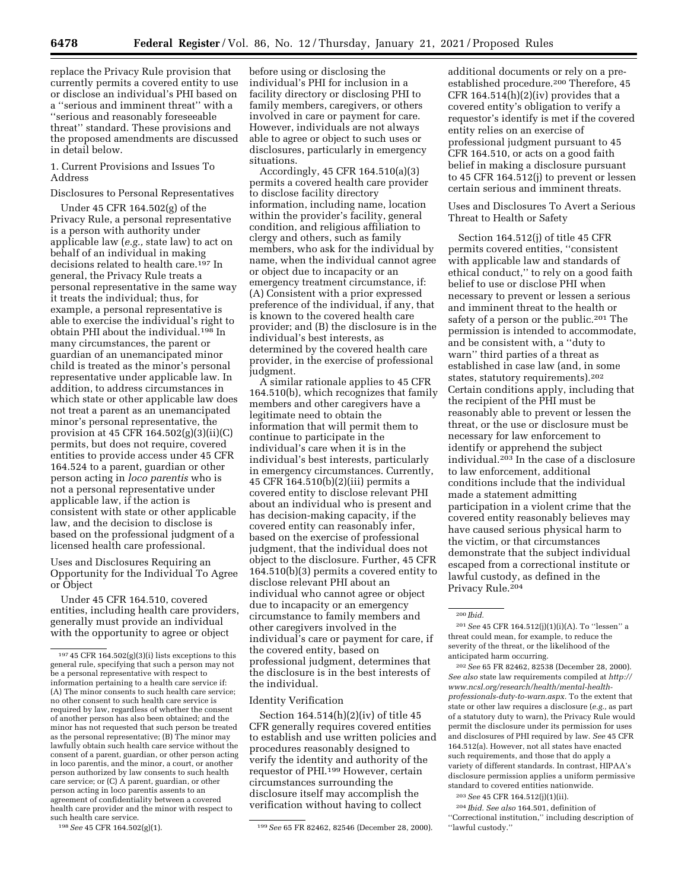replace the Privacy Rule provision that currently permits a covered entity to use or disclose an individual's PHI based on a ''serious and imminent threat'' with a ''serious and reasonably foreseeable threat'' standard. These provisions and the proposed amendments are discussed in detail below.

1. Current Provisions and Issues To Address

Disclosures to Personal Representatives

Under 45 CFR 164.502(g) of the Privacy Rule, a personal representative is a person with authority under applicable law (*e.g.,* state law) to act on behalf of an individual in making decisions related to health care.[197] In general, the Privacy Rule treats a personal representative in the same way it treats the individual; thus, for example, a personal representative is able to exercise the individual's right to obtain PHI about the individual.[198] In many circumstances, the parent or guardian of an unemancipated minor child is treated as the minor's personal representative under applicable law. In addition, to address circumstances in which state or other applicable law does not treat a parent as an unemancipated minor's personal representative, the provision at 45 CFR 164.502(g)(3)(ii)(C) permits, but does not require, covered entities to provide access under 45 CFR 164.524 to a parent, guardian or other person acting in *loco parentis* who is not a personal representative under applicable law, if the action is consistent with state or other applicable law, and the decision to disclose is based on the professional judgment of a licensed health care professional.

Uses and Disclosures Requiring an Opportunity for the Individual To Agree or Object

Under 45 CFR 164.510, covered entities, including health care providers, generally must provide an individual with the opportunity to agree or object before using or disclosing the individual's PHI for inclusion in a facility directory or disclosing PHI to family members, caregivers, or others involved in care or payment for care. However, individuals are not always able to agree or object to such uses or disclosures, particularly in emergency situations.

Accordingly, 45 CFR 164.510(a)(3) permits a covered health care provider to disclose facility directory information, including name, location within the provider's facility, general condition, and religious affiliation to clergy and others, such as family members, who ask for the individual by name, when the individual cannot agree or object due to incapacity or an emergency treatment circumstance, if: (A) Consistent with a prior expressed preference of the individual, if any, that is known to the covered health care provider; and (B) the disclosure is in the individual's best interests, as determined by the covered health care provider, in the exercise of professional judgment.

A similar rationale applies to 45 CFR 164.510(b), which recognizes that family members and other caregivers have a legitimate need to obtain the information that will permit them to continue to participate in the individual's care when it is in the individual's best interests, particularly in emergency circumstances. Currently, 45 CFR 164.510(b)(2)(iii) permits a covered entity to disclose relevant PHI about an individual who is present and has decision-making capacity, if the covered entity can reasonably infer, based on the exercise of professional judgment, that the individual does not object to the disclosure. Further, 45 CFR 164.510(b)(3) permits a covered entity to disclose relevant PHI about an individual who cannot agree or object due to incapacity or an emergency circumstance to family members and other caregivers involved in the individual's care or payment for care, if the covered entity, based on professional judgment, determines that the disclosure is in the best interests of the individual.

Identity Verification

Section 164.514(h)(2)(iv) of title 45 CFR generally requires covered entities to establish and use written policies and procedures reasonably designed to verify the identity and authority of the requestor of PHI.[199] However, certain circumstances surrounding the disclosure itself may accomplish the verification without having to collect additional documents or rely on a pre-established procedure.[200] Therefore, 45 CFR 164.514(h)(2)(iv) provides that a covered entity's obligation to verify a requestor's identify is met if the covered entity relies on an exercise of professional judgment pursuant to 45 CFR 164.510, or acts on a good faith belief in making a disclosure pursuant to 45 CFR 164.512(j) to prevent or lessen certain serious and imminent threats.

Uses and Disclosures To Avert a Serious Threat to Health or Safety

Section 164.512(j) of title 45 CFR permits covered entities, ''consistent with applicable law and standards of ethical conduct,'' to rely on a good faith belief to use or disclose PHI when necessary to prevent or lessen a serious and imminent threat to the health or safety of a person or the public.[201] The permission is intended to accommodate, and be consistent with, a ''duty to warn'' third parties of a threat as established in case law (and, in some states, statutory requirements).[202] Certain conditions apply, including that the recipient of the PHI must be reasonably able to prevent or lessen the threat, or the use or disclosure must be necessary for law enforcement to identify or apprehend the subject individual.[203] In the case of a disclosure to law enforcement, additional conditions include that the individual made a statement admitting participation in a violent crime that the covered entity reasonably believes may have caused serious physical harm to the victim, or that circumstances demonstrate that the subject individual escaped from a correctional institute or lawful custody, as defined in the Privacy Rule.[204]

---

[197] 45 CFR 164.502(g)(3)(i) lists exceptions to this general rule, specifying that such a person may not be a personal representative with respect to information pertaining to a health care service if: (A) The minor consents to such health care service; no other consent to such health care service is required by law, regardless of whether the consent of another person has also been obtained; and the minor has not requested that such person be treated as the personal representative; (B) The minor may lawfully obtain such health care service without the consent of a parent, guardian, or other person acting in loco parentis, and the minor, a court, or another person authorized by law consents to such health care service; or (C) A parent, guardian, or other person acting in loco parentis assents to an agreement of confidentiality between a covered health care provider and the minor with respect to such health care service.

[198] *See* 45 CFR 164.502(g)(1).

[199] *See* 65 FR 82462, 82546 (December 28, 2000).

[200] *Ibid.*

[201] *See* 45 CFR 164.512(j)(1)(i)(A). To ''lessen'' a threat could mean, for example, to reduce the severity of the threat, or the likelihood of the anticipated harm occurring.

[202] *See* 65 FR 82462, 82538 (December 28, 2000). *See also* state law requirements compiled at *http://www.ncsl.org/research/health/mental-health-professionals-duty-to-warn.aspx.* To the extent that state or other law requires a disclosure (*e.g.,* as part of a statutory duty to warn), the Privacy Rule would permit the disclosure under its permission for uses and disclosures of PHI required by law. *See* 45 CFR 164.512(a). However, not all states have enacted such requirements, and those that do apply a variety of different standards. In contrast, HIPAA's disclosure permission applies a uniform permissive standard to covered entities nationwide.

[203] *See* 45 CFR 164.512(j)(1)(ii).

[204] *Ibid. See also* 164.501, definition of ''Correctional institution,'' including description of ''lawful custody.''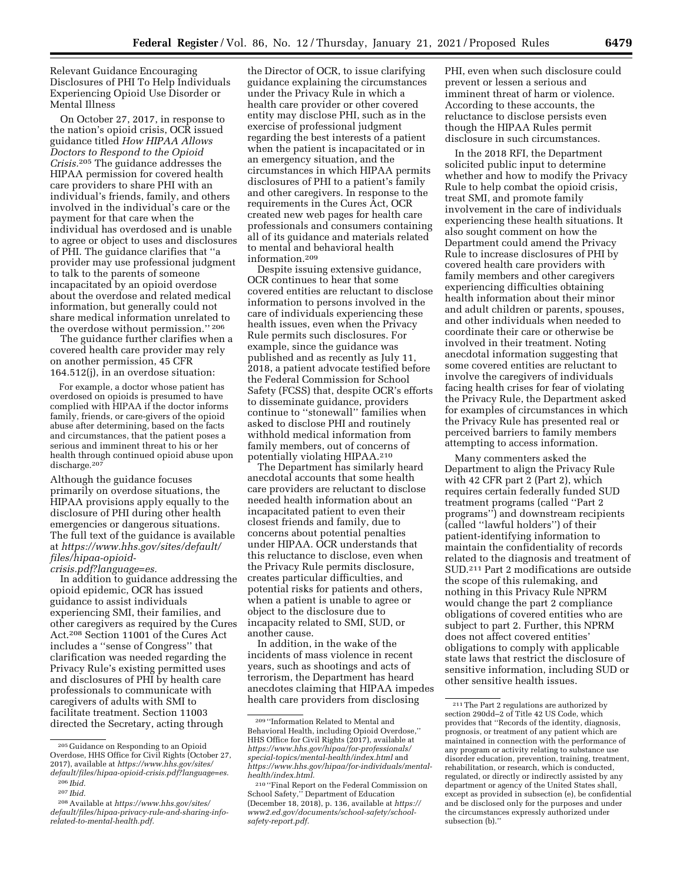Relevant Guidance Encouraging Disclosures of PHI To Help Individuals Experiencing Opioid Use Disorder or Mental Illness

On October 27, 2017, in response to the nation's opioid crisis, OCR issued guidance titled *How HIPAA Allows Doctors to Respond to the Opioid Crisis*.[205] The guidance addresses the HIPAA permission for covered health care providers to share PHI with an individual's friends, family, and others involved in the individual's care or the payment for that care when the individual has overdosed and is unable to agree or object to uses and disclosures of PHI. The guidance clarifies that ''a provider may use professional judgment to talk to the parents of someone incapacitated by an opioid overdose about the overdose and related medical information, but generally could not share medical information unrelated to the overdose without permission.'' [206]

The guidance further clarifies when a covered health care provider may rely on another permission, 45 CFR 164.512(j), in an overdose situation:

> For example, a doctor whose patient has overdosed on opioids is presumed to have complied with HIPAA if the doctor informs family, friends, or care-givers of the opioid abuse after determining, based on the facts and circumstances, that the patient poses a serious and imminent threat to his or her health through continued opioid abuse upon discharge.[207]

Although the guidance focuses primarily on overdose situations, the HIPAA provisions apply equally to the disclosure of PHI during other health emergencies or dangerous situations. The full text of the guidance is available at *https://www.hhs.gov/sites/default/files/hipaa-opioid-crisis.pdf?language=es.*

In addition to guidance addressing the opioid epidemic, OCR has issued guidance to assist individuals experiencing SMI, their families, and other caregivers as required by the Cures Act.[208] Section 11001 of the Cures Act includes a ''sense of Congress'' that clarification was needed regarding the Privacy Rule's existing permitted uses and disclosures of PHI by health care professionals to communicate with caregivers of adults with SMI to facilitate treatment. Section 11003 directed the Secretary, acting through the Director of OCR, to issue clarifying guidance explaining the circumstances under the Privacy Rule in which a health care provider or other covered entity may disclose PHI, such as in the exercise of professional judgment regarding the best interests of a patient when the patient is incapacitated or in an emergency situation, and the circumstances in which HIPAA permits disclosures of PHI to a patient's family and other caregivers. In response to the requirements in the Cures Act, OCR created new web pages for health care professionals and consumers containing all of its guidance and materials related to mental and behavioral health information.[209]

Despite issuing extensive guidance, OCR continues to hear that some covered entities are reluctant to disclose information to persons involved in the care of individuals experiencing these health issues, even when the Privacy Rule permits such disclosures. For example, since the guidance was published and as recently as July 11, 2018, a patient advocate testified before the Federal Commission for School Safety (FCSS) that, despite OCR's efforts to disseminate guidance, providers continue to ''stonewall'' families when asked to disclose PHI and routinely withhold medical information from family members, out of concerns of potentially violating HIPAA.[210]

The Department has similarly heard anecdotal accounts that some health care providers are reluctant to disclose needed health information about an incapacitated patient to even their closest friends and family, due to concerns about potential penalties under HIPAA. OCR understands that this reluctance to disclose, even when the Privacy Rule permits disclosure, creates particular difficulties, and potential risks for patients and others, when a patient is unable to agree or object to the disclosure due to incapacity related to SMI, SUD, or another cause.

In addition, in the wake of the incidents of mass violence in recent years, such as shootings and acts of terrorism, the Department has heard anecdotes claiming that HIPAA impedes health care providers from disclosing PHI, even when such disclosure could prevent or lessen a serious and imminent threat of harm or violence. According to these accounts, the reluctance to disclose persists even though the HIPAA Rules permit disclosure in such circumstances.

In the 2018 RFI, the Department solicited public input to determine whether and how to modify the Privacy Rule to help combat the opioid crisis, treat SMI, and promote family involvement in the care of individuals experiencing these health situations. It also sought comment on how the Department could amend the Privacy Rule to increase disclosures of PHI by covered health care providers with family members and other caregivers experiencing difficulties obtaining health information about their minor and adult children or parents, spouses, and other individuals when needed to coordinate their care or otherwise be involved in their treatment. Noting anecdotal information suggesting that some covered entities are reluctant to involve the caregivers of individuals facing health crises for fear of violating the Privacy Rule, the Department asked for examples of circumstances in which the Privacy Rule has presented real or perceived barriers to family members attempting to access information.

Many commenters asked the Department to align the Privacy Rule with 42 CFR part 2 (Part 2), which requires certain federally funded SUD treatment programs (called ''Part 2 programs'') and downstream recipients (called ''lawful holders'') of their patient-identifying information to maintain the confidentiality of records related to the diagnosis and treatment of SUD.[211] Part 2 modifications are outside the scope of this rulemaking, and nothing in this Privacy Rule NPRM would change the part 2 compliance obligations of covered entities who are subject to part 2. Further, this NPRM does not affect covered entities' obligations to comply with applicable state laws that restrict the disclosure of sensitive information, including SUD or other sensitive health issues.

---

[205] Guidance on Responding to an Opioid Overdose, HHS Office for Civil Rights (October 27, 2017), available at *https://www.hhs.gov/sites/default/files/hipaa-opioid-crisis.pdf?language=es.*

[206] *Ibid.*

[207] *Ibid.*

[208] Available at *https://www.hhs.gov/sites/default/files/hipaa-privacy-rule-and-sharing-info-related-to-mental-health.pdf.*

[209] ''Information Related to Mental and Behavioral Health, including Opioid Overdose,'' HHS Office for Civil Rights (2017), available at *https://www.hhs.gov/hipaa/for-professionals/special-topics/mental-health/index.html* and *https://www.hhs.gov/hipaa/for-individuals/mental-health/index.html.*

[210] ''Final Report on the Federal Commission on School Safety,'' Department of Education (December 18, 2018), p. 136, available at *https://www2.ed.gov/documents/school-safety/school-safety-report.pdf.*

[211] The Part 2 regulations are authorized by section 290dd–2 of Title 42 US Code, which provides that ''Records of the identity, diagnosis, prognosis, or treatment of any patient which are maintained in connection with the performance of any program or activity relating to substance use disorder education, prevention, training, treatment, rehabilitation, or research, which is conducted, regulated, or directly or indirectly assisted by any department or agency of the United States shall, except as provided in subsection (e), be confidential and be disclosed only for the purposes and under the circumstances expressly authorized under subsection (b).''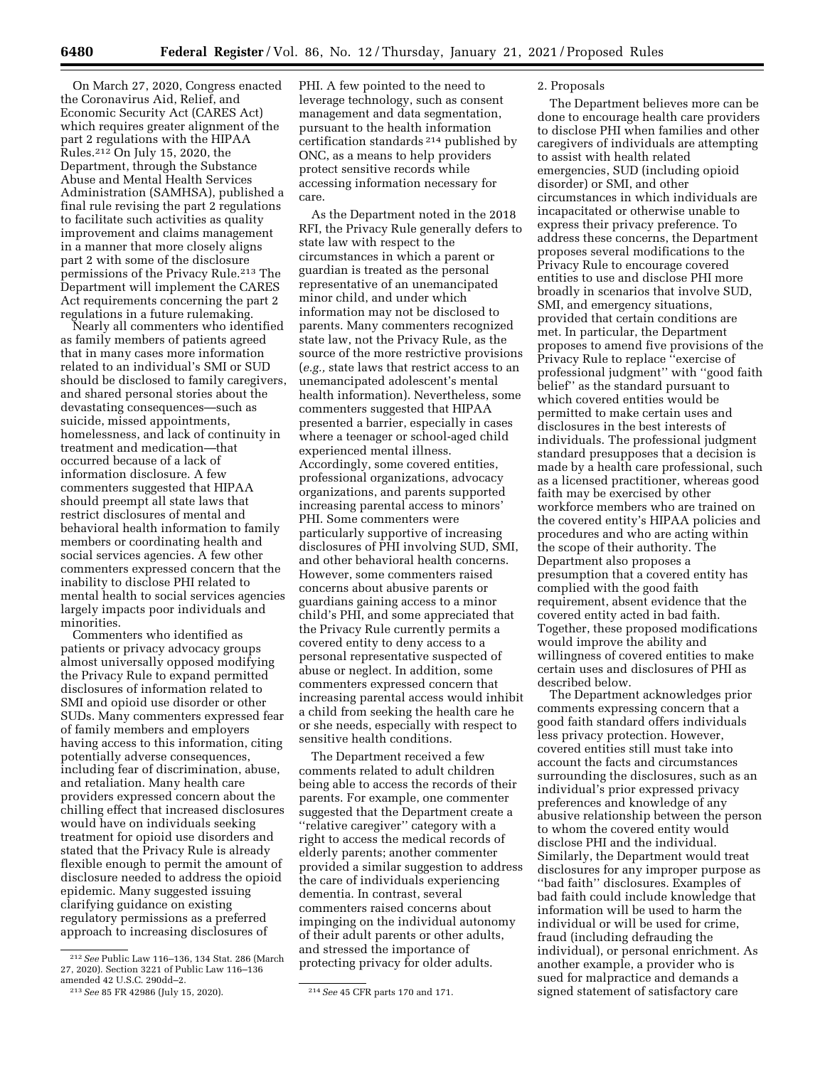On March 27, 2020, Congress enacted the Coronavirus Aid, Relief, and Economic Security Act (CARES Act) which requires greater alignment of the part 2 regulations with the HIPAA Rules.[212] On July 15, 2020, the Department, through the Substance Abuse and Mental Health Services Administration (SAMHSA), published a final rule revising the part 2 regulations to facilitate such activities as quality improvement and claims management in a manner that more closely aligns part 2 with some of the disclosure permissions of the Privacy Rule.[213] The Department will implement the CARES Act requirements concerning the part 2 regulations in a future rulemaking.

Nearly all commenters who identified as family members of patients agreed that in many cases more information related to an individual's SMI or SUD should be disclosed to family caregivers, and shared personal stories about the devastating consequences—such as suicide, missed appointments, homelessness, and lack of continuity in treatment and medication—that occurred because of a lack of information disclosure. A few commenters suggested that HIPAA should preempt all state laws that restrict disclosures of mental and behavioral health information to family members or coordinating health and social services agencies. A few other commenters expressed concern that the inability to disclose PHI related to mental health to social services agencies largely impacts poor individuals and minorities.

Commenters who identified as patients or privacy advocacy groups almost universally opposed modifying the Privacy Rule to expand permitted disclosures of information related to SMI and opioid use disorder or other SUDs. Many commenters expressed fear of family members and employers having access to this information, citing potentially adverse consequences, including fear of discrimination, abuse, and retaliation. Many health care providers expressed concern about the chilling effect that increased disclosures would have on individuals seeking treatment for opioid use disorders and stated that the Privacy Rule is already flexible enough to permit the amount of disclosure needed to address the opioid epidemic. Many suggested issuing clarifying guidance on existing regulatory permissions as a preferred approach to increasing disclosures of PHI. A few pointed to the need to leverage technology, such as consent management and data segmentation, pursuant to the health information certification standards[214] published by ONC, as a means to help providers protect sensitive records while accessing information necessary for care.

As the Department noted in the 2018 RFI, the Privacy Rule generally defers to state law with respect to the circumstances in which a parent or guardian is treated as the personal representative of an unemancipated minor child, and under which information may not be disclosed to parents. Many commenters recognized state law, not the Privacy Rule, as the source of the more restrictive provisions (*e.g.,* state laws that restrict access to an unemancipated adolescent's mental health information). Nevertheless, some commenters suggested that HIPAA presented a barrier, especially in cases where a teenager or school-aged child experienced mental illness. Accordingly, some covered entities, professional organizations, advocacy organizations, and parents supported increasing parental access to minors' PHI. Some commenters were particularly supportive of increasing disclosures of PHI involving SUD, SMI, and other behavioral health concerns. However, some commenters raised concerns about abusive parents or guardians gaining access to a minor child's PHI, and some appreciated that the Privacy Rule currently permits a covered entity to deny access to a personal representative suspected of abuse or neglect. In addition, some commenters expressed concern that increasing parental access would inhibit a child from seeking the health care he or she needs, especially with respect to sensitive health conditions.

The Department received a few comments related to adult children being able to access the records of their parents. For example, one commenter suggested that the Department create a ''relative caregiver'' category with a right to access the medical records of elderly parents; another commenter provided a similar suggestion to address the care of individuals experiencing dementia. In contrast, several commenters raised concerns about impinging on the individual autonomy of their adult parents or other adults, and stressed the importance of protecting privacy for older adults.

2. Proposals

The Department believes more can be done to encourage health care providers to disclose PHI when families and other caregivers of individuals are attempting to assist with health related emergencies, SUD (including opioid disorder) or SMI, and other circumstances in which individuals are incapacitated or otherwise unable to express their privacy preference. To address these concerns, the Department proposes several modifications to the Privacy Rule to encourage covered entities to use and disclose PHI more broadly in scenarios that involve SUD, SMI, and emergency situations, provided that certain conditions are met. In particular, the Department proposes to amend five provisions of the Privacy Rule to replace ''exercise of professional judgment'' with ''good faith belief'' as the standard pursuant to which covered entities would be permitted to make certain uses and disclosures in the best interests of individuals. The professional judgment standard presupposes that a decision is made by a health care professional, such as a licensed practitioner, whereas good faith may be exercised by other workforce members who are trained on the covered entity's HIPAA policies and procedures and who are acting within the scope of their authority. The Department also proposes a presumption that a covered entity has complied with the good faith requirement, absent evidence that the covered entity acted in bad faith. Together, these proposed modifications would improve the ability and willingness of covered entities to make certain uses and disclosures of PHI as described below.

The Department acknowledges prior comments expressing concern that a good faith standard offers individuals less privacy protection. However, covered entities still must take into account the facts and circumstances surrounding the disclosures, such as an individual's prior expressed privacy preferences and knowledge of any abusive relationship between the person to whom the covered entity would disclose PHI and the individual. Similarly, the Department would treat disclosures for any improper purpose as ''bad faith'' disclosures. Examples of bad faith could include knowledge that information will be used to harm the individual or will be used for crime, fraud (including defrauding the individual), or personal enrichment. As another example, a provider who is sued for malpractice and demands a signed statement of satisfactory care

[212] *See* Public Law 116–136, 134 Stat. 286 (March 27, 2020). Section 3221 of Public Law 116–136 amended 42 U.S.C. 290dd–2.

[213] *See* 85 FR 42986 (July 15, 2020).

[214] *See* 45 CFR parts 170 and 171.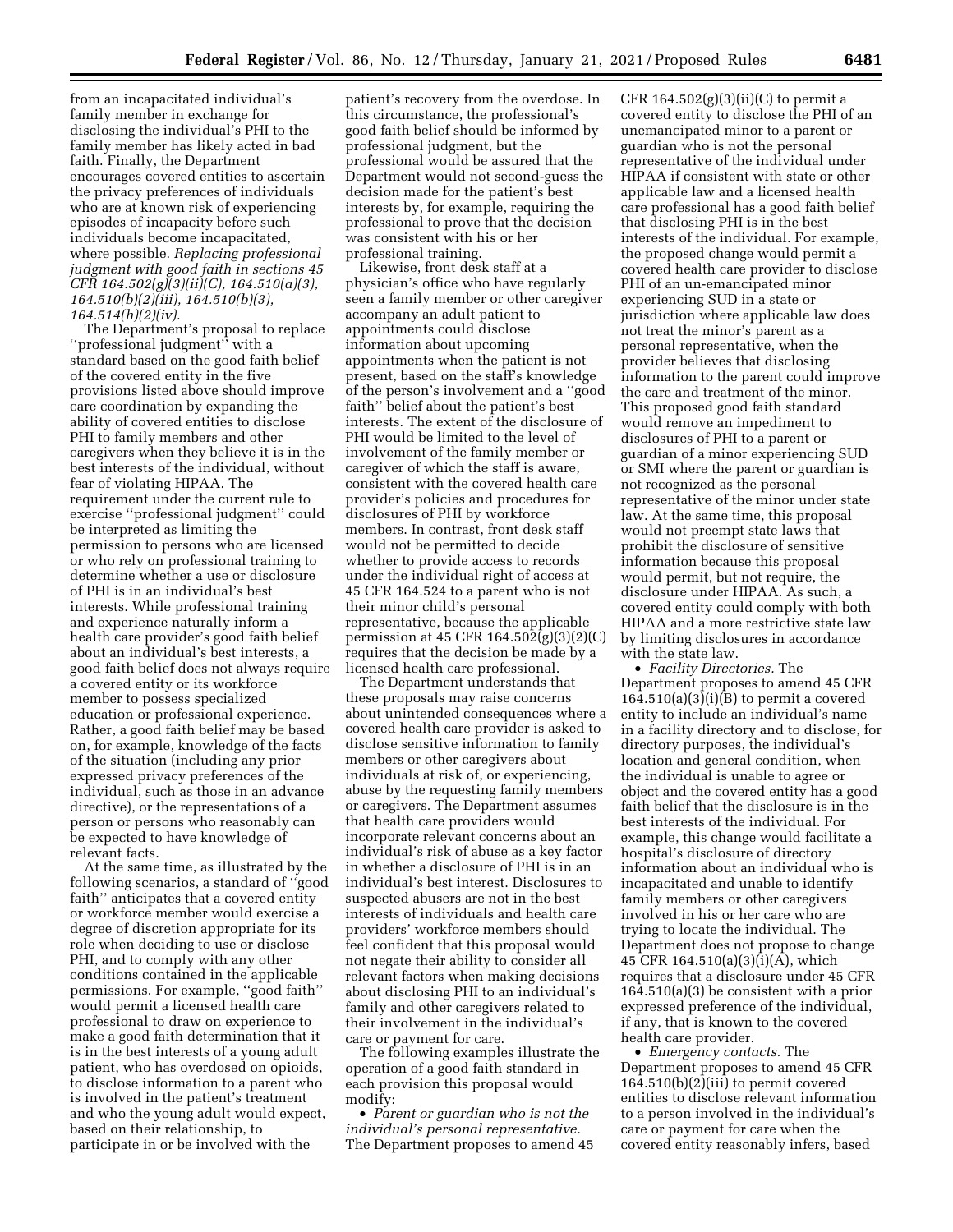from an incapacitated individual's family member in exchange for disclosing the individual's PHI to the family member has likely acted in bad faith. Finally, the Department encourages covered entities to ascertain the privacy preferences of individuals who are at known risk of experiencing episodes of incapacity before such individuals become incapacitated, where possible. *Replacing professional judgment with good faith in sections 45 CFR 164.502(g)(3)(ii)(C), 164.510(a)(3), 164.510(b)(2)(iii), 164.510(b)(3), 164.514(h)(2)(iv).*

The Department's proposal to replace ''professional judgment'' with a standard based on the good faith belief of the covered entity in the five provisions listed above should improve care coordination by expanding the ability of covered entities to disclose PHI to family members and other caregivers when they believe it is in the best interests of the individual, without fear of violating HIPAA. The requirement under the current rule to exercise ''professional judgment'' could be interpreted as limiting the permission to persons who are licensed or who rely on professional training to determine whether a use or disclosure of PHI is in an individual's best interests. While professional training and experience naturally inform a health care provider's good faith belief about an individual's best interests, a good faith belief does not always require a covered entity or its workforce member to possess specialized education or professional experience. Rather, a good faith belief may be based on, for example, knowledge of the facts of the situation (including any prior expressed privacy preferences of the individual, such as those in an advance directive), or the representations of a person or persons who reasonably can be expected to have knowledge of relevant facts.

At the same time, as illustrated by the following scenarios, a standard of ''good faith'' anticipates that a covered entity or workforce member would exercise a degree of discretion appropriate for its role when deciding to use or disclose PHI, and to comply with any other conditions contained in the applicable permissions. For example, ''good faith'' would permit a licensed health care professional to draw on experience to make a good faith determination that it is in the best interests of a young adult patient, who has overdosed on opioids, to disclose information to a parent who is involved in the patient's treatment and who the young adult would expect, based on their relationship, to participate in or be involved with the patient's recovery from the overdose. In this circumstance, the professional's good faith belief should be informed by professional judgment, but the professional would be assured that the Department would not second-guess the decision made for the patient's best interests by, for example, requiring the professional to prove that the decision was consistent with his or her professional training.

Likewise, front desk staff at a physician's office who have regularly seen a family member or other caregiver accompany an adult patient to appointments could disclose information about upcoming appointments when the patient is not present, based on the staff's knowledge of the person's involvement and a ''good faith'' belief about the patient's best interests. The extent of the disclosure of PHI would be limited to the level of involvement of the family member or caregiver of which the staff is aware, consistent with the covered health care provider's policies and procedures for disclosures of PHI by workforce members. In contrast, front desk staff would not be permitted to decide whether to provide access to records under the individual right of access at 45 CFR 164.524 to a parent who is not their minor child's personal representative, because the applicable permission at 45 CFR 164.502(g)(3)(2)(C) requires that the decision be made by a licensed health care professional.

The Department understands that these proposals may raise concerns about unintended consequences where a covered health care provider is asked to disclose sensitive information to family members or other caregivers about individuals at risk of, or experiencing, abuse by the requesting family members or caregivers. The Department assumes that health care providers would incorporate relevant concerns about an individual's risk of abuse as a key factor in whether a disclosure of PHI is in an individual's best interest. Disclosures to suspected abusers are not in the best interests of individuals and health care providers' workforce members should feel confident that this proposal would not negate their ability to consider all relevant factors when making decisions about disclosing PHI to an individual's family and other caregivers related to their involvement in the individual's care or payment for care.

The following examples illustrate the operation of a good faith standard in each provision this proposal would modify:

- *Parent or guardian who is not the individual's personal representative.* The Department proposes to amend 45 CFR 164.502(g)(3)(ii)(C) to permit a covered entity to disclose the PHI of an unemancipated minor to a parent or guardian who is not the personal representative of the individual under HIPAA if consistent with state or other applicable law and a licensed health care professional has a good faith belief that disclosing PHI is in the best interests of the individual. For example, the proposed change would permit a covered health care provider to disclose PHI of an un-emancipated minor experiencing SUD in a state or jurisdiction where applicable law does not treat the minor's parent as a personal representative, when the provider believes that disclosing information to the parent could improve the care and treatment of the minor. This proposed good faith standard would remove an impediment to disclosures of PHI to a parent or guardian of a minor experiencing SUD or SMI where the parent or guardian is not recognized as the personal representative of the minor under state law. At the same time, this proposal would not preempt state laws that prohibit the disclosure of sensitive information because this proposal would permit, but not require, the disclosure under HIPAA. As such, a covered entity could comply with both HIPAA and a more restrictive state law by limiting disclosures in accordance with the state law.
- *Facility Directories.* The Department proposes to amend 45 CFR 164.510(a)(3)(i)(B) to permit a covered entity to include an individual's name in a facility directory and to disclose, for directory purposes, the individual's location and general condition, when the individual is unable to agree or object and the covered entity has a good faith belief that the disclosure is in the best interests of the individual. For example, this change would facilitate a hospital's disclosure of directory information about an individual who is incapacitated and unable to identify family members or other caregivers involved in his or her care who are trying to locate the individual. The Department does not propose to change 45 CFR 164.510(a)(3)(i)(A), which requires that a disclosure under 45 CFR 164.510(a)(3) be consistent with a prior expressed preference of the individual, if any, that is known to the covered health care provider.
- *Emergency contacts.* The Department proposes to amend 45 CFR 164.510(b)(2)(iii) to permit covered entities to disclose relevant information to a person involved in the individual's care or payment for care when the covered entity reasonably infers, based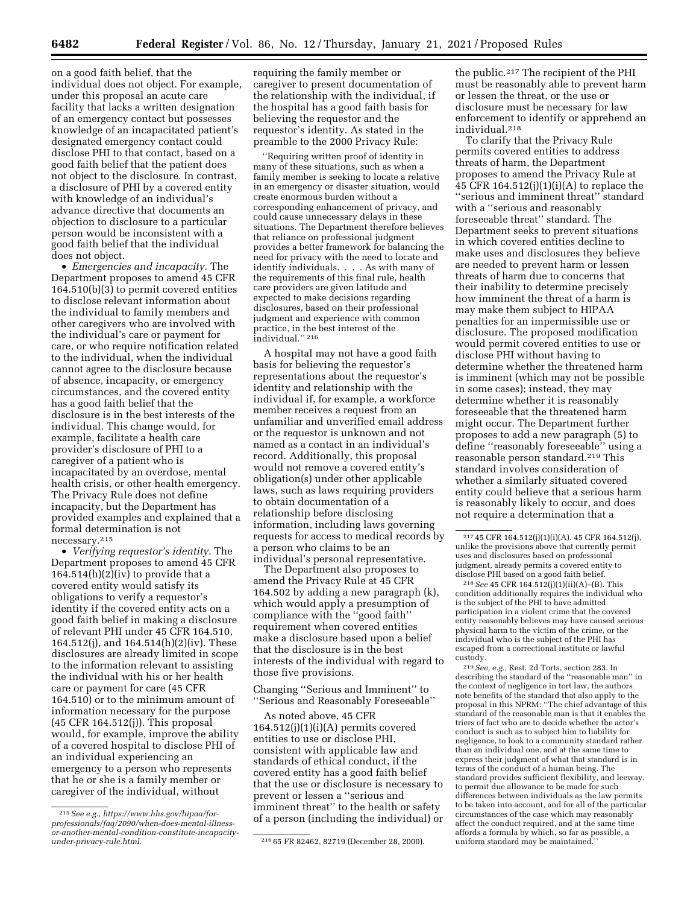on a good faith belief, that the individual does not object. For example, under this proposal an acute care facility that lacks a written designation of an emergency contact but possesses knowledge of an incapacitated patient's designated emergency contact could disclose PHI to that contact, based on a good faith belief that the patient does not object to the disclosure. In contrast, a disclosure of PHI by a covered entity with knowledge of an individual's advance directive that documents an objection to disclosure to a particular person would be inconsistent with a good faith belief that the individual does not object.

- *Emergencies and incapacity.* The Department proposes to amend 45 CFR 164.510(b)(3) to permit covered entities to disclose relevant information about the individual to family members and other caregivers who are involved with the individual's care or payment for care, or who require notification related to the individual, when the individual cannot agree to the disclosure because of absence, incapacity, or emergency circumstances, and the covered entity has a good faith belief that the disclosure is in the best interests of the individual. This change would, for example, facilitate a health care provider's disclosure of PHI to a caregiver of a patient who is incapacitated by an overdose, mental health crisis, or other health emergency. The Privacy Rule does not define incapacity, but the Department has provided examples and explained that a formal determination is not necessary.[215]
- *Verifying requestor's identity.* The Department proposes to amend 45 CFR 164.514(h)(2)(iv) to provide that a covered entity would satisfy its obligations to verify a requestor's identity if the covered entity acts on a good faith belief in making a disclosure of relevant PHI under 45 CFR 164.510, 164.512(j), and 164.514(h)(2)(iv). These disclosures are already limited in scope to the information relevant to assisting the individual with his or her health care or payment for care (45 CFR 164.510) or to the minimum amount of information necessary for the purpose (45 CFR 164.512(j)). This proposal would, for example, improve the ability of a covered hospital to disclose PHI of an individual experiencing an emergency to a person who represents that he or she is a family member or caregiver of the individual, without requiring the family member or caregiver to present documentation of the relationship with the individual, if the hospital has a good faith basis for believing the requestor and the requestor's identity. As stated in the preamble to the 2000 Privacy Rule:

> "Requiring written proof of identity in many of these situations, such as when a family member is seeking to locate a relative in an emergency or disaster situation, would create enormous burden without a corresponding enhancement of privacy, and could cause unnecessary delays in these situations. The Department therefore believes that reliance on professional judgment provides a better framework for balancing the need for privacy with the need to locate and identify individuals. . . . As with many of the requirements of this final rule, health care providers are given latitude and expected to make decisions regarding disclosures, based on their professional judgment and experience with common practice, in the best interest of the individual."[216]

A hospital may not have a good faith basis for believing the requestor's representations about the requestor's identity and relationship with the individual if, for example, a workforce member receives a request from an unfamiliar and unverified email address or the requestor is unknown and not named as a contact in an individual's record. Additionally, this proposal would not remove a covered entity's obligation(s) under other applicable laws, such as laws requiring providers to obtain documentation of a relationship before disclosing information, including laws governing requests for access to medical records by a person who claims to be an individual's personal representative.

The Department also proposes to amend the Privacy Rule at 45 CFR 164.502 by adding a new paragraph (k), which would apply a presumption of compliance with the "good faith" requirement when covered entities make a disclosure based upon a belief that the disclosure is in the best interests of the individual with regard to those five provisions.

### Changing "Serious and Imminent" to "Serious and Reasonably Foreseeable"

As noted above, 45 CFR 164.512(j)(1)(i)(A) permits covered entities to use or disclose PHI, consistent with applicable law and standards of ethical conduct, if the covered entity has a good faith belief that the use or disclosure is necessary to prevent or lessen a "serious and imminent threat" to the health or safety of a person (including the individual) or the public.[217] The recipient of the PHI must be reasonably able to prevent harm or lessen the threat, or the use or disclosure must be necessary for law enforcement to identify or apprehend an individual.[218]

To clarify that the Privacy Rule permits covered entities to address threats of harm, the Department proposes to amend the Privacy Rule at 45 CFR 164.512(j)(1)(i)(A) to replace the "serious and imminent threat" standard with a "serious and reasonably foreseeable threat" standard. The Department seeks to prevent situations in which covered entities decline to make uses and disclosures they believe are needed to prevent harm or lessen threats of harm due to concerns that their inability to determine precisely how imminent the threat of a harm is may make them subject to HIPAA penalties for an impermissible use or disclosure. The proposed modification would permit covered entities to use or disclose PHI without having to determine whether the threatened harm is imminent (which may not be possible in some cases); instead, they may determine whether it is reasonably foreseeable that the threatened harm might occur. The Department further proposes to add a new paragraph (5) to define "reasonably foreseeable" using a reasonable person standard.[219] This standard involves consideration of whether a similarly situated covered entity could believe that a serious harm is reasonably likely to occur, and does not require a determination that a

---

[215] *See e.g., https://www.hhs.gov/hipaa/for-professionals/faq/2090/when-does-mental-illness-or-another-mental-condition-constitute-incapacity-under-privacy-rule.html.*

[216] 65 FR 82462, 82719 (December 28, 2000).

[217] 45 CFR 164.512(j)(1)(i)(A). 45 CFR 164.512(j), unlike the provisions above that currently permit uses and disclosures based on professional judgment, already permits a covered entity to disclose PHI based on a good faith belief.

[218] *See* 45 CFR 164.512(j)(1)(ii)(A)–(B). This condition additionally requires the individual who is the subject of the PHI to have admitted participation in a violent crime that the covered entity reasonably believes may have caused serious physical harm to the victim of the crime, or the individual who is the subject of the PHI has escaped from a correctional institute or lawful custody.

[219] *See, e.g.,* Rest. 2d Torts, section 283. In describing the standard of the "reasonable man" in the context of negligence in tort law, the authors note benefits of the standard that also apply to the proposal in this NPRM: "The chief advantage of this standard of the reasonable man is that it enables the triers of fact who are to decide whether the actor's conduct is such as to subject him to liability for negligence, to look to a community standard rather than an individual one, and at the same time to express their judgment of what that standard is in terms of the conduct of a human being. The standard provides sufficient flexibility, and leeway, to permit due allowance to be made for such differences between individuals as the law permits to be taken into account, and for all of the particular circumstances of the case which may reasonably affect the conduct required, and at the same time affords a formula by which, so far as possible, a uniform standard may be maintained."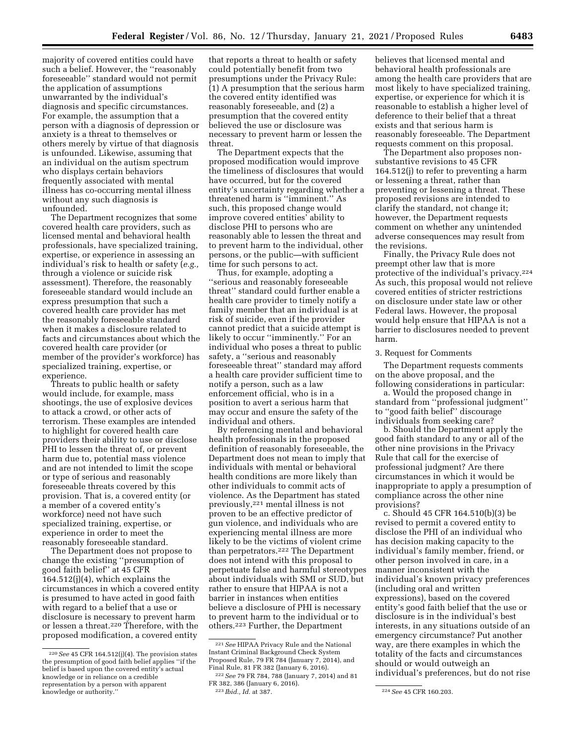majority of covered entities could have such a belief. However, the ''reasonably foreseeable'' standard would not permit the application of assumptions unwarranted by the individual's diagnosis and specific circumstances. For example, the assumption that a person with a diagnosis of depression or anxiety is a threat to themselves or others merely by virtue of that diagnosis is unfounded. Likewise, assuming that an individual on the autism spectrum who displays certain behaviors frequently associated with mental illness has co-occurring mental illness without any such diagnosis is unfounded.

The Department recognizes that some covered health care providers, such as licensed mental and behavioral health professionals, have specialized training, expertise, or experience in assessing an individual's risk to health or safety (*e.g.,* through a violence or suicide risk assessment). Therefore, the reasonably foreseeable standard would include an express presumption that such a covered health care provider has met the reasonably foreseeable standard when it makes a disclosure related to facts and circumstances about which the covered health care provider (or member of the provider's workforce) has specialized training, expertise, or experience.

Threats to public health or safety would include, for example, mass shootings, the use of explosive devices to attack a crowd, or other acts of terrorism. These examples are intended to highlight for covered health care providers their ability to use or disclose PHI to lessen the threat of, or prevent harm due to, potential mass violence and are not intended to limit the scope or type of serious and reasonably foreseeable threats covered by this provision. That is, a covered entity (or a member of a covered entity's workforce) need not have such specialized training, expertise, or experience in order to meet the reasonably foreseeable standard.

The Department does not propose to change the existing ''presumption of good faith belief'' at 45 CFR 164.512(j)(4), which explains the circumstances in which a covered entity is presumed to have acted in good faith with regard to a belief that a use or disclosure is necessary to prevent harm or lessen a threat.[220] Therefore, with the proposed modification, a covered entity that reports a threat to health or safety could potentially benefit from two presumptions under the Privacy Rule: (1) A presumption that the serious harm the covered entity identified was reasonably foreseeable, and (2) a presumption that the covered entity believed the use or disclosure was necessary to prevent harm or lessen the threat.

The Department expects that the proposed modification would improve the timeliness of disclosures that would have occurred, but for the covered entity's uncertainty regarding whether a threatened harm is ''imminent.'' As such, this proposed change would improve covered entities' ability to disclose PHI to persons who are reasonably able to lessen the threat and to prevent harm to the individual, other persons, or the public—with sufficient time for such persons to act.

Thus, for example, adopting a ''serious and reasonably foreseeable threat'' standard could further enable a health care provider to timely notify a family member that an individual is at risk of suicide, even if the provider cannot predict that a suicide attempt is likely to occur ''imminently.'' For an individual who poses a threat to public safety, a ''serious and reasonably foreseeable threat'' standard may afford a health care provider sufficient time to notify a person, such as a law enforcement official, who is in a position to avert a serious harm that may occur and ensure the safety of the individual and others.

By referencing mental and behavioral health professionals in the proposed definition of reasonably foreseeable, the Department does not mean to imply that individuals with mental or behavioral health conditions are more likely than other individuals to commit acts of violence. As the Department has stated previously,[221] mental illness is not proven to be an effective predictor of gun violence, and individuals who are experiencing mental illness are more likely to be the victims of violent crime than perpetrators.[222] The Department does not intend with this proposal to perpetuate false and harmful stereotypes about individuals with SMI or SUD, but rather to ensure that HIPAA is not a barrier in instances when entities believe a disclosure of PHI is necessary to prevent harm to the individual or to others.[223] Further, the Department believes that licensed mental and behavioral health professionals are among the health care providers that are most likely to have specialized training, expertise, or experience for which it is reasonable to establish a higher level of deference to their belief that a threat exists and that serious harm is reasonably foreseeable. The Department requests comment on this proposal.

The Department also proposes non-substantive revisions to 45 CFR 164.512(j) to refer to preventing a harm or lessening a threat, rather than preventing or lessening a threat. These proposed revisions are intended to clarify the standard, not change it; however, the Department requests comment on whether any unintended adverse consequences may result from the revisions.

Finally, the Privacy Rule does not preempt other law that is more protective of the individual's privacy.[224] As such, this proposal would not relieve covered entities of stricter restrictions on disclosure under state law or other Federal laws. However, the proposal would help ensure that HIPAA is not a barrier to disclosures needed to prevent harm.

3. Request for Comments

The Department requests comments on the above proposal, and the following considerations in particular:

a. Would the proposed change in standard from ''professional judgment'' to ''good faith belief'' discourage individuals from seeking care?

b. Should the Department apply the good faith standard to any or all of the other nine provisions in the Privacy Rule that call for the exercise of professional judgment? Are there circumstances in which it would be inappropriate to apply a presumption of compliance across the other nine provisions?

c. Should 45 CFR 164.510(b)(3) be revised to permit a covered entity to disclose the PHI of an individual who has decision making capacity to the individual's family member, friend, or other person involved in care, in a manner inconsistent with the individual's known privacy preferences (including oral and written expressions), based on the covered entity's good faith belief that the use or disclosure is in the individual's best interests, in any situations outside of an emergency circumstance? Put another way, are there examples in which the totality of the facts and circumstances should or would outweigh an individual's preferences, but do not rise

---

[220] *See* 45 CFR 164.512(j)(4). The provision states the presumption of good faith belief applies ''if the belief is based upon the covered entity's actual knowledge or in reliance on a credible representation by a person with apparent knowledge or authority.''

[221] *See* HIPAA Privacy Rule and the National Instant Criminal Background Check System Proposed Rule, 79 FR 784 (January 7, 2014), and Final Rule, 81 FR 382 (January 6, 2016).

[222] *See* 79 FR 784, 788 (January 7, 2014) and 81 FR 382, 386 (January 6, 2016).

[223] *Ibid., Id.* at 387.

[224] *See* 45 CFR 160.203.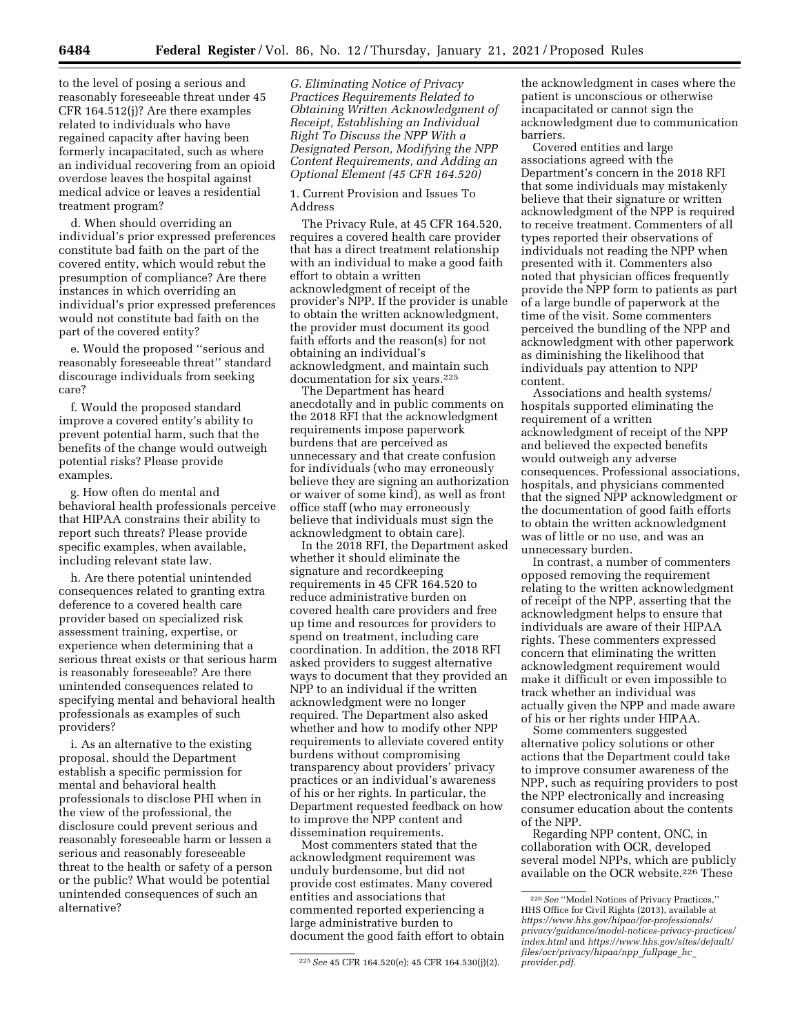to the level of posing a serious and reasonably foreseeable threat under 45 CFR 164.512(j)? Are there examples related to individuals who have regained capacity after having been formerly incapacitated, such as where an individual recovering from an opioid overdose leaves the hospital against medical advice or leaves a residential treatment program?

d. When should overriding an individual's prior expressed preferences constitute bad faith on the part of the covered entity, which would rebut the presumption of compliance? Are there instances in which overriding an individual's prior expressed preferences would not constitute bad faith on the part of the covered entity?

e. Would the proposed "serious and reasonably foreseeable threat" standard discourage individuals from seeking care?

f. Would the proposed standard improve a covered entity's ability to prevent potential harm, such that the benefits of the change would outweigh potential risks? Please provide examples.

g. How often do mental and behavioral health professionals perceive that HIPAA constrains their ability to report such threats? Please provide specific examples, when available, including relevant state law.

h. Are there potential unintended consequences related to granting extra deference to a covered health care provider based on specialized risk assessment training, expertise, or experience when determining that a serious threat exists or that serious harm is reasonably foreseeable? Are there unintended consequences related to specifying mental and behavioral health professionals as examples of such providers?

i. As an alternative to the existing proposal, should the Department establish a specific permission for mental and behavioral health professionals to disclose PHI when in the view of the professional, the disclosure could prevent serious and reasonably foreseeable harm or lessen a serious and reasonably foreseeable threat to the health or safety of a person or the public? What would be potential unintended consequences of such an alternative?

### *G. Eliminating Notice of Privacy Practices Requirements Related to Obtaining Written Acknowledgment of Receipt, Establishing an Individual Right To Discuss the NPP With a Designated Person, Modifying the NPP Content Requirements, and Adding an Optional Element (45 CFR 164.520)*

#### 1. Current Provision and Issues To Address

The Privacy Rule, at 45 CFR 164.520, requires a covered health care provider that has a direct treatment relationship with an individual to make a good faith effort to obtain a written acknowledgment of receipt of the provider's NPP. If the provider is unable to obtain the written acknowledgment, the provider must document its good faith efforts and the reason(s) for not obtaining an individual's acknowledgment, and maintain such documentation for six years.[225]

The Department has heard anecdotally and in public comments on the 2018 RFI that the acknowledgment requirements impose paperwork burdens that are perceived as unnecessary and that create confusion for individuals (who may erroneously believe they are signing an authorization or waiver of some kind), as well as front office staff (who may erroneously believe that individuals must sign the acknowledgment to obtain care).

In the 2018 RFI, the Department asked whether it should eliminate the signature and recordkeeping requirements in 45 CFR 164.520 to reduce administrative burden on covered health care providers and free up time and resources for providers to spend on treatment, including care coordination. In addition, the 2018 RFI asked providers to suggest alternative ways to document that they provided an NPP to an individual if the written acknowledgment were no longer required. The Department also asked whether and how to modify other NPP requirements to alleviate covered entity burdens without compromising transparency about providers' privacy practices or an individual's awareness of his or her rights. In particular, the Department requested feedback on how to improve the NPP content and dissemination requirements.

Most commenters stated that the acknowledgment requirement was unduly burdensome, but did not provide cost estimates. Many covered entities and associations that commented reported experiencing a large administrative burden to document the good faith effort to obtain the acknowledgment in cases where the patient is unconscious or otherwise incapacitated or cannot sign the acknowledgment due to communication barriers.

Covered entities and large associations agreed with the Department's concern in the 2018 RFI that some individuals may mistakenly believe that their signature or written acknowledgment of the NPP is required to receive treatment. Commenters of all types reported their observations of individuals not reading the NPP when presented with it. Commenters also noted that physician offices frequently provide the NPP form to patients as part of a large bundle of paperwork at the time of the visit. Some commenters perceived the bundling of the NPP and acknowledgment with other paperwork as diminishing the likelihood that individuals pay attention to NPP content.

Associations and health systems/hospitals supported eliminating the requirement of a written acknowledgment of receipt of the NPP and believed the expected benefits would outweigh any adverse consequences. Professional associations, hospitals, and physicians commented that the signed NPP acknowledgment or the documentation of good faith efforts to obtain the written acknowledgment was of little or no use, and was an unnecessary burden.

In contrast, a number of commenters opposed removing the requirement relating to the written acknowledgment of receipt of the NPP, asserting that the acknowledgment helps to ensure that individuals are aware of their HIPAA rights. These commenters expressed concern that eliminating the written acknowledgment requirement would make it difficult or even impossible to track whether an individual was actually given the NPP and made aware of his or her rights under HIPAA.

Some commenters suggested alternative policy solutions or other actions that the Department could take to improve consumer awareness of the NPP, such as requiring providers to post the NPP electronically and increasing consumer education about the contents of the NPP.

Regarding NPP content, ONC, in collaboration with OCR, developed several model NPPs, which are publicly available on the OCR website.[226] These

---

[225] *See* 45 CFR 164.520(e); 45 CFR 164.530(j)(2).

[226] *See* "Model Notices of Privacy Practices," HHS Office for Civil Rights (2013), available at *https://www.hhs.gov/hipaa/for-professionals/privacy/guidance/model-notices-privacy-practices/index.html* and *https://www.hhs.gov/sites/default/files/ocr/privacy/hipaa/npp_fullpage_hc_provider.pdf.*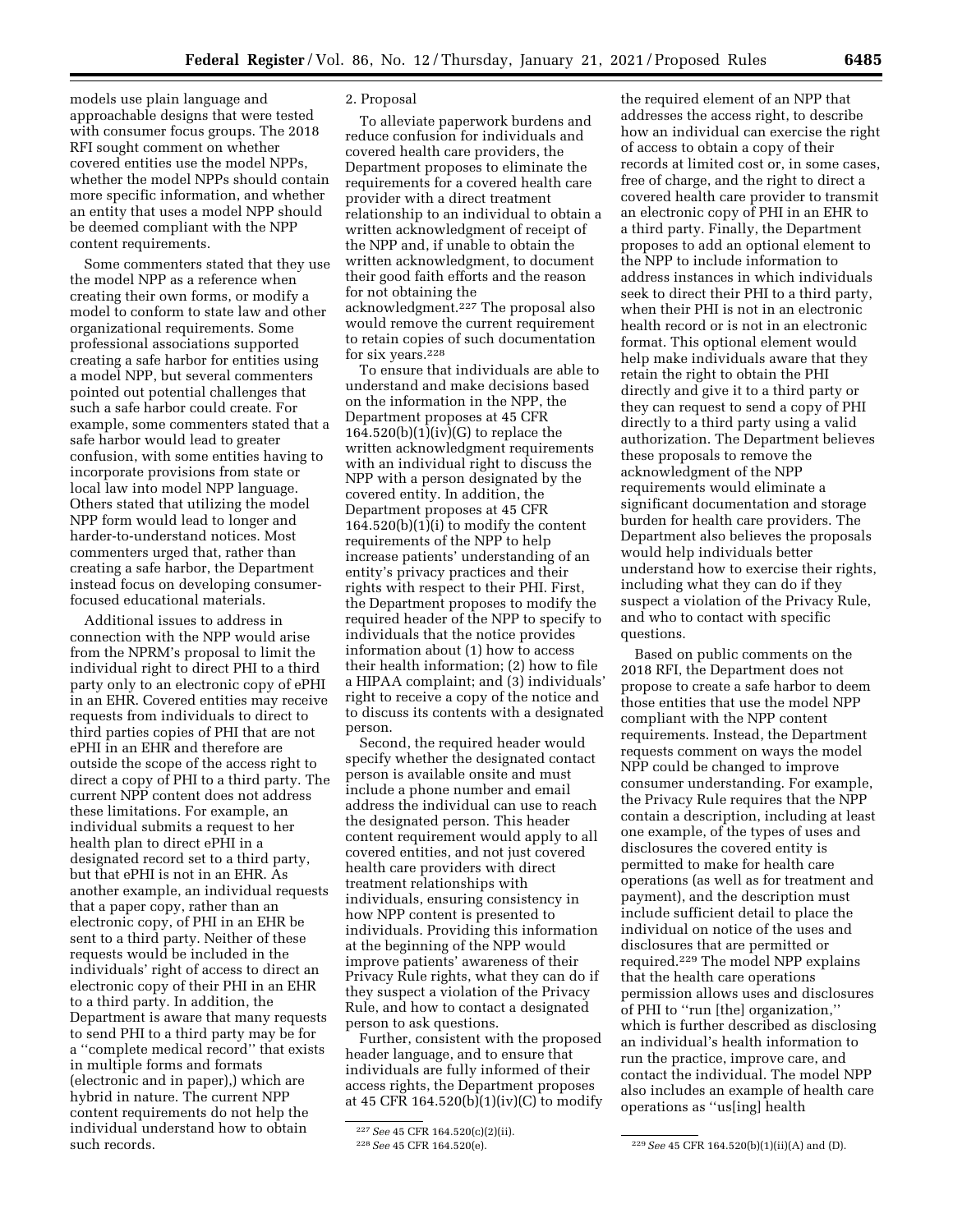models use plain language and approachable designs that were tested with consumer focus groups. The 2018 RFI sought comment on whether covered entities use the model NPPs, whether the model NPPs should contain more specific information, and whether an entity that uses a model NPP should be deemed compliant with the NPP content requirements.

Some commenters stated that they use the model NPP as a reference when creating their own forms, or modify a model to conform to state law and other organizational requirements. Some professional associations supported creating a safe harbor for entities using a model NPP, but several commenters pointed out potential challenges that such a safe harbor could create. For example, some commenters stated that a safe harbor would lead to greater confusion, with some entities having to incorporate provisions from state or local law into model NPP language. Others stated that utilizing the model NPP form would lead to longer and harder-to-understand notices. Most commenters urged that, rather than creating a safe harbor, the Department instead focus on developing consumer-focused educational materials.

Additional issues to address in connection with the NPP would arise from the NPRM's proposal to limit the individual right to direct PHI to a third party only to an electronic copy of ePHI in an EHR. Covered entities may receive requests from individuals to direct to third parties copies of PHI that are not ePHI in an EHR and therefore are outside the scope of the access right to direct a copy of PHI to a third party. The current NPP content does not address these limitations. For example, an individual submits a request to her health plan to direct ePHI in a designated record set to a third party, but that ePHI is not in an EHR. As another example, an individual requests that a paper copy, rather than an electronic copy, of PHI in an EHR be sent to a third party. Neither of these requests would be included in the individuals' right of access to direct an electronic copy of their PHI in an EHR to a third party. In addition, the Department is aware that many requests to send PHI to a third party may be for a ''complete medical record'' that exists in multiple forms and formats (electronic and in paper),) which are hybrid in nature. The current NPP content requirements do not help the individual understand how to obtain such records.

2. Proposal

To alleviate paperwork burdens and reduce confusion for individuals and covered health care providers, the Department proposes to eliminate the requirements for a covered health care provider with a direct treatment relationship to an individual to obtain a written acknowledgment of receipt of the NPP and, if unable to obtain the written acknowledgment, to document their good faith efforts and the reason for not obtaining the acknowledgment.[227] The proposal also would remove the current requirement to retain copies of such documentation for six years.[228]

To ensure that individuals are able to understand and make decisions based on the information in the NPP, the Department proposes at 45 CFR 164.520(b)(1)(iv)(G) to replace the written acknowledgment requirements with an individual right to discuss the NPP with a person designated by the covered entity. In addition, the Department proposes at 45 CFR 164.520(b)(1)(i) to modify the content requirements of the NPP to help increase patients' understanding of an entity's privacy practices and their rights with respect to their PHI. First, the Department proposes to modify the required header of the NPP to specify to individuals that the notice provides information about (1) how to access their health information; (2) how to file a HIPAA complaint; and (3) individuals' right to receive a copy of the notice and to discuss its contents with a designated person.

Second, the required header would specify whether the designated contact person is available onsite and must include a phone number and email address the individual can use to reach the designated person. This header content requirement would apply to all covered entities, and not just covered health care providers with direct treatment relationships with individuals, ensuring consistency in how NPP content is presented to individuals. Providing this information at the beginning of the NPP would improve patients' awareness of their Privacy Rule rights, what they can do if they suspect a violation of the Privacy Rule, and how to contact a designated person to ask questions.

Further, consistent with the proposed header language, and to ensure that individuals are fully informed of their access rights, the Department proposes at 45 CFR 164.520(b)(1)(iv)(C) to modify the required element of an NPP that addresses the access right, to describe how an individual can exercise the right of access to obtain a copy of their records at limited cost or, in some cases, free of charge, and the right to direct a covered health care provider to transmit an electronic copy of PHI in an EHR to a third party. Finally, the Department proposes to add an optional element to the NPP to include information to address instances in which individuals seek to direct their PHI to a third party, when their PHI is not in an electronic health record or is not in an electronic format. This optional element would help make individuals aware that they retain the right to obtain the PHI directly and give it to a third party or they can request to send a copy of PHI directly to a third party using a valid authorization. The Department believes these proposals to remove the acknowledgment of the NPP requirements would eliminate a significant documentation and storage burden for health care providers. The Department also believes the proposals would help individuals better understand how to exercise their rights, including what they can do if they suspect a violation of the Privacy Rule, and who to contact with specific questions.

Based on public comments on the 2018 RFI, the Department does not propose to create a safe harbor to deem those entities that use the model NPP compliant with the NPP content requirements. Instead, the Department requests comment on ways the model NPP could be changed to improve consumer understanding. For example, the Privacy Rule requires that the NPP contain a description, including at least one example, of the types of uses and disclosures the covered entity is permitted to make for health care operations (as well as for treatment and payment), and the description must include sufficient detail to place the individual on notice of the uses and disclosures that are permitted or required.[229] The model NPP explains that the health care operations permission allows uses and disclosures of PHI to ''run [the] organization,'' which is further described as disclosing an individual's health information to run the practice, improve care, and contact the individual. The model NPP also includes an example of health care operations as ''us[ing] health

[227] *See* 45 CFR 164.520(c)(2)(ii).

[228] *See* 45 CFR 164.520(e).

[229] *See* 45 CFR 164.520(b)(1)(ii)(A) and (D).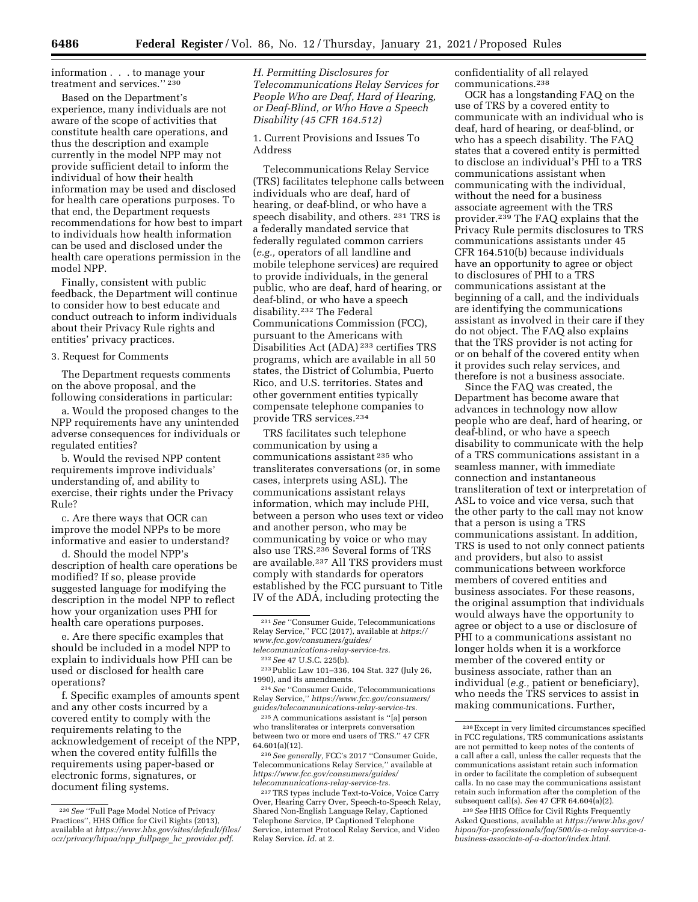information . . . to manage your treatment and services.''[230]

Based on the Department's experience, many individuals are not aware of the scope of activities that constitute health care operations, and thus the description and example currently in the model NPP may not provide sufficient detail to inform the individual of how their health information may be used and disclosed for health care operations purposes. To that end, the Department requests recommendations for how best to impart to individuals how health information can be used and disclosed under the health care operations permission in the model NPP.

Finally, consistent with public feedback, the Department will continue to consider how to best educate and conduct outreach to inform individuals about their Privacy Rule rights and entities' privacy practices.

3. Request for Comments

The Department requests comments on the above proposal, and the following considerations in particular:

a. Would the proposed changes to the NPP requirements have any unintended adverse consequences for individuals or regulated entities?

b. Would the revised NPP content requirements improve individuals' understanding of, and ability to exercise, their rights under the Privacy Rule?

c. Are there ways that OCR can improve the model NPPs to be more informative and easier to understand?

d. Should the model NPP's description of health care operations be modified? If so, please provide suggested language for modifying the description in the model NPP to reflect how your organization uses PHI for health care operations purposes.

e. Are there specific examples that should be included in a model NPP to explain to individuals how PHI can be used or disclosed for health care operations?

f. Specific examples of amounts spent and any other costs incurred by a covered entity to comply with the requirements relating to the acknowledgement of receipt of the NPP, when the covered entity fulfills the requirements using paper-based or electronic forms, signatures, or document filing systems.

### *H. Permitting Disclosures for Telecommunications Relay Services for People Who are Deaf, Hard of Hearing, or Deaf-Blind, or Who Have a Speech Disability (45 CFR 164.512)*

1. Current Provisions and Issues To Address

Telecommunications Relay Service (TRS) facilitates telephone calls between individuals who are deaf, hard of hearing, or deaf-blind, or who have a speech disability, and others.[231] TRS is a federally mandated service that federally regulated common carriers (*e.g.,* operators of all landline and mobile telephone services) are required to provide individuals, in the general public, who are deaf, hard of hearing, or deaf-blind, or who have a speech disability.[232] The Federal Communications Commission (FCC), pursuant to the Americans with Disabilities Act (ADA)[233] certifies TRS programs, which are available in all 50 states, the District of Columbia, Puerto Rico, and U.S. territories. States and other government entities typically compensate telephone companies to provide TRS services.[234]

TRS facilitates such telephone communication by using a communications assistant[235] who transliterates conversations (or, in some cases, interprets using ASL). The communications assistant relays information, which may include PHI, between a person who uses text or video and another person, who may be communicating by voice or who may also use TRS.[236] Several forms of TRS are available.[237] All TRS providers must comply with standards for operators established by the FCC pursuant to Title IV of the ADA, including protecting the confidentiality of all relayed communications.[238]

OCR has a longstanding FAQ on the use of TRS by a covered entity to communicate with an individual who is deaf, hard of hearing, or deaf-blind, or who has a speech disability. The FAQ states that a covered entity is permitted to disclose an individual's PHI to a TRS communications assistant when communicating with the individual, without the need for a business associate agreement with the TRS provider.[239] The FAQ explains that the Privacy Rule permits disclosures to TRS communications assistants under 45 CFR 164.510(b) because individuals have an opportunity to agree or object to disclosures of PHI to a TRS communications assistant at the beginning of a call, and the individuals are identifying the communications assistant as involved in their care if they do not object. The FAQ also explains that the TRS provider is not acting for or on behalf of the covered entity when it provides such relay services, and therefore is not a business associate.

Since the FAQ was created, the Department has become aware that advances in technology now allow people who are deaf, hard of hearing, or deaf-blind, or who have a speech disability to communicate with the help of a TRS communications assistant in a seamless manner, with immediate connection and instantaneous transliteration of text or interpretation of ASL to voice and vice versa, such that the other party to the call may not know that a person is using a TRS communications assistant. In addition, TRS is used to not only connect patients and providers, but also to assist communications between workforce members of covered entities and business associates. For these reasons, the original assumption that individuals would always have the opportunity to agree or object to a use or disclosure of PHI to a communications assistant no longer holds when it is a workforce member of the covered entity or business associate, rather than an individual (*e.g.,* patient or beneficiary), who needs the TRS services to assist in making communications. Further,

---

[230] *See* ''Full Page Model Notice of Privacy Practices'', HHS Office for Civil Rights (2013), available at *https://www.hhs.gov/sites/default/files/ocr/privacy/hipaa/npp_fullpage_hc_provider.pdf.*

[231] *See* ''Consumer Guide, Telecommunications Relay Service,'' FCC (2017), available at *https://www.fcc.gov/consumers/guides/telecommunications-relay-service-trs.*

[232] *See* 47 U.S.C. 225(b).

[233] Public Law 101–336, 104 Stat. 327 (July 26, 1990), and its amendments.

[234] *See* ''Consumer Guide, Telecommunications Relay Service,'' *https://www.fcc.gov/consumers/guides/telecommunications-relay-service-trs.*

[235] A communications assistant is ''[a] person who transliterates or interprets conversation between two or more end users of TRS.'' 47 CFR 64.601(a)(12).

[236] *See generally,* FCC's 2017 ''Consumer Guide, Telecommunications Relay Service,'' available at *https://www.fcc.gov/consumers/guides/telecommunications-relay-service-trs.*

[237] TRS types include Text-to-Voice, Voice Carry Over, Hearing Carry Over, Speech-to-Speech Relay, Shared Non-English Language Relay, Captioned Telephone Service, IP Captioned Telephone Service, internet Protocol Relay Service, and Video Relay Service. *Id.* at 2.

[238] Except in very limited circumstances specified in FCC regulations, TRS communications assistants are not permitted to keep notes of the contents of a call after a call, unless the caller requests that the communications assistant retain such information in order to facilitate the completion of subsequent calls. In no case may the communications assistant retain such information after the completion of the subsequent call(s). *See* 47 CFR 64.604(a)(2).

[239] *See* HHS Office for Civil Rights Frequently Asked Questions, available at *https://www.hhs.gov/hipaa/for-professionals/faq/500/is-a-relay-service-a-business-associate-of-a-doctor/index.html.*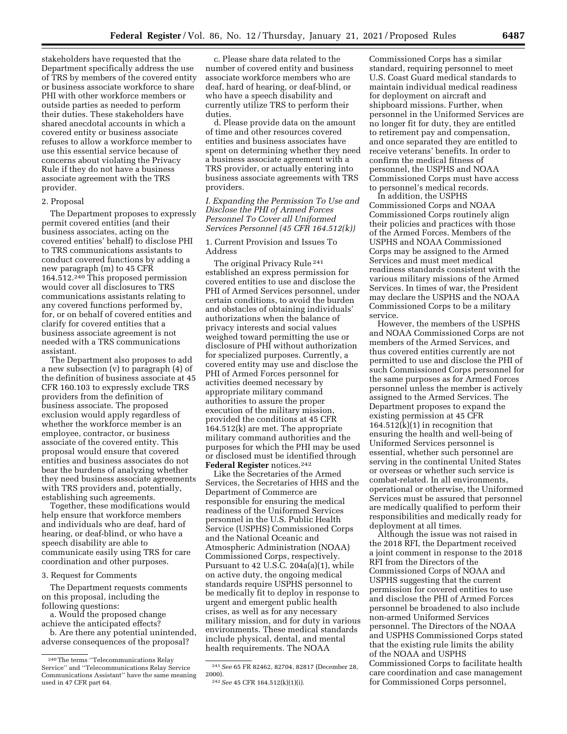stakeholders have requested that the Department specifically address the use of TRS by members of the covered entity or business associate workforce to share PHI with other workforce members or outside parties as needed to perform their duties. These stakeholders have shared anecdotal accounts in which a covered entity or business associate refuses to allow a workforce member to use this essential service because of concerns about violating the Privacy Rule if they do not have a business associate agreement with the TRS provider.

2. Proposal

The Department proposes to expressly permit covered entities (and their business associates, acting on the covered entities' behalf) to disclose PHI to TRS communications assistants to conduct covered functions by adding a new paragraph (m) to 45 CFR 164.512.[240] This proposed permission would cover all disclosures to TRS communications assistants relating to any covered functions performed by, for, or on behalf of covered entities and clarify for covered entities that a business associate agreement is not needed with a TRS communications assistant.

The Department also proposes to add a new subsection (v) to paragraph (4) of the definition of business associate at 45 CFR 160.103 to expressly exclude TRS providers from the definition of business associate. The proposed exclusion would apply regardless of whether the workforce member is an employee, contractor, or business associate of the covered entity. This proposal would ensure that covered entities and business associates do not bear the burdens of analyzing whether they need business associate agreements with TRS providers and, potentially, establishing such agreements.

Together, these modifications would help ensure that workforce members and individuals who are deaf, hard of hearing, or deaf-blind, or who have a speech disability are able to communicate easily using TRS for care coordination and other purposes.

3. Request for Comments

The Department requests comments on this proposal, including the following questions:

a. Would the proposed change achieve the anticipated effects?

b. Are there any potential unintended, adverse consequences of the proposal?

c. Please share data related to the number of covered entity and business associate workforce members who are deaf, hard of hearing, or deaf-blind, or who have a speech disability and currently utilize TRS to perform their duties.

d. Please provide data on the amount of time and other resources covered entities and business associates have spent on determining whether they need a business associate agreement with a TRS provider, or actually entering into business associate agreements with TRS providers.

*I. Expanding the Permission To Use and Disclose the PHI of Armed Forces Personnel To Cover all Uniformed Services Personnel (45 CFR 164.512(k))*

1. Current Provision and Issues To Address

The original Privacy Rule[241] established an express permission for covered entities to use and disclose the PHI of Armed Services personnel, under certain conditions, to avoid the burden and obstacles of obtaining individuals' authorizations when the balance of privacy interests and social values weighed toward permitting the use or disclosure of PHI without authorization for specialized purposes. Currently, a covered entity may use and disclose the PHI of Armed Forces personnel for activities deemed necessary by appropriate military command authorities to assure the proper execution of the military mission, provided the conditions at 45 CFR 164.512(k) are met. The appropriate military command authorities and the purposes for which the PHI may be used or disclosed must be identified through **Federal Register** notices.[242]

Like the Secretaries of the Armed Services, the Secretaries of HHS and the Department of Commerce are responsible for ensuring the medical readiness of the Uniformed Services personnel in the U.S. Public Health Service (USPHS) Commissioned Corps and the National Oceanic and Atmospheric Administration (NOAA) Commissioned Corps, respectively. Pursuant to 42 U.S.C. 204a(a)(1), while on active duty, the ongoing medical standards require USPHS personnel to be medically fit to deploy in response to urgent and emergent public health crises, as well as for any necessary military mission, and for duty in various environments. These medical standards include physical, dental, and mental health requirements. The NOAA Commissioned Corps has a similar standard, requiring personnel to meet U.S. Coast Guard medical standards to maintain individual medical readiness for deployment on aircraft and shipboard missions. Further, when personnel in the Uniformed Services are no longer fit for duty, they are entitled to retirement pay and compensation, and once separated they are entitled to receive veterans' benefits. In order to confirm the medical fitness of personnel, the USPHS and NOAA Commissioned Corps must have access to personnel's medical records.

In addition, the USPHS Commissioned Corps and NOAA Commissioned Corps routinely align their policies and practices with those of the Armed Forces. Members of the USPHS and NOAA Commissioned Corps may be assigned to the Armed Services and must meet medical readiness standards consistent with the various military missions of the Armed Services. In times of war, the President may declare the USPHS and the NOAA Commissioned Corps to be a military service.

However, the members of the USPHS and NOAA Commissioned Corps are not members of the Armed Services, and thus covered entities currently are not permitted to use and disclose the PHI of such Commissioned Corps personnel for the same purposes as for Armed Forces personnel unless the member is actively assigned to the Armed Services. The Department proposes to expand the existing permission at 45 CFR 164.512(k)(1) in recognition that ensuring the health and well-being of Uniformed Services personnel is essential, whether such personnel are serving in the continental United States or overseas or whether such service is combat-related. In all environments, operational or otherwise, the Uniformed Services must be assured that personnel are medically qualified to perform their responsibilities and medically ready for deployment at all times.

Although the issue was not raised in the 2018 RFI, the Department received a joint comment in response to the 2018 RFI from the Directors of the Commissioned Corps of NOAA and USPHS suggesting that the current permission for covered entities to use and disclose the PHI of Armed Forces personnel be broadened to also include non-armed Uniformed Services personnel. The Directors of the NOAA and USPHS Commissioned Corps stated that the existing rule limits the ability of the NOAA and USPHS Commissioned Corps to facilitate health care coordination and case management for Commissioned Corps personnel,

[240] The terms "Telecommunications Relay Service" and "Telecommunications Relay Service Communications Assistant" have the same meaning used in 47 CFR part 64.

[241] *See* 65 FR 82462, 82704, 82817 (December 28, 2000).

[242] *See* 45 CFR 164.512(k)(1)(i).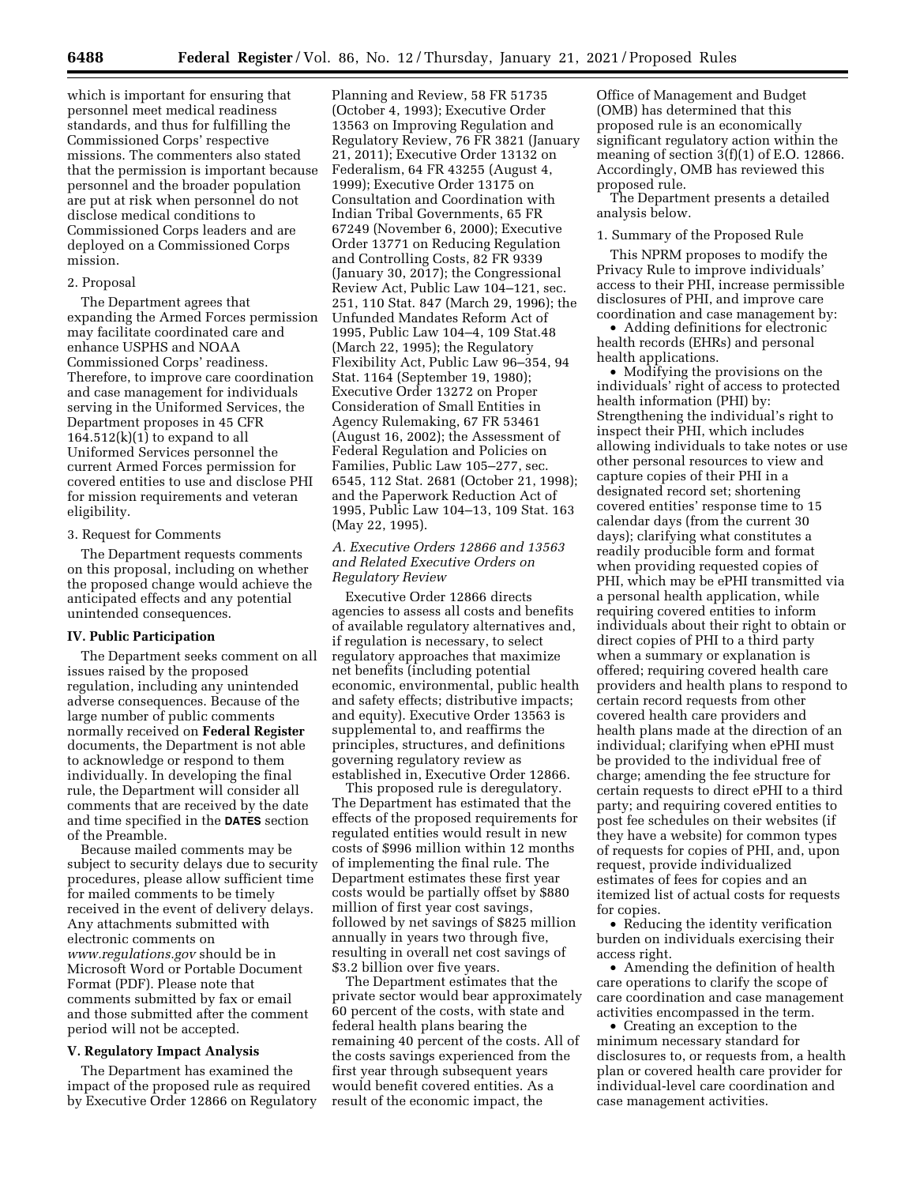which is important for ensuring that personnel meet medical readiness standards, and thus for fulfilling the Commissioned Corps' respective missions. The commenters also stated that the permission is important because personnel and the broader population are put at risk when personnel do not disclose medical conditions to Commissioned Corps leaders and are deployed on a Commissioned Corps mission.

2. Proposal

The Department agrees that expanding the Armed Forces permission may facilitate coordinated care and enhance USPHS and NOAA Commissioned Corps' readiness. Therefore, to improve care coordination and case management for individuals serving in the Uniformed Services, the Department proposes in 45 CFR 164.512(k)(1) to expand to all Uniformed Services personnel the current Armed Forces permission for covered entities to use and disclose PHI for mission requirements and veteran eligibility.

3. Request for Comments

The Department requests comments on this proposal, including on whether the proposed change would achieve the anticipated effects and any potential unintended consequences.

## IV. Public Participation

The Department seeks comment on all issues raised by the proposed regulation, including any unintended adverse consequences. Because of the large number of public comments normally received on **Federal Register** documents, the Department is not able to acknowledge or respond to them individually. In developing the final rule, the Department will consider all comments that are received by the date and time specified in the **DATES** section of the Preamble.

Because mailed comments may be subject to security delays due to security procedures, please allow sufficient time for mailed comments to be timely received in the event of delivery delays. Any attachments submitted with electronic comments on *www.regulations.gov* should be in Microsoft Word or Portable Document Format (PDF). Please note that comments submitted by fax or email and those submitted after the comment period will not be accepted.

## V. Regulatory Impact Analysis

The Department has examined the impact of the proposed rule as required by Executive Order 12866 on Regulatory Planning and Review, 58 FR 51735 (October 4, 1993); Executive Order 13563 on Improving Regulation and Regulatory Review, 76 FR 3821 (January 21, 2011); Executive Order 13132 on Federalism, 64 FR 43255 (August 4, 1999); Executive Order 13175 on Consultation and Coordination with Indian Tribal Governments, 65 FR 67249 (November 6, 2000); Executive Order 13771 on Reducing Regulation and Controlling Costs, 82 FR 9339 (January 30, 2017); the Congressional Review Act, Public Law 104–121, sec. 251, 110 Stat. 847 (March 29, 1996); the Unfunded Mandates Reform Act of 1995, Public Law 104–4, 109 Stat.48 (March 22, 1995); the Regulatory Flexibility Act, Public Law 96–354, 94 Stat. 1164 (September 19, 1980); Executive Order 13272 on Proper Consideration of Small Entities in Agency Rulemaking, 67 FR 53461 (August 16, 2002); the Assessment of Federal Regulation and Policies on Families, Public Law 105–277, sec. 6545, 112 Stat. 2681 (October 21, 1998); and the Paperwork Reduction Act of 1995, Public Law 104–13, 109 Stat. 163 (May 22, 1995).

### *A. Executive Orders 12866 and 13563 and Related Executive Orders on Regulatory Review*

Executive Order 12866 directs agencies to assess all costs and benefits of available regulatory alternatives and, if regulation is necessary, to select regulatory approaches that maximize net benefits (including potential economic, environmental, public health and safety effects; distributive impacts; and equity). Executive Order 13563 is supplemental to, and reaffirms the principles, structures, and definitions governing regulatory review as established in, Executive Order 12866.

This proposed rule is deregulatory. The Department has estimated that the effects of the proposed requirements for regulated entities would result in new costs of $996 million within 12 months of implementing the final rule. The Department estimates these first year costs would be partially offset by $880 million of first year cost savings, followed by net savings of $825 million annually in years two through five, resulting in overall net cost savings of $3.2 billion over five years.

The Department estimates that the private sector would bear approximately 60 percent of the costs, with state and federal health plans bearing the remaining 40 percent of the costs. All of the costs savings experienced from the first year through subsequent years would benefit covered entities. As a result of the economic impact, the Office of Management and Budget (OMB) has determined that this proposed rule is an economically significant regulatory action within the meaning of section 3(f)(1) of E.O. 12866. Accordingly, OMB has reviewed this proposed rule.

The Department presents a detailed analysis below.

1. Summary of the Proposed Rule

This NPRM proposes to modify the Privacy Rule to improve individuals' access to their PHI, increase permissible disclosures of PHI, and improve care coordination and case management by:

- Adding definitions for electronic health records (EHRs) and personal health applications.
- Modifying the provisions on the individuals' right of access to protected health information (PHI) by: Strengthening the individual's right to inspect their PHI, which includes allowing individuals to take notes or use other personal resources to view and capture copies of their PHI in a designated record set; shortening covered entities' response time to 15 calendar days (from the current 30 days); clarifying what constitutes a readily producible form and format when providing requested copies of PHI, which may be ePHI transmitted via a personal health application, while requiring covered entities to inform individuals about their right to obtain or direct copies of PHI to a third party when a summary or explanation is offered; requiring covered health care providers and health plans to respond to certain record requests from other covered health care providers and health plans made at the direction of an individual; clarifying when ePHI must be provided to the individual free of charge; amending the fee structure for certain requests to direct ePHI to a third party; and requiring covered entities to post fee schedules on their websites (if they have a website) for common types of requests for copies of PHI, and, upon request, provide individualized estimates of fees for copies and an itemized list of actual costs for requests for copies.
- Reducing the identity verification burden on individuals exercising their access right.
- Amending the definition of health care operations to clarify the scope of care coordination and case management activities encompassed in the term.
- Creating an exception to the minimum necessary standard for disclosures to, or requests from, a health plan or covered health care provider for individual-level care coordination and case management activities.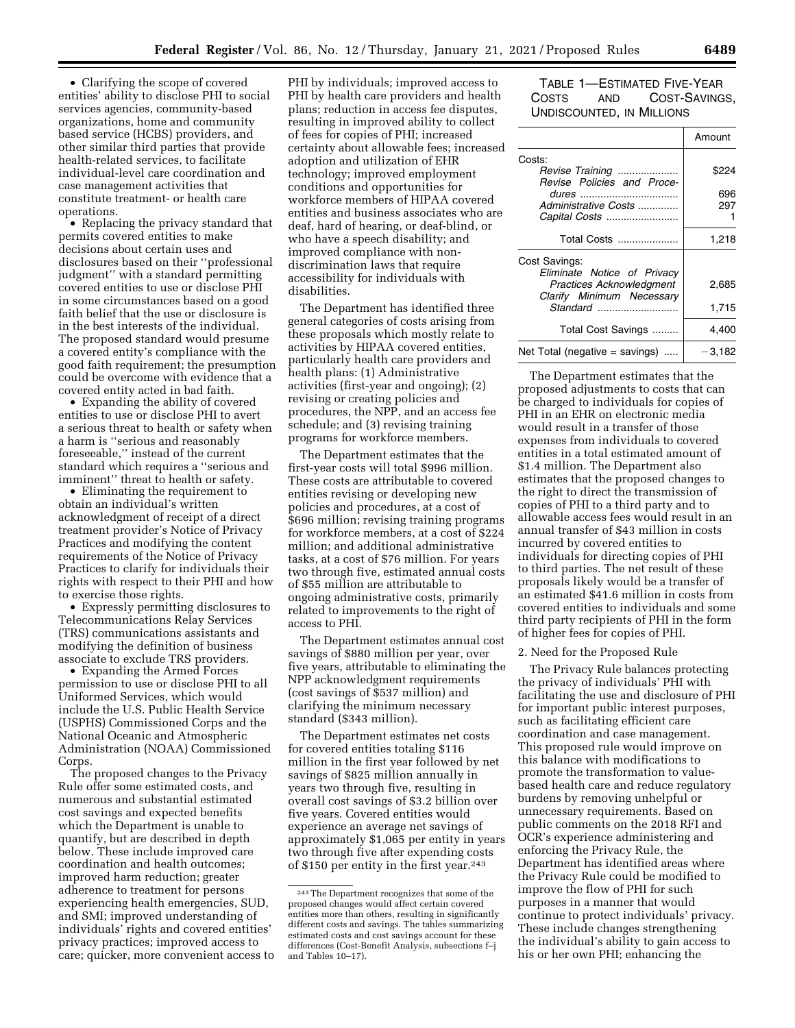- Clarifying the scope of covered entities' ability to disclose PHI to social services agencies, community-based organizations, home and community based service (HCBS) providers, and other similar third parties that provide health-related services, to facilitate individual-level care coordination and case management activities that constitute treatment- or health care operations.
- Replacing the privacy standard that permits covered entities to make decisions about certain uses and disclosures based on their ''professional judgment'' with a standard permitting covered entities to use or disclose PHI in some circumstances based on a good faith belief that the use or disclosure is in the best interests of the individual. The proposed standard would presume a covered entity's compliance with the good faith requirement; the presumption could be overcome with evidence that a covered entity acted in bad faith.
- Expanding the ability of covered entities to use or disclose PHI to avert a serious threat to health or safety when a harm is ''serious and reasonably foreseeable,'' instead of the current standard which requires a ''serious and imminent'' threat to health or safety.
- Eliminating the requirement to obtain an individual's written acknowledgment of receipt of a direct treatment provider's Notice of Privacy Practices and modifying the content requirements of the Notice of Privacy Practices to clarify for individuals their rights with respect to their PHI and how to exercise those rights.
- Expressly permitting disclosures to Telecommunications Relay Services (TRS) communications assistants and modifying the definition of business associate to exclude TRS providers.
- Expanding the Armed Forces permission to use or disclose PHI to all Uniformed Services, which would include the U.S. Public Health Service (USPHS) Commissioned Corps and the National Oceanic and Atmospheric Administration (NOAA) Commissioned Corps.

The proposed changes to the Privacy Rule offer some estimated costs, and numerous and substantial estimated cost savings and expected benefits which the Department is unable to quantify, but are described in depth below. These include improved care coordination and health outcomes; improved harm reduction; greater adherence to treatment for persons experiencing health emergencies, SUD, and SMI; improved understanding of individuals' rights and covered entities' privacy practices; improved access to care; quicker, more convenient access to PHI by individuals; improved access to PHI by health care providers and health plans; reduction in access fee disputes, resulting in improved ability to collect of fees for copies of PHI; increased certainty about allowable fees; increased adoption and utilization of EHR technology; improved employment conditions and opportunities for workforce members of HIPAA covered entities and business associates who are deaf, hard of hearing, or deaf-blind, or who have a speech disability; and improved compliance with non-discrimination laws that require accessibility for individuals with disabilities.

The Department has identified three general categories of costs arising from these proposals which mostly relate to activities by HIPAA covered entities, particularly health care providers and health plans: (1) Administrative activities (first-year and ongoing); (2) revising or creating policies and procedures, the NPP, and an access fee schedule; and (3) revising training programs for workforce members.

The Department estimates that the first-year costs will total $996 million. These costs are attributable to covered entities revising or developing new policies and procedures, at a cost of $696 million; revising training programs for workforce members, at a cost of $224 million; and additional administrative tasks, at a cost of $76 million. For years two through five, estimated annual costs of $55 million are attributable to ongoing administrative costs, primarily related to improvements to the right of access to PHI.

The Department estimates annual cost savings of $880 million per year, over five years, attributable to eliminating the NPP acknowledgment requirements (cost savings of $537 million) and clarifying the minimum necessary standard ($343 million).

The Department estimates net costs for covered entities totaling $116 million in the first year followed by net savings of $825 million annually in years two through five, resulting in overall cost savings of $3.2 billion over five years. Covered entities would experience an average net savings of approximately $1,065 per entity in years two through five after expending costs of $150 per entity in the first year.[243]

TABLE 1—ESTIMATED FIVE-YEAR COSTS AND COST-SAVINGS, UNDISCOUNTED, IN MILLIONS

| | Amount |
|---|---|
| Costs: | |
| *Revise Training* | $224 |
| *Revise Policies and Procedures* | 696 |
| *Administrative Costs* | 297 |
| *Capital Costs* | 1 |
| Total Costs | 1,218 |
| Cost Savings: | |
| *Eliminate Notice of Privacy Practices Acknowledgment* | 2,685 |
| *Clarify Minimum Necessary Standard* | 1,715 |
| Total Cost Savings | 4,400 |
| Net Total (negative = savings) | −3,182 |

The Department estimates that the proposed adjustments to costs that can be charged to individuals for copies of PHI in an EHR on electronic media would result in a transfer of those expenses from individuals to covered entities in a total estimated amount of $1.4 million. The Department also estimates that the proposed changes to the right to direct the transmission of copies of PHI to a third party and to allowable access fees would result in an annual transfer of $43 million in costs incurred by covered entities to individuals for directing copies of PHI to third parties. The net result of these proposals likely would be a transfer of an estimated $41.6 million in costs from covered entities to individuals and some third party recipients of PHI in the form of higher fees for copies of PHI.

2. Need for the Proposed Rule

The Privacy Rule balances protecting the privacy of individuals' PHI with facilitating the use and disclosure of PHI for important public interest purposes, such as facilitating efficient care coordination and case management. This proposed rule would improve on this balance with modifications to promote the transformation to value-based health care and reduce regulatory burdens by removing unhelpful or unnecessary requirements. Based on public comments on the 2018 RFI and OCR's experience administering and enforcing the Privacy Rule, the Department has identified areas where the Privacy Rule could be modified to improve the flow of PHI for such purposes in a manner that would continue to protect individuals' privacy. These include changes strengthening the individual's ability to gain access to his or her own PHI; enhancing the

[243] The Department recognizes that some of the proposed changes would affect certain covered entities more than others, resulting in significantly different costs and savings. The tables summarizing estimated costs and cost savings account for these differences (Cost-Benefit Analysis, subsections f–j and Tables 10–17).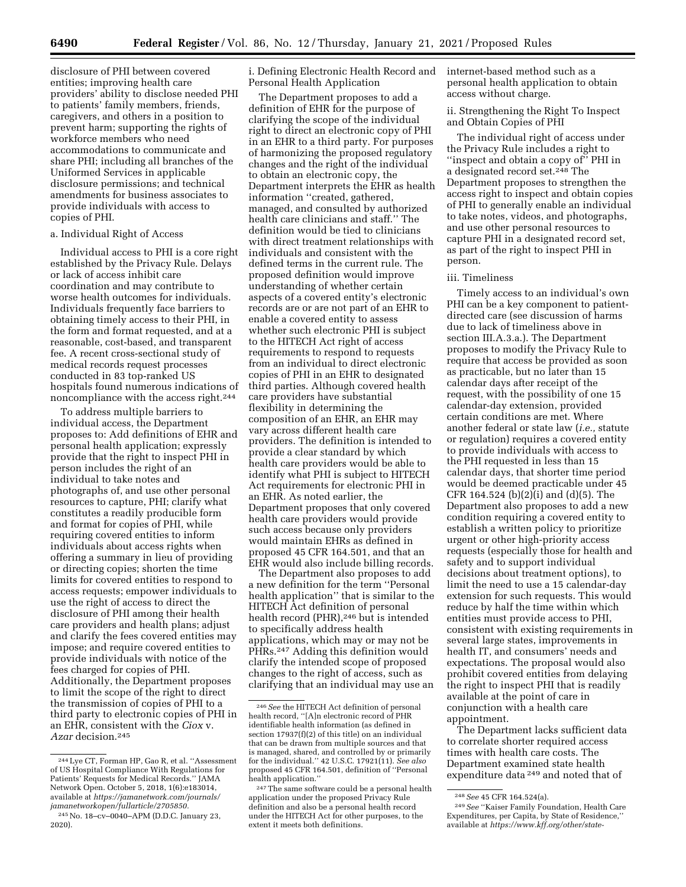disclosure of PHI between covered entities; improving health care providers' ability to disclose needed PHI to patients' family members, friends, caregivers, and others in a position to prevent harm; supporting the rights of workforce members who need accommodations to communicate and share PHI; including all branches of the Uniformed Services in applicable disclosure permissions; and technical amendments for business associates to provide individuals with access to copies of PHI.

a. Individual Right of Access

Individual access to PHI is a core right established by the Privacy Rule. Delays or lack of access inhibit care coordination and may contribute to worse health outcomes for individuals. Individuals frequently face barriers to obtaining timely access to their PHI, in the form and format requested, and at a reasonable, cost-based, and transparent fee. A recent cross-sectional study of medical records request processes conducted in 83 top-ranked US hospitals found numerous indications of noncompliance with the access right.[244]

To address multiple barriers to individual access, the Department proposes to: Add definitions of EHR and personal health application; expressly provide that the right to inspect PHI in person includes the right of an individual to take notes and photographs of, and use other personal resources to capture, PHI; clarify what constitutes a readily producible form and format for copies of PHI, while requiring covered entities to inform individuals about access rights when offering a summary in lieu of providing or directing copies; shorten the time limits for covered entities to respond to access requests; empower individuals to use the right of access to direct the disclosure of PHI among their health care providers and health plans; adjust and clarify the fees covered entities may impose; and require covered entities to provide individuals with notice of the fees charged for copies of PHI. Additionally, the Department proposes to limit the scope of the right to direct the transmission of copies of PHI to a third party to electronic copies of PHI in an EHR, consistent with the *Ciox* v. *Azar* decision.[245]

i. Defining Electronic Health Record and Personal Health Application

The Department proposes to add a definition of EHR for the purpose of clarifying the scope of the individual right to direct an electronic copy of PHI in an EHR to a third party. For purposes of harmonizing the proposed regulatory changes and the right of the individual to obtain an electronic copy, the Department interprets the EHR as health information "created, gathered, managed, and consulted by authorized health care clinicians and staff." The definition would be tied to clinicians with direct treatment relationships with individuals and consistent with the defined terms in the current rule. The proposed definition would improve understanding of whether certain aspects of a covered entity's electronic records are or are not part of an EHR to enable a covered entity to assess whether such electronic PHI is subject to the HITECH Act right of access requirements to respond to requests from an individual to direct electronic copies of PHI in an EHR to designated third parties. Although covered health care providers have substantial flexibility in determining the composition of an EHR, an EHR may vary across different health care providers. The definition is intended to provide a clear standard by which health care providers would be able to identify what PHI is subject to HITECH Act requirements for electronic PHI in an EHR. As noted earlier, the Department proposes that only covered health care providers would provide such access because only providers would maintain EHRs as defined in proposed 45 CFR 164.501, and that an EHR would also include billing records.

The Department also proposes to add a new definition for the term "Personal health application" that is similar to the HITECH Act definition of personal health record (PHR),[246] but is intended to specifically address health applications, which may or may not be PHRs.[247] Adding this definition would clarify the intended scope of proposed changes to the right of access, such as clarifying that an individual may use an internet-based method such as a personal health application to obtain access without charge.

ii. Strengthening the Right To Inspect and Obtain Copies of PHI

The individual right of access under the Privacy Rule includes a right to "inspect and obtain a copy of" PHI in a designated record set.[248] The Department proposes to strengthen the access right to inspect and obtain copies of PHI to generally enable an individual to take notes, videos, and photographs, and use other personal resources to capture PHI in a designated record set, as part of the right to inspect PHI in person.

iii. Timeliness

Timely access to an individual's own PHI can be a key component to patient-directed care (see discussion of harms due to lack of timeliness above in section III.A.3.a.). The Department proposes to modify the Privacy Rule to require that access be provided as soon as practicable, but no later than 15 calendar days after receipt of the request, with the possibility of one 15 calendar-day extension, provided certain conditions are met. Where another federal or state law (*i.e.,* statute or regulation) requires a covered entity to provide individuals with access to the PHI requested in less than 15 calendar days, that shorter time period would be deemed practicable under 45 CFR 164.524 (b)(2)(i) and (d)(5). The Department also proposes to add a new condition requiring a covered entity to establish a written policy to prioritize urgent or other high-priority access requests (especially those for health and safety and to support individual decisions about treatment options), to limit the need to use a 15 calendar-day extension for such requests. This would reduce by half the time within which entities must provide access to PHI, consistent with existing requirements in several large states, improvements in health IT, and consumers' needs and expectations. The proposal would also prohibit covered entities from delaying the right to inspect PHI that is readily available at the point of care in conjunction with a health care appointment.

The Department lacks sufficient data to correlate shorter required access times with health care costs. The Department examined state health expenditure data[249] and noted that of

---

[244] Lye CT, Forman HP, Gao R, et al. "Assessment of US Hospital Compliance With Regulations for Patients' Requests for Medical Records." JAMA Network Open. October 5, 2018, 1(6):e183014, available at *https://jamanetwork.com/journals/jamanetworkopen/fullarticle/2705850.*

[245] No. 18–cv–0040–APM (D.D.C. January 23, 2020).

[246] *See* the HITECH Act definition of personal health record, "[A]n electronic record of PHR identifiable health information (as defined in section 17937(f)(2) of this title) on an individual that can be drawn from multiple sources and that is managed, shared, and controlled by or primarily for the individual." 42 U.S.C. 17921(11). *See also* proposed 45 CFR 164.501, definition of "Personal health application."

[247] The same software could be a personal health application under the proposed Privacy Rule definition and also be a personal health record under the HITECH Act for other purposes, to the extent it meets both definitions.

[248] *See* 45 CFR 164.524(a).

[249] *See* "Kaiser Family Foundation, Health Care Expenditures, per Capita, by State of Residence," available at *https://www.kff.org/other/state-*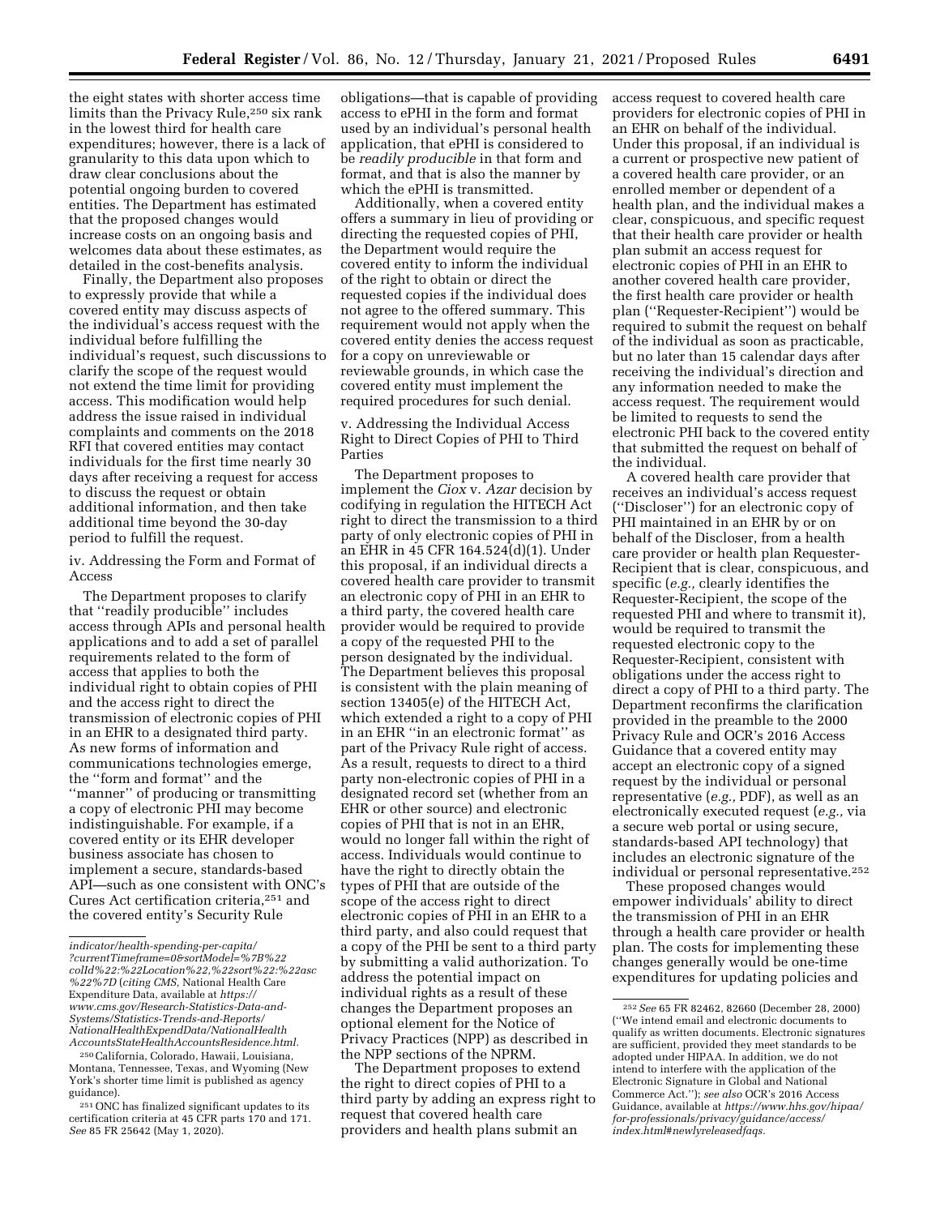the eight states with shorter access time limits than the Privacy Rule,[250] six rank in the lowest third for health care expenditures; however, there is a lack of granularity to this data upon which to draw clear conclusions about the potential ongoing burden to covered entities. The Department has estimated that the proposed changes would increase costs on an ongoing basis and welcomes data about these estimates, as detailed in the cost-benefits analysis.

Finally, the Department also proposes to expressly provide that while a covered entity may discuss aspects of the individual's access request with the individual before fulfilling the individual's request, such discussions to clarify the scope of the request would not extend the time limit for providing access. This modification would help address the issue raised in individual complaints and comments on the 2018 RFI that covered entities may contact individuals for the first time nearly 30 days after receiving a request for access to discuss the request or obtain additional information, and then take additional time beyond the 30-day period to fulfill the request.

iv. Addressing the Form and Format of Access

The Department proposes to clarify that ''readily producible'' includes access through APIs and personal health applications and to add a set of parallel requirements related to the form of access that applies to both the individual right to obtain copies of PHI and the access right to direct the transmission of electronic copies of PHI in an EHR to a designated third party. As new forms of information and communications technologies emerge, the ''form and format'' and the ''manner'' of producing or transmitting a copy of electronic PHI may become indistinguishable. For example, if a covered entity or its EHR developer business associate has chosen to implement a secure, standards-based API—such as one consistent with ONC's Cures Act certification criteria,[251] and the covered entity's Security Rule obligations—that is capable of providing access to ePHI in the form and format used by an individual's personal health application, that ePHI is considered to be *readily producible* in that form and format, and that is also the manner by which the ePHI is transmitted.

Additionally, when a covered entity offers a summary in lieu of providing or directing the requested copies of PHI, the Department would require the covered entity to inform the individual of the right to obtain or direct the requested copies if the individual does not agree to the offered summary. This requirement would not apply when the covered entity denies the access request for a copy on unreviewable or reviewable grounds, in which case the covered entity must implement the required procedures for such denial.

v. Addressing the Individual Access Right to Direct Copies of PHI to Third Parties

The Department proposes to implement the *Ciox* v. *Azar* decision by codifying in regulation the HITECH Act right to direct the transmission to a third party of only electronic copies of PHI in an EHR in 45 CFR 164.524(d)(1). Under this proposal, if an individual directs a covered health care provider to transmit an electronic copy of PHI in an EHR to a third party, the covered health care provider would be required to provide a copy of the requested PHI to the person designated by the individual. The Department believes this proposal is consistent with the plain meaning of section 13405(e) of the HITECH Act, which extended a right to a copy of PHI in an EHR ''in an electronic format'' as part of the Privacy Rule right of access. As a result, requests to direct to a third party non-electronic copies of PHI in a designated record set (whether from an EHR or other source) and electronic copies of PHI that is not in an EHR, would no longer fall within the right of access. Individuals would continue to have the right to directly obtain the types of PHI that are outside of the scope of the access right to direct electronic copies of PHI in an EHR to a third party, and also could request that a copy of the PHI be sent to a third party by submitting a valid authorization. To address the potential impact on individual rights as a result of these changes the Department proposes an optional element for the Notice of Privacy Practices (NPP) as described in the NPP sections of the NPRM.

The Department proposes to extend the right to direct copies of PHI to a third party by adding an express right to request that covered health care providers and health plans submit an access request to covered health care providers for electronic copies of PHI in an EHR on behalf of the individual. Under this proposal, if an individual is a current or prospective new patient of a covered health care provider, or an enrolled member or dependent of a health plan, and the individual makes a clear, conspicuous, and specific request that their health care provider or health plan submit an access request for electronic copies of PHI in an EHR to another covered health care provider, the first health care provider or health plan (''Requester-Recipient'') would be required to submit the request on behalf of the individual as soon as practicable, but no later than 15 calendar days after receiving the individual's direction and any information needed to make the access request. The requirement would be limited to requests to send the electronic PHI back to the covered entity that submitted the request on behalf of the individual.

A covered health care provider that receives an individual's access request (''Discloser'') for an electronic copy of PHI maintained in an EHR by or on behalf of the Discloser, from a health care provider or health plan Requester-Recipient that is clear, conspicuous, and specific (*e.g.,* clearly identifies the Requester-Recipient, the scope of the requested PHI and where to transmit it), would be required to transmit the requested electronic copy to the Requester-Recipient, consistent with obligations under the access right to direct a copy of PHI to a third party. The Department reconfirms the clarification provided in the preamble to the 2000 Privacy Rule and OCR's 2016 Access Guidance that a covered entity may accept an electronic copy of a signed request by the individual or personal representative (*e.g.,* PDF), as well as an electronically executed request (*e.g.,* via a secure web portal or using secure, standards-based API technology) that includes an electronic signature of the individual or personal representative.[252]

These proposed changes would empower individuals' ability to direct the transmission of PHI in an EHR through a health care provider or health plan. The costs for implementing these changes generally would be one-time expenditures for updating policies and

---

*indicator/health-spending-per-capita/?currentTimeframe=0&sortModel=%7B%22colId%22:%22Location%22,%22sort%22:%22asc%22%7D* (*citing CMS,* National Health Care Expenditure Data, available at *https://www.cms.gov/Research-Statistics-Data-and-Systems/Statistics-Trends-and-Reports/NationalHealthExpendData/NationalHealthAccountsStateHealthAccountsResidence.html.*

[250] California, Colorado, Hawaii, Louisiana, Montana, Tennessee, Texas, and Wyoming (New York's shorter time limit is published as agency guidance).

[251] ONC has finalized significant updates to its certification criteria at 45 CFR parts 170 and 171. *See* 85 FR 25642 (May 1, 2020).

[252] *See* 65 FR 82462, 82660 (December 28, 2000) (''We intend email and electronic documents to qualify as written documents. Electronic signatures are sufficient, provided they meet standards to be adopted under HIPAA. In addition, we do not intend to interfere with the application of the Electronic Signature in Global and National Commerce Act.''); *see also* OCR's 2016 Access Guidance, available at *https://www.hhs.gov/hipaa/for-professionals/privacy/guidance/access/index.html#newlyreleasedfaqs.*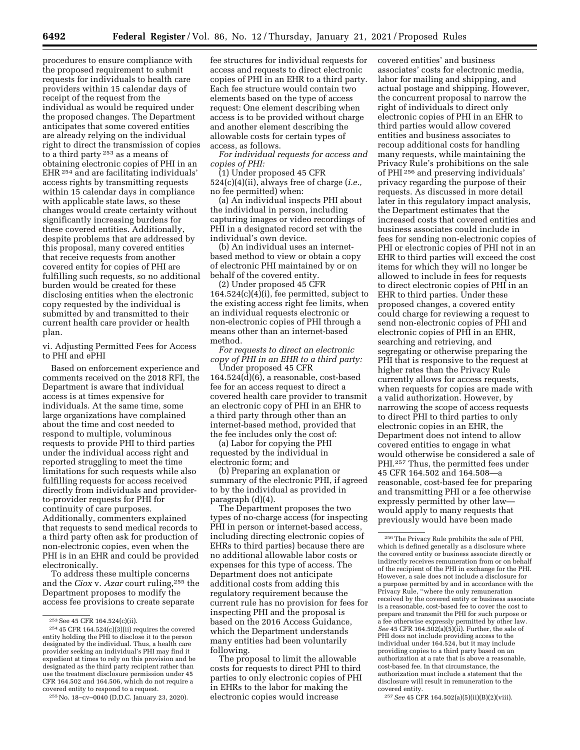procedures to ensure compliance with the proposed requirement to submit requests for individuals to health care providers within 15 calendar days of receipt of the request from the individual as would be required under the proposed changes. The Department anticipates that some covered entities are already relying on the individual right to direct the transmission of copies to a third party [253] as a means of obtaining electronic copies of PHI in an EHR [254] and are facilitating individuals' access rights by transmitting requests within 15 calendar days in compliance with applicable state laws, so these changes would create certainty without significantly increasing burdens for these covered entities. Additionally, despite problems that are addressed by this proposal, many covered entities that receive requests from another covered entity for copies of PHI are fulfilling such requests, so no additional burden would be created for these disclosing entities when the electronic copy requested by the individual is submitted by and transmitted to their current health care provider or health plan.

vi. Adjusting Permitted Fees for Access to PHI and ePHI

Based on enforcement experience and comments received on the 2018 RFI, the Department is aware that individual access is at times expensive for individuals. At the same time, some large organizations have complained about the time and cost needed to respond to multiple, voluminous requests to provide PHI to third parties under the individual access right and reported struggling to meet the time limitations for such requests while also fulfilling requests for access received directly from individuals and provider-to-provider requests for PHI for continuity of care purposes. Additionally, commenters explained that requests to send medical records to a third party often ask for production of non-electronic copies, even when the PHI is in an EHR and could be provided electronically.

To address these multiple concerns and the *Ciox* v. *Azar* court ruling,[255] the Department proposes to modify the access fee provisions to create separate fee structures for individual requests for access and requests to direct electronic copies of PHI in an EHR to a third party. Each fee structure would contain two elements based on the type of access request: One element describing when access is to be provided without charge and another element describing the allowable costs for certain types of access, as follows.

*For individual requests for access and copies of PHI:*

(1) Under proposed 45 CFR 524(c)(4)(ii), always free of charge (*i.e.,* no fee permitted) when:

(a) An individual inspects PHI about the individual in person, including capturing images or video recordings of PHI in a designated record set with the individual's own device.

(b) An individual uses an internet-based method to view or obtain a copy of electronic PHI maintained by or on behalf of the covered entity.

(2) Under proposed 45 CFR 164.524(c)(4)(i), fee permitted, subject to the existing access right fee limits, when an individual requests electronic or non-electronic copies of PHI through a means other than an internet-based method.

*For requests to direct an electronic copy of PHI in an EHR to a third party:*

Under proposed 45 CFR 164.524(d)(6), a reasonable, cost-based fee for an access request to direct a covered health care provider to transmit an electronic copy of PHI in an EHR to a third party through other than an internet-based method, provided that the fee includes only the cost of:

(a) Labor for copying the PHI requested by the individual in electronic form; and

(b) Preparing an explanation or summary of the electronic PHI, if agreed to by the individual as provided in paragraph (d)(4).

The Department proposes the two types of no-charge access (for inspecting PHI in person or internet-based access, including directing electronic copies of EHRs to third parties) because there are no additional allowable labor costs or expenses for this type of access. The Department does not anticipate additional costs from adding this regulatory requirement because the current rule has no provision for fees for inspecting PHI and the proposal is based on the 2016 Access Guidance, which the Department understands many entities had been voluntarily following.

The proposal to limit the allowable costs for requests to direct PHI to third parties to only electronic copies of PHI in EHRs to the labor for making the electronic copies would increase covered entities' and business associates' costs for electronic media, labor for mailing and shipping, and actual postage and shipping. However, the concurrent proposal to narrow the right of individuals to direct only electronic copies of PHI in an EHR to third parties would allow covered entities and business associates to recoup additional costs for handling many requests, while maintaining the Privacy Rule's prohibitions on the sale of PHI [256] and preserving individuals' privacy regarding the purpose of their requests. As discussed in more detail later in this regulatory impact analysis, the Department estimates that the increased costs that covered entities and business associates could include in fees for sending non-electronic copies of PHI or electronic copies of PHI not in an EHR to third parties will exceed the cost items for which they will no longer be allowed to include in fees for requests to direct electronic copies of PHI in an EHR to third parties. Under these proposed changes, a covered entity could charge for reviewing a request to send non-electronic copies of PHI and electronic copies of PHI in an EHR, searching and retrieving, and segregating or otherwise preparing the PHI that is responsive to the request at higher rates than the Privacy Rule currently allows for access requests, when requests for copies are made with a valid authorization. However, by narrowing the scope of access requests to direct PHI to third parties to only electronic copies in an EHR, the Department does not intend to allow covered entities to engage in what would otherwise be considered a sale of PHI.[257] Thus, the permitted fees under 45 CFR 164.502 and 164.508—a reasonable, cost-based fee for preparing and transmitting PHI or a fee otherwise expressly permitted by other law—would apply to many requests that previously would have been made

---

[253] See 45 CFR 164.524(c)(ii).

[254] 45 CFR 164.524(c)(3)(ii) requires the covered entity holding the PHI to disclose it to the person designated by the individual. Thus, a health care provider seeking an individual's PHI may find it expedient at times to rely on this provision and be designated as the third party recipient rather than use the treatment disclosure permission under 45 CFR 164.502 and 164.506, which do not require a covered entity to respond to a request.

[255] No. 18–cv–0040 (D.D.C. January 23, 2020).

[256] The Privacy Rule prohibits the sale of PHI, which is defined generally as a disclosure where the covered entity or business associate directly or indirectly receives remuneration from or on behalf of the recipient of the PHI in exchange for the PHI. However, a sale does not include a disclosure for a purpose permitted by and in accordance with the Privacy Rule, "where the only remuneration received by the covered entity or business associate is a reasonable, cost-based fee to cover the cost to prepare and transmit the PHI for such purpose or a fee otherwise expressly permitted by other law. *See* 45 CFR 164.502(a)(5)(ii). Further, the sale of PHI does not include providing access to the individual under 164.524, but it may include providing copies to a third party based on an authorization at a rate that is above a reasonable, cost-based fee. In that circumstance, the authorization must include a statement that the disclosure will result in remuneration to the covered entity.

[257] *See* 45 CFR 164.502(a)(5)(ii)(B)(2)(viii).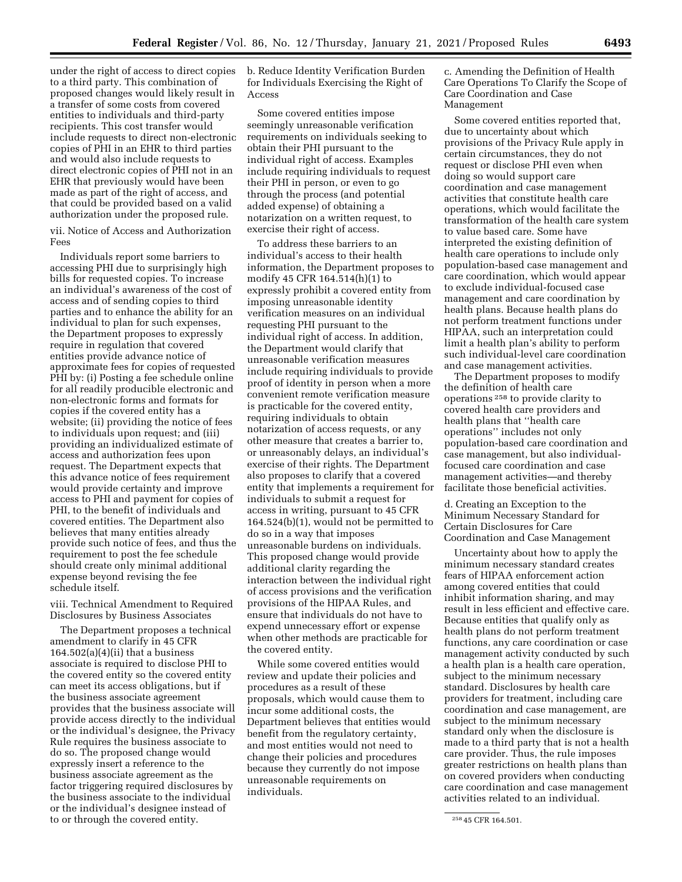under the right of access to direct copies to a third party. This combination of proposed changes would likely result in a transfer of some costs from covered entities to individuals and third-party recipients. This cost transfer would include requests to direct non-electronic copies of PHI in an EHR to third parties and would also include requests to direct electronic copies of PHI not in an EHR that previously would have been made as part of the right of access, and that could be provided based on a valid authorization under the proposed rule.

#### vii. Notice of Access and Authorization Fees

Individuals report some barriers to accessing PHI due to surprisingly high bills for requested copies. To increase an individual's awareness of the cost of access and of sending copies to third parties and to enhance the ability for an individual to plan for such expenses, the Department proposes to expressly require in regulation that covered entities provide advance notice of approximate fees for copies of requested PHI by: (i) Posting a fee schedule online for all readily producible electronic and non-electronic forms and formats for copies if the covered entity has a website; (ii) providing the notice of fees to individuals upon request; and (iii) providing an individualized estimate of access and authorization fees upon request. The Department expects that this advance notice of fees requirement would provide certainty and improve access to PHI and payment for copies of PHI, to the benefit of individuals and covered entities. The Department also believes that many entities already provide such notice of fees, and thus the requirement to post the fee schedule should create only minimal additional expense beyond revising the fee schedule itself.

#### viii. Technical Amendment to Required Disclosures by Business Associates

The Department proposes a technical amendment to clarify in 45 CFR 164.502(a)(4)(ii) that a business associate is required to disclose PHI to the covered entity so the covered entity can meet its access obligations, but if the business associate agreement provides that the business associate will provide access directly to the individual or the individual's designee, the Privacy Rule requires the business associate to do so. The proposed change would expressly insert a reference to the business associate agreement as the factor triggering required disclosures by the business associate to the individual or the individual's designee instead of to or through the covered entity.

#### b. Reduce Identity Verification Burden for Individuals Exercising the Right of Access

Some covered entities impose seemingly unreasonable verification requirements on individuals seeking to obtain their PHI pursuant to the individual right of access. Examples include requiring individuals to request their PHI in person, or even to go through the process (and potential added expense) of obtaining a notarization on a written request, to exercise their right of access.

To address these barriers to an individual's access to their health information, the Department proposes to modify 45 CFR 164.514(h)(1) to expressly prohibit a covered entity from imposing unreasonable identity verification measures on an individual requesting PHI pursuant to the individual right of access. In addition, the Department would clarify that unreasonable verification measures include requiring individuals to provide proof of identity in person when a more convenient remote verification measure is practicable for the covered entity, requiring individuals to obtain notarization of access requests, or any other measure that creates a barrier to, or unreasonably delays, an individual's exercise of their rights. The Department also proposes to clarify that a covered entity that implements a requirement for individuals to submit a request for access in writing, pursuant to 45 CFR 164.524(b)(1), would not be permitted to do so in a way that imposes unreasonable burdens on individuals. This proposed change would provide additional clarity regarding the interaction between the individual right of access provisions and the verification provisions of the HIPAA Rules, and ensure that individuals do not have to expend unnecessary effort or expense when other methods are practicable for the covered entity.

While some covered entities would review and update their policies and procedures as a result of these proposals, which would cause them to incur some additional costs, the Department believes that entities would benefit from the regulatory certainty, and most entities would not need to change their policies and procedures because they currently do not impose unreasonable requirements on individuals.

#### c. Amending the Definition of Health Care Operations To Clarify the Scope of Care Coordination and Case Management

Some covered entities reported that, due to uncertainty about which provisions of the Privacy Rule apply in certain circumstances, they do not request or disclose PHI even when doing so would support care coordination and case management activities that constitute health care operations, which would facilitate the transformation of the health care system to value based care. Some have interpreted the existing definition of health care operations to include only population-based case management and care coordination, which would appear to exclude individual-focused case management and care coordination by health plans. Because health plans do not perform treatment functions under HIPAA, such an interpretation could limit a health plan's ability to perform such individual-level care coordination and case management activities.

The Department proposes to modify the definition of health care operations [258] to provide clarity to covered health care providers and health plans that "health care operations" includes not only population-based care coordination and case management, but also individual-focused care coordination and case management activities—and thereby facilitate those beneficial activities.

#### d. Creating an Exception to the Minimum Necessary Standard for Certain Disclosures for Care Coordination and Case Management

Uncertainty about how to apply the minimum necessary standard creates fears of HIPAA enforcement action among covered entities that could inhibit information sharing, and may result in less efficient and effective care. Because entities that qualify only as health plans do not perform treatment functions, any care coordination or case management activity conducted by such a health plan is a health care operation, subject to the minimum necessary standard. Disclosures by health care providers for treatment, including care coordination and case management, are subject to the minimum necessary standard only when the disclosure is made to a third party that is not a health care provider. Thus, the rule imposes greater restrictions on health plans than on covered providers when conducting care coordination and case management activities related to an individual.

[258] 45 CFR 164.501.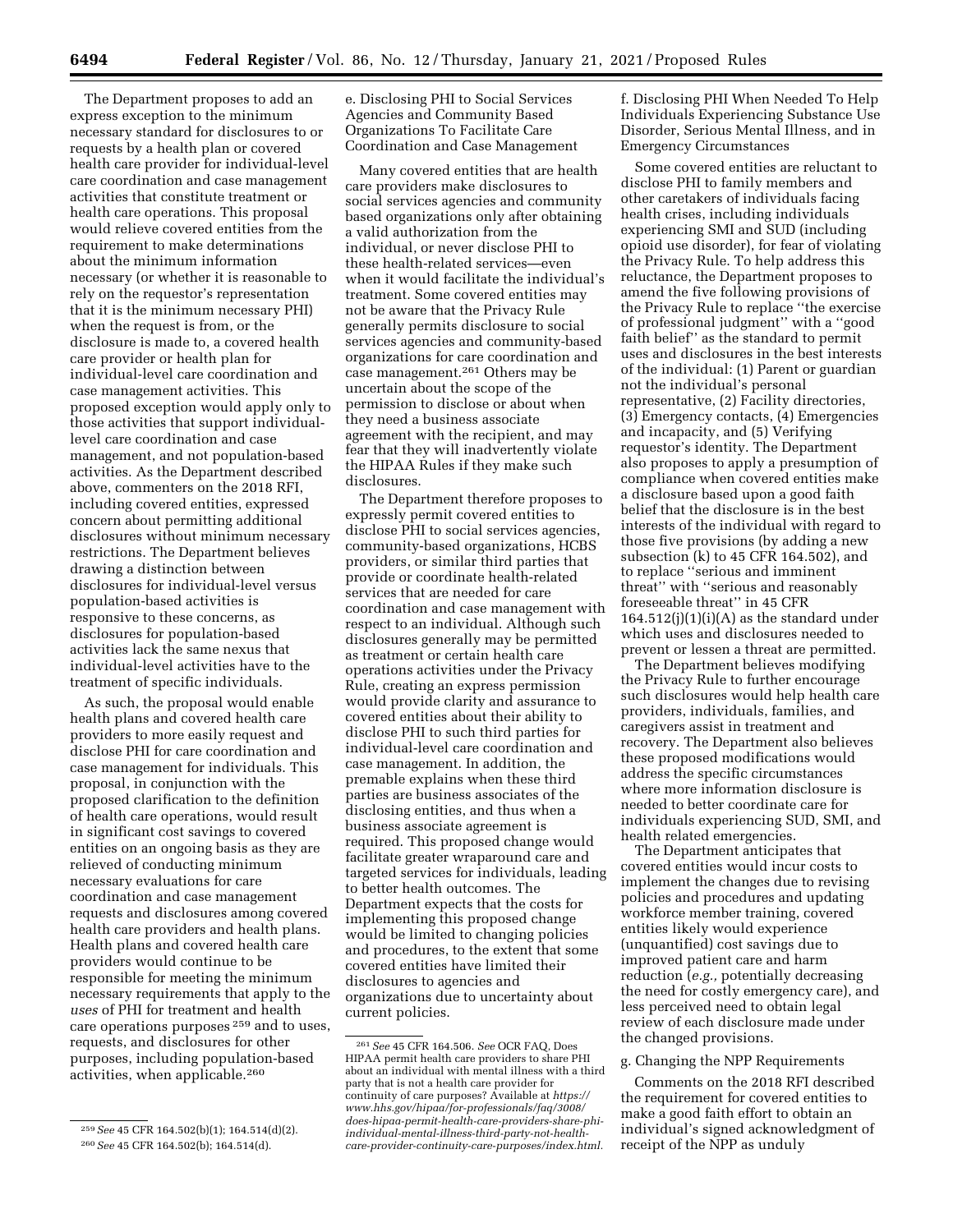The Department proposes to add an express exception to the minimum necessary standard for disclosures to or requests by a health plan or covered health care provider for individual-level care coordination and case management activities that constitute treatment or health care operations. This proposal would relieve covered entities from the requirement to make determinations about the minimum information necessary (or whether it is reasonable to rely on the requestor's representation that it is the minimum necessary PHI) when the request is from, or the disclosure is made to, a covered health care provider or health plan for individual-level care coordination and case management activities. This proposed exception would apply only to those activities that support individual-level care coordination and case management, and not population-based activities. As the Department described above, commenters on the 2018 RFI, including covered entities, expressed concern about permitting additional disclosures without minimum necessary restrictions. The Department believes drawing a distinction between disclosures for individual-level versus population-based activities is responsive to these concerns, as disclosures for population-based activities lack the same nexus that individual-level activities have to the treatment of specific individuals.

As such, the proposal would enable health plans and covered health care providers to more easily request and disclose PHI for care coordination and case management for individuals. This proposal, in conjunction with the proposed clarification to the definition of health care operations, would result in significant cost savings to covered entities on an ongoing basis as they are relieved of conducting minimum necessary evaluations for care coordination and case management requests and disclosures among covered health care providers and health plans. Health plans and covered health care providers would continue to be responsible for meeting the minimum necessary requirements that apply to the *uses* of PHI for treatment and health care operations purposes [259] and to uses, requests, and disclosures for other purposes, including population-based activities, when applicable.[260]

e. Disclosing PHI to Social Services Agencies and Community Based Organizations To Facilitate Care Coordination and Case Management

Many covered entities that are health care providers make disclosures to social services agencies and community based organizations only after obtaining a valid authorization from the individual, or never disclose PHI to these health-related services—even when it would facilitate the individual's treatment. Some covered entities may not be aware that the Privacy Rule generally permits disclosure to social services agencies and community-based organizations for care coordination and case management.[261] Others may be uncertain about the scope of the permission to disclose or about when they need a business associate agreement with the recipient, and may fear that they will inadvertently violate the HIPAA Rules if they make such disclosures.

The Department therefore proposes to expressly permit covered entities to disclose PHI to social services agencies, community-based organizations, HCBS providers, or similar third parties that provide or coordinate health-related services that are needed for care coordination and case management with respect to an individual. Although such disclosures generally may be permitted as treatment or certain health care operations activities under the Privacy Rule, creating an express permission would provide clarity and assurance to covered entities about their ability to disclose PHI to such third parties for individual-level care coordination and case management. In addition, the premable explains when these third parties are business associates of the disclosing entities, and thus when a business associate agreement is required. This proposed change would facilitate greater wraparound care and targeted services for individuals, leading to better health outcomes. The Department expects that the costs for implementing this proposed change would be limited to changing policies and procedures, to the extent that some covered entities have limited their disclosures to agencies and organizations due to uncertainty about current policies.

f. Disclosing PHI When Needed To Help Individuals Experiencing Substance Use Disorder, Serious Mental Illness, and in Emergency Circumstances

Some covered entities are reluctant to disclose PHI to family members and other caretakers of individuals facing health crises, including individuals experiencing SMI and SUD (including opioid use disorder), for fear of violating the Privacy Rule. To help address this reluctance, the Department proposes to amend the five following provisions of the Privacy Rule to replace "the exercise of professional judgment" with a "good faith belief" as the standard to permit uses and disclosures in the best interests of the individual: (1) Parent or guardian not the individual's personal representative, (2) Facility directories, (3) Emergency contacts, (4) Emergencies and incapacity, and (5) Verifying requestor's identity. The Department also proposes to apply a presumption of compliance when covered entities make a disclosure based upon a good faith belief that the disclosure is in the best interests of the individual with regard to those five provisions (by adding a new subsection (k) to 45 CFR 164.502), and to replace "serious and imminent threat" with "serious and reasonably foreseeable threat" in 45 CFR 164.512(j)(1)(i)(A) as the standard under which uses and disclosures needed to prevent or lessen a threat are permitted.

The Department believes modifying the Privacy Rule to further encourage such disclosures would help health care providers, individuals, families, and caregivers assist in treatment and recovery. The Department also believes these proposed modifications would address the specific circumstances where more information disclosure is needed to better coordinate care for individuals experiencing SUD, SMI, and health related emergencies.

The Department anticipates that covered entities would incur costs to implement the changes due to revising policies and procedures and updating workforce member training, covered entities likely would experience (unquantified) cost savings due to improved patient care and harm reduction (*e.g.,* potentially decreasing the need for costly emergency care), and less perceived need to obtain legal review of each disclosure made under the changed provisions.

g. Changing the NPP Requirements

Comments on the 2018 RFI described the requirement for covered entities to make a good faith effort to obtain an individual's signed acknowledgment of receipt of the NPP as unduly

---

[259] *See* 45 CFR 164.502(b)(1); 164.514(d)(2).

[260] *See* 45 CFR 164.502(b); 164.514(d).

[261] *See* 45 CFR 164.506. *See* OCR FAQ, Does HIPAA permit health care providers to share PHI about an individual with mental illness with a third party that is not a health care provider for continuity of care purposes? Available at *https://www.hhs.gov/hipaa/for-professionals/faq/3008/does-hipaa-permit-health-care-providers-share-phi-individual-mental-illness-third-party-not-health-care-provider-continuity-care-purposes/index.html.*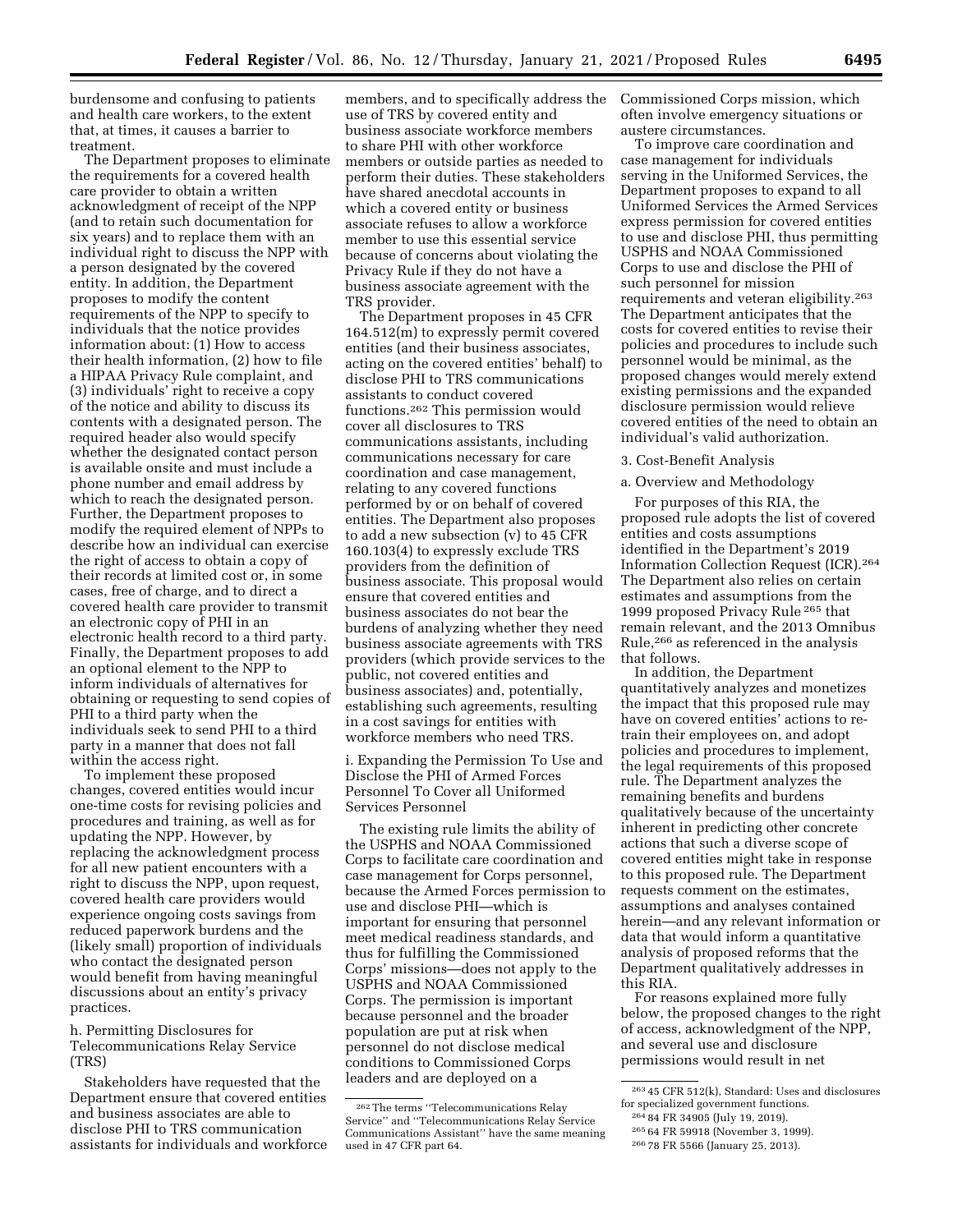burdensome and confusing to patients and health care workers, to the extent that, at times, it causes a barrier to treatment.

The Department proposes to eliminate the requirements for a covered health care provider to obtain a written acknowledgment of receipt of the NPP (and to retain such documentation for six years) and to replace them with an individual right to discuss the NPP with a person designated by the covered entity. In addition, the Department proposes to modify the content requirements of the NPP to specify to individuals that the notice provides information about: (1) How to access their health information, (2) how to file a HIPAA Privacy Rule complaint, and (3) individuals' right to receive a copy of the notice and ability to discuss its contents with a designated person. The required header also would specify whether the designated contact person is available onsite and must include a phone number and email address by which to reach the designated person. Further, the Department proposes to modify the required element of NPPs to describe how an individual can exercise the right of access to obtain a copy of their records at limited cost or, in some cases, free of charge, and to direct a covered health care provider to transmit an electronic copy of PHI in an electronic health record to a third party. Finally, the Department proposes to add an optional element to the NPP to inform individuals of alternatives for obtaining or requesting to send copies of PHI to a third party when the individuals seek to send PHI to a third party in a manner that does not fall within the access right.

To implement these proposed changes, covered entities would incur one-time costs for revising policies and procedures and training, as well as for updating the NPP. However, by replacing the acknowledgment process for all new patient encounters with a right to discuss the NPP, upon request, covered health care providers would experience ongoing costs savings from reduced paperwork burdens and the (likely small) proportion of individuals who contact the designated person would benefit from having meaningful discussions about an entity's privacy practices.

h. Permitting Disclosures for Telecommunications Relay Service (TRS)

Stakeholders have requested that the Department ensure that covered entities and business associates are able to disclose PHI to TRS communication assistants for individuals and workforce members, and to specifically address the use of TRS by covered entity and business associate workforce members to share PHI with other workforce members or outside parties as needed to perform their duties. These stakeholders have shared anecdotal accounts in which a covered entity or business associate refuses to allow a workforce member to use this essential service because of concerns about violating the Privacy Rule if they do not have a business associate agreement with the TRS provider.

The Department proposes in 45 CFR 164.512(m) to expressly permit covered entities (and their business associates, acting on the covered entities' behalf) to disclose PHI to TRS communications assistants to conduct covered functions.[262] This permission would cover all disclosures to TRS communications assistants, including communications necessary for care coordination and case management, relating to any covered functions performed by or on behalf of covered entities. The Department also proposes to add a new subsection (v) to 45 CFR 160.103(4) to expressly exclude TRS providers from the definition of business associate. This proposal would ensure that covered entities and business associates do not bear the burdens of analyzing whether they need business associate agreements with TRS providers (which provide services to the public, not covered entities and business associates) and, potentially, establishing such agreements, resulting in a cost savings for entities with workforce members who need TRS.

i. Expanding the Permission To Use and Disclose the PHI of Armed Forces Personnel To Cover all Uniformed Services Personnel

The existing rule limits the ability of the USPHS and NOAA Commissioned Corps to facilitate care coordination and case management for Corps personnel, because the Armed Forces permission to use and disclose PHI—which is important for ensuring that personnel meet medical readiness standards, and thus for fulfilling the Commissioned Corps' missions—does not apply to the USPHS and NOAA Commissioned Corps. The permission is important because personnel and the broader population are put at risk when personnel do not disclose medical conditions to Commissioned Corps leaders and are deployed on a Commissioned Corps mission, which often involve emergency situations or austere circumstances.

To improve care coordination and case management for individuals serving in the Uniformed Services, the Department proposes to expand to all Uniformed Services the Armed Services express permission for covered entities to use and disclose PHI, thus permitting USPHS and NOAA Commissioned Corps to use and disclose the PHI of such personnel for mission requirements and veteran eligibility.[263] The Department anticipates that the costs for covered entities to revise their policies and procedures to include such personnel would be minimal, as the proposed changes would merely extend existing permissions and the expanded disclosure permission would relieve covered entities of the need to obtain an individual's valid authorization.

3. Cost-Benefit Analysis

a. Overview and Methodology

For purposes of this RIA, the proposed rule adopts the list of covered entities and costs assumptions identified in the Department's 2019 Information Collection Request (ICR).[264] The Department also relies on certain estimates and assumptions from the 1999 proposed Privacy Rule[265] that remain relevant, and the 2013 Omnibus Rule,[266] as referenced in the analysis that follows.

In addition, the Department quantitatively analyzes and monetizes the impact that this proposed rule may have on covered entities' actions to re-train their employees on, and adopt policies and procedures to implement, the legal requirements of this proposed rule. The Department analyzes the remaining benefits and burdens qualitatively because of the uncertainty inherent in predicting other concrete actions that such a diverse scope of covered entities might take in response to this proposed rule. The Department requests comment on the estimates, assumptions and analyses contained herein—and any relevant information or data that would inform a quantitative analysis of proposed reforms that the Department qualitatively addresses in this RIA.

For reasons explained more fully below, the proposed changes to the right of access, acknowledgment of the NPP, and several use and disclosure permissions would result in net

[262] The terms ''Telecommunications Relay Service'' and ''Telecommunications Relay Service Communications Assistant'' have the same meaning used in 47 CFR part 64.

[263] 45 CFR 512(k), Standard: Uses and disclosures for specialized government functions.

[264] 84 FR 34905 (July 19, 2019).

[265] 64 FR 59918 (November 3, 1999).

[266] 78 FR 5566 (January 25, 2013).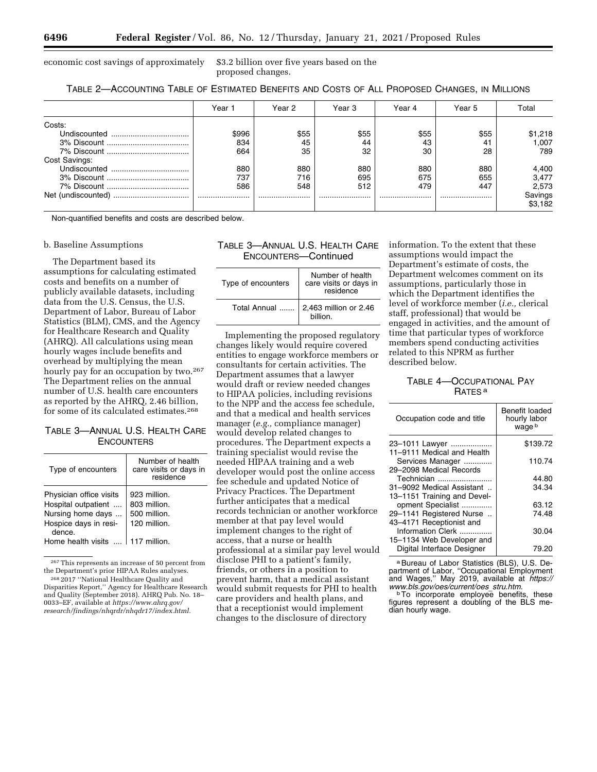economic cost savings of approximately $3.2 billion over five years based on the proposed changes.

TABLE 2—ACCOUNTING TABLE OF ESTIMATED BENEFITS AND COSTS OF ALL PROPOSED CHANGES, IN MILLIONS

| | Year 1 | Year 2 | Year 3 | Year 4 | Year 5 | Total |
|---|---|---|---|---|---|---|
| Costs: | | | | | | |
| Undiscounted | $996 | $55 | $55 | $55 | $55 | $1,218 |
| 3% Discount | 834 | 45 | 44 | 43 | 41 | 1,007 |
| 7% Discount | 664 | 35 | 32 | 30 | 28 | 789 |
| Cost Savings: | | | | | | |
| Undiscounted | 880 | 880 | 880 | 880 | 880 | 4,400 |
| 3% Discount | 737 | 716 | 695 | 675 | 655 | 3,477 |
| 7% Discount | 586 | 548 | 512 | 479 | 447 | 2,573 |
| Net (undiscounted) | | | | | | Savings $3,182 |

Non-quantified benefits and costs are described below.

b. Baseline Assumptions

The Department based its assumptions for calculating estimated costs and benefits on a number of publicly available datasets, including data from the U.S. Census, the U.S. Department of Labor, Bureau of Labor Statistics (BLM), CMS, and the Agency for Healthcare Research and Quality (AHRQ). All calculations using mean hourly wages include benefits and overhead by multiplying the mean hourly pay for an occupation by two.[267] The Department relies on the annual number of U.S. health care encounters as reported by the AHRQ, 2.46 billion, for some of its calculated estimates.[268]

TABLE 3—ANNUAL U.S. HEALTH CARE ENCOUNTERS

| Type of encounters | Number of health care visits or days in residence |
|---|---|
| Physician office visits | 923 million. |
| Hospital outpatient | 803 million. |
| Nursing home days | 500 million. |
| Hospice days in residence. | 120 million. |
| Home health visits | 117 million. |
| Total Annual | 2,463 million or 2.46 billion. |

[267] This represents an increase of 50 percent from the Department's prior HIPAA Rules analyses.

[268] 2017 ''National Healthcare Quality and Disparities Report,'' Agency for Healthcare Research and Quality (September 2018). AHRQ Pub. No. 18–0033–EF, available at *https://www.ahrq.gov/research/findings/nhqrdr/nhqdr17/index.html.*

Implementing the proposed regulatory changes likely would require covered entities to engage workforce members or consultants for certain activities. The Department assumes that a lawyer would draft or review needed changes to HIPAA policies, including revisions to the NPP and the access fee schedule, and that a medical and health services manager (*e.g.,* compliance manager) would develop related changes to procedures. The Department expects a training specialist would revise the needed HIPAA training and a web developer would post the online access fee schedule and updated Notice of Privacy Practices. The Department further anticipates that a medical records technician or another workforce member at that pay level would implement changes to the right of access, that a nurse or health professional at a similar pay level would disclose PHI to a patient's family, friends, or others in a position to prevent harm, that a medical assistant would submit requests for PHI to health care providers and health plans, and that a receptionist would implement changes to the disclosure of directory information. To the extent that these assumptions would impact the Department's estimate of costs, the Department welcomes comment on its assumptions, particularly those in which the Department identifies the level of workforce member (*i.e.,* clerical staff, professional) that would be engaged in activities, and the amount of time that particular types of workforce members spend conducting activities related to this NPRM as further described below.

TABLE 4—OCCUPATIONAL PAY RATES [a]

| Occupation code and title | Benefit loaded hourly labor wage [b] |
|---|---|
| 23–1011 Lawyer | $139.72 |
| 11–9111 Medical and Health Services Manager | 110.74 |
| 29–2098 Medical Records Technician | 44.80 |
| 31–9092 Medical Assistant | 34.34 |
| 13–1151 Training and Development Specialist | 63.12 |
| 29–1141 Registered Nurse | 74.48 |
| 43–4171 Receptionist and Information Clerk | 30.04 |
| 15–1134 Web Developer and Digital Interface Designer | 79.20 |

[a] Bureau of Labor Statistics (BLS), U.S. Department of Labor, ''Occupational Employment and Wages,'' May 2019, available at *https://www.bls.gov/oes/current/oes_stru.htm.*

[b] To incorporate employee benefits, these figures represent a doubling of the BLS median hourly wage.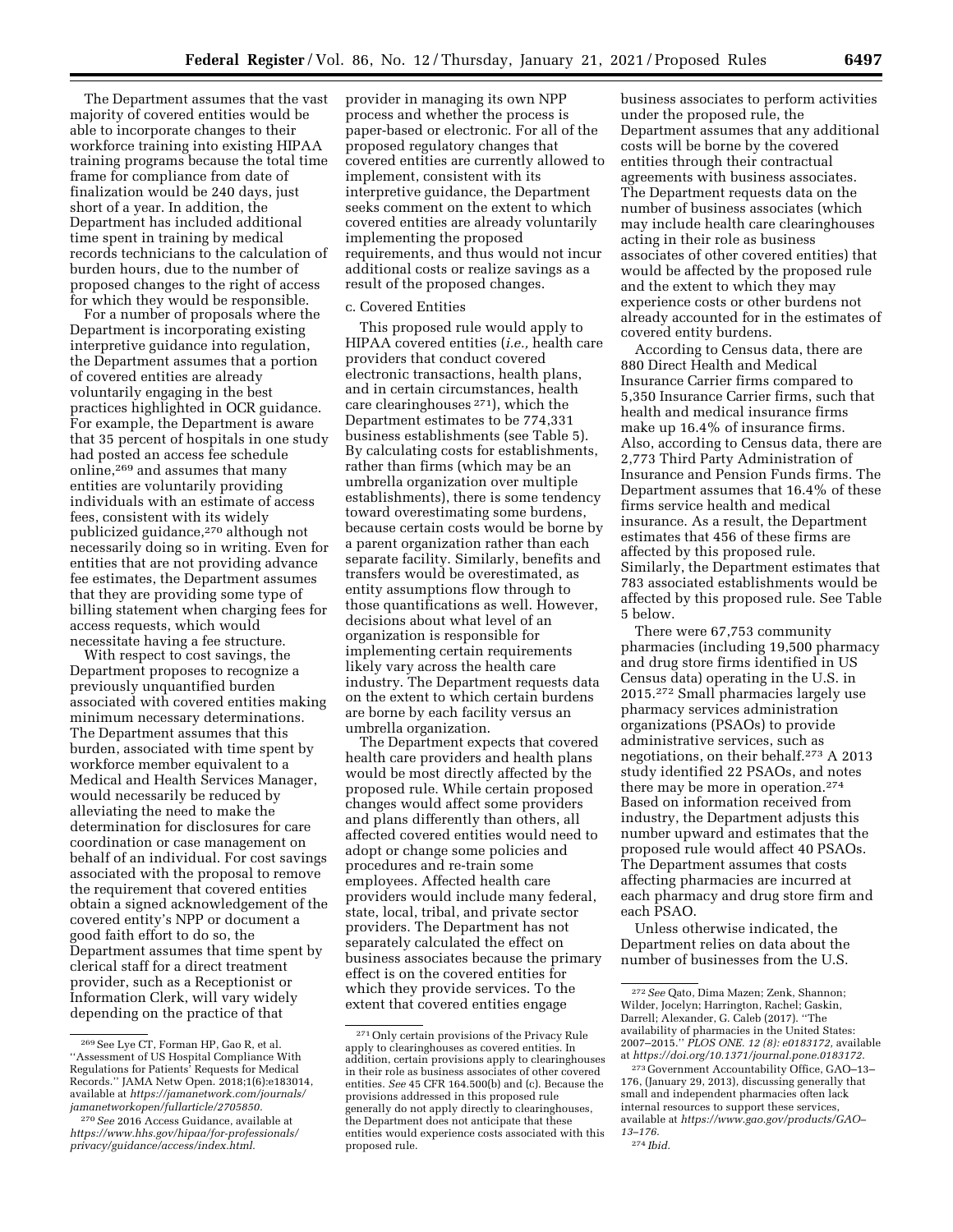The Department assumes that the vast majority of covered entities would be able to incorporate changes to their workforce training into existing HIPAA training programs because the total time frame for compliance from date of finalization would be 240 days, just short of a year. In addition, the Department has included additional time spent in training by medical records technicians to the calculation of burden hours, due to the number of proposed changes to the right of access for which they would be responsible.

For a number of proposals where the Department is incorporating existing interpretive guidance into regulation, the Department assumes that a portion of covered entities are already voluntarily engaging in the best practices highlighted in OCR guidance. For example, the Department is aware that 35 percent of hospitals in one study had posted an access fee schedule online,[269] and assumes that many entities are voluntarily providing individuals with an estimate of access fees, consistent with its widely publicized guidance,[270] although not necessarily doing so in writing. Even for entities that are not providing advance fee estimates, the Department assumes that they are providing some type of billing statement when charging fees for access requests, which would necessitate having a fee structure.

With respect to cost savings, the Department proposes to recognize a previously unquantified burden associated with covered entities making minimum necessary determinations. The Department assumes that this burden, associated with time spent by workforce member equivalent to a Medical and Health Services Manager, would necessarily be reduced by alleviating the need to make the determination for disclosures for care coordination or case management on behalf of an individual. For cost savings associated with the proposal to remove the requirement that covered entities obtain a signed acknowledgement of the covered entity's NPP or document a good faith effort to do so, the Department assumes that time spent by clerical staff for a direct treatment provider, such as a Receptionist or Information Clerk, will vary widely depending on the practice of that provider in managing its own NPP process and whether the process is paper-based or electronic. For all of the proposed regulatory changes that covered entities are currently allowed to implement, consistent with its interpretive guidance, the Department seeks comment on the extent to which covered entities are already voluntarily implementing the proposed requirements, and thus would not incur additional costs or realize savings as a result of the proposed changes.

c. Covered Entities

This proposed rule would apply to HIPAA covered entities (*i.e.,* health care providers that conduct covered electronic transactions, health plans, and in certain circumstances, health care clearinghouses [271]), which the Department estimates to be 774,331 business establishments (see Table 5). By calculating costs for establishments, rather than firms (which may be an umbrella organization over multiple establishments), there is some tendency toward overestimating some burdens, because certain costs would be borne by a parent organization rather than each separate facility. Similarly, benefits and transfers would be overestimated, as entity assumptions flow through to those quantifications as well. However, decisions about what level of an organization is responsible for implementing certain requirements likely vary across the health care industry. The Department requests data on the extent to which certain burdens are borne by each facility versus an umbrella organization.

The Department expects that covered health care providers and health plans would be most directly affected by the proposed rule. While certain proposed changes would affect some providers and plans differently than others, all affected covered entities would need to adopt or change some policies and procedures and re-train some employees. Affected health care providers would include many federal, state, local, tribal, and private sector providers. The Department has not separately calculated the effect on business associates because the primary effect is on the covered entities for which they provide services. To the extent that covered entities engage business associates to perform activities under the proposed rule, the Department assumes that any additional costs will be borne by the covered entities through their contractual agreements with business associates. The Department requests data on the number of business associates (which may include health care clearinghouses acting in their role as business associates of other covered entities) that would be affected by the proposed rule and the extent to which they may experience costs or other burdens not already accounted for in the estimates of covered entity burdens.

According to Census data, there are 880 Direct Health and Medical Insurance Carrier firms compared to 5,350 Insurance Carrier firms, such that health and medical insurance firms make up 16.4% of insurance firms. Also, according to Census data, there are 2,773 Third Party Administration of Insurance and Pension Funds firms. The Department assumes that 16.4% of these firms service health and medical insurance. As a result, the Department estimates that 456 of these firms are affected by this proposed rule. Similarly, the Department estimates that 783 associated establishments would be affected by this proposed rule. See Table 5 below.

There were 67,753 community pharmacies (including 19,500 pharmacy and drug store firms identified in US Census data) operating in the U.S. in 2015.[272] Small pharmacies largely use pharmacy services administration organizations (PSAOs) to provide administrative services, such as negotiations, on their behalf.[273] A 2013 study identified 22 PSAOs, and notes there may be more in operation.[274] Based on information received from industry, the Department adjusts this number upward and estimates that the proposed rule would affect 40 PSAOs. The Department assumes that costs affecting pharmacies are incurred at each pharmacy and drug store firm and each PSAO.

Unless otherwise indicated, the Department relies on data about the number of businesses from the U.S.

---

[269] See Lye CT, Forman HP, Gao R, et al. ''Assessment of US Hospital Compliance With Regulations for Patients' Requests for Medical Records.'' JAMA Netw Open. 2018;1(6):e183014, available at *https://jamanetwork.com/journals/jamanetworkopen/fullarticle/2705850.*

[270] *See* 2016 Access Guidance, available at *https://www.hhs.gov/hipaa/for-professionals/privacy/guidance/access/index.html.*

[271] Only certain provisions of the Privacy Rule apply to clearinghouses as covered entities. In addition, certain provisions apply to clearinghouses in their role as business associates of other covered entities. *See* 45 CFR 164.500(b) and (c). Because the provisions addressed in this proposed rule generally do not apply directly to clearinghouses, the Department does not anticipate that these entities would experience costs associated with this proposed rule.

[272] *See* Qato, Dima Mazen; Zenk, Shannon; Wilder, Jocelyn; Harrington, Rachel; Gaskin, Darrell; Alexander, G. Caleb (2017). ''The availability of pharmacies in the United States: 2007–2015.'' *PLOS ONE. 12 (8): e0183172,* available at *https://doi.org/10.1371/journal.pone.0183172.*

[273] Government Accountability Office, GAO–13–176, (January 29, 2013), discussing generally that small and independent pharmacies often lack internal resources to support these services, available at *https://www.gao.gov/products/GAO–13–176.*

[274] *Ibid.*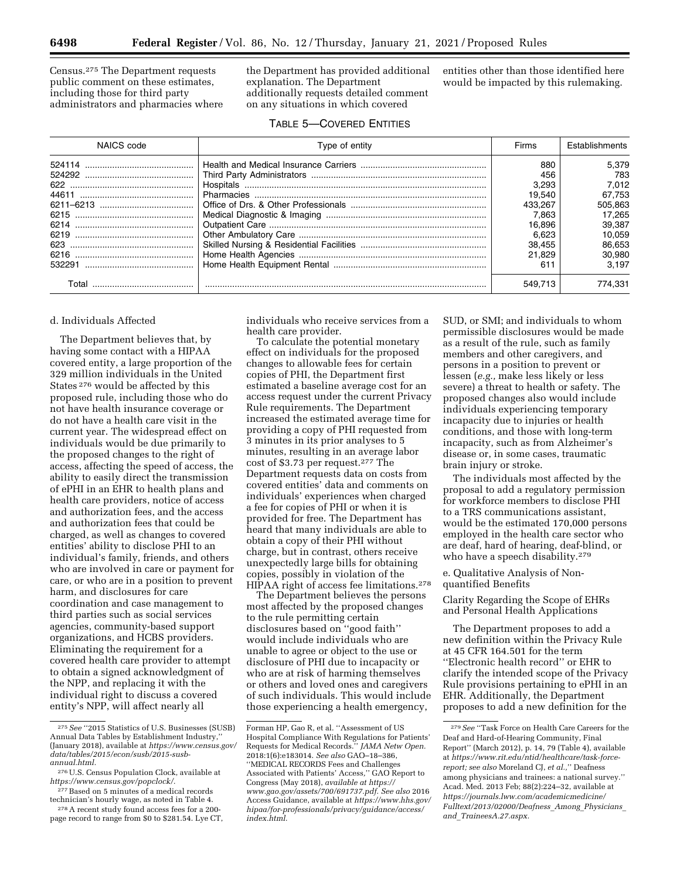Census.[275] The Department requests public comment on these estimates, including those for third party administrators and pharmacies where the Department has provided additional explanation. The Department additionally requests detailed comment on any situations in which covered entities other than those identified here would be impacted by this rulemaking.

TABLE 5—COVERED ENTITIES

| NAICS code | Type of entity | Firms | Establishments |
|---|---|---|---|
| 524114 | Health and Medical Insurance Carriers | 880 | 5,379 |
| 524292 | Third Party Administrators | 456 | 783 |
| 622 | Hospitals | 3,293 | 7,012 |
| 44611 | Pharmacies | 19,540 | 67,753 |
| 6211–6213 | Office of Drs. & Other Professionals | 433,267 | 505,863 |
| 6215 | Medical Diagnostic & Imaging | 7,863 | 17,265 |
| 6214 | Outpatient Care | 16,896 | 39,387 |
| 6219 | Other Ambulatory Care | 6,623 | 10,059 |
| 623 | Skilled Nursing & Residential Facilities | 38,455 | 86,653 |
| 6216 | Home Health Agencies | 21,829 | 30,980 |
| 532291 | Home Health Equipment Rental | 611 | 3,197 |
| Total | | 549,713 | 774,331 |

d. Individuals Affected

The Department believes that, by having some contact with a HIPAA covered entity, a large proportion of the 329 million individuals in the United States[276] would be affected by this proposed rule, including those who do not have health insurance coverage or do not have a health care visit in the current year. The widespread effect on individuals would be due primarily to the proposed changes to the right of access, affecting the speed of access, the ability to easily direct the transmission of ePHI in an EHR to health plans and health care providers, notice of access and authorization fees, and the access and authorization fees that could be charged, as well as changes to covered entities' ability to disclose PHI to an individual's family, friends, and others who are involved in care or payment for care, or who are in a position to prevent harm, and disclosures for care coordination and case management to third parties such as social services agencies, community-based support organizations, and HCBS providers. Eliminating the requirement for a covered health care provider to attempt to obtain a signed acknowledgment of the NPP, and replacing it with the individual right to discuss a covered entity's NPP, will affect nearly all individuals who receive services from a health care provider.

To calculate the potential monetary effect on individuals for the proposed changes to allowable fees for certain copies of PHI, the Department first estimated a baseline average cost for an access request under the current Privacy Rule requirements. The Department increased the estimated average time for providing a copy of PHI requested from 3 minutes in its prior analyses to 5 minutes, resulting in an average labor cost of $3.73 per request.[277] The Department requests data on costs from covered entities' data and comments on individuals' experiences when charged a fee for copies of PHI or when it is provided for free. The Department has heard that many individuals are able to obtain a copy of their PHI without charge, but in contrast, others receive unexpectedly large bills for obtaining copies, possibly in violation of the HIPAA right of access fee limitations.[278]

The Department believes the persons most affected by the proposed changes to the rule permitting certain disclosures based on "good faith" would include individuals who are unable to agree or object to the use or disclosure of PHI due to incapacity or who are at risk of harming themselves or others and loved ones and caregivers of such individuals. This would include those experiencing a health emergency, SUD, or SMI; and individuals to whom permissible disclosures would be made as a result of the rule, such as family members and other caregivers, and persons in a position to prevent or lessen (*e.g.,* make less likely or less severe) a threat to health or safety. The proposed changes also would include individuals experiencing temporary incapacity due to injuries or health conditions, and those with long-term incapacity, such as from Alzheimer's disease or, in some cases, traumatic brain injury or stroke.

The individuals most affected by the proposal to add a regulatory permission for workforce members to disclose PHI to a TRS communications assistant, would be the estimated 170,000 persons employed in the health care sector who are deaf, hard of hearing, deaf-blind, or who have a speech disability.[279]

e. Qualitative Analysis of Non-quantified Benefits

Clarity Regarding the Scope of EHRs and Personal Health Applications

The Department proposes to add a new definition within the Privacy Rule at 45 CFR 164.501 for the term "Electronic health record" or EHR to clarify the intended scope of the Privacy Rule provisions pertaining to ePHI in an EHR. Additionally, the Department proposes to add a new definition for the

---

[275] *See* "2015 Statistics of U.S. Businesses (SUSB) Annual Data Tables by Establishment Industry," (January 2018), available at *https://www.census.gov/data/tables/2015/econ/susb/2015-susb-annual.html.*

[276] U.S. Census Population Clock, available at *https://www.census.gov/popclock/.*

[277] Based on 5 minutes of a medical records technician's hourly wage, as noted in Table 4.

[278] A recent study found access fees for a 200-page record to range from $0 to $281.54. Lye CT, Forman HP, Gao R, et al. "Assessment of US Hospital Compliance With Regulations for Patients' Requests for Medical Records." *JAMA Netw Open.* 2018:1(6):e183014. *See also* GAO–18–386, "MEDICAL RECORDS Fees and Challenges Associated with Patients' Access," GAO Report to Congress (May 2018), *available at https://www.gao.gov/assets/700/691737.pdf. See also* 2016 Access Guidance, available at *https://www.hhs.gov/hipaa/for-professionals/privacy/guidance/access/index.html.*

[279] *See* "Task Force on Health Care Careers for the Deaf and Hard-of-Hearing Community, Final Report" (March 2012), p. 14, 79 (Table 4), available at *https://www.rit.edu/ntid/healthcare/task-force-report; see also* Moreland CJ, *et al.,*" Deafness among physicians and trainees: a national survey." Acad. Med. 2013 Feb; 88(2):224–32, available at *https://journals.lww.com/academicmedicine/Fulltext/2013/02000/Deafness_Among_Physicians_and_TraineesA.27.aspx.*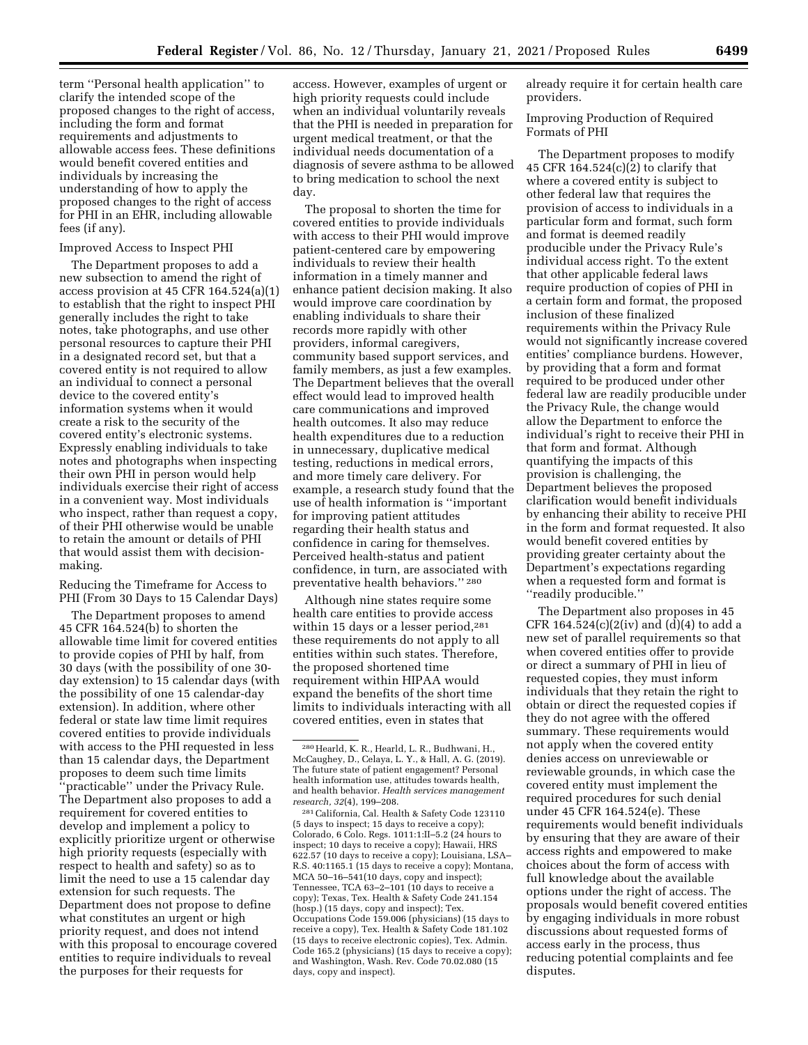term ''Personal health application'' to clarify the intended scope of the proposed changes to the right of access, including the form and format requirements and adjustments to allowable access fees. These definitions would benefit covered entities and individuals by increasing the understanding of how to apply the proposed changes to the right of access for PHI in an EHR, including allowable fees (if any).

Improved Access to Inspect PHI

The Department proposes to add a new subsection to amend the right of access provision at 45 CFR 164.524(a)(1) to establish that the right to inspect PHI generally includes the right to take notes, take photographs, and use other personal resources to capture their PHI in a designated record set, but that a covered entity is not required to allow an individual to connect a personal device to the covered entity's information systems when it would create a risk to the security of the covered entity's electronic systems. Expressly enabling individuals to take notes and photographs when inspecting their own PHI in person would help individuals exercise their right of access in a convenient way. Most individuals who inspect, rather than request a copy, of their PHI otherwise would be unable to retain the amount or details of PHI that would assist them with decision-making.

Reducing the Timeframe for Access to PHI (From 30 Days to 15 Calendar Days)

The Department proposes to amend 45 CFR 164.524(b) to shorten the allowable time limit for covered entities to provide copies of PHI by half, from 30 days (with the possibility of one 30-day extension) to 15 calendar days (with the possibility of one 15 calendar-day extension). In addition, where other federal or state law time limit requires covered entities to provide individuals with access to the PHI requested in less than 15 calendar days, the Department proposes to deem such time limits ''practicable'' under the Privacy Rule. The Department also proposes to add a requirement for covered entities to develop and implement a policy to explicitly prioritize urgent or otherwise high priority requests (especially with respect to health and safety) so as to limit the need to use a 15 calendar day extension for such requests. The Department does not propose to define what constitutes an urgent or high priority request, and does not intend with this proposal to encourage covered entities to require individuals to reveal the purposes for their requests for access. However, examples of urgent or high priority requests could include when an individual voluntarily reveals that the PHI is needed in preparation for urgent medical treatment, or that the individual needs documentation of a diagnosis of severe asthma to be allowed to bring medication to school the next day.

The proposal to shorten the time for covered entities to provide individuals with access to their PHI would improve patient-centered care by empowering individuals to review their health information in a timely manner and enhance patient decision making. It also would improve care coordination by enabling individuals to share their records more rapidly with other providers, informal caregivers, community based support services, and family members, as just a few examples. The Department believes that the overall effect would lead to improved health care communications and improved health outcomes. It also may reduce health expenditures due to a reduction in unnecessary, duplicative medical testing, reductions in medical errors, and more timely care delivery. For example, a research study found that the use of health information is ''important for improving patient attitudes regarding their health status and confidence in caring for themselves. Perceived health-status and patient confidence, in turn, are associated with preventative health behaviors.'' [280]

Although nine states require some health care entities to provide access within 15 days or a lesser period,[281] these requirements do not apply to all entities within such states. Therefore, the proposed shortened time requirement within HIPAA would expand the benefits of the short time limits to individuals interacting with all covered entities, even in states that already require it for certain health care providers.

Improving Production of Required Formats of PHI

The Department proposes to modify 45 CFR 164.524(c)(2) to clarify that where a covered entity is subject to other federal law that requires the provision of access to individuals in a particular form and format, such form and format is deemed readily producible under the Privacy Rule's individual access right. To the extent that other applicable federal laws require production of copies of PHI in a certain form and format, the proposed inclusion of these finalized requirements within the Privacy Rule would not significantly increase covered entities' compliance burdens. However, by providing that a form and format required to be produced under other federal law are readily producible under the Privacy Rule, the change would allow the Department to enforce the individual's right to receive their PHI in that form and format. Although quantifying the impacts of this provision is challenging, the Department believes the proposed clarification would benefit individuals by enhancing their ability to receive PHI in the form and format requested. It also would benefit covered entities by providing greater certainty about the Department's expectations regarding when a requested form and format is ''readily producible.''

The Department also proposes in 45 CFR 164.524(c)(2)(iv) and (d)(4) to add a new set of parallel requirements so that when covered entities offer to provide or direct a summary of PHI in lieu of requested copies, they must inform individuals that they retain the right to obtain or direct the requested copies if they do not agree with the offered summary. These requirements would not apply when the covered entity denies access on unreviewable or reviewable grounds, in which case the covered entity must implement the required procedures for such denial under 45 CFR 164.524(e). These requirements would benefit individuals by ensuring that they are aware of their access rights and empowered to make choices about the form of access with full knowledge about the available options under the right of access. The proposals would benefit covered entities by engaging individuals in more robust discussions about requested forms of access early in the process, thus reducing potential complaints and fee disputes.

---

[280] Hearld, K. R., Hearld, L. R., Budhwani, H., McCaughey, D., Celaya, L. Y., & Hall, A. G. (2019). The future state of patient engagement? Personal health information use, attitudes towards health, and health behavior. *Health services management research, 32*(4), 199–208.

[281] California, Cal. Health & Safety Code 123110 (5 days to inspect; 15 days to receive a copy); Colorado, 6 Colo. Regs. 1011:1:II–5.2 (24 hours to inspect; 10 days to receive a copy); Hawaii, HRS 622.57 (10 days to receive a copy); Louisiana, LSA–R.S. 40:1165.1 (15 days to receive a copy); Montana, MCA 50–16–541(10 days, copy and inspect); Tennessee, TCA 63–2–101 (10 days to receive a copy); Texas, Tex. Health & Safety Code 241.154 (hosp.) (15 days, copy and inspect); Tex. Occupations Code 159.006 (physicians) (15 days to receive a copy), Tex. Health & Safety Code 181.102 (15 days to receive electronic copies), Tex. Admin. Code 165.2 (physicians) (15 days to receive a copy); and Washington, Wash. Rev. Code 70.02.080 (15 days, copy and inspect).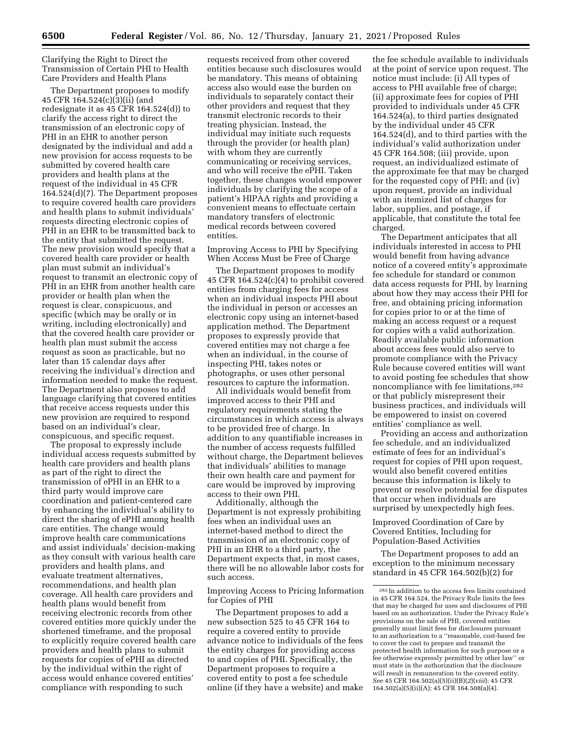Clarifying the Right to Direct the Transmission of Certain PHI to Health Care Providers and Health Plans

The Department proposes to modify 45 CFR 164.524(c)(3)(ii) (and redesignate it as 45 CFR 164.524(d)) to clarify the access right to direct the transmission of an electronic copy of PHI in an EHR to another person designated by the individual and add a new provision for access requests to be submitted by covered health care providers and health plans at the request of the individual in 45 CFR 164.524(d)(7). The Department proposes to require covered health care providers and health plans to submit individuals' requests directing electronic copies of PHI in an EHR to be transmitted back to the entity that submitted the request. The new provision would specify that a covered health care provider or health plan must submit an individual's request to transmit an electronic copy of PHI in an EHR from another health care provider or health plan when the request is clear, conspicuous, and specific (which may be orally or in writing, including electronically) and that the covered health care provider or health plan must submit the access request as soon as practicable, but no later than 15 calendar days after receiving the individual's direction and information needed to make the request. The Department also proposes to add language clarifying that covered entities that receive access requests under this new provision are required to respond based on an individual's clear, conspicuous, and specific request.

The proposal to expressly include individual access requests submitted by health care providers and health plans as part of the right to direct the transmission of ePHI in an EHR to a third party would improve care coordination and patient-centered care by enhancing the individual's ability to direct the sharing of ePHI among health care entities. The change would improve health care communications and assist individuals' decision-making as they consult with various health care providers and health plans, and evaluate treatment alternatives, recommendations, and health plan coverage. All health care providers and health plans would benefit from receiving electronic records from other covered entities more quickly under the shortened timeframe, and the proposal to explicitly require covered health care providers and health plans to submit requests for copies of ePHI as directed by the individual within the right of access would enhance covered entities' compliance with responding to such requests received from other covered entities because such disclosures would be mandatory. This means of obtaining access also would ease the burden on individuals to separately contact their other providers and request that they transmit electronic records to their treating physician. Instead, the individual may initiate such requests through the provider (or health plan) with whom they are currently communicating or receiving services, and who will receive the ePHI. Taken together, these changes would empower individuals by clarifying the scope of a patient's HIPAA rights and providing a convenient means to effectuate certain mandatory transfers of electronic medical records between covered entities.

Improving Access to PHI by Specifying When Access Must be Free of Charge

The Department proposes to modify 45 CFR 164.524(c)(4) to prohibit covered entities from charging fees for access when an individual inspects PHI about the individual in person or accesses an electronic copy using an internet-based application method. The Department proposes to expressly provide that covered entities may not charge a fee when an individual, in the course of inspecting PHI, takes notes or photographs, or uses other personal resources to capture the information.

All individuals would benefit from improved access to their PHI and regulatory requirements stating the circumstances in which access is always to be provided free of charge. In addition to any quantifiable increases in the number of access requests fulfilled without charge, the Department believes that individuals' abilities to manage their own health care and payment for care would be improved by improving access to their own PHI.

Additionally, although the Department is not expressly prohibiting fees when an individual uses an internet-based method to direct the transmission of an electronic copy of PHI in an EHR to a third party, the Department expects that, in most cases, there will be no allowable labor costs for such access.

Improving Access to Pricing Information for Copies of PHI

The Department proposes to add a new subsection 525 to 45 CFR 164 to require a covered entity to provide advance notice to individuals of the fees the entity charges for providing access to and copies of PHI. Specifically, the Department proposes to require a covered entity to post a fee schedule online (if they have a website) and make the fee schedule available to individuals at the point of service upon request. The notice must include: (i) All types of access to PHI available free of charge; (ii) approximate fees for copies of PHI provided to individuals under 45 CFR 164.524(a), to third parties designated by the individual under 45 CFR 164.524(d), and to third parties with the individual's valid authorization under 45 CFR 164.508; (iii) provide, upon request, an individualized estimate of the approximate fee that may be charged for the requested copy of PHI; and (iv) upon request, provide an individual with an itemized list of charges for labor, supplies, and postage, if applicable, that constitute the total fee charged.

The Department anticipates that all individuals interested in access to PHI would benefit from having advance notice of a covered entity's approximate fee schedule for standard or common data access requests for PHI, by learning about how they may access their PHI for free, and obtaining pricing information for copies prior to or at the time of making an access request or a request for copies with a valid authorization. Readily available public information about access fees would also serve to promote compliance with the Privacy Rule because covered entities will want to avoid posting fee schedules that show noncompliance with fee limitations,[282] or that publicly misrepresent their business practices, and individuals will be empowered to insist on covered entities' compliance as well.

Providing an access and authorization fee schedule, and an individualized estimate of fees for an individual's request for copies of PHI upon request, would also benefit covered entities because this information is likely to prevent or resolve potential fee disputes that occur when individuals are surprised by unexpectedly high fees.

Improved Coordination of Care by Covered Entities, Including for Population-Based Activities

The Department proposes to add an exception to the minimum necessary standard in 45 CFR 164.502(b)(2) for

[282] In addition to the access fees limits contained in 45 CFR 164.524, the Privacy Rule limits the fees that may be charged for uses and disclosures of PHI based on an authorization. Under the Privacy Rule's provisions on the sale of PHI, covered entities generally must limit fees for disclosures pursuant to an authorization to a "reasonable, cost-based fee to cover the cost to prepare and transmit the protected health information for such purpose or a fee otherwise expressly permitted by other law" or must state in the authorization that the disclosure will result in remuneration to the covered entity. *See* 45 CFR 164.502(a)(5)(ii)(B)(*2*)(*viii*); 45 CFR 164.502(a)(5)(ii)(A); 45 CFR 164.508(a)(4).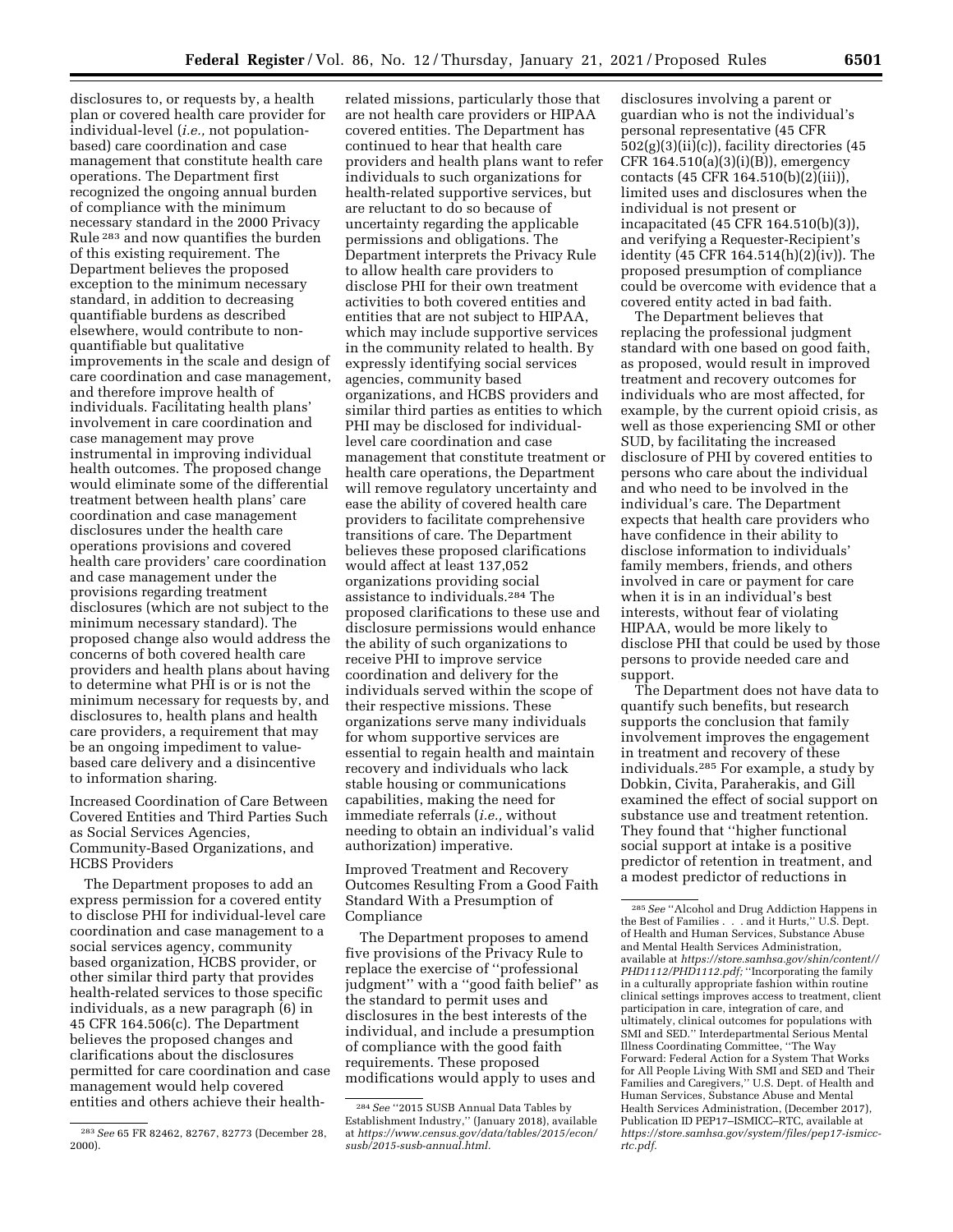disclosures to, or requests by, a health plan or covered health care provider for individual-level (*i.e.,* not population-based) care coordination and case management that constitute health care operations. The Department first recognized the ongoing annual burden of compliance with the minimum necessary standard in the 2000 Privacy Rule [283] and now quantifies the burden of this existing requirement. The Department believes the proposed exception to the minimum necessary standard, in addition to decreasing quantifiable burdens as described elsewhere, would contribute to non-quantifiable but qualitative improvements in the scale and design of care coordination and case management, and therefore improve health of individuals. Facilitating health plans' involvement in care coordination and case management may prove instrumental in improving individual health outcomes. The proposed change would eliminate some of the differential treatment between health plans' care coordination and case management disclosures under the health care operations provisions and covered health care providers' care coordination and case management under the provisions regarding treatment disclosures (which are not subject to the minimum necessary standard). The proposed change also would address the concerns of both covered health care providers and health plans about having to determine what PHI is or is not the minimum necessary for requests by, and disclosures to, health plans and health care providers, a requirement that may be an ongoing impediment to value-based care delivery and a disincentive to information sharing.

Increased Coordination of Care Between Covered Entities and Third Parties Such as Social Services Agencies, Community-Based Organizations, and HCBS Providers

The Department proposes to add an express permission for a covered entity to disclose PHI for individual-level care coordination and case management to a social services agency, community based organization, HCBS provider, or other similar third party that provides health-related services to those specific individuals, as a new paragraph (6) in 45 CFR 164.506(c). The Department believes the proposed changes and clarifications about the disclosures permitted for care coordination and case management would help covered entities and others achieve their health-related missions, particularly those that are not health care providers or HIPAA covered entities. The Department has continued to hear that health care providers and health plans want to refer individuals to such organizations for health-related supportive services, but are reluctant to do so because of uncertainty regarding the applicable permissions and obligations. The Department interprets the Privacy Rule to allow health care providers to disclose PHI for their own treatment activities to both covered entities and entities that are not subject to HIPAA, which may include supportive services in the community related to health. By expressly identifying social services agencies, community based organizations, and HCBS providers and similar third parties as entities to which PHI may be disclosed for individual-level care coordination and case management that constitute treatment or health care operations, the Department will remove regulatory uncertainty and ease the ability of covered health care providers to facilitate comprehensive transitions of care. The Department believes these proposed clarifications would affect at least 137,052 organizations providing social assistance to individuals.[284] The proposed clarifications to these use and disclosure permissions would enhance the ability of such organizations to receive PHI to improve service coordination and delivery for the individuals served within the scope of their respective missions. These organizations serve many individuals for whom supportive services are essential to regain health and maintain recovery and individuals who lack stable housing or communications capabilities, making the need for immediate referrals (*i.e.,* without needing to obtain an individual's valid authorization) imperative.

Improved Treatment and Recovery Outcomes Resulting From a Good Faith Standard With a Presumption of Compliance

The Department proposes to amend five provisions of the Privacy Rule to replace the exercise of ''professional judgment'' with a ''good faith belief'' as the standard to permit uses and disclosures in the best interests of the individual, and include a presumption of compliance with the good faith requirements. These proposed modifications would apply to uses and disclosures involving a parent or guardian who is not the individual's personal representative (45 CFR 502(g)(3)(ii)(c)), facility directories (45 CFR 164.510(a)(3)(i)(B)), emergency contacts (45 CFR 164.510(b)(2)(iii)), limited uses and disclosures when the individual is not present or incapacitated (45 CFR 164.510(b)(3)), and verifying a Requester-Recipient's identity (45 CFR 164.514(h)(2)(iv)). The proposed presumption of compliance could be overcome with evidence that a covered entity acted in bad faith.

The Department believes that replacing the professional judgment standard with one based on good faith, as proposed, would result in improved treatment and recovery outcomes for individuals who are most affected, for example, by the current opioid crisis, as well as those experiencing SMI or other SUD, by facilitating the increased disclosure of PHI by covered entities to persons who care about the individual and who need to be involved in the individual's care. The Department expects that health care providers who have confidence in their ability to disclose information to individuals' family members, friends, and others involved in care or payment for care when it is in an individual's best interests, without fear of violating HIPAA, would be more likely to disclose PHI that could be used by those persons to provide needed care and support.

The Department does not have data to quantify such benefits, but research supports the conclusion that family involvement improves the engagement in treatment and recovery of these individuals.[285] For example, a study by Dobkin, Civita, Paraherakis, and Gill examined the effect of social support on substance use and treatment retention. They found that ''higher functional social support at intake is a positive predictor of retention in treatment, and a modest predictor of reductions in

---

[283] *See* 65 FR 82462, 82767, 82773 (December 28, 2000).

[284] *See* ''2015 SUSB Annual Data Tables by Establishment Industry,'' (January 2018), available at *https://www.census.gov/data/tables/2015/econ/susb/2015-susb-annual.html.*

[285] *See* ''Alcohol and Drug Addiction Happens in the Best of Families . . . and it Hurts,'' U.S. Dept. of Health and Human Services, Substance Abuse and Mental Health Services Administration, available at *https://store.samhsa.gov/shin/content//PHD1112/PHD1112.pdf;* ''Incorporating the family in a culturally appropriate fashion within routine clinical settings improves access to treatment, client participation in care, integration of care, and ultimately, clinical outcomes for populations with SMI and SED.'' Interdepartmental Serious Mental Illness Coordinating Committee, ''The Way Forward: Federal Action for a System That Works for All People Living With SMI and SED and Their Families and Caregivers,'' U.S. Dept. of Health and Human Services, Substance Abuse and Mental Health Services Administration, (December 2017), Publication ID PEP17–ISMICC–RTC, available at *https://store.samhsa.gov/system/files/pep17-ismicc-rtc.pdf.*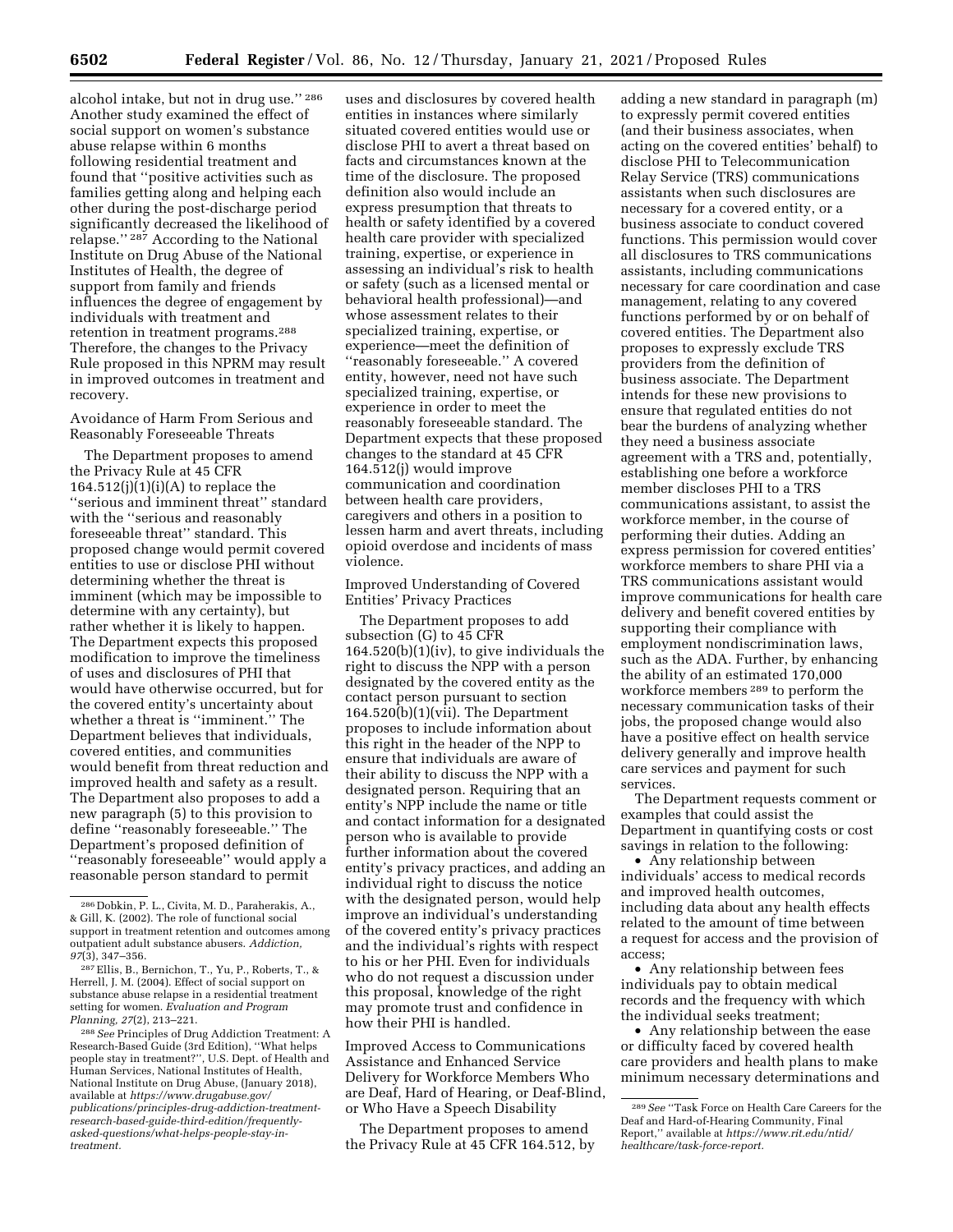alcohol intake, but not in drug use.''[286] Another study examined the effect of social support on women's substance abuse relapse within 6 months following residential treatment and found that ''positive activities such as families getting along and helping each other during the post-discharge period significantly decreased the likelihood of relapse.''[287] According to the National Institute on Drug Abuse of the National Institutes of Health, the degree of support from family and friends influences the degree of engagement by individuals with treatment and retention in treatment programs.[288] Therefore, the changes to the Privacy Rule proposed in this NPRM may result in improved outcomes in treatment and recovery.

Avoidance of Harm From Serious and Reasonably Foreseeable Threats

The Department proposes to amend the Privacy Rule at 45 CFR 164.512(j)(1)(i)(A) to replace the ''serious and imminent threat'' standard with the ''serious and reasonably foreseeable threat'' standard. This proposed change would permit covered entities to use or disclose PHI without determining whether the threat is imminent (which may be impossible to determine with any certainty), but rather whether it is likely to happen. The Department expects this proposed modification to improve the timeliness of uses and disclosures of PHI that would have otherwise occurred, but for the covered entity's uncertainty about whether a threat is ''imminent.'' The Department believes that individuals, covered entities, and communities would benefit from threat reduction and improved health and safety as a result. The Department also proposes to add a new paragraph (5) to this provision to define ''reasonably foreseeable.'' The Department's proposed definition of ''reasonably foreseeable'' would apply a reasonable person standard to permit uses and disclosures by covered health entities in instances where similarly situated covered entities would use or disclose PHI to avert a threat based on facts and circumstances known at the time of the disclosure. The proposed definition also would include an express presumption that threats to health or safety identified by a covered health care provider with specialized training, expertise, or experience in assessing an individual's risk to health or safety (such as a licensed mental or behavioral health professional)—and whose assessment relates to their specialized training, expertise, or experience—meet the definition of ''reasonably foreseeable.'' A covered entity, however, need not have such specialized training, expertise, or experience in order to meet the reasonably foreseeable standard. The Department expects that these proposed changes to the standard at 45 CFR 164.512(j) would improve communication and coordination between health care providers, caregivers and others in a position to lessen harm and avert threats, including opioid overdose and incidents of mass violence.

Improved Understanding of Covered Entities' Privacy Practices

The Department proposes to add subsection (G) to 45 CFR 164.520(b)(1)(iv), to give individuals the right to discuss the NPP with a person designated by the covered entity as the contact person pursuant to section 164.520(b)(1)(vii). The Department proposes to include information about this right in the header of the NPP to ensure that individuals are aware of their ability to discuss the NPP with a designated person. Requiring that an entity's NPP include the name or title and contact information for a designated person who is available to provide further information about the covered entity's privacy practices, and adding an individual right to discuss the notice with the designated person, would help improve an individual's understanding of the covered entity's privacy practices and the individual's rights with respect to his or her PHI. Even for individuals who do not request a discussion under this proposal, knowledge of the right may promote trust and confidence in how their PHI is handled.

Improved Access to Communications Assistance and Enhanced Service Delivery for Workforce Members Who are Deaf, Hard of Hearing, or Deaf-Blind, or Who Have a Speech Disability

The Department proposes to amend the Privacy Rule at 45 CFR 164.512, by adding a new standard in paragraph (m) to expressly permit covered entities (and their business associates, when acting on the covered entities' behalf) to disclose PHI to Telecommunication Relay Service (TRS) communications assistants when such disclosures are necessary for a covered entity, or a business associate to conduct covered functions. This permission would cover all disclosures to TRS communications assistants, including communications necessary for care coordination and case management, relating to any covered functions performed by or on behalf of covered entities. The Department also proposes to expressly exclude TRS providers from the definition of business associate. The Department intends for these new provisions to ensure that regulated entities do not bear the burdens of analyzing whether they need a business associate agreement with a TRS and, potentially, establishing one before a workforce member discloses PHI to a TRS communications assistant, to assist the workforce member, in the course of performing their duties. Adding an express permission for covered entities' workforce members to share PHI via a TRS communications assistant would improve communications for health care delivery and benefit covered entities by supporting their compliance with employment nondiscrimination laws, such as the ADA. Further, by enhancing the ability of an estimated 170,000 workforce members[289] to perform the necessary communication tasks of their jobs, the proposed change would also have a positive effect on health service delivery generally and improve health care services and payment for such services.

The Department requests comment or examples that could assist the Department in quantifying costs or cost savings in relation to the following:

- Any relationship between individuals' access to medical records and improved health outcomes, including data about any health effects related to the amount of time between a request for access and the provision of access;
- Any relationship between fees individuals pay to obtain medical records and the frequency with which the individual seeks treatment;
- Any relationship between the ease or difficulty faced by covered health care providers and health plans to make minimum necessary determinations and

---

[286] Dobkin, P. L., Civita, M. D., Paraherakis, A., & Gill, K. (2002). The role of functional social support in treatment retention and outcomes among outpatient adult substance abusers. *Addiction, 97*(3), 347–356.

[287] Ellis, B., Bernichon, T., Yu, P., Roberts, T., & Herrell, J. M. (2004). Effect of social support on substance abuse relapse in a residential treatment setting for women. *Evaluation and Program Planning, 27*(2), 213–221.

[288] *See* Principles of Drug Addiction Treatment: A Research-Based Guide (3rd Edition), ''What helps people stay in treatment?'', U.S. Dept. of Health and Human Services, National Institutes of Health, National Institute on Drug Abuse, (January 2018), available at *https://www.drugabuse.gov/publications/principles-drug-addiction-treatment-research-based-guide-third-edition/frequently-asked-questions/what-helps-people-stay-in-treatment.*

[289] *See* ''Task Force on Health Care Careers for the Deaf and Hard-of-Hearing Community, Final Report,'' available at *https://www.rit.edu/ntid/healthcare/task-force-report.*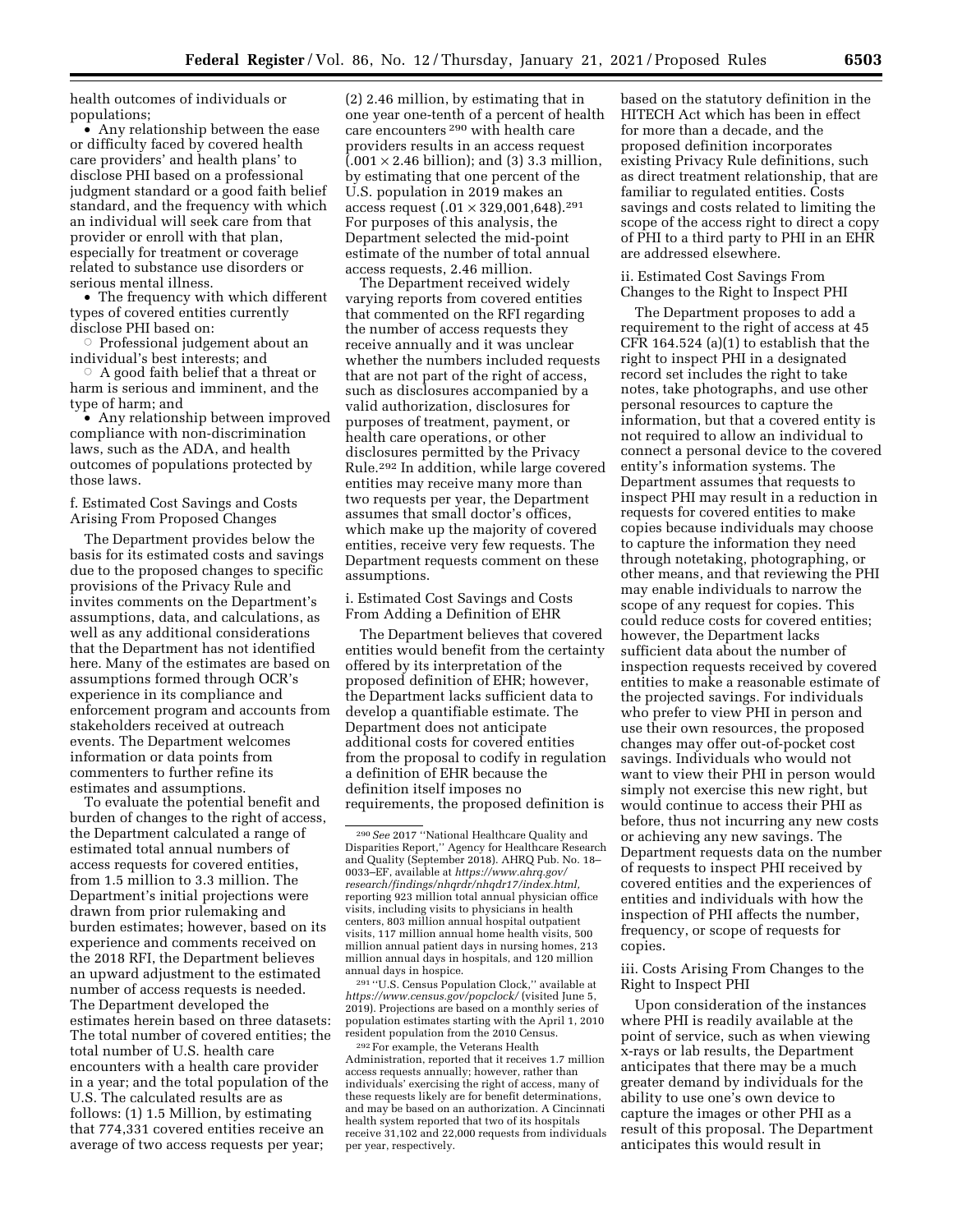health outcomes of individuals or populations;

- Any relationship between the ease or difficulty faced by covered health care providers' and health plans' to disclose PHI based on a professional judgment standard or a good faith belief standard, and the frequency with which an individual will seek care from that provider or enroll with that plan, especially for treatment or coverage related to substance use disorders or serious mental illness.
- The frequency with which different types of covered entities currently disclose PHI based on:
  - Professional judgement about an individual's best interests; and
  - A good faith belief that a threat or harm is serious and imminent, and the type of harm; and
- Any relationship between improved compliance with non-discrimination laws, such as the ADA, and health outcomes of populations protected by those laws.

f. Estimated Cost Savings and Costs Arising From Proposed Changes

The Department provides below the basis for its estimated costs and savings due to the proposed changes to specific provisions of the Privacy Rule and invites comments on the Department's assumptions, data, and calculations, as well as any additional considerations that the Department has not identified here. Many of the estimates are based on assumptions formed through OCR's experience in its compliance and enforcement program and accounts from stakeholders received at outreach events. The Department welcomes information or data points from commenters to further refine its estimates and assumptions.

To evaluate the potential benefit and burden of changes to the right of access, the Department calculated a range of estimated total annual numbers of access requests for covered entities, from 1.5 million to 3.3 million. The Department's initial projections were drawn from prior rulemaking and burden estimates; however, based on its experience and comments received on the 2018 RFI, the Department believes an upward adjustment to the estimated number of access requests is needed. The Department developed the estimates herein based on three datasets: The total number of covered entities; the total number of U.S. health care encounters with a health care provider in a year; and the total population of the U.S. The calculated results are as follows: (1) 1.5 Million, by estimating that 774,331 covered entities receive an average of two access requests per year; (2) 2.46 million, by estimating that in one year one-tenth of a percent of health care encounters [290] with health care providers results in an access request ($.001 \times 2.46$ billion); and (3) 3.3 million, by estimating that one percent of the U.S. population in 2019 makes an access request ($.01 \times 329{,}001{,}648$).[291] For purposes of this analysis, the Department selected the mid-point estimate of the number of total annual access requests, 2.46 million.

The Department received widely varying reports from covered entities that commented on the RFI regarding the number of access requests they receive annually and it was unclear whether the numbers included requests that are not part of the right of access, such as disclosures accompanied by a valid authorization, disclosures for purposes of treatment, payment, or health care operations, or other disclosures permitted by the Privacy Rule.[292] In addition, while large covered entities may receive many more than two requests per year, the Department assumes that small doctor's offices, which make up the majority of covered entities, receive very few requests. The Department requests comment on these assumptions.

i. Estimated Cost Savings and Costs From Adding a Definition of EHR

The Department believes that covered entities would benefit from the certainty offered by its interpretation of the proposed definition of EHR; however, the Department lacks sufficient data to develop a quantifiable estimate. The Department does not anticipate additional costs for covered entities from the proposal to codify in regulation a definition of EHR because the definition itself imposes no requirements, the proposed definition is based on the statutory definition in the HITECH Act which has been in effect for more than a decade, and the proposed definition incorporates existing Privacy Rule definitions, such as direct treatment relationship, that are familiar to regulated entities. Costs savings and costs related to limiting the scope of the access right to direct a copy of PHI to a third party to PHI in an EHR are addressed elsewhere.

ii. Estimated Cost Savings From Changes to the Right to Inspect PHI

The Department proposes to add a requirement to the right of access at 45 CFR 164.524 (a)(1) to establish that the right to inspect PHI in a designated record set includes the right to take notes, take photographs, and use other personal resources to capture the information, but that a covered entity is not required to allow an individual to connect a personal device to the covered entity's information systems. The Department assumes that requests to inspect PHI may result in a reduction in requests for covered entities to make copies because individuals may choose to capture the information they need through notetaking, photographing, or other means, and that reviewing the PHI may enable individuals to narrow the scope of any request for copies. This could reduce costs for covered entities; however, the Department lacks sufficient data about the number of inspection requests received by covered entities to make a reasonable estimate of the projected savings. For individuals who prefer to view PHI in person and use their own resources, the proposed changes may offer out-of-pocket cost savings. Individuals who would not want to view their PHI in person would simply not exercise this new right, but would continue to access their PHI as before, thus not incurring any new costs or achieving any new savings. The Department requests data on the number of requests to inspect PHI received by covered entities and the experiences of entities and individuals with how the inspection of PHI affects the number, frequency, or scope of requests for copies.

iii. Costs Arising From Changes to the Right to Inspect PHI

Upon consideration of the instances where PHI is readily available at the point of service, such as when viewing x-rays or lab results, the Department anticipates that there may be a much greater demand by individuals for the ability to use one's own device to capture the images or other PHI as a result of this proposal. The Department anticipates this would result in

---

[290] *See* 2017 "National Healthcare Quality and Disparities Report," Agency for Healthcare Research and Quality (September 2018). AHRQ Pub. No. 18–0033–EF, available at *https://www.ahrq.gov/research/findings/nhqrdr/nhqdr17/index.html,* reporting 923 million total annual physician office visits, including visits to physicians in health centers, 803 million annual hospital outpatient visits, 117 million annual home health visits, 500 million annual patient days in nursing homes, 213 million annual days in hospitals, and 120 million annual days in hospice.

[291] "U.S. Census Population Clock," available at *https://www.census.gov/popclock/* (visited June 5, 2019). Projections are based on a monthly series of population estimates starting with the April 1, 2010 resident population from the 2010 Census.

[292] For example, the Veterans Health Administration, reported that it receives 1.7 million access requests annually; however, rather than individuals' exercising the right of access, many of these requests likely are for benefit determinations, and may be based on an authorization. A Cincinnati health system reported that two of its hospitals receive 31,102 and 22,000 requests from individuals per year, respectively.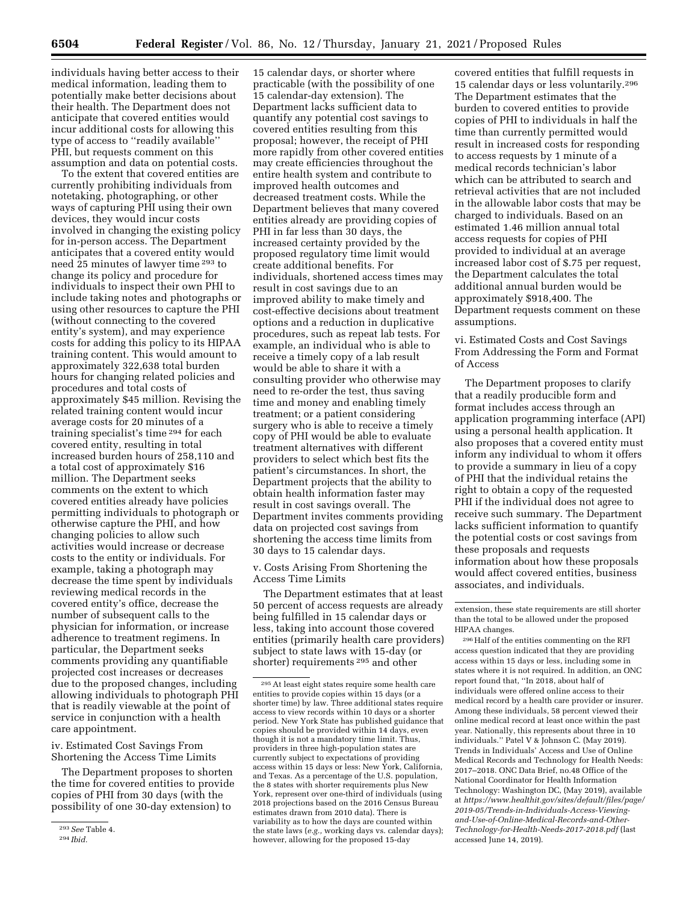individuals having better access to their medical information, leading them to potentially make better decisions about their health. The Department does not anticipate that covered entities would incur additional costs for allowing this type of access to ''readily available'' PHI, but requests comment on this assumption and data on potential costs.

To the extent that covered entities are currently prohibiting individuals from notetaking, photographing, or other ways of capturing PHI using their own devices, they would incur costs involved in changing the existing policy for in-person access. The Department anticipates that a covered entity would need 25 minutes of lawyer time [293] to change its policy and procedure for individuals to inspect their own PHI to include taking notes and photographs or using other resources to capture the PHI (without connecting to the covered entity's system), and may experience costs for adding this policy to its HIPAA training content. This would amount to approximately 322,638 total burden hours for changing related policies and procedures and total costs of approximately $45 million. Revising the related training content would incur average costs for 20 minutes of a training specialist's time [294] for each covered entity, resulting in total increased burden hours of 258,110 and a total cost of approximately $16 million. The Department seeks comments on the extent to which covered entities already have policies permitting individuals to photograph or otherwise capture the PHI, and how changing policies to allow such activities would increase or decrease costs to the entity or individuals. For example, taking a photograph may decrease the time spent by individuals reviewing medical records in the covered entity's office, decrease the number of subsequent calls to the physician for information, or increase adherence to treatment regimens. In particular, the Department seeks comments providing any quantifiable projected cost increases or decreases due to the proposed changes, including allowing individuals to photograph PHI that is readily viewable at the point of service in conjunction with a health care appointment.

iv. Estimated Cost Savings From Shortening the Access Time Limits

The Department proposes to shorten the time for covered entities to provide copies of PHI from 30 days (with the possibility of one 30-day extension) to 15 calendar days, or shorter where practicable (with the possibility of one 15 calendar-day extension). The Department lacks sufficient data to quantify any potential cost savings to covered entities resulting from this proposal; however, the receipt of PHI more rapidly from other covered entities may create efficiencies throughout the entire health system and contribute to improved health outcomes and decreased treatment costs. While the Department believes that many covered entities already are providing copies of PHI in far less than 30 days, the increased certainty provided by the proposed regulatory time limit would create additional benefits. For individuals, shortened access times may result in cost savings due to an improved ability to make timely and cost-effective decisions about treatment options and a reduction in duplicative procedures, such as repeat lab tests. For example, an individual who is able to receive a timely copy of a lab result would be able to share it with a consulting provider who otherwise may need to re-order the test, thus saving time and money and enabling timely treatment; or a patient considering surgery who is able to receive a timely copy of PHI would be able to evaluate treatment alternatives with different providers to select which best fits the patient's circumstances. In short, the Department projects that the ability to obtain health information faster may result in cost savings overall. The Department invites comments providing data on projected cost savings from shortening the access time limits from 30 days to 15 calendar days.

v. Costs Arising From Shortening the Access Time Limits

The Department estimates that at least 50 percent of access requests are already being fulfilled in 15 calendar days or less, taking into account those covered entities (primarily health care providers) subject to state laws with 15-day (or shorter) requirements [295] and other covered entities that fulfill requests in 15 calendar days or less voluntarily.[296] The Department estimates that the burden to covered entities to provide copies of PHI to individuals in half the time than currently permitted would result in increased costs for responding to access requests by 1 minute of a medical records technician's labor which can be attributed to search and retrieval activities that are not included in the allowable labor costs that may be charged to individuals. Based on an estimated 1.46 million annual total access requests for copies of PHI provided to individual at an average increased labor cost of $.75 per request, the Department calculates the total additional annual burden would be approximately $918,400. The Department requests comment on these assumptions.

vi. Estimated Costs and Cost Savings From Addressing the Form and Format of Access

The Department proposes to clarify that a readily producible form and format includes access through an application programming interface (API) using a personal health application. It also proposes that a covered entity must inform any individual to whom it offers to provide a summary in lieu of a copy of PHI that the individual retains the right to obtain a copy of the requested PHI if the individual does not agree to receive such summary. The Department lacks sufficient information to quantify the potential costs or cost savings from these proposals and requests information about how these proposals would affect covered entities, business associates, and individuals.

---

[293] *See* Table 4.

[294] *Ibid.*

[295] At least eight states require some health care entities to provide copies within 15 days (or a shorter time) by law. Three additional states require access to view records within 10 days or a shorter period. New York State has published guidance that copies should be provided within 14 days, even though it is not a mandatory time limit. Thus, providers in three high-population states are currently subject to expectations of providing access within 15 days or less: New York, California, and Texas. As a percentage of the U.S. population, the 8 states with shorter requirements plus New York, represent over one-third of individuals (using 2018 projections based on the 2016 Census Bureau estimates drawn from 2010 data). There is variability as to how the days are counted within the state laws (*e.g.,* working days vs. calendar days); however, allowing for the proposed 15-day extension, these state requirements are still shorter than the total to be allowed under the proposed HIPAA changes.

[296] Half of the entities commenting on the RFI access question indicated that they are providing access within 15 days or less, including some in states where it is not required. In addition, an ONC report found that, ''In 2018, about half of individuals were offered online access to their medical record by a health care provider or insurer. Among these individuals, 58 percent viewed their online medical record at least once within the past year. Nationally, this represents about three in 10 individuals.'' Patel V & Johnson C. (May 2019). Trends in Individuals' Access and Use of Online Medical Records and Technology for Health Needs: 2017–2018. ONC Data Brief, no.48 Office of the National Coordinator for Health Information Technology: Washington DC, (May 2019), available at *https://www.healthit.gov/sites/default/files/page/2019-05/Trends-in-Individuals-Access-Viewing-and-Use-of-Online-Medical-Records-and-Other-Technology-for-Health-Needs-2017-2018.pdf* (last accessed June 14, 2019).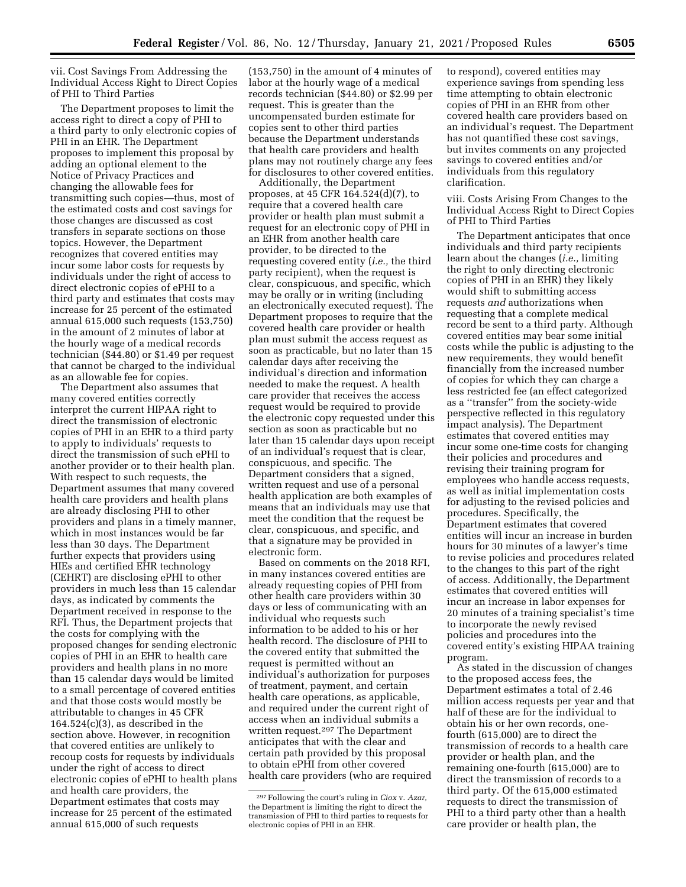vii. Cost Savings From Addressing the Individual Access Right to Direct Copies of PHI to Third Parties

The Department proposes to limit the access right to direct a copy of PHI to a third party to only electronic copies of PHI in an EHR. The Department proposes to implement this proposal by adding an optional element to the Notice of Privacy Practices and changing the allowable fees for transmitting such copies—thus, most of the estimated costs and cost savings for those changes are discussed as cost transfers in separate sections on those topics. However, the Department recognizes that covered entities may incur some labor costs for requests by individuals under the right of access to direct electronic copies of ePHI to a third party and estimates that costs may increase for 25 percent of the estimated annual 615,000 such requests (153,750) in the amount of 2 minutes of labor at the hourly wage of a medical records technician ($44.80) or $1.49 per request that cannot be charged to the individual as an allowable fee for copies.

The Department also assumes that many covered entities correctly interpret the current HIPAA right to direct the transmission of electronic copies of PHI in an EHR to a third party to apply to individuals' requests to direct the transmission of such ePHI to another provider or to their health plan. With respect to such requests, the Department assumes that many covered health care providers and health plans are already disclosing PHI to other providers and plans in a timely manner, which in most instances would be far less than 30 days. The Department further expects that providers using HIEs and certified EHR technology (CEHRT) are disclosing ePHI to other providers in much less than 15 calendar days, as indicated by comments the Department received in response to the RFI. Thus, the Department projects that the costs for complying with the proposed changes for sending electronic copies of PHI in an EHR to health care providers and health plans in no more than 15 calendar days would be limited to a small percentage of covered entities and that those costs would mostly be attributable to changes in 45 CFR 164.524(c)(3), as described in the section above. However, in recognition that covered entities are unlikely to recoup costs for requests by individuals under the right of access to direct electronic copies of ePHI to health plans and health care providers, the Department estimates that costs may increase for 25 percent of the estimated annual 615,000 of such requests (153,750) in the amount of 4 minutes of labor at the hourly wage of a medical records technician ($44.80) or $2.99 per request. This is greater than the uncompensated burden estimate for copies sent to other third parties because the Department understands that health care providers and health plans may not routinely charge any fees for disclosures to other covered entities.

Additionally, the Department proposes, at 45 CFR 164.524(d)(7), to require that a covered health care provider or health plan must submit a request for an electronic copy of PHI in an EHR from another health care provider, to be directed to the requesting covered entity (*i.e.,* the third party recipient), when the request is clear, conspicuous, and specific, which may be orally or in writing (including an electronically executed request). The Department proposes to require that the covered health care provider or health plan must submit the access request as soon as practicable, but no later than 15 calendar days after receiving the individual's direction and information needed to make the request. A health care provider that receives the access request would be required to provide the electronic copy requested under this section as soon as practicable but no later than 15 calendar days upon receipt of an individual's request that is clear, conspicuous, and specific. The Department considers that a signed, written request and use of a personal health application are both examples of means that an individuals may use that meet the condition that the request be clear, conspicuous, and specific, and that a signature may be provided in electronic form.

Based on comments on the 2018 RFI, in many instances covered entities are already requesting copies of PHI from other health care providers within 30 days or less of communicating with an individual who requests such information to be added to his or her health record. The disclosure of PHI to the covered entity that submitted the request is permitted without an individual's authorization for purposes of treatment, payment, and certain health care operations, as applicable, and required under the current right of access when an individual submits a written request.[297] The Department anticipates that with the clear and certain path provided by this proposal to obtain ePHI from other covered health care providers (who are required to respond), covered entities may experience savings from spending less time attempting to obtain electronic copies of PHI in an EHR from other covered health care providers based on an individual's request. The Department has not quantified these cost savings, but invites comments on any projected savings to covered entities and/or individuals from this regulatory clarification.

viii. Costs Arising From Changes to the Individual Access Right to Direct Copies of PHI to Third Parties

The Department anticipates that once individuals and third party recipients learn about the changes (*i.e.,* limiting the right to only directing electronic copies of PHI in an EHR) they likely would shift to submitting access requests *and* authorizations when requesting that a complete medical record be sent to a third party. Although covered entities may bear some initial costs while the public is adjusting to the new requirements, they would benefit financially from the increased number of copies for which they can charge a less restricted fee (an effect categorized as a "transfer" from the society-wide perspective reflected in this regulatory impact analysis). The Department estimates that covered entities may incur some one-time costs for changing their policies and procedures and revising their training program for employees who handle access requests, as well as initial implementation costs for adjusting to the revised policies and procedures. Specifically, the Department estimates that covered entities will incur an increase in burden hours for 30 minutes of a lawyer's time to revise policies and procedures related to the changes to this part of the right of access. Additionally, the Department estimates that covered entities will incur an increase in labor expenses for 20 minutes of a training specialist's time to incorporate the newly revised policies and procedures into the covered entity's existing HIPAA training program.

As stated in the discussion of changes to the proposed access fees, the Department estimates a total of 2.46 million access requests per year and that half of these are for the individual to obtain his or her own records, one-fourth (615,000) are to direct the transmission of records to a health care provider or health plan, and the remaining one-fourth (615,000) are to direct the transmission of records to a third party. Of the 615,000 estimated requests to direct the transmission of PHI to a third party other than a health care provider or health plan, the

[297] Following the court's ruling in *Ciox* v. *Azar,* the Department is limiting the right to direct the transmission of PHI to third parties to requests for electronic copies of PHI in an EHR.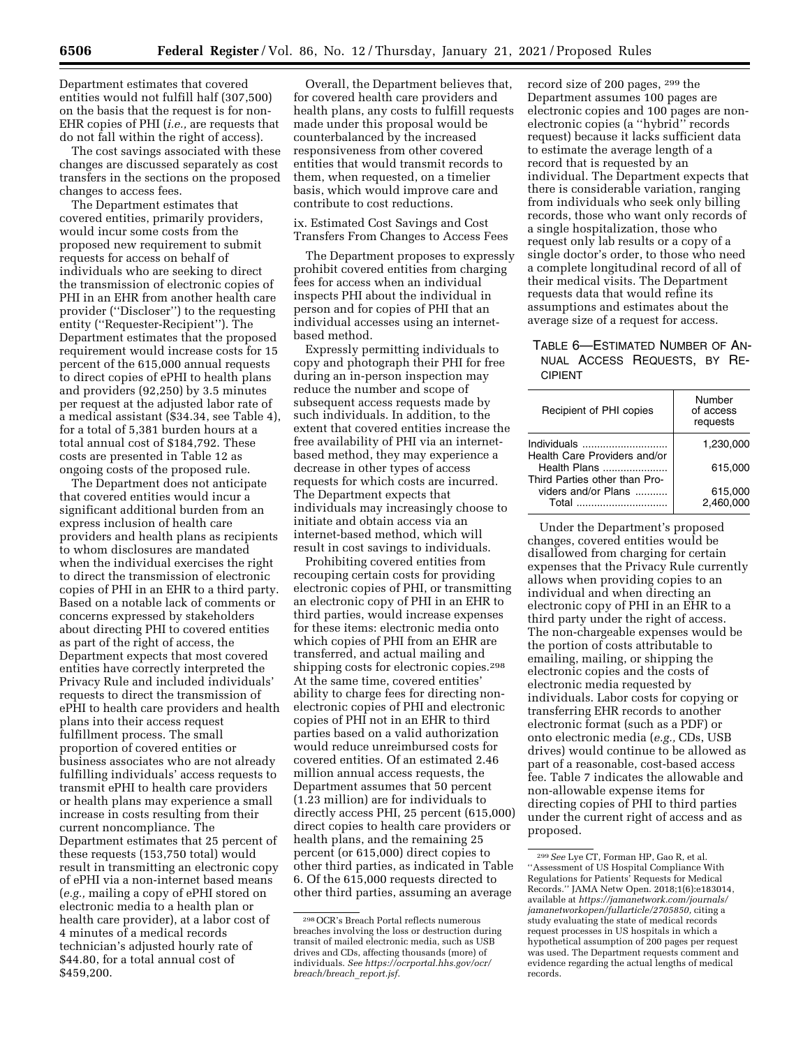Department estimates that covered entities would not fulfill half (307,500) on the basis that the request is for non-EHR copies of PHI (*i.e.,* are requests that do not fall within the right of access).

The cost savings associated with these changes are discussed separately as cost transfers in the sections on the proposed changes to access fees.

The Department estimates that covered entities, primarily providers, would incur some costs from the proposed new requirement to submit requests for access on behalf of individuals who are seeking to direct the transmission of electronic copies of PHI in an EHR from another health care provider (''Discloser'') to the requesting entity (''Requester-Recipient''). The Department estimates that the proposed requirement would increase costs for 15 percent of the 615,000 annual requests to direct copies of ePHI to health plans and providers (92,250) by 3.5 minutes per request at the adjusted labor rate of a medical assistant ($34.34, see Table 4), for a total of 5,381 burden hours at a total annual cost of $184,792. These costs are presented in Table 12 as ongoing costs of the proposed rule.

The Department does not anticipate that covered entities would incur a significant additional burden from an express inclusion of health care providers and health plans as recipients to whom disclosures are mandated when the individual exercises the right to direct the transmission of electronic copies of PHI in an EHR to a third party. Based on a notable lack of comments or concerns expressed by stakeholders about directing PHI to covered entities as part of the right of access, the Department expects that most covered entities have correctly interpreted the Privacy Rule and included individuals' requests to direct the transmission of ePHI to health care providers and health plans into their access request fulfillment process. The small proportion of covered entities or business associates who are not already fulfilling individuals' access requests to transmit ePHI to health care providers or health plans may experience a small increase in costs resulting from their current noncompliance. The Department estimates that 25 percent of these requests (153,750 total) would result in transmitting an electronic copy of ePHI via a non-internet based means (*e.g.,* mailing a copy of ePHI stored on electronic media to a health plan or health care provider), at a labor cost of 4 minutes of a medical records technician's adjusted hourly rate of $44.80, for a total annual cost of $459,200.

Overall, the Department believes that, for covered health care providers and health plans, any costs to fulfill requests made under this proposal would be counterbalanced by the increased responsiveness from other covered entities that would transmit records to them, when requested, on a timelier basis, which would improve care and contribute to cost reductions.

ix. Estimated Cost Savings and Cost Transfers From Changes to Access Fees

The Department proposes to expressly prohibit covered entities from charging fees for access when an individual inspects PHI about the individual in person and for copies of PHI that an individual accesses using an internet-based method.

Expressly permitting individuals to copy and photograph their PHI for free during an in-person inspection may reduce the number and scope of subsequent access requests made by such individuals. In addition, to the extent that covered entities increase the free availability of PHI via an internet-based method, they may experience a decrease in other types of access requests for which costs are incurred. The Department expects that individuals may increasingly choose to initiate and obtain access via an internet-based method, which will result in cost savings to individuals.

Prohibiting covered entities from recouping certain costs for providing electronic copies of PHI, or transmitting an electronic copy of PHI in an EHR to third parties, would increase expenses for these items: electronic media onto which copies of PHI from an EHR are transferred, and actual mailing and shipping costs for electronic copies.[298] At the same time, covered entities' ability to charge fees for directing non-electronic copies of PHI and electronic copies of PHI not in an EHR to third parties based on a valid authorization would reduce unreimbursed costs for covered entities. Of an estimated 2.46 million annual access requests, the Department assumes that 50 percent (1.23 million) are for individuals to directly access PHI, 25 percent (615,000) direct copies to health care providers or health plans, and the remaining 25 percent (or 615,000) direct copies to other third parties, as indicated in Table 6. Of the 615,000 requests directed to other third parties, assuming an average record size of 200 pages, [299] the Department assumes 100 pages are electronic copies and 100 pages are non-electronic copies (a ''hybrid'' records request) because it lacks sufficient data to estimate the average length of a record that is requested by an individual. The Department expects that there is considerable variation, ranging from individuals who seek only billing records, those who want only records of a single hospitalization, those who request only lab results or a copy of a single doctor's order, to those who need a complete longitudinal record of all of their medical visits. The Department requests data that would refine its assumptions and estimates about the average size of a request for access.

TABLE 6—ESTIMATED NUMBER OF ANNUAL ACCESS REQUESTS, BY RECIPIENT

| Recipient of PHI copies | Number of access requests |
|---|---|
| Individuals | 1,230,000 |
| Health Care Providers and/or Health Plans | 615,000 |
| Third Parties other than Providers and/or Plans | 615,000 |
| Total | 2,460,000 |

Under the Department's proposed changes, covered entities would be disallowed from charging for certain expenses that the Privacy Rule currently allows when providing copies to an individual and when directing an electronic copy of PHI in an EHR to a third party under the right of access. The non-chargeable expenses would be the portion of costs attributable to emailing, mailing, or shipping the electronic copies and the costs of electronic media requested by individuals. Labor costs for copying or transferring EHR records to another electronic format (such as a PDF) or onto electronic media (*e.g.,* CDs, USB drives) would continue to be allowed as part of a reasonable, cost-based access fee. Table 7 indicates the allowable and non-allowable expense items for directing copies of PHI to third parties under the current right of access and as proposed.

---

[298] OCR's Breach Portal reflects numerous breaches involving the loss or destruction during transit of mailed electronic media, such as USB drives and CDs, affecting thousands (more) of individuals. *See https://ocrportal.hhs.gov/ocr/breach/breach_report.jsf.*

[299] *See* Lye CT, Forman HP, Gao R, et al. ''Assessment of US Hospital Compliance With Regulations for Patients' Requests for Medical Records.'' JAMA Netw Open. 2018;1(6):e183014, available at *https://jamanetwork.com/journals/jamanetworkopen/fullarticle/2705850,* citing a study evaluating the state of medical records request processes in US hospitals in which a hypothetical assumption of 200 pages per request was used. The Department requests comment and evidence regarding the actual lengths of medical records.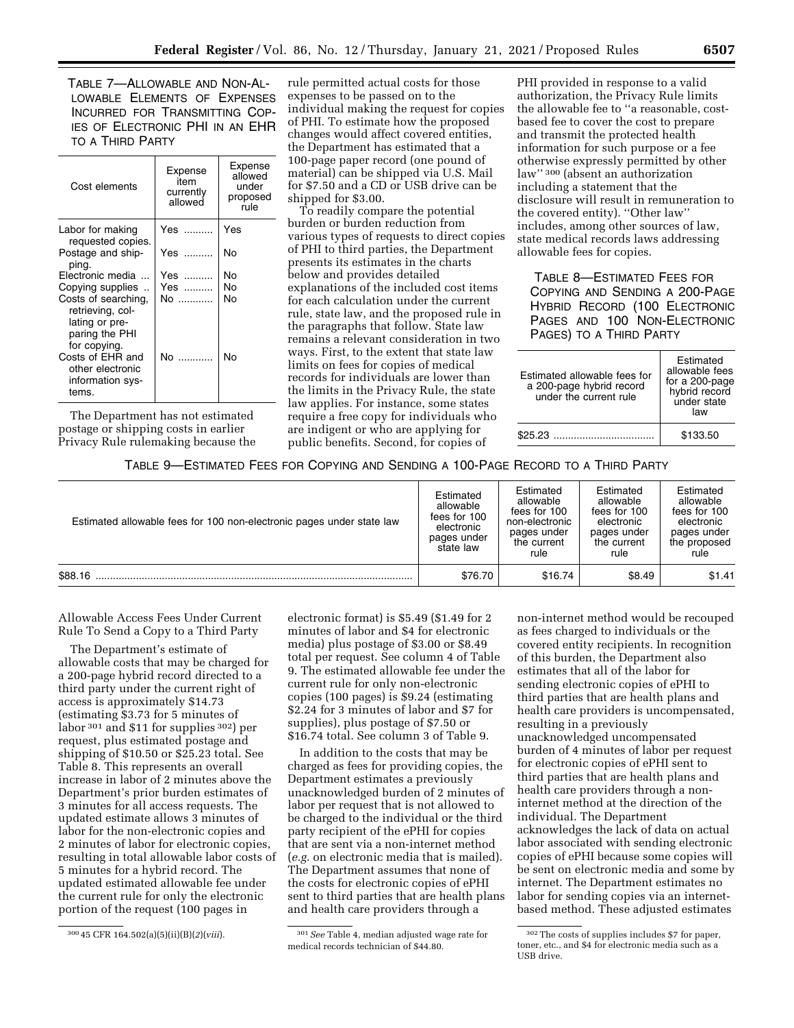TABLE 7—ALLOWABLE AND NON-ALLOWABLE ELEMENTS OF EXPENSES INCURRED FOR TRANSMITTING COPIES OF ELECTRONIC PHI IN AN EHR TO A THIRD PARTY

| Cost elements | Expense item currently allowed | Expense allowed under proposed rule |
| --- | --- | --- |
| Labor for making requested copies. | Yes | Yes |
| Postage and shipping. | Yes | No |
| Electronic media | Yes | No |
| Copying supplies | Yes | No |
| Costs of searching, retrieving, collating or preparing the PHI for copying. | No | No |
| Costs of EHR and other electronic information systems. | No | No |

The Department has not estimated postage or shipping costs in earlier Privacy Rule rulemaking because the rule permitted actual costs for those expenses to be passed on to the individual making the request for copies of PHI. To estimate how the proposed changes would affect covered entities, the Department has estimated that a 100-page paper record (one pound of material) can be shipped via U.S. Mail for $7.50 and a CD or USB drive can be shipped for $3.00.

To readily compare the potential burden or burden reduction from various types of requests to direct copies of PHI to third parties, the Department presents its estimates in the charts below and provides detailed explanations of the included cost items for each calculation under the current rule, state law, and the proposed rule in the paragraphs that follow. State law remains a relevant consideration in two ways. First, to the extent that state law limits on fees for copies of medical records for individuals are lower than the limits in the Privacy Rule, the state law applies. For instance, some states require a free copy for individuals who are indigent or who are applying for public benefits. Second, for copies of PHI provided in response to a valid authorization, the Privacy Rule limits the allowable fee to ''a reasonable, cost-based fee to cover the cost to prepare and transmit the protected health information for such purpose or a fee otherwise expressly permitted by other law'' [300] (absent an authorization including a statement that the disclosure will result in remuneration to the covered entity). ''Other law'' includes, among other sources of law, state medical records laws addressing allowable fees for copies.

TABLE 8—ESTIMATED FEES FOR COPYING AND SENDING A 200-PAGE HYBRID RECORD (100 ELECTRONIC PAGES AND 100 NON-ELECTRONIC PAGES) TO A THIRD PARTY

| Estimated allowable fees for a 200-page hybrid record under the current rule | Estimated allowable fees for a 200-page hybrid record under state law |
| --- | --- |
| $25.23 | $133.50 |

TABLE 9—ESTIMATED FEES FOR COPYING AND SENDING A 100-PAGE RECORD TO A THIRD PARTY

| Estimated allowable fees for 100 non-electronic pages under state law | Estimated allowable fees for 100 electronic pages under state law | Estimated allowable fees for 100 non-electronic pages under the current rule | Estimated allowable fees for 100 electronic pages under the current rule | Estimated allowable fees for 100 electronic pages under the proposed rule |
| --- | --- | --- | --- | --- |
| $88.16 | $76.70 | $16.74 | $8.49 | $1.41 |

Allowable Access Fees Under Current Rule To Send a Copy to a Third Party

The Department's estimate of allowable costs that may be charged for a 200-page hybrid record directed to a third party under the current right of access is approximately $14.73 (estimating $3.73 for 5 minutes of labor [301] and $11 for supplies [302]) per request, plus estimated postage and shipping of $10.50 or $25.23 total. See Table 8. This represents an overall increase in labor of 2 minutes above the Department's prior burden estimates of 3 minutes for all access requests. The updated estimate allows 3 minutes of labor for the non-electronic copies and 2 minutes of labor for electronic copies, resulting in total allowable labor costs of 5 minutes for a hybrid record. The updated estimated allowable fee under the current rule for only the electronic portion of the request (100 pages in electronic format) is $5.49 ($1.49 for 2 minutes of labor and $4 for electronic media) plus postage of $3.00 or $8.49 total per request. See column 4 of Table 9. The estimated allowable fee under the current rule for only non-electronic copies (100 pages) is $9.24 (estimating $2.24 for 3 minutes of labor and $7 for supplies), plus postage of $7.50 or $16.74 total. See column 3 of Table 9.

In addition to the costs that may be charged as fees for providing copies, the Department estimates a previously unacknowledged burden of 2 minutes of labor per request that is not allowed to be charged to the individual or the third party recipient of the ePHI for copies that are sent via a non-internet method (*e.g.* on electronic media that is mailed). The Department assumes that none of the costs for electronic copies of ePHI sent to third parties that are health plans and health care providers through a non-internet method would be recouped as fees charged to individuals or the covered entity recipients. In recognition of this burden, the Department also estimates that all of the labor for sending electronic copies of ePHI to third parties that are health plans and health care providers is uncompensated, resulting in a previously unacknowledged uncompensated burden of 4 minutes of labor per request for electronic copies of ePHI sent to third parties that are health plans and health care providers through a non-internet method at the direction of the individual. The Department acknowledges the lack of data on actual labor associated with sending electronic copies of ePHI because some copies will be sent on electronic media and some by internet. The Department estimates no labor for sending copies via an internet-based method. These adjusted estimates

[300] 45 CFR 164.502(a)(5)(ii)(B)(*2*)(*viii*).

[301] *See* Table 4, median adjusted wage rate for medical records technician of $44.80.

[302] The costs of supplies includes $7 for paper, toner, etc., and $4 for electronic media such as a USB drive.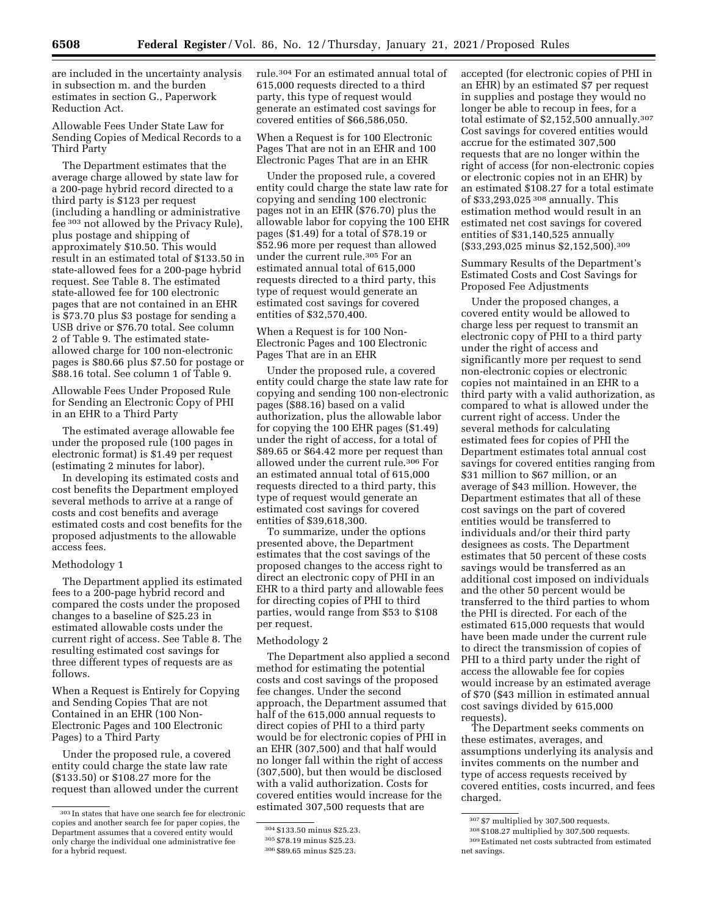are included in the uncertainty analysis in subsection m. and the burden estimates in section G., Paperwork Reduction Act.

### Allowable Fees Under State Law for Sending Copies of Medical Records to a Third Party

The Department estimates that the average charge allowed by state law for a 200-page hybrid record directed to a third party is $123 per request (including a handling or administrative fee [303] not allowed by the Privacy Rule), plus postage and shipping of approximately $10.50. This would result in an estimated total of $133.50 in state-allowed fees for a 200-page hybrid request. See Table 8. The estimated state-allowed fee for 100 electronic pages that are not contained in an EHR is $73.70 plus $3 postage for sending a USB drive or $76.70 total. See column 2 of Table 9. The estimated state-allowed charge for 100 non-electronic pages is $80.66 plus $7.50 for postage or $88.16 total. See column 1 of Table 9.

### Allowable Fees Under Proposed Rule for Sending an Electronic Copy of PHI in an EHR to a Third Party

The estimated average allowable fee under the proposed rule (100 pages in electronic format) is $1.49 per request (estimating 2 minutes for labor).

In developing its estimated costs and cost benefits the Department employed several methods to arrive at a range of costs and cost benefits and average estimated costs and cost benefits for the proposed adjustments to the allowable access fees.

#### Methodology 1

The Department applied its estimated fees to a 200-page hybrid record and compared the costs under the proposed changes to a baseline of $25.23 in estimated allowable costs under the current right of access. See Table 8. The resulting estimated cost savings for three different types of requests are as follows.

##### When a Request is Entirely for Copying and Sending Copies That are not Contained in an EHR (100 Non-Electronic Pages and 100 Electronic Pages) to a Third Party

Under the proposed rule, a covered entity could charge the state law rate ($133.50) or $108.27 more for the request than allowed under the current rule.[304] For an estimated annual total of 615,000 requests directed to a third party, this type of request would generate an estimated cost savings for covered entities of $66,586,050.

##### When a Request is for 100 Electronic Pages That are not in an EHR and 100 Electronic Pages That are in an EHR

Under the proposed rule, a covered entity could charge the state law rate for copying and sending 100 electronic pages not in an EHR ($76.70) plus the allowable labor for copying the 100 EHR pages ($1.49) for a total of $78.19 or $52.96 more per request than allowed under the current rule.[305] For an estimated annual total of 615,000 requests directed to a third party, this type of request would generate an estimated cost savings for covered entities of $32,570,400.

##### When a Request is for 100 Non-Electronic Pages and 100 Electronic Pages That are in an EHR

Under the proposed rule, a covered entity could charge the state law rate for copying and sending 100 non-electronic pages ($88.16) based on a valid authorization, plus the allowable labor for copying the 100 EHR pages ($1.49) under the right of access, for a total of $89.65 or $64.42 more per request than allowed under the current rule.[306] For an estimated annual total of 615,000 requests directed to a third party, this type of request would generate an estimated cost savings for covered entities of $39,618,300.

To summarize, under the options presented above, the Department estimates that the cost savings of the proposed changes to the access right to direct an electronic copy of PHI in an EHR to a third party and allowable fees for directing copies of PHI to third parties, would range from $53 to $108 per request.

#### Methodology 2

The Department also applied a second method for estimating the potential costs and cost savings of the proposed fee changes. Under the second approach, the Department assumed that half of the 615,000 annual requests to direct copies of PHI to a third party would be for electronic copies of PHI in an EHR (307,500) and that half would no longer fall within the right of access (307,500), but then would be disclosed with a valid authorization. Costs for covered entities would increase for the estimated 307,500 requests that are accepted (for electronic copies of PHI in an EHR) by an estimated $7 per request in supplies and postage they would no longer be able to recoup in fees, for a total estimate of $2,152,500 annually.[307] Cost savings for covered entities would accrue for the estimated 307,500 requests that are no longer within the right of access (for non-electronic copies or electronic copies not in an EHR) by an estimated $108.27 for a total estimate of $33,293,025 [308] annually. This estimation method would result in an estimated net cost savings for covered entities of $31,140,525 annually ($33,293,025 minus $2,152,500).[309]

### Summary Results of the Department's Estimated Costs and Cost Savings for Proposed Fee Adjustments

Under the proposed changes, a covered entity would be allowed to charge less per request to transmit an electronic copy of PHI to a third party under the right of access and significantly more per request to send non-electronic copies or electronic copies not maintained in an EHR to a third party with a valid authorization, as compared to what is allowed under the current right of access. Under the several methods for calculating estimated fees for copies of PHI the Department estimates total annual cost savings for covered entities ranging from $31 million to $67 million, or an average of $43 million. However, the Department estimates that all of these cost savings on the part of covered entities would be transferred to individuals and/or their third party designees as costs. The Department estimates that 50 percent of these costs savings would be transferred as an additional cost imposed on individuals and the other 50 percent would be transferred to the third parties to whom the PHI is directed. For each of the estimated 615,000 requests that would have been made under the current rule to direct the transmission of copies of PHI to a third party under the right of access the allowable fee for copies would increase by an estimated average of $70 ($43 million in estimated annual cost savings divided by 615,000 requests).

The Department seeks comments on these estimates, averages, and assumptions underlying its analysis and invites comments on the number and type of access requests received by covered entities, costs incurred, and fees charged.

---

[303] In states that have one search fee for electronic copies and another search fee for paper copies, the Department assumes that a covered entity would only charge the individual one administrative fee for a hybrid request.

[304] $133.50 minus $25.23.

[305] $78.19 minus $25.23.

[306] $89.65 minus $25.23.

[307] $7 multiplied by 307,500 requests.

[308] $108.27 multiplied by 307,500 requests.

[309] Estimated net costs subtracted from estimated net savings.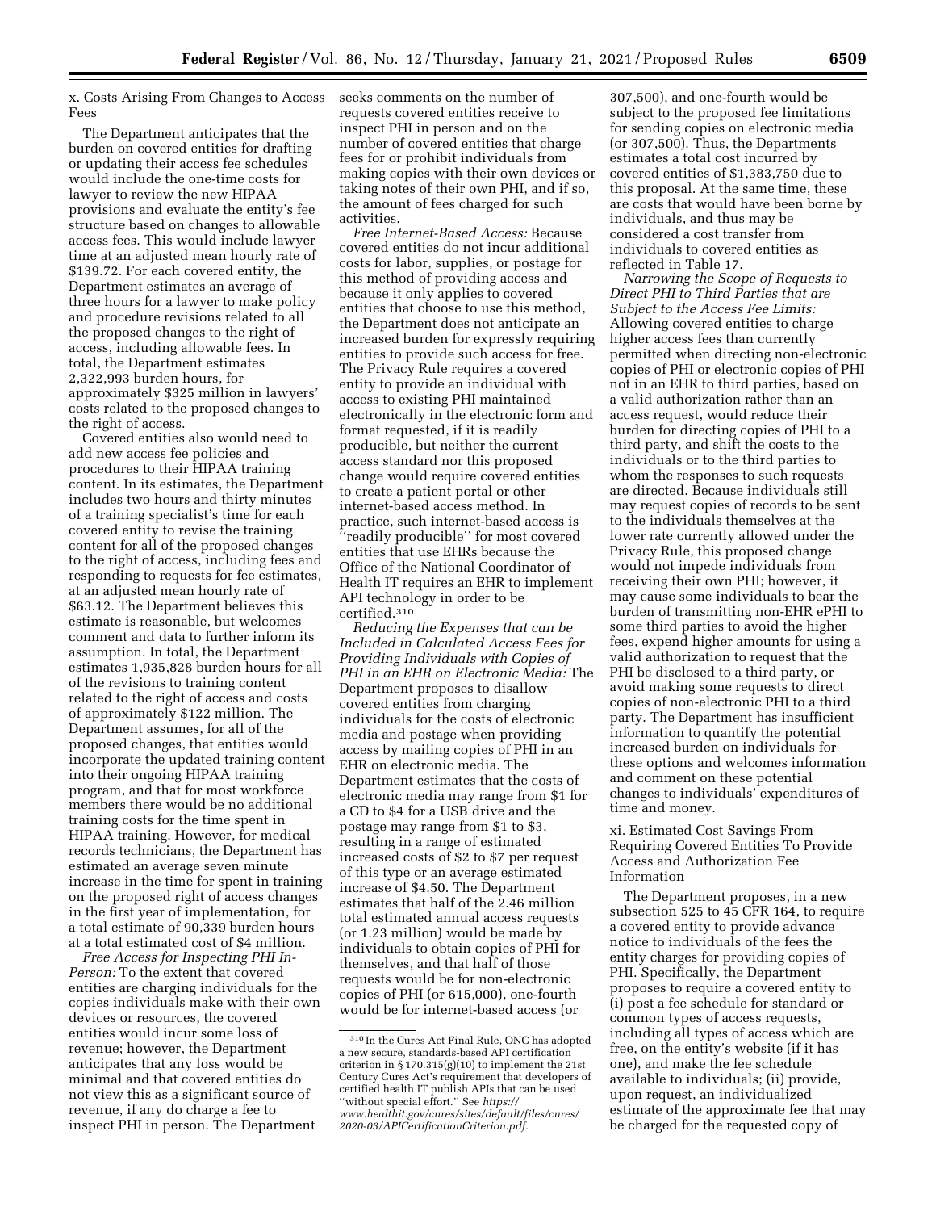x. Costs Arising From Changes to Access Fees

The Department anticipates that the burden on covered entities for drafting or updating their access fee schedules would include the one-time costs for lawyer to review the new HIPAA provisions and evaluate the entity's fee structure based on changes to allowable access fees. This would include lawyer time at an adjusted mean hourly rate of $139.72. For each covered entity, the Department estimates an average of three hours for a lawyer to make policy and procedure revisions related to all the proposed changes to the right of access, including allowable fees. In total, the Department estimates 2,322,993 burden hours, for approximately $325 million in lawyers' costs related to the proposed changes to the right of access.

Covered entities also would need to add new access fee policies and procedures to their HIPAA training content. In its estimates, the Department includes two hours and thirty minutes of a training specialist's time for each covered entity to revise the training content for all of the proposed changes to the right of access, including fees and responding to requests for fee estimates, at an adjusted mean hourly rate of $63.12. The Department believes this estimate is reasonable, but welcomes comment and data to further inform its assumption. In total, the Department estimates 1,935,828 burden hours for all of the revisions to training content related to the right of access and costs of approximately $122 million. The Department assumes, for all of the proposed changes, that entities would incorporate the updated training content into their ongoing HIPAA training program, and that for most workforce members there would be no additional training costs for the time spent in HIPAA training. However, for medical records technicians, the Department has estimated an average seven minute increase in the time for spent in training on the proposed right of access changes in the first year of implementation, for a total estimate of 90,339 burden hours at a total estimated cost of $4 million.

*Free Access for Inspecting PHI In-Person:* To the extent that covered entities are charging individuals for the copies individuals make with their own devices or resources, the covered entities would incur some loss of revenue; however, the Department anticipates that any loss would be minimal and that covered entities do not view this as a significant source of revenue, if any do charge a fee to inspect PHI in person. The Department seeks comments on the number of requests covered entities receive to inspect PHI in person and on the number of covered entities that charge fees for or prohibit individuals from making copies with their own devices or taking notes of their own PHI, and if so, the amount of fees charged for such activities.

*Free Internet-Based Access:* Because covered entities do not incur additional costs for labor, supplies, or postage for this method of providing access and because it only applies to covered entities that choose to use this method, the Department does not anticipate an increased burden for expressly requiring entities to provide such access for free. The Privacy Rule requires a covered entity to provide an individual with access to existing PHI maintained electronically in the electronic form and format requested, if it is readily producible, but neither the current access standard nor this proposed change would require covered entities to create a patient portal or other internet-based access method. In practice, such internet-based access is "readily producible" for most covered entities that use EHRs because the Office of the National Coordinator of Health IT requires an EHR to implement API technology in order to be certified.[310]

*Reducing the Expenses that can be Included in Calculated Access Fees for Providing Individuals with Copies of PHI in an EHR on Electronic Media:* The Department proposes to disallow covered entities from charging individuals for the costs of electronic media and postage when providing access by mailing copies of PHI in an EHR on electronic media. The Department estimates that the costs of electronic media may range from $1 for a CD to $4 for a USB drive and the postage may range from $1 to $3, resulting in a range of estimated increased costs of $2 to $7 per request of this type or an average estimated increase of $4.50. The Department estimates that half of the 2.46 million total estimated annual access requests (or 1.23 million) would be made by individuals to obtain copies of PHI for themselves, and that half of those requests would be for non-electronic copies of PHI (or 615,000), one-fourth would be for internet-based access (or 307,500), and one-fourth would be subject to the proposed fee limitations for sending copies on electronic media (or 307,500). Thus, the Departments estimates a total cost incurred by covered entities of $1,383,750 due to this proposal. At the same time, these are costs that would have been borne by individuals, and thus may be considered a cost transfer from individuals to covered entities as reflected in Table 17.

*Narrowing the Scope of Requests to Direct PHI to Third Parties that are Subject to the Access Fee Limits:* Allowing covered entities to charge higher access fees than currently permitted when directing non-electronic copies of PHI or electronic copies of PHI not in an EHR to third parties, based on a valid authorization rather than an access request, would reduce their burden for directing copies of PHI to a third party, and shift the costs to the individuals or to the third parties to whom the responses to such requests are directed. Because individuals still may request copies of records to be sent to the individuals themselves at the lower rate currently allowed under the Privacy Rule, this proposed change would not impede individuals from receiving their own PHI; however, it may cause some individuals to bear the burden of transmitting non-EHR ePHI to some third parties to avoid the higher fees, expend higher amounts for using a valid authorization to request that the PHI be disclosed to a third party, or avoid making some requests to direct copies of non-electronic PHI to a third party. The Department has insufficient information to quantify the potential increased burden on individuals for these options and welcomes information and comment on these potential changes to individuals' expenditures of time and money.

xi. Estimated Cost Savings From Requiring Covered Entities To Provide Access and Authorization Fee Information

The Department proposes, in a new subsection 525 to 45 CFR 164, to require a covered entity to provide advance notice to individuals of the fees the entity charges for providing copies of PHI. Specifically, the Department proposes to require a covered entity to (i) post a fee schedule for standard or common types of access requests, including all types of access which are free, on the entity's website (if it has one), and make the fee schedule available to individuals; (ii) provide, upon request, an individualized estimate of the approximate fee that may be charged for the requested copy of

[310] In the Cures Act Final Rule, ONC has adopted a new secure, standards-based API certification criterion in § 170.315(g)(10) to implement the 21st Century Cures Act's requirement that developers of certified health IT publish APIs that can be used "without special effort." See *https://www.healthit.gov/cures/sites/default/files/cures/2020-03/APICertificationCriterion.pdf.*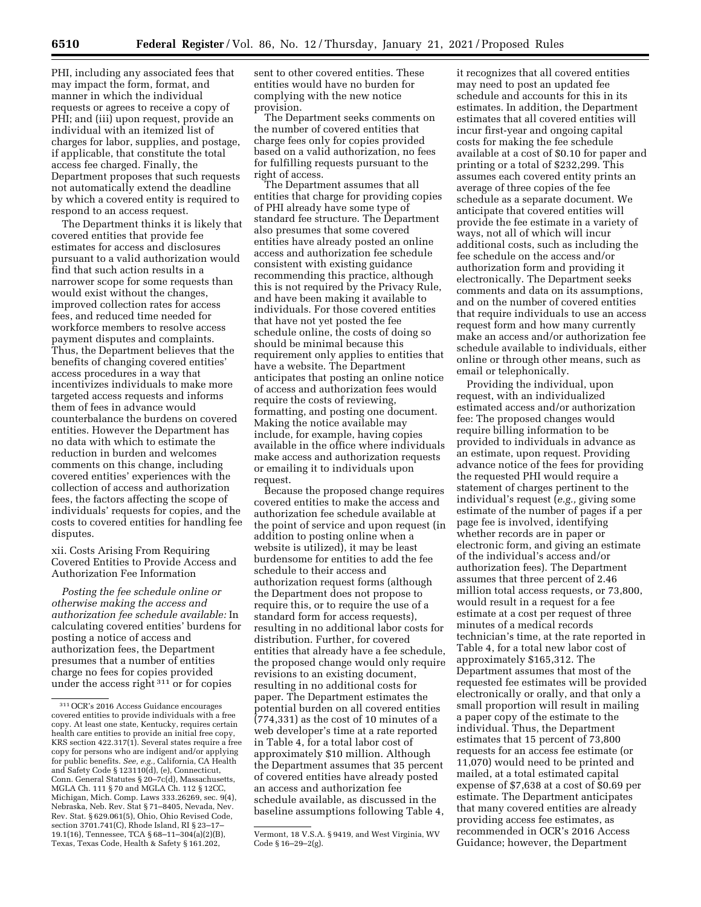PHI, including any associated fees that may impact the form, format, and manner in which the individual requests or agrees to receive a copy of PHI; and (iii) upon request, provide an individual with an itemized list of charges for labor, supplies, and postage, if applicable, that constitute the total access fee charged. Finally, the Department proposes that such requests not automatically extend the deadline by which a covered entity is required to respond to an access request.

The Department thinks it is likely that covered entities that provide fee estimates for access and disclosures pursuant to a valid authorization would find that such action results in a narrower scope for some requests than would exist without the changes, improved collection rates for access fees, and reduced time needed for workforce members to resolve access payment disputes and complaints. Thus, the Department believes that the benefits of changing covered entities' access procedures in a way that incentivizes individuals to make more targeted access requests and informs them of fees in advance would counterbalance the burdens on covered entities. However the Department has no data with which to estimate the reduction in burden and welcomes comments on this change, including covered entities' experiences with the collection of access and authorization fees, the factors affecting the scope of individuals' requests for copies, and the costs to covered entities for handling fee disputes.

xii. Costs Arising From Requiring Covered Entities to Provide Access and Authorization Fee Information

*Posting the fee schedule online or otherwise making the access and authorization fee schedule available:* In calculating covered entities' burdens for posting a notice of access and authorization fees, the Department presumes that a number of entities charge no fees for copies provided under the access right [311] or for copies sent to other covered entities. These entities would have no burden for complying with the new notice provision.

The Department seeks comments on the number of covered entities that charge fees only for copies provided based on a valid authorization, no fees for fulfilling requests pursuant to the right of access.

The Department assumes that all entities that charge for providing copies of PHI already have some type of standard fee structure. The Department also presumes that some covered entities have already posted an online access and authorization fee schedule consistent with existing guidance recommending this practice, although this is not required by the Privacy Rule, and have been making it available to individuals. For those covered entities that have not yet posted the fee schedule online, the costs of doing so should be minimal because this requirement only applies to entities that have a website. The Department anticipates that posting an online notice of access and authorization fees would require the costs of reviewing, formatting, and posting one document. Making the notice available may include, for example, having copies available in the office where individuals make access and authorization requests or emailing it to individuals upon request.

Because the proposed change requires covered entities to make the access and authorization fee schedule available at the point of service and upon request (in addition to posting online when a website is utilized), it may be least burdensome for entities to add the fee schedule to their access and authorization request forms (although the Department does not propose to require this, or to require the use of a standard form for access requests), resulting in no additional labor costs for distribution. Further, for covered entities that already have a fee schedule, the proposed change would only require revisions to an existing document, resulting in no additional costs for paper. The Department estimates the potential burden on all covered entities (774,331) as the cost of 10 minutes of a web developer's time at a rate reported in Table 4, for a total labor cost of approximately $10 million. Although the Department assumes that 35 percent of covered entities have already posted an access and authorization fee schedule available, as discussed in the baseline assumptions following Table 4, it recognizes that all covered entities may need to post an updated fee schedule and accounts for this in its estimates. In addition, the Department estimates that all covered entities will incur first-year and ongoing capital costs for making the fee schedule available at a cost of $0.10 for paper and printing or a total of $232,299. This assumes each covered entity prints an average of three copies of the fee schedule as a separate document. We anticipate that covered entities will provide the fee estimate in a variety of ways, not all of which will incur additional costs, such as including the fee schedule on the access and/or authorization form and providing it electronically. The Department seeks comments and data on its assumptions, and on the number of covered entities that require individuals to use an access request form and how many currently make an access and/or authorization fee schedule available to individuals, either online or through other means, such as email or telephonically.

Providing the individual, upon request, with an individualized estimated access and/or authorization fee: The proposed changes would require billing information to be provided to individuals in advance as an estimate, upon request. Providing advance notice of the fees for providing the requested PHI would require a statement of charges pertinent to the individual's request (*e.g.,* giving some estimate of the number of pages if a per page fee is involved, identifying whether records are in paper or electronic form, and giving an estimate of the individual's access and/or authorization fees). The Department assumes that three percent of 2.46 million total access requests, or 73,800, would result in a request for a fee estimate at a cost per request of three minutes of a medical records technician's time, at the rate reported in Table 4, for a total new labor cost of approximately $165,312. The Department assumes that most of the requested fee estimates will be provided electronically or orally, and that only a small proportion will result in mailing a paper copy of the estimate to the individual. Thus, the Department estimates that 15 percent of 73,800 requests for an access fee estimate (or 11,070) would need to be printed and mailed, at a total estimated capital expense of $7,638 at a cost of $0.69 per estimate. The Department anticipates that many covered entities are already providing access fee estimates, as recommended in OCR's 2016 Access Guidance; however, the Department

[311] OCR's 2016 Access Guidance encourages covered entities to provide individuals with a free copy. At least one state, Kentucky, requires certain health care entities to provide an initial free copy, KRS section 422.317(1). Several states require a free copy for persons who are indigent and/or applying for public benefits. *See, e.g.,* California, CA Health and Safety Code § 123110(d), (e), Connecticut, Conn. General Statutes § 20–7c(d), Massachusetts, MGLA Ch. 111 § 70 and MGLA Ch. 112 § 12CC, Michigan, Mich. Comp. Laws 333.26269, sec. 9(4), Nebraska, Neb. Rev. Stat § 71–8405, Nevada, Nev. Rev. Stat. § 629.061(5), Ohio, Ohio Revised Code, section 3701.741(C), Rhode Island, RI § 23–17–19.1(16), Tennessee, TCA § 68–11–304(a)(2)(B), Texas, Texas Code, Health & Safety § 161.202, Vermont, 18 V.S.A. § 9419, and West Virginia, WV Code § 16–29–2(g).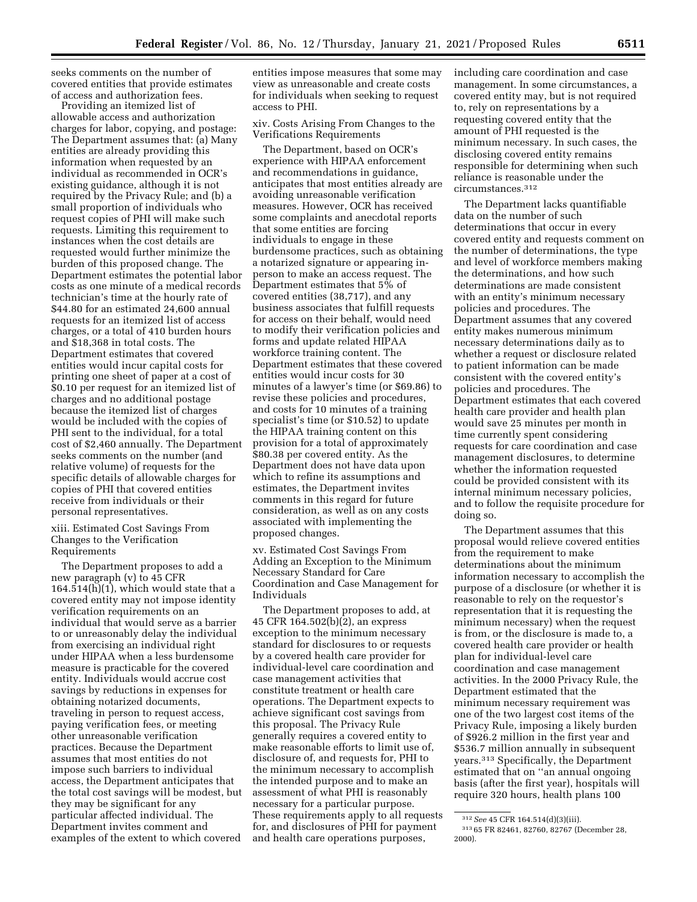seeks comments on the number of covered entities that provide estimates of access and authorization fees.

Providing an itemized list of allowable access and authorization charges for labor, copying, and postage: The Department assumes that: (a) Many entities are already providing this information when requested by an individual as recommended in OCR's existing guidance, although it is not required by the Privacy Rule; and (b) a small proportion of individuals who request copies of PHI will make such requests. Limiting this requirement to instances when the cost details are requested would further minimize the burden of this proposed change. The Department estimates the potential labor costs as one minute of a medical records technician's time at the hourly rate of $44.80 for an estimated 24,600 annual requests for an itemized list of access charges, or a total of 410 burden hours and $18,368 in total costs. The Department estimates that covered entities would incur capital costs for printing one sheet of paper at a cost of $0.10 per request for an itemized list of charges and no additional postage because the itemized list of charges would be included with the copies of PHI sent to the individual, for a total cost of $2,460 annually. The Department seeks comments on the number (and relative volume) of requests for the specific details of allowable charges for copies of PHI that covered entities receive from individuals or their personal representatives.

xiii. Estimated Cost Savings From Changes to the Verification Requirements

The Department proposes to add a new paragraph (v) to 45 CFR 164.514(h)(1), which would state that a covered entity may not impose identity verification requirements on an individual that would serve as a barrier to or unreasonably delay the individual from exercising an individual right under HIPAA when a less burdensome measure is practicable for the covered entity. Individuals would accrue cost savings by reductions in expenses for obtaining notarized documents, traveling in person to request access, paying verification fees, or meeting other unreasonable verification practices. Because the Department assumes that most entities do not impose such barriers to individual access, the Department anticipates that the total cost savings will be modest, but they may be significant for any particular affected individual. The Department invites comment and examples of the extent to which covered entities impose measures that some may view as unreasonable and create costs for individuals when seeking to request access to PHI.

xiv. Costs Arising From Changes to the Verifications Requirements

The Department, based on OCR's experience with HIPAA enforcement and recommendations in guidance, anticipates that most entities already are avoiding unreasonable verification measures. However, OCR has received some complaints and anecdotal reports that some entities are forcing individuals to engage in these burdensome practices, such as obtaining a notarized signature or appearing in-person to make an access request. The Department estimates that 5% of covered entities (38,717), and any business associates that fulfill requests for access on their behalf, would need to modify their verification policies and forms and update related HIPAA workforce training content. The Department estimates that these covered entities would incur costs for 30 minutes of a lawyer's time (or $69.86) to revise these policies and procedures, and costs for 10 minutes of a training specialist's time (or $10.52) to update the HIPAA training content on this provision for a total of approximately $80.38 per covered entity. As the Department does not have data upon which to refine its assumptions and estimates, the Department invites comments in this regard for future consideration, as well as on any costs associated with implementing the proposed changes.

xv. Estimated Cost Savings From Adding an Exception to the Minimum Necessary Standard for Care Coordination and Case Management for Individuals

The Department proposes to add, at 45 CFR 164.502(b)(2), an express exception to the minimum necessary standard for disclosures to or requests by a covered health care provider for individual-level care coordination and case management activities that constitute treatment or health care operations. The Department expects to achieve significant cost savings from this proposal. The Privacy Rule generally requires a covered entity to make reasonable efforts to limit use of, disclosure of, and requests for, PHI to the minimum necessary to accomplish the intended purpose and to make an assessment of what PHI is reasonably necessary for a particular purpose. These requirements apply to all requests for, and disclosures of PHI for payment and health care operations purposes, including care coordination and case management. In some circumstances, a covered entity may, but is not required to, rely on representations by a requesting covered entity that the amount of PHI requested is the minimum necessary. In such cases, the disclosing covered entity remains responsible for determining when such reliance is reasonable under the circumstances.[312]

The Department lacks quantifiable data on the number of such determinations that occur in every covered entity and requests comment on the number of determinations, the type and level of workforce members making the determinations, and how such determinations are made consistent with an entity's minimum necessary policies and procedures. The Department assumes that any covered entity makes numerous minimum necessary determinations daily as to whether a request or disclosure related to patient information can be made consistent with the covered entity's policies and procedures. The Department estimates that each covered health care provider and health plan would save 25 minutes per month in time currently spent considering requests for care coordination and case management disclosures, to determine whether the information requested could be provided consistent with its internal minimum necessary policies, and to follow the requisite procedure for doing so.

The Department assumes that this proposal would relieve covered entities from the requirement to make determinations about the minimum information necessary to accomplish the purpose of a disclosure (or whether it is reasonable to rely on the requestor's representation that it is requesting the minimum necessary) when the request is from, or the disclosure is made to, a covered health care provider or health plan for individual-level care coordination and case management activities. In the 2000 Privacy Rule, the Department estimated that the minimum necessary requirement was one of the two largest cost items of the Privacy Rule, imposing a likely burden of $926.2 million in the first year and $536.7 million annually in subsequent years.[313] Specifically, the Department estimated that on "an annual ongoing basis (after the first year), hospitals will require 320 hours, health plans 100

[312] *See* 45 CFR 164.514(d)(3)(iii).

[313] 65 FR 82461, 82760, 82767 (December 28, 2000).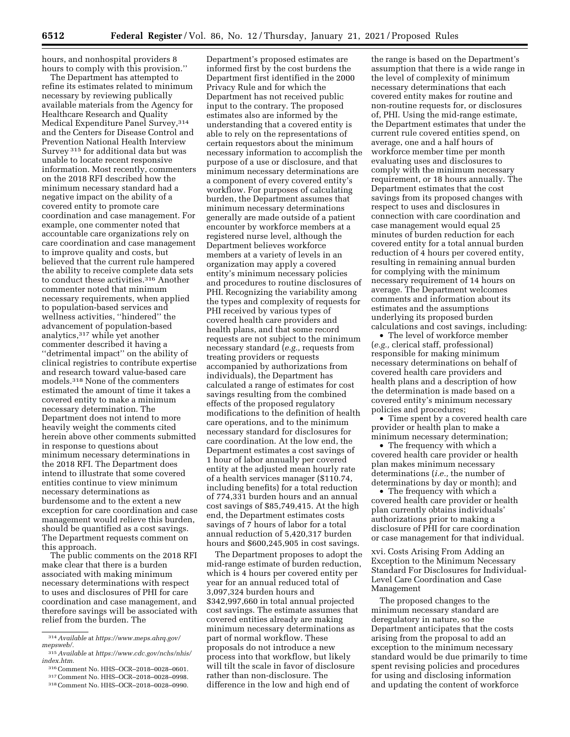hours, and nonhospital providers 8 hours to comply with this provision.''

The Department has attempted to refine its estimates related to minimum necessary by reviewing publically available materials from the Agency for Healthcare Research and Quality Medical Expenditure Panel Survey,[314] and the Centers for Disease Control and Prevention National Health Interview Survey [315] for additional data but was unable to locate recent responsive information. Most recently, commenters on the 2018 RFI described how the minimum necessary standard had a negative impact on the ability of a covered entity to promote care coordination and case management. For example, one commenter noted that accountable care organizations rely on care coordination and case management to improve quality and costs, but believed that the current rule hampered the ability to receive complete data sets to conduct these activities.[316] Another commenter noted that minimum necessary requirements, when applied to population-based services and wellness activities, ''hindered'' the advancement of population-based analytics,[317] while yet another commenter described it having a ''detrimental impact'' on the ability of clinical registries to contribute expertise and research toward value-based care models.[318] None of the commenters estimated the amount of time it takes a covered entity to make a minimum necessary determination. The Department does not intend to more heavily weight the comments cited herein above other comments submitted in response to questions about minimum necessary determinations in the 2018 RFI. The Department does intend to illustrate that some covered entities continue to view minimum necessary determinations as burdensome and to the extent a new exception for care coordination and case management would relieve this burden, should be quantified as a cost savings. The Department requests comment on this approach.

The public comments on the 2018 RFI make clear that there is a burden associated with making minimum necessary determinations with respect to uses and disclosures of PHI for care coordination and case management, and therefore savings will be associated with relief from the burden. The Department's proposed estimates are informed first by the cost burdens the Department first identified in the 2000 Privacy Rule and for which the Department has not received public input to the contrary. The proposed estimates also are informed by the understanding that a covered entity is able to rely on the representations of certain requestors about the minimum necessary information to accomplish the purpose of a use or disclosure, and that minimum necessary determinations are a component of every covered entity's workflow. For purposes of calculating burden, the Department assumes that minimum necessary determinations generally are made outside of a patient encounter by workforce members at a registered nurse level, although the Department believes workforce members at a variety of levels in an organization may apply a covered entity's minimum necessary policies and procedures to routine disclosures of PHI. Recognizing the variability among the types and complexity of requests for PHI received by various types of covered health care providers and health plans, and that some record requests are not subject to the minimum necessary standard (*e.g.,* requests from treating providers or requests accompanied by authorizations from individuals), the Department has calculated a range of estimates for cost savings resulting from the combined effects of the proposed regulatory modifications to the definition of health care operations, and to the minimum necessary standard for disclosures for care coordination. At the low end, the Department estimates a cost savings of 1 hour of labor annually per covered entity at the adjusted mean hourly rate of a health services manager ($110.74, including benefits) for a total reduction of 774,331 burden hours and an annual cost savings of $85,749,415. At the high end, the Department estimates costs savings of 7 hours of labor for a total annual reduction of 5,420,317 burden hours and $600,245,905 in cost savings.

The Department proposes to adopt the mid-range estimate of burden reduction, which is 4 hours per covered entity per year for an annual reduced total of 3,097,324 burden hours and $342,997,660 in total annual projected cost savings. The estimate assumes that covered entities already are making minimum necessary determinations as part of normal workflow. These proposals do not introduce a new process into that workflow, but likely will tilt the scale in favor of disclosure rather than non-disclosure. The difference in the low and high end of the range is based on the Department's assumption that there is a wide range in the level of complexity of minimum necessary determinations that each covered entity makes for routine and non-routine requests for, or disclosures of, PHI. Using the mid-range estimate, the Department estimates that under the current rule covered entities spend, on average, one and a half hours of workforce member time per month evaluating uses and disclosures to comply with the minimum necessary requirement, or 18 hours annually. The Department estimates that the cost savings from its proposed changes with respect to uses and disclosures in connection with care coordination and case management would equal 25 minutes of burden reduction for each covered entity for a total annual burden reduction of 4 hours per covered entity, resulting in remaining annual burden for complying with the minimum necessary requirement of 14 hours on average. The Department welcomes comments and information about its estimates and the assumptions underlying its proposed burden calculations and cost savings, including:

- The level of workforce member (*e.g.,* clerical staff, professional) responsible for making minimum necessary determinations on behalf of covered health care providers and health plans and a description of how the determination is made based on a covered entity's minimum necessary policies and procedures;
- Time spent by a covered health care provider or health plan to make a minimum necessary determination;
- The frequency with which a covered health care provider or health plan makes minimum necessary determinations (*i.e.,* the number of determinations by day or month); and
- The frequency with which a covered health care provider or health plan currently obtains individuals' authorizations prior to making a disclosure of PHI for care coordination or case management for that individual.

xvi. Costs Arising From Adding an Exception to the Minimum Necessary Standard For Disclosures for Individual-Level Care Coordination and Case Management

The proposed changes to the minimum necessary standard are deregulatory in nature, so the Department anticipates that the costs arising from the proposal to add an exception to the minimum necessary standard would be due primarily to time spent revising policies and procedures for using and disclosing information and updating the content of workforce

---

[314] *Available* at *https://www.meps.ahrq.gov/mepsweb/.*

[315] *Available* at *https://www.cdc.gov/nchs/nhis/index.htm.*

[316] Comment No. HHS–OCR–2018–0028–0601.

[317] Comment No. HHS–OCR–2018–0028–0998.

[318] Comment No. HHS–OCR–2018–0028–0990.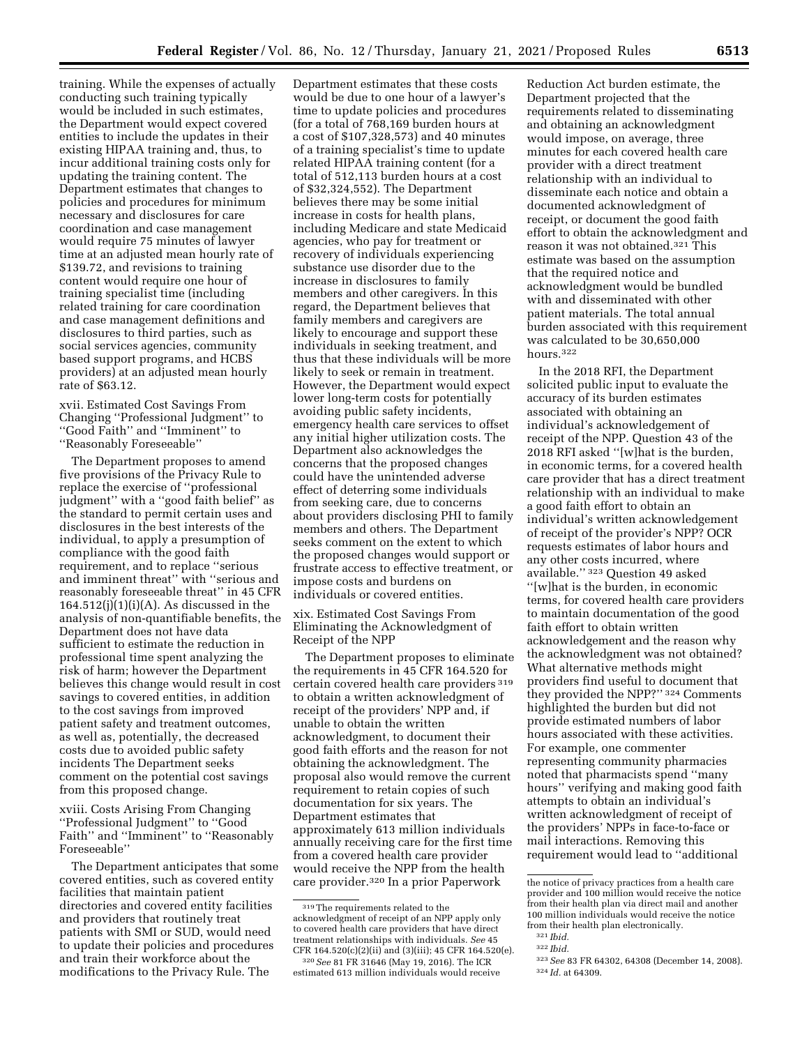training. While the expenses of actually conducting such training typically would be included in such estimates, the Department would expect covered entities to include the updates in their existing HIPAA training and, thus, to incur additional training costs only for updating the training content. The Department estimates that changes to policies and procedures for minimum necessary and disclosures for care coordination and case management would require 75 minutes of lawyer time at an adjusted mean hourly rate of $139.72, and revisions to training content would require one hour of training specialist time (including related training for care coordination and case management definitions and disclosures to third parties, such as social services agencies, community based support programs, and HCBS providers) at an adjusted mean hourly rate of $63.12.

### xvii. Estimated Cost Savings From Changing ''Professional Judgment'' to ''Good Faith'' and ''Imminent'' to ''Reasonably Foreseeable''

The Department proposes to amend five provisions of the Privacy Rule to replace the exercise of ''professional judgment'' with a ''good faith belief'' as the standard to permit certain uses and disclosures in the best interests of the individual, to apply a presumption of compliance with the good faith requirement, and to replace ''serious and imminent threat'' with ''serious and reasonably foreseeable threat'' in 45 CFR 164.512(j)(1)(i)(A). As discussed in the analysis of non-quantifiable benefits, the Department does not have data sufficient to estimate the reduction in professional time spent analyzing the risk of harm; however the Department believes this change would result in cost savings to covered entities, in addition to the cost savings from improved patient safety and treatment outcomes, as well as, potentially, the decreased costs due to avoided public safety incidents The Department seeks comment on the potential cost savings from this proposed change.

### xviii. Costs Arising From Changing ''Professional Judgment'' to ''Good Faith'' and ''Imminent'' to ''Reasonably Foreseeable''

The Department anticipates that some covered entities, such as covered entity facilities that maintain patient directories and covered entity facilities and providers that routinely treat patients with SMI or SUD, would need to update their policies and procedures and train their workforce about the modifications to the Privacy Rule. The Department estimates that these costs would be due to one hour of a lawyer's time to update policies and procedures (for a total of 768,169 burden hours at a cost of $107,328,573) and 40 minutes of a training specialist's time to update related HIPAA training content (for a total of 512,113 burden hours at a cost of $32,324,552). The Department believes there may be some initial increase in costs for health plans, including Medicare and state Medicaid agencies, who pay for treatment or recovery of individuals experiencing substance use disorder due to the increase in disclosures to family members and other caregivers. In this regard, the Department believes that family members and caregivers are likely to encourage and support these individuals in seeking treatment, and thus that these individuals will be more likely to seek or remain in treatment. However, the Department would expect lower long-term costs for potentially avoiding public safety incidents, emergency health care services to offset any initial higher utilization costs. The Department also acknowledges the concerns that the proposed changes could have the unintended adverse effect of deterring some individuals from seeking care, due to concerns about providers disclosing PHI to family members and others. The Department seeks comment on the extent to which the proposed changes would support or frustrate access to effective treatment, or impose costs and burdens on individuals or covered entities.

### xix. Estimated Cost Savings From Eliminating the Acknowledgment of Receipt of the NPP

The Department proposes to eliminate the requirements in 45 CFR 164.520 for certain covered health care providers [319] to obtain a written acknowledgment of receipt of the providers' NPP and, if unable to obtain the written acknowledgment, to document their good faith efforts and the reason for not obtaining the acknowledgment. The proposal also would remove the current requirement to retain copies of such documentation for six years. The Department estimates that approximately 613 million individuals annually receiving care for the first time from a covered health care provider would receive the NPP from the health care provider.[320] In a prior Paperwork Reduction Act burden estimate, the Department projected that the requirements related to disseminating and obtaining an acknowledgment would impose, on average, three minutes for each covered health care provider with a direct treatment relationship with an individual to disseminate each notice and obtain a documented acknowledgment of receipt, or document the good faith effort to obtain the acknowledgment and reason it was not obtained.[321] This estimate was based on the assumption that the required notice and acknowledgment would be bundled with and disseminated with other patient materials. The total annual burden associated with this requirement was calculated to be 30,650,000 hours.[322]

In the 2018 RFI, the Department solicited public input to evaluate the accuracy of its burden estimates associated with obtaining an individual's acknowledgement of receipt of the NPP. Question 43 of the 2018 RFI asked ''[w]hat is the burden, in economic terms, for a covered health care provider that has a direct treatment relationship with an individual to make a good faith effort to obtain an individual's written acknowledgement of receipt of the provider's NPP? OCR requests estimates of labor hours and any other costs incurred, where available.'' [323] Question 49 asked ''[w]hat is the burden, in economic terms, for covered health care providers to maintain documentation of the good faith effort to obtain written acknowledgement and the reason why the acknowledgment was not obtained? What alternative methods might providers find useful to document that they provided the NPP?'' [324] Comments highlighted the burden but did not provide estimated numbers of labor hours associated with these activities. For example, one commenter representing community pharmacies noted that pharmacists spend ''many hours'' verifying and making good faith attempts to obtain an individual's written acknowledgment of receipt of the providers' NPPs in face-to-face or mail interactions. Removing this requirement would lead to ''additional

---

[319] The requirements related to the acknowledgment of receipt of an NPP apply only to covered health care providers that have direct treatment relationships with individuals. See 45 CFR 164.520(c)(2)(ii) and (3)(iii); 45 CFR 164.520(e).

[320] See 81 FR 31646 (May 19, 2016). The ICR estimated 613 million individuals would receive the notice of privacy practices from a health care provider and 100 million would receive the notice from their health plan via direct mail and another 100 million individuals would receive the notice from their health plan electronically.

[321] Ibid.

[322] Ibid.

[323] See 83 FR 64302, 64308 (December 14, 2008).

[324] Id. at 64309.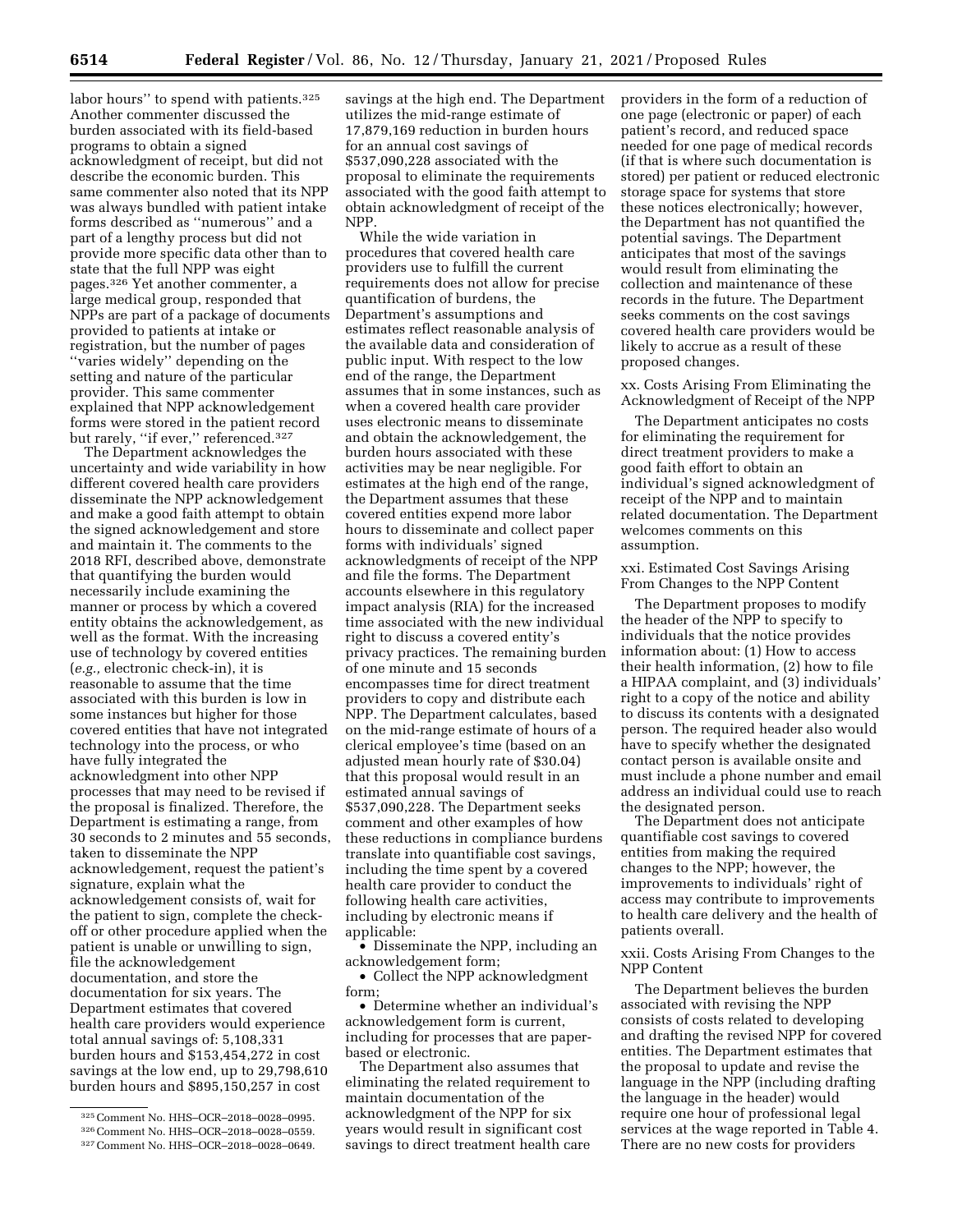labor hours'' to spend with patients.[325] Another commenter discussed the burden associated with its field-based programs to obtain a signed acknowledgment of receipt, but did not describe the economic burden. This same commenter also noted that its NPP was always bundled with patient intake forms described as ''numerous'' and a part of a lengthy process but did not provide more specific data other than to state that the full NPP was eight pages.[326] Yet another commenter, a large medical group, responded that NPPs are part of a package of documents provided to patients at intake or registration, but the number of pages ''varies widely'' depending on the setting and nature of the particular provider. This same commenter explained that NPP acknowledgement forms were stored in the patient record but rarely, ''if ever,'' referenced.[327]

The Department acknowledges the uncertainty and wide variability in how different covered health care providers disseminate the NPP acknowledgement and make a good faith attempt to obtain the signed acknowledgement and store and maintain it. The comments to the 2018 RFI, described above, demonstrate that quantifying the burden would necessarily include examining the manner or process by which a covered entity obtains the acknowledgement, as well as the format. With the increasing use of technology by covered entities (*e.g.,* electronic check-in), it is reasonable to assume that the time associated with this burden is low in some instances but higher for those covered entities that have not integrated technology into the process, or who have fully integrated the acknowledgment into other NPP processes that may need to be revised if the proposal is finalized. Therefore, the Department is estimating a range, from 30 seconds to 2 minutes and 55 seconds, taken to disseminate the NPP acknowledgement, request the patient's signature, explain what the acknowledgement consists of, wait for the patient to sign, complete the check-off or other procedure applied when the patient is unable or unwilling to sign, file the acknowledgement documentation, and store the documentation for six years. The Department estimates that covered health care providers would experience total annual savings of: 5,108,331 burden hours and $153,454,272 in cost savings at the low end, up to 29,798,610 burden hours and $895,150,257 in cost savings at the high end. The Department utilizes the mid-range estimate of 17,879,169 reduction in burden hours for an annual cost savings of $537,090,228 associated with the proposal to eliminate the requirements associated with the good faith attempt to obtain acknowledgment of receipt of the NPP.

While the wide variation in procedures that covered health care providers use to fulfill the current requirements does not allow for precise quantification of burdens, the Department's assumptions and estimates reflect reasonable analysis of the available data and consideration of public input. With respect to the low end of the range, the Department assumes that in some instances, such as when a covered health care provider uses electronic means to disseminate and obtain the acknowledgement, the burden hours associated with these activities may be near negligible. For estimates at the high end of the range, the Department assumes that these covered entities expend more labor hours to disseminate and collect paper forms with individuals' signed acknowledgments of receipt of the NPP and file the forms. The Department accounts elsewhere in this regulatory impact analysis (RIA) for the increased time associated with the new individual right to discuss a covered entity's privacy practices. The remaining burden of one minute and 15 seconds encompasses time for direct treatment providers to copy and distribute each NPP. The Department calculates, based on the mid-range estimate of hours of a clerical employee's time (based on an adjusted mean hourly rate of $30.04) that this proposal would result in an estimated annual savings of $537,090,228. The Department seeks comment and other examples of how these reductions in compliance burdens translate into quantifiable cost savings, including the time spent by a covered health care provider to conduct the following health care activities, including by electronic means if applicable:

- Disseminate the NPP, including an acknowledgement form;
- Collect the NPP acknowledgment form;
- Determine whether an individual's acknowledgement form is current, including for processes that are paper-based or electronic.

The Department also assumes that eliminating the related requirement to maintain documentation of the acknowledgment of the NPP for six years would result in significant cost savings to direct treatment health care providers in the form of a reduction of one page (electronic or paper) of each patient's record, and reduced space needed for one page of medical records (if that is where such documentation is stored) per patient or reduced electronic storage space for systems that store these notices electronically; however, the Department has not quantified the potential savings. The Department anticipates that most of the savings would result from eliminating the collection and maintenance of these records in the future. The Department seeks comments on the cost savings covered health care providers would be likely to accrue as a result of these proposed changes.

xx. Costs Arising From Eliminating the Acknowledgment of Receipt of the NPP

The Department anticipates no costs for eliminating the requirement for direct treatment providers to make a good faith effort to obtain an individual's signed acknowledgment of receipt of the NPP and to maintain related documentation. The Department welcomes comments on this assumption.

xxi. Estimated Cost Savings Arising From Changes to the NPP Content

The Department proposes to modify the header of the NPP to specify to individuals that the notice provides information about: (1) How to access their health information, (2) how to file a HIPAA complaint, and (3) individuals' right to a copy of the notice and ability to discuss its contents with a designated person. The required header also would have to specify whether the designated contact person is available onsite and must include a phone number and email address an individual could use to reach the designated person.

The Department does not anticipate quantifiable cost savings to covered entities from making the required changes to the NPP; however, the improvements to individuals' right of access may contribute to improvements to health care delivery and the health of patients overall.

xxii. Costs Arising From Changes to the NPP Content

The Department believes the burden associated with revising the NPP consists of costs related to developing and drafting the revised NPP for covered entities. The Department estimates that the proposal to update and revise the language in the NPP (including drafting the language in the header) would require one hour of professional legal services at the wage reported in Table 4. There are no new costs for providers

[325] Comment No. HHS–OCR–2018–0028–0995.

[326] Comment No. HHS–OCR–2018–0028–0559.

[327] Comment No. HHS–OCR–2018–0028–0649.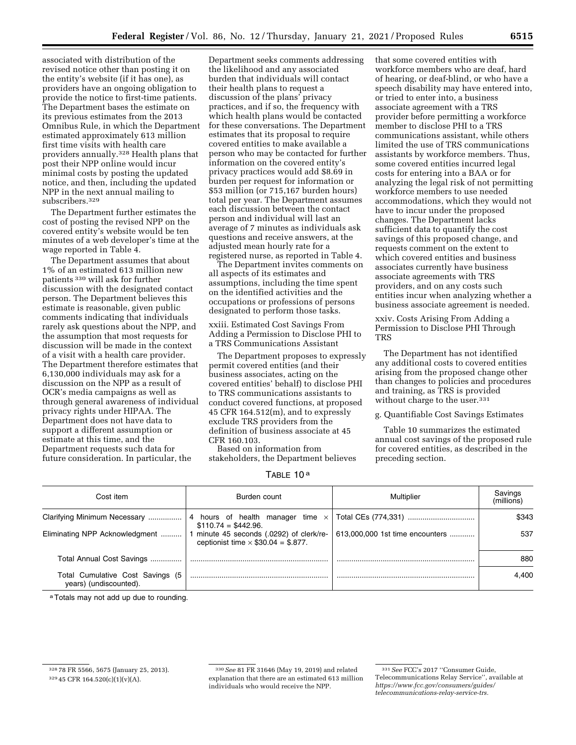associated with distribution of the revised notice other than posting it on the entity's website (if it has one), as providers have an ongoing obligation to provide the notice to first-time patients. The Department bases the estimate on its previous estimates from the 2013 Omnibus Rule, in which the Department estimated approximately 613 million first time visits with health care providers annually.[328] Health plans that post their NPP online would incur minimal costs by posting the updated notice, and then, including the updated NPP in the next annual mailing to subscribers.[329]

The Department further estimates the cost of posting the revised NPP on the covered entity's website would be ten minutes of a web developer's time at the wage reported in Table 4.

The Department assumes that about 1% of an estimated 613 million new patients [330] will ask for further discussion with the designated contact person. The Department believes this estimate is reasonable, given public comments indicating that individuals rarely ask questions about the NPP, and the assumption that most requests for discussion will be made in the context of a visit with a health care provider. The Department therefore estimates that 6,130,000 individuals may ask for a discussion on the NPP as a result of OCR's media campaigns as well as through general awareness of individual privacy rights under HIPAA. The Department does not have data to support a different assumption or estimate at this time, and the Department requests such data for future consideration. In particular, the Department seeks comments addressing the likelihood and any associated burden that individuals will contact their health plans to request a discussion of the plans' privacy practices, and if so, the frequency with which health plans would be contacted for these conversations. The Department estimates that its proposal to require covered entities to make available a person who may be contacted for further information on the covered entity's privacy practices would add $8.69 in burden per request for information or $53 million (or 715,167 burden hours) total per year. The Department assumes each discussion between the contact person and individual will last an average of 7 minutes as individuals ask questions and receive answers, at the adjusted mean hourly rate for a registered nurse, as reported in Table 4.

The Department invites comments on all aspects of its estimates and assumptions, including the time spent on the identified activities and the occupations or professions of persons designated to perform those tasks.

xxiii. Estimated Cost Savings From Adding a Permission to Disclose PHI to a TRS Communications Assistant

The Department proposes to expressly permit covered entities (and their business associates, acting on the covered entities' behalf) to disclose PHI to TRS communications assistants to conduct covered functions, at proposed 45 CFR 164.512(m), and to expressly exclude TRS providers from the definition of business associate at 45 CFR 160.103.

Based on information from stakeholders, the Department believes that some covered entities with workforce members who are deaf, hard of hearing, or deaf-blind, or who have a speech disability may have entered into, or tried to enter into, a business associate agreement with a TRS provider before permitting a workforce member to disclose PHI to a TRS communications assistant, while others limited the use of TRS communications assistants by workforce members. Thus, some covered entities incurred legal costs for entering into a BAA or for analyzing the legal risk of not permitting workforce members to use needed accommodations, which they would not have to incur under the proposed changes. The Department lacks sufficient data to quantify the cost savings of this proposed change, and requests comment on the extent to which covered entities and business associates currently have business associate agreements with TRS providers, and on any costs such entities incur when analyzing whether a business associate agreement is needed.

xxiv. Costs Arising From Adding a Permission to Disclose PHI Through TRS

The Department has not identified any additional costs to covered entities arising from the proposed change other than changes to policies and procedures and training, as TRS is provided without charge to the user.[331]

g. Quantifiable Cost Savings Estimates

Table 10 summarizes the estimated annual cost savings of the proposed rule for covered entities, as described in the preceding section.

TABLE 10[a]

| Cost item | Burden count | Multiplier | Savings (millions) |
|---|---|---|---|
| Clarifying Minimum Necessary | 4 hours of health manager time × $110.74 = $442.96. | Total CEs (774,331) | $343 |
| Eliminating NPP Acknowledgment | 1 minute 45 seconds (.0292) of clerk/receptionist time × $30.04 = $.877. | 613,000,000 1st time encounters | 537 |
| Total Annual Cost Savings | | | 880 |
| Total Cumulative Cost Savings (5 years) (undiscounted). | | | 4,400 |

[a] Totals may not add up due to rounding.

[328] 78 FR 5566, 5675 (January 25, 2013).

[329] 45 CFR 164.520(c)(1)(v)(A).

[330] *See* 81 FR 31646 (May 19, 2019) and related explanation that there are an estimated 613 million individuals who would receive the NPP.

[331] *See* FCC's 2017 ''Consumer Guide, Telecommunications Relay Service'', available at *https://www.fcc.gov/consumers/guides/telecommunications-relay-service-trs.*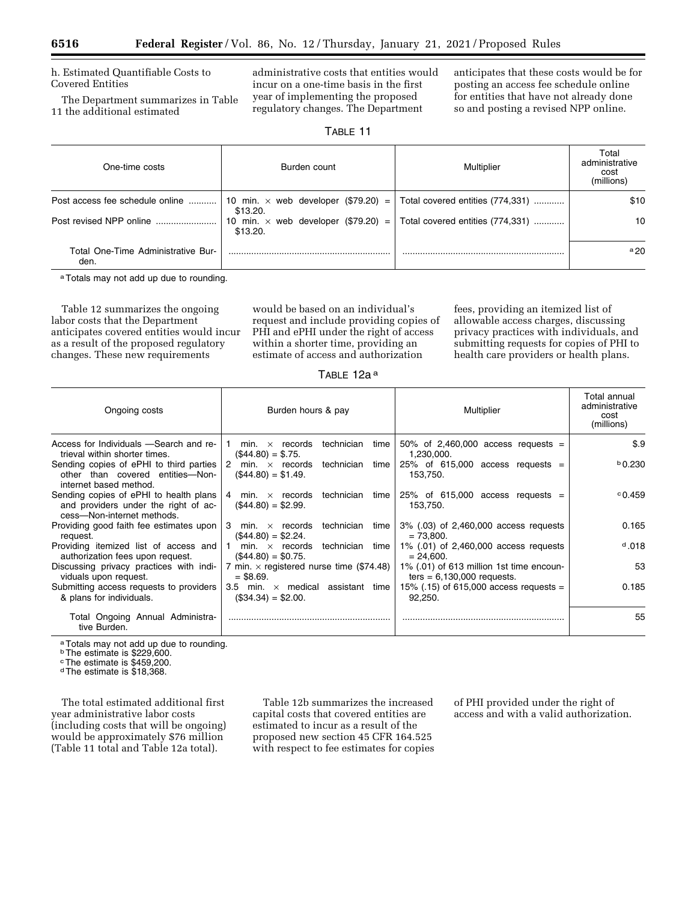h. Estimated Quantifiable Costs to Covered Entities

The Department summarizes in Table 11 the additional estimated administrative costs that entities would incur on a one-time basis in the first year of implementing the proposed regulatory changes. The Department anticipates that these costs would be for posting an access fee schedule online for entities that have not already done so and posting a revised NPP online.

TABLE 11

| One-time costs | Burden count | Multiplier | Total administrative cost (millions) |
|---|---|---|---|
| Post access fee schedule online | 10 min. × web developer ($79.20) = $13.20. | Total covered entities (774,331) | $10 |
| Post revised NPP online | 10 min. × web developer ($79.20) = $13.20. | Total covered entities (774,331) | 10 |
| Total One-Time Administrative Burden. | | | [a] 20 |

[a] Totals may not add up due to rounding.

Table 12 summarizes the ongoing labor costs that the Department anticipates covered entities would incur as a result of the proposed regulatory changes. These new requirements would be based on an individual's request and include providing copies of PHI and ePHI under the right of access within a shorter time, providing an estimate of access and authorization fees, providing an itemized list of allowable access charges, discussing privacy practices with individuals, and submitting requests for copies of PHI to health care providers or health plans.

TABLE 12a [a]

| Ongoing costs | Burden hours & pay | Multiplier | Total annual administrative cost (millions) |
|---|---|---|---|
| Access for Individuals —Search and retrieval within shorter times. | 1 min. × records technician time ($44.80) = $.75. | 50% of 2,460,000 access requests = 1,230,000. | $.9 |
| Sending copies of ePHI to third parties other than covered entities—Non-internet based method. | 2 min. × records technician time ($44.80) = $1.49. | 25% of 615,000 access requests = 153,750. | [b] 0.230 |
| Sending copies of ePHI to health plans and providers under the right of access—Non-internet methods. | 4 min. × records technician time ($44.80) = $2.99. | 25% of 615,000 access requests = 153,750. | [c] 0.459 |
| Providing good faith fee estimates upon request. | 3 min. × records technician time ($44.80) = $2.24. | 3% (.03) of 2,460,000 access requests = 73,800. | 0.165 |
| Providing itemized list of access and authorization fees upon request. | 1 min. × records technician time ($44.80) = $0.75. | 1% (.01) of 2,460,000 access requests = 24,600. | [d] .018 |
| Discussing privacy practices with individuals upon request. | 7 min. × registered nurse time ($74.48) = $8.69. | 1% (.01) of 613 million 1st time encounters = 6,130,000 requests. | 53 |
| Submitting access requests to providers & plans for individuals. | 3.5 min. × medical assistant time ($34.34) = $2.00. | 15% (.15) of 615,000 access requests = 92,250. | 0.185 |
| Total Ongoing Annual Administrative Burden. | | | 55 |

[a] Totals may not add up due to rounding.
[b] The estimate is $229,600.
[c] The estimate is $459,200.
[d] The estimate is $18,368.

The total estimated additional first year administrative labor costs (including costs that will be ongoing) would be approximately $76 million (Table 11 total and Table 12a total).

Table 12b summarizes the increased capital costs that covered entities are estimated to incur as a result of the proposed new section 45 CFR 164.525 with respect to fee estimates for copies of PHI provided under the right of access and with a valid authorization.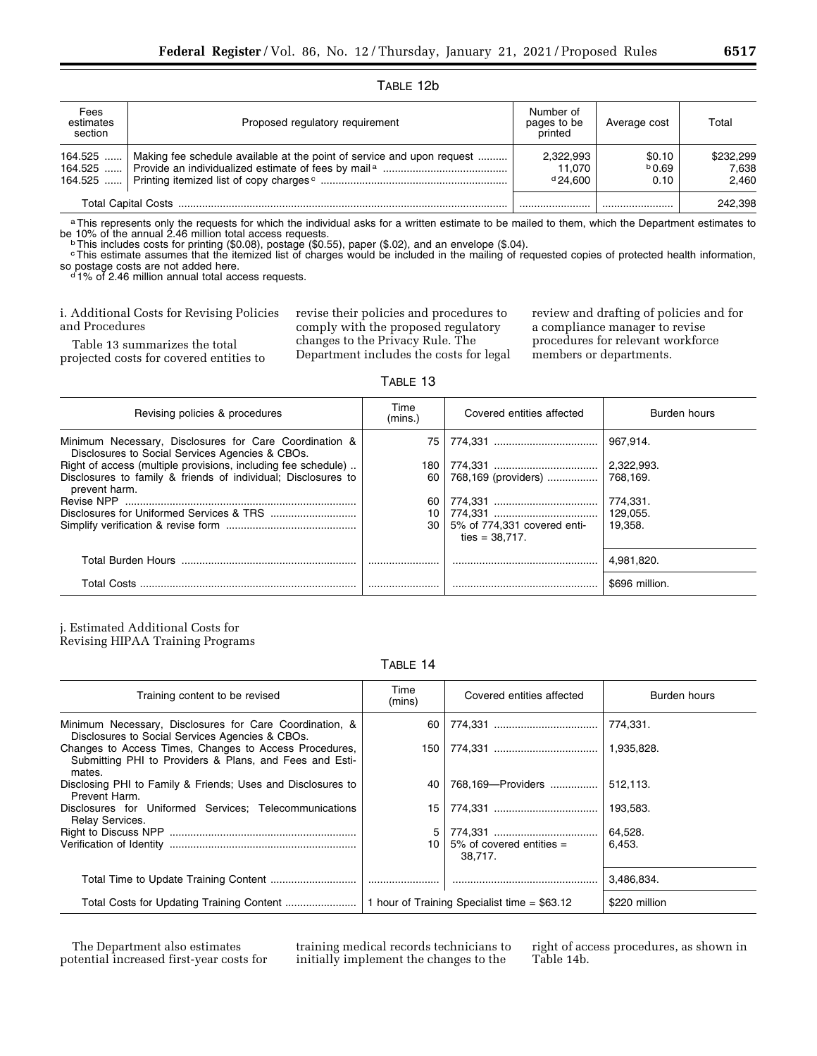TABLE 12b

| Fees estimates section | Proposed regulatory requirement | Number of pages to be printed | Average cost | Total |
|---|---|---|---|---|
| 164.525 | Making fee schedule available at the point of service and upon request | 2,322,993 | $0.10 | $232,299 |
| 164.525 | Provide an individualized estimate of fees by mail [a] | 11,070 | [b] 0.69 | 7,638 |
| 164.525 | Printing itemized list of copy charges [c] | [d] 24,600 | 0.10 | 2,460 |
| Total Capital Costs | | | | 242,398 |

[a] This represents only the requests for which the individual asks for a written estimate to be mailed to them, which the Department estimates to be 10% of the annual 2.46 million total access requests.

[b] This includes costs for printing ($0.08), postage ($0.55), paper ($.02), and an envelope ($.04).

[c] This estimate assumes that the itemized list of charges would be included in the mailing of requested copies of protected health information, so postage costs are not added here.

[d] 1% of 2.46 million annual total access requests.

i. Additional Costs for Revising Policies and Procedures

Table 13 summarizes the total projected costs for covered entities to revise their policies and procedures to comply with the proposed regulatory changes to the Privacy Rule. The Department includes the costs for legal review and drafting of policies and for a compliance manager to revise procedures for relevant workforce members or departments.

TABLE 13

| Revising policies & procedures | Time (mins.) | Covered entities affected | Burden hours |
|---|---|---|---|
| Minimum Necessary, Disclosures for Care Coordination & Disclosures to Social Services Agencies & CBOs. | 75 | 774,331 | 967,914. |
| Right of access (multiple provisions, including fee schedule) | 180 | 774,331 | 2,322,993. |
| Disclosures to family & friends of individual; Disclosures to prevent harm. | 60 | 768,169 (providers) | 768,169. |
| Revise NPP | 60 | 774,331 | 774,331. |
| Disclosures for Uniformed Services & TRS | 10 | 774,331 | 129,055. |
| Simplify verification & revise form | 30 | 5% of 774,331 covered entities = 38,717. | 19,358. |
| Total Burden Hours | | | 4,981,820. |
| Total Costs | | | $696 million. |

j. Estimated Additional Costs for Revising HIPAA Training Programs

TABLE 14

| Training content to be revised | Time (mins) | Covered entities affected | Burden hours |
|---|---|---|---|
| Minimum Necessary, Disclosures for Care Coordination, & Disclosures to Social Services Agencies & CBOs. | 60 | 774,331 | 774,331. |
| Changes to Access Times, Changes to Access Procedures, Submitting PHI to Providers & Plans, and Fees and Estimates. | 150 | 774,331 | 1,935,828. |
| Disclosing PHI to Family & Friends; Uses and Disclosures to Prevent Harm. | 40 | 768,169—Providers | 512,113. |
| Disclosures for Uniformed Services; Telecommunications Relay Services. | 15 | 774,331 | 193,583. |
| Right to Discuss NPP | 5 | 774,331 | 64,528. |
| Verification of Identity | 10 | 5% of covered entities = 38,717. | 6,453. |
| Total Time to Update Training Content | | | 3,486,834. |
| Total Costs for Updating Training Content | 1 hour of Training Specialist time = $63.12 | | $220 million |

The Department also estimates potential increased first-year costs for training medical records technicians to initially implement the changes to the right of access procedures, as shown in Table 14b.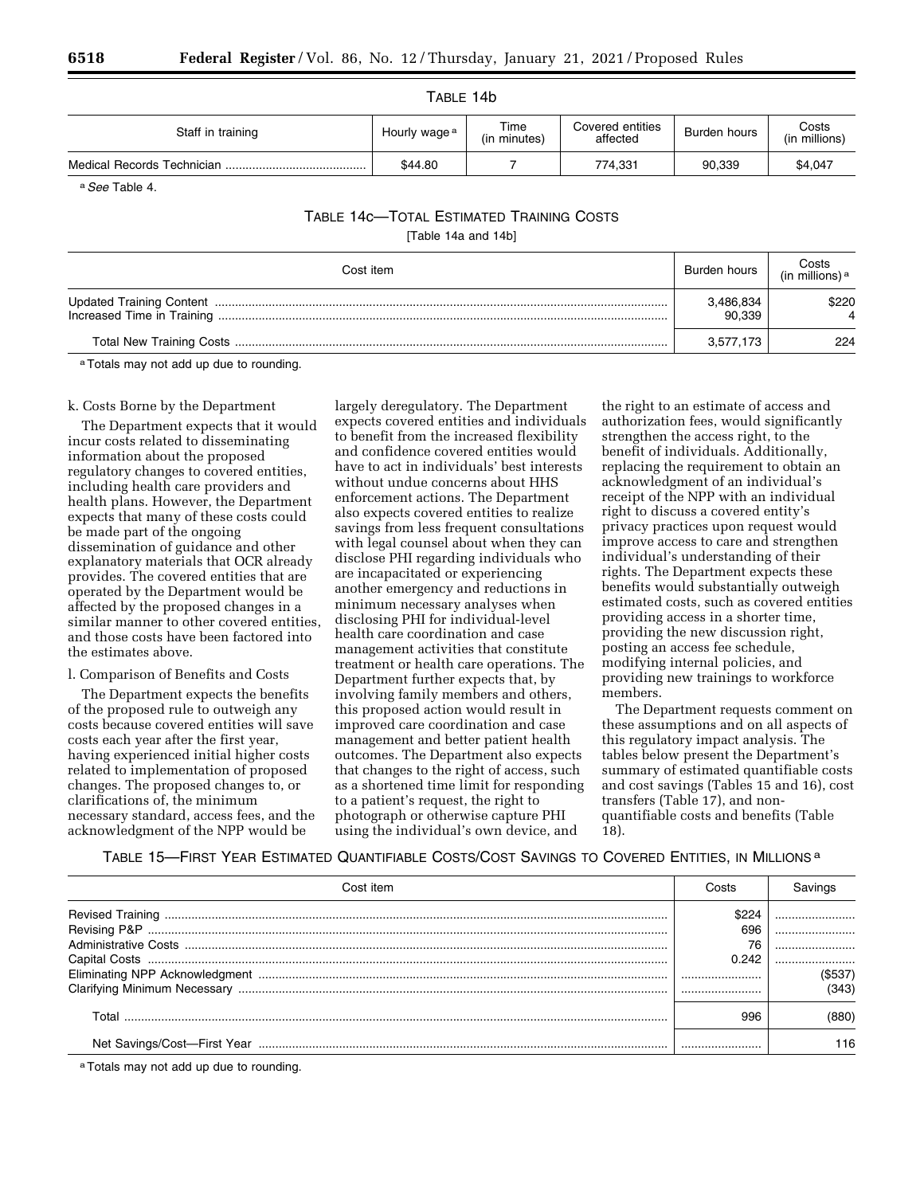TABLE 14b

| Staff in training | Hourly wage [a] | Time (in minutes) | Covered entities affected | Burden hours | Costs (in millions) |
|---|---|---|---|---|---|
| Medical Records Technician | $44.80 | 7 | 774,331 | 90,339 | $4,047 |

[a] *See* Table 4.

TABLE 14c—TOTAL ESTIMATED TRAINING COSTS

[Table 14a and 14b]

| Cost item | Burden hours | Costs (in millions) [a] |
|---|---|---|
| Updated Training Content | 3,486,834 | $220 |
| Increased Time in Training | 90,339 | 4 |
| Total New Training Costs | 3,577,173 | 224 |

[a] Totals may not add up due to rounding.

k. Costs Borne by the Department

The Department expects that it would incur costs related to disseminating information about the proposed regulatory changes to covered entities, including health care providers and health plans. However, the Department expects that many of these costs could be made part of the ongoing dissemination of guidance and other explanatory materials that OCR already provides. The covered entities that are operated by the Department would be affected by the proposed changes in a similar manner to other covered entities, and those costs have been factored into the estimates above.

l. Comparison of Benefits and Costs

The Department expects the benefits of the proposed rule to outweigh any costs because covered entities will save costs each year after the first year, having experienced initial higher costs related to implementation of proposed changes. The proposed changes to, or clarifications of, the minimum necessary standard, access fees, and the acknowledgment of the NPP would be largely deregulatory. The Department expects covered entities and individuals to benefit from the increased flexibility and confidence covered entities would have to act in individuals' best interests without undue concerns about HHS enforcement actions. The Department also expects covered entities to realize savings from less frequent consultations with legal counsel about when they can disclose PHI regarding individuals who are incapacitated or experiencing another emergency and reductions in minimum necessary analyses when disclosing PHI for individual-level health care coordination and case management activities that constitute treatment or health care operations. The Department further expects that, by involving family members and others, this proposed action would result in improved care coordination and case management and better patient health outcomes. The Department also expects that changes to the right of access, such as a shortened time limit for responding to a patient's request, the right to photograph or otherwise capture PHI using the individual's own device, and the right to an estimate of access and authorization fees, would significantly strengthen the access right, to the benefit of individuals. Additionally, replacing the requirement to obtain an acknowledgment of an individual's receipt of the NPP with an individual right to discuss a covered entity's privacy practices upon request would improve access to care and strengthen individual's understanding of their rights. The Department expects these benefits would substantially outweigh estimated costs, such as covered entities providing access in a shorter time, providing the new discussion right, posting an access fee schedule, modifying internal policies, and providing new trainings to workforce members.

The Department requests comment on these assumptions and on all aspects of this regulatory impact analysis. The tables below present the Department's summary of estimated quantifiable costs and cost savings (Tables 15 and 16), cost transfers (Table 17), and non-quantifiable costs and benefits (Table 18).

TABLE 15—FIRST YEAR ESTIMATED QUANTIFIABLE COSTS/COST SAVINGS TO COVERED ENTITIES, IN MILLIONS [a]

| Cost item | Costs | Savings |
|---|---|---|
| Revised Training | $224 | |
| Revising P&P | 696 | |
| Administrative Costs | 76 | |
| Capital Costs | 0.242 | |
| Eliminating NPP Acknowledgment | | ($537) |
| Clarifying Minimum Necessary | | (343) |
| Total | 996 | (880) |
| Net Savings/Cost—First Year | | 116 |

[a] Totals may not add up due to rounding.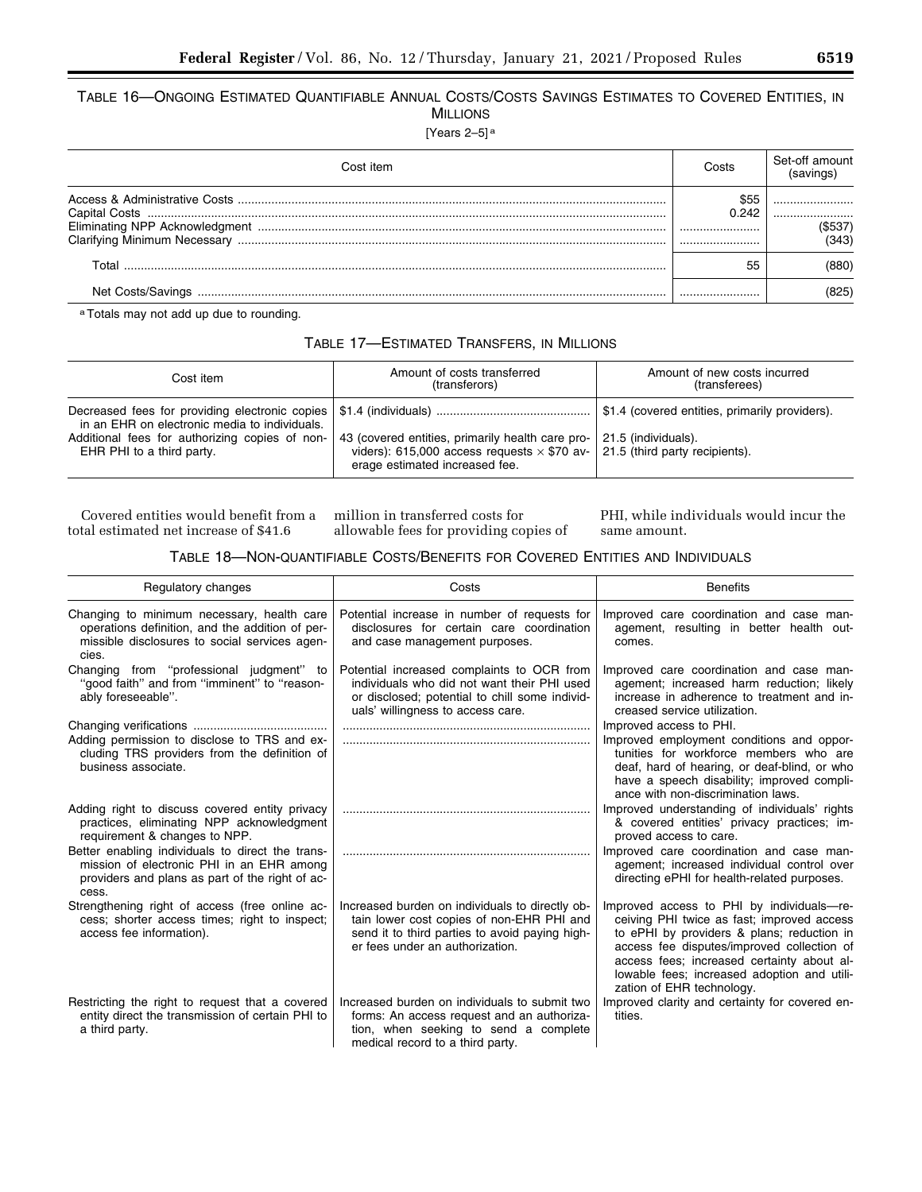TABLE 16—ONGOING ESTIMATED QUANTIFIABLE ANNUAL COSTS/COSTS SAVINGS ESTIMATES TO COVERED ENTITIES, IN MILLIONS

[Years 2–5] [a]

| Cost item | Costs | Set-off amount (savings) |
|---|---|---|
| Access & Administrative Costs | $55 | |
| Capital Costs | 0.242 | |
| Eliminating NPP Acknowledgment | | ($537) |
| Clarifying Minimum Necessary | | (343) |
| Total | 55 | (880) |
| Net Costs/Savings | | (825) |

[a] Totals may not add up due to rounding.

TABLE 17—ESTIMATED TRANSFERS, IN MILLIONS

| Cost item | Amount of costs transferred (transferors) | Amount of new costs incurred (transferees) |
|---|---|---|
| Decreased fees for providing electronic copies in an EHR on electronic media to individuals. | $1.4 (individuals) | $1.4 (covered entities, primarily providers). |
| Additional fees for authorizing copies of non-EHR PHI to a third party. | 43 (covered entities, primarily health care providers): 615,000 access requests × $70 average estimated increased fee. | 21.5 (individuals).<br>21.5 (third party recipients). |

Covered entities would benefit from a total estimated net increase of $41.6 million in transferred costs for allowable fees for providing copies of PHI, while individuals would incur the same amount.

TABLE 18—NON-QUANTIFIABLE COSTS/BENEFITS FOR COVERED ENTITIES AND INDIVIDUALS

| Regulatory changes | Costs | Benefits |
|---|---|---|
| Changing to minimum necessary, health care operations definition, and the addition of permissible disclosures to social services agencies. | Potential increase in number of requests for disclosures for certain care coordination and case management purposes. | Improved care coordination and case management, resulting in better health outcomes. |
| Changing from "professional judgment" to "good faith" and from "imminent" to "reasonably foreseeable". | Potential increased complaints to OCR from individuals who did not want their PHI used or disclosed; potential to chill some individuals' willingness to access care. | Improved care coordination and case management; increased harm reduction; likely increase in adherence to treatment and increased service utilization. |
| Changing verifications | | Improved access to PHI. |
| Adding permission to disclose to TRS and excluding TRS providers from the definition of business associate. | | Improved employment conditions and opportunities for workforce members who are deaf, hard of hearing, or deaf-blind, or who have a speech disability; improved compliance with non-discrimination laws. |
| Adding right to discuss covered entity privacy practices, eliminating NPP acknowledgment requirement & changes to NPP. | | Improved understanding of individuals' rights & covered entities' privacy practices; improved access to care. |
| Better enabling individuals to direct the transmission of electronic PHI in an EHR among providers and plans as part of the right of access. | | Improved care coordination and case management; increased individual control over directing ePHI for health-related purposes. |
| Strengthening right of access (free online access; shorter access times; right to inspect; access fee information). | Increased burden on individuals to directly obtain lower cost copies of non-EHR PHI and send it to third parties to avoid paying higher fees under an authorization. | Improved access to PHI by individuals—receiving PHI twice as fast; improved access to ePHI by providers & plans; reduction in access fee disputes/improved collection of access fees; increased certainty about allowable fees; increased adoption and utilization of EHR technology. |
| Restricting the right to request that a covered entity direct the transmission of certain PHI to a third party. | Increased burden on individuals to submit two forms: An access request and an authorization, when seeking to send a complete medical record to a third party. | Improved clarity and certainty for covered entities. |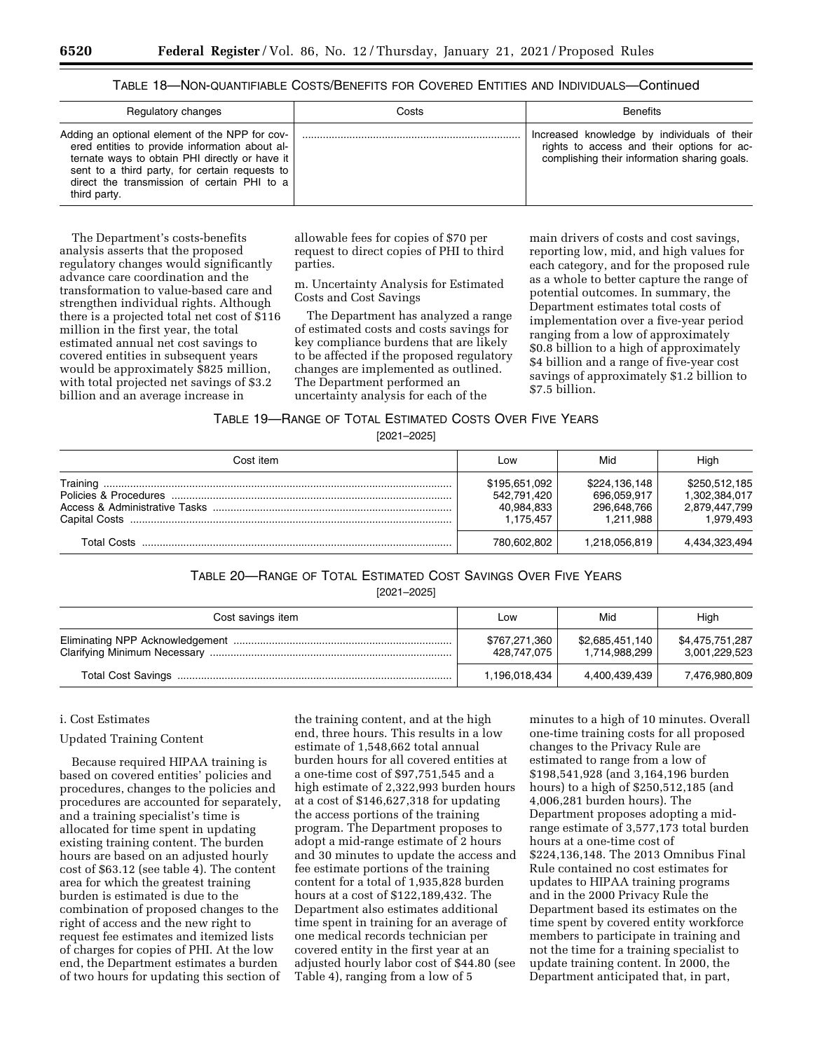TABLE 18—NON-QUANTIFIABLE COSTS/BENEFITS FOR COVERED ENTITIES AND INDIVIDUALS—Continued

| Regulatory changes | Costs | Benefits |
| --- | --- | --- |
| Adding an optional element of the NPP for covered entities to provide information about alternate ways to obtain PHI directly or have it sent to a third party, for certain requests to direct the transmission of certain PHI to a third party. | | Increased knowledge by individuals of their rights to access and their options for accomplishing their information sharing goals. |

The Department's costs-benefits analysis asserts that the proposed regulatory changes would significantly advance care coordination and the transformation to value-based care and strengthen individual rights. Although there is a projected total net cost of $116 million in the first year, the total estimated annual net cost savings to covered entities in subsequent years would be approximately $825 million, with total projected net savings of $3.2 billion and an average increase in allowable fees for copies of $70 per request to direct copies of PHI to third parties.

m. Uncertainty Analysis for Estimated Costs and Cost Savings

The Department has analyzed a range of estimated costs and costs savings for key compliance burdens that are likely to be affected if the proposed regulatory changes are implemented as outlined. The Department performed an uncertainty analysis for each of the main drivers of costs and cost savings, reporting low, mid, and high values for each category, and for the proposed rule as a whole to better capture the range of potential outcomes. In summary, the Department estimates total costs of implementation over a five-year period ranging from a low of approximately $0.8 billion to a high of approximately $4 billion and a range of five-year cost savings of approximately $1.2 billion to $7.5 billion.

TABLE 19—RANGE OF TOTAL ESTIMATED COSTS OVER FIVE YEARS

[2021–2025]

| Cost item | Low | Mid | High |
| --- | --- | --- | --- |
| Training | $195,651,092 | $224,136,148 | $250,512,185 |
| Policies & Procedures | 542,791,420 | 696,059,917 | 1,302,384,017 |
| Access & Administrative Tasks | 40,984,833 | 296,648,766 | 2,879,447,799 |
| Capital Costs | 1,175,457 | 1,211,988 | 1,979,493 |
| Total Costs | 780,602,802 | 1,218,056,819 | 4,434,323,494 |

TABLE 20—RANGE OF TOTAL ESTIMATED COST SAVINGS OVER FIVE YEARS

[2021–2025]

| Cost savings item | Low | Mid | High |
| --- | --- | --- | --- |
| Eliminating NPP Acknowledgement | $767,271,360 | $2,685,451,140 | $4,475,751,287 |
| Clarifying Minimum Necessary | 428,747,075 | 1,714,988,299 | 3,001,229,523 |
| Total Cost Savings | 1,196,018,434 | 4,400,439,439 | 7,476,980,809 |

i. Cost Estimates

Updated Training Content

Because required HIPAA training is based on covered entities' policies and procedures, changes to the policies and procedures are accounted for separately, and a training specialist's time is allocated for time spent in updating existing training content. The burden hours are based on an adjusted hourly cost of $63.12 (see table 4). The content area for which the greatest training burden is estimated is due to the combination of proposed changes to the right of access and the new right to request fee estimates and itemized lists of charges for copies of PHI. At the low end, the Department estimates a burden of two hours for updating this section of the training content, and at the high end, three hours. This results in a low estimate of 1,548,662 total annual burden hours for all covered entities at a one-time cost of $97,751,545 and a high estimate of 2,322,993 burden hours at a cost of $146,627,318 for updating the access portions of the training program. The Department proposes to adopt a mid-range estimate of 2 hours and 30 minutes to update the access and fee estimate portions of the training content for a total of 1,935,828 burden hours at a cost of $122,189,432. The Department also estimates additional time spent in training for an average of one medical records technician per covered entity in the first year at an adjusted hourly labor cost of $44.80 (see Table 4), ranging from a low of 5 minutes to a high of 10 minutes. Overall one-time training costs for all proposed changes to the Privacy Rule are estimated to range from a low of $198,541,928 (and 3,164,196 burden hours) to a high of $250,512,185 (and 4,006,281 burden hours). The Department proposes adopting a mid-range estimate of 3,577,173 total burden hours at a one-time cost of $224,136,148. The 2013 Omnibus Final Rule contained no cost estimates for updates to HIPAA training programs and in the 2000 Privacy Rule the Department based its estimates on the time spent by covered entity workforce members to participate in training and not the time for a training specialist to update training content. In 2000, the Department anticipated that, in part,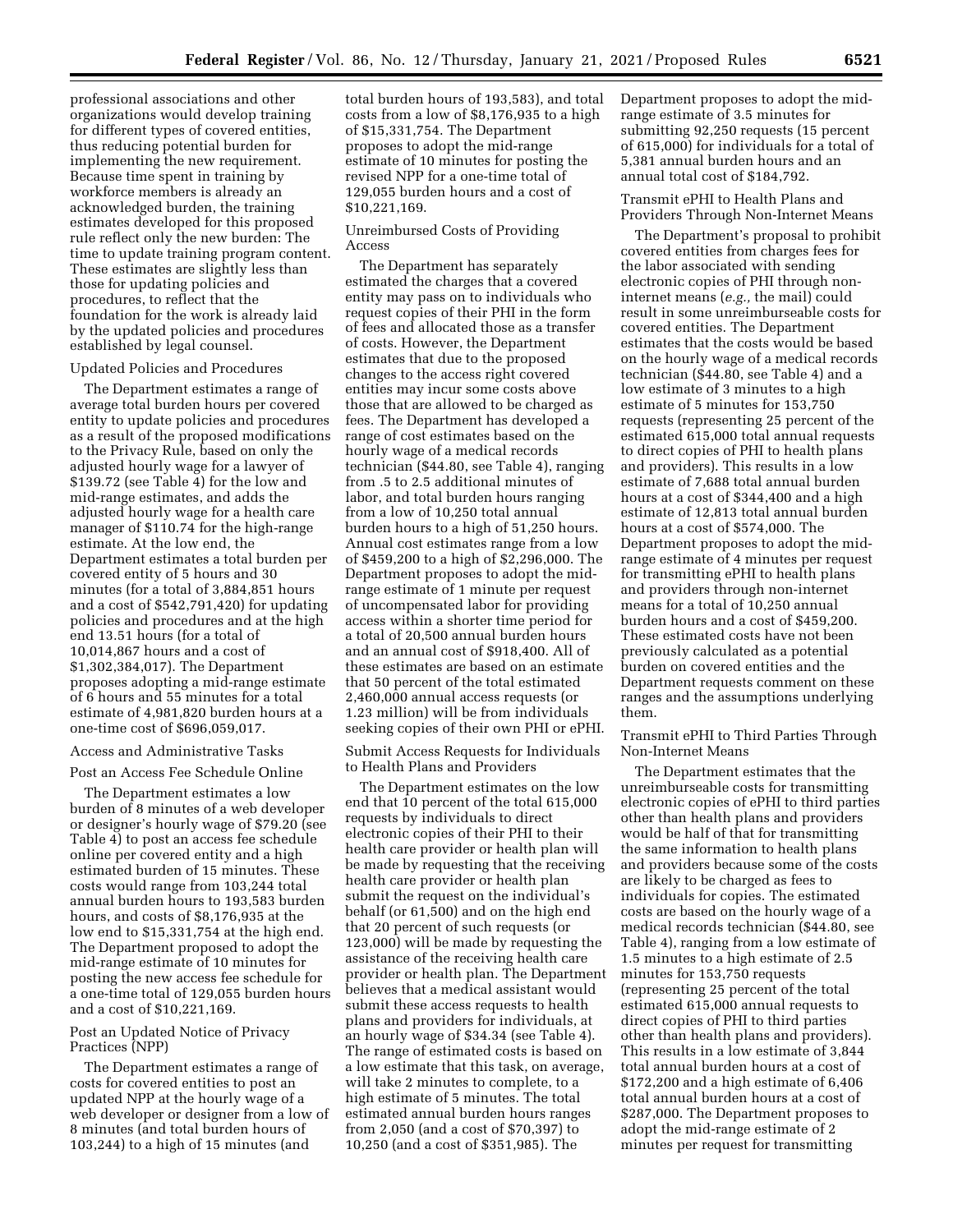professional associations and other organizations would develop training for different types of covered entities, thus reducing potential burden for implementing the new requirement. Because time spent in training by workforce members is already an acknowledged burden, the training estimates developed for this proposed rule reflect only the new burden: The time to update training program content. These estimates are slightly less than those for updating policies and procedures, to reflect that the foundation for the work is already laid by the updated policies and procedures established by legal counsel.

Updated Policies and Procedures

The Department estimates a range of average total burden hours per covered entity to update policies and procedures as a result of the proposed modifications to the Privacy Rule, based on only the adjusted hourly wage for a lawyer of $139.72 (see Table 4) for the low and mid-range estimates, and adds the adjusted hourly wage for a health care manager of $110.74 for the high-range estimate. At the low end, the Department estimates a total burden per covered entity of 5 hours and 30 minutes (for a total of 3,884,851 hours and a cost of $542,791,420) for updating policies and procedures and at the high end 13.51 hours (for a total of 10,014,867 hours and a cost of $1,302,384,017). The Department proposes adopting a mid-range estimate of 6 hours and 55 minutes for a total estimate of 4,981,820 burden hours at a one-time cost of $696,059,017.

Access and Administrative Tasks

Post an Access Fee Schedule Online

The Department estimates a low burden of 8 minutes of a web developer or designer's hourly wage of $79.20 (see Table 4) to post an access fee schedule online per covered entity and a high estimated burden of 15 minutes. These costs would range from 103,244 total annual burden hours to 193,583 burden hours, and costs of $8,176,935 at the low end to $15,331,754 at the high end. The Department proposed to adopt the mid-range estimate of 10 minutes for posting the new access fee schedule for a one-time total of 129,055 burden hours and a cost of $10,221,169.

Post an Updated Notice of Privacy Practices (NPP)

The Department estimates a range of costs for covered entities to post an updated NPP at the hourly wage of a web developer or designer from a low of 8 minutes (and total burden hours of 103,244) to a high of 15 minutes (and total burden hours of 193,583), and total costs from a low of $8,176,935 to a high of $15,331,754. The Department proposes to adopt the mid-range estimate of 10 minutes for posting the revised NPP for a one-time total of 129,055 burden hours and a cost of $10,221,169.

Unreimbursed Costs of Providing Access

The Department has separately estimated the charges that a covered entity may pass on to individuals who request copies of their PHI in the form of fees and allocated those as a transfer of costs. However, the Department estimates that due to the proposed changes to the access right covered entities may incur some costs above those that are allowed to be charged as fees. The Department has developed a range of cost estimates based on the hourly wage of a medical records technician ($44.80, see Table 4), ranging from .5 to 2.5 additional minutes of labor, and total burden hours ranging from a low of 10,250 total annual burden hours to a high of 51,250 hours. Annual cost estimates range from a low of $459,200 to a high of $2,296,000. The Department proposes to adopt the mid-range estimate of 1 minute per request of uncompensated labor for providing access within a shorter time period for a total of 20,500 annual burden hours and an annual cost of $918,400. All of these estimates are based on an estimate that 50 percent of the total estimated 2,460,000 annual access requests (or 1.23 million) will be from individuals seeking copies of their own PHI or ePHI.

Submit Access Requests for Individuals to Health Plans and Providers

The Department estimates on the low end that 10 percent of the total 615,000 requests by individuals to direct electronic copies of their PHI to their health care provider or health plan will be made by requesting that the receiving health care provider or health plan submit the request on the individual's behalf (or 61,500) and on the high end that 20 percent of such requests (or 123,000) will be made by requesting the assistance of the receiving health care provider or health plan. The Department believes that a medical assistant would submit these access requests to health plans and providers for individuals, at an hourly wage of $34.34 (see Table 4). The range of estimated costs is based on a low estimate that this task, on average, will take 2 minutes to complete, to a high estimate of 5 minutes. The total estimated annual burden hours ranges from 2,050 (and a cost of $70,397) to 10,250 (and a cost of $351,985). The Department proposes to adopt the mid-range estimate of 3.5 minutes for submitting 92,250 requests (15 percent of 615,000) for individuals for a total of 5,381 annual burden hours and an annual total cost of $184,792.

Transmit ePHI to Health Plans and Providers Through Non-Internet Means

The Department's proposal to prohibit covered entities from charges fees for the labor associated with sending electronic copies of PHI through non-internet means (*e.g.,* the mail) could result in some unreimburseable costs for covered entities. The Department estimates that the costs would be based on the hourly wage of a medical records technician ($44.80, see Table 4) and a low estimate of 3 minutes to a high estimate of 5 minutes for 153,750 requests (representing 25 percent of the estimated 615,000 total annual requests to direct copies of PHI to health plans and providers). This results in a low estimate of 7,688 total annual burden hours at a cost of $344,400 and a high estimate of 12,813 total annual burden hours at a cost of $574,000. The Department proposes to adopt the mid-range estimate of 4 minutes per request for transmitting ePHI to health plans and providers through non-internet means for a total of 10,250 annual burden hours and a cost of $459,200. These estimated costs have not been previously calculated as a potential burden on covered entities and the Department requests comment on these ranges and the assumptions underlying them.

Transmit ePHI to Third Parties Through Non-Internet Means

The Department estimates that the unreimburseable costs for transmitting electronic copies of ePHI to third parties other than health plans and providers would be half of that for transmitting the same information to health plans and providers because some of the costs are likely to be charged as fees to individuals for copies. The estimated costs are based on the hourly wage of a medical records technician ($44.80, see Table 4), ranging from a low estimate of 1.5 minutes to a high estimate of 2.5 minutes for 153,750 requests (representing 25 percent of the total estimated 615,000 annual requests to direct copies of PHI to third parties other than health plans and providers). This results in a low estimate of 3,844 total annual burden hours at a cost of $172,200 and a high estimate of 6,406 total annual burden hours at a cost of $287,000. The Department proposes to adopt the mid-range estimate of 2 minutes per request for transmitting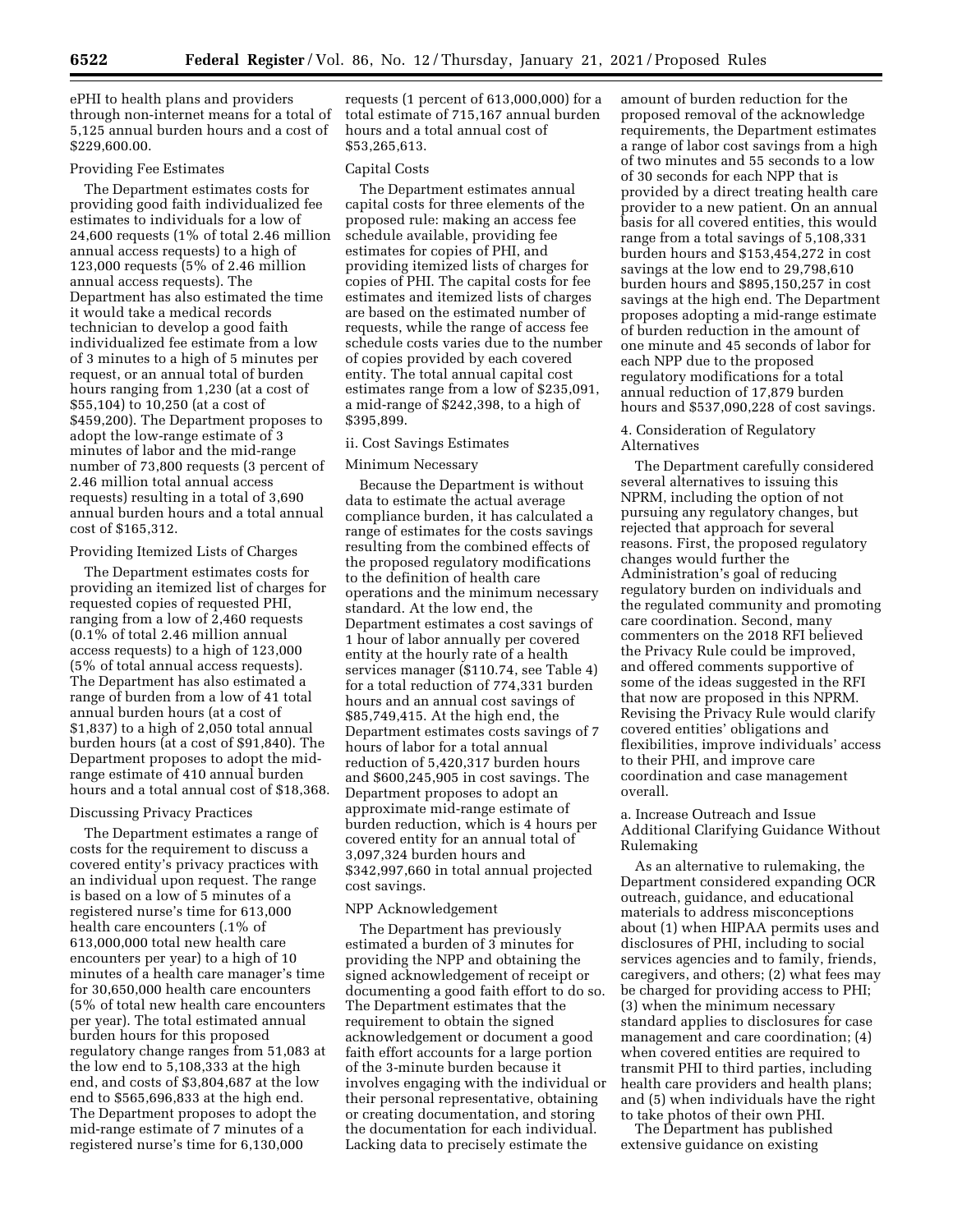ePHI to health plans and providers through non-internet means for a total of 5,125 annual burden hours and a cost of $229,600.00.

Providing Fee Estimates

The Department estimates costs for providing good faith individualized fee estimates to individuals for a low of 24,600 requests (1% of total 2.46 million annual access requests) to a high of 123,000 requests (5% of 2.46 million annual access requests). The Department has also estimated the time it would take a medical records technician to develop a good faith individualized fee estimate from a low of 3 minutes to a high of 5 minutes per request, or an annual total of burden hours ranging from 1,230 (at a cost of $55,104) to 10,250 (at a cost of $459,200). The Department proposes to adopt the low-range estimate of 3 minutes of labor and the mid-range number of 73,800 requests (3 percent of 2.46 million total annual access requests) resulting in a total of 3,690 annual burden hours and a total annual cost of $165,312.

Providing Itemized Lists of Charges

The Department estimates costs for providing an itemized list of charges for requested copies of requested PHI, ranging from a low of 2,460 requests (0.1% of total 2.46 million annual access requests) to a high of 123,000 (5% of total annual access requests). The Department has also estimated a range of burden from a low of 41 total annual burden hours (at a cost of $1,837) to a high of 2,050 total annual burden hours (at a cost of $91,840). The Department proposes to adopt the mid-range estimate of 410 annual burden hours and a total annual cost of $18,368.

Discussing Privacy Practices

The Department estimates a range of costs for the requirement to discuss a covered entity's privacy practices with an individual upon request. The range is based on a low of 5 minutes of a registered nurse's time for 613,000 health care encounters (.1% of 613,000,000 total new health care encounters per year) to a high of 10 minutes of a health care manager's time for 30,650,000 health care encounters (5% of total new health care encounters per year). The total estimated annual burden hours for this proposed regulatory change ranges from 51,083 at the low end to 5,108,333 at the high end, and costs of $3,804,687 at the low end to $565,696,833 at the high end. The Department proposes to adopt the mid-range estimate of 7 minutes of a registered nurse's time for 6,130,000 requests (1 percent of 613,000,000) for a total estimate of 715,167 annual burden hours and a total annual cost of $53,265,613.

Capital Costs

The Department estimates annual capital costs for three elements of the proposed rule: making an access fee schedule available, providing fee estimates for copies of PHI, and providing itemized lists of charges for copies of PHI. The capital costs for fee estimates and itemized lists of charges are based on the estimated number of requests, while the range of access fee schedule costs varies due to the number of copies provided by each covered entity. The total annual capital cost estimates range from a low of $235,091, a mid-range of $242,398, to a high of $395,899.

ii. Cost Savings Estimates

Minimum Necessary

Because the Department is without data to estimate the actual average compliance burden, it has calculated a range of estimates for the costs savings resulting from the combined effects of the proposed regulatory modifications to the definition of health care operations and the minimum necessary standard. At the low end, the Department estimates a cost savings of 1 hour of labor annually per covered entity at the hourly rate of a health services manager ($110.74, see Table 4) for a total reduction of 774,331 burden hours and an annual cost savings of $85,749,415. At the high end, the Department estimates costs savings of 7 hours of labor for a total annual reduction of 5,420,317 burden hours and $600,245,905 in cost savings. The Department proposes to adopt an approximate mid-range estimate of burden reduction, which is 4 hours per covered entity for an annual total of 3,097,324 burden hours and $342,997,660 in total annual projected cost savings.

NPP Acknowledgement

The Department has previously estimated a burden of 3 minutes for providing the NPP and obtaining the signed acknowledgement of receipt or documenting a good faith effort to do so. The Department estimates that the requirement to obtain the signed acknowledgement or document a good faith effort accounts for a large portion of the 3-minute burden because it involves engaging with the individual or their personal representative, obtaining or creating documentation, and storing the documentation for each individual. Lacking data to precisely estimate the amount of burden reduction for the proposed removal of the acknowledge requirements, the Department estimates a range of labor cost savings from a high of two minutes and 55 seconds to a low of 30 seconds for each NPP that is provided by a direct treating health care provider to a new patient. On an annual basis for all covered entities, this would range from a total savings of 5,108,331 burden hours and $153,454,272 in cost savings at the low end to 29,798,610 burden hours and $895,150,257 in cost savings at the high end. The Department proposes adopting a mid-range estimate of burden reduction in the amount of one minute and 45 seconds of labor for each NPP due to the proposed regulatory modifications for a total annual reduction of 17,879 burden hours and $537,090,228 of cost savings.

4. Consideration of Regulatory Alternatives

The Department carefully considered several alternatives to issuing this NPRM, including the option of not pursuing any regulatory changes, but rejected that approach for several reasons. First, the proposed regulatory changes would further the Administration's goal of reducing regulatory burden on individuals and the regulated community and promoting care coordination. Second, many commenters on the 2018 RFI believed the Privacy Rule could be improved, and offered comments supportive of some of the ideas suggested in the RFI that now are proposed in this NPRM. Revising the Privacy Rule would clarify covered entities' obligations and flexibilities, improve individuals' access to their PHI, and improve care coordination and case management overall.

a. Increase Outreach and Issue Additional Clarifying Guidance Without Rulemaking

As an alternative to rulemaking, the Department considered expanding OCR outreach, guidance, and educational materials to address misconceptions about (1) when HIPAA permits uses and disclosures of PHI, including to social services agencies and to family, friends, caregivers, and others; (2) what fees may be charged for providing access to PHI; (3) when the minimum necessary standard applies to disclosures for case management and care coordination; (4) when covered entities are required to transmit PHI to third parties, including health care providers and health plans; and (5) when individuals have the right to take photos of their own PHI.

The Department has published extensive guidance on existing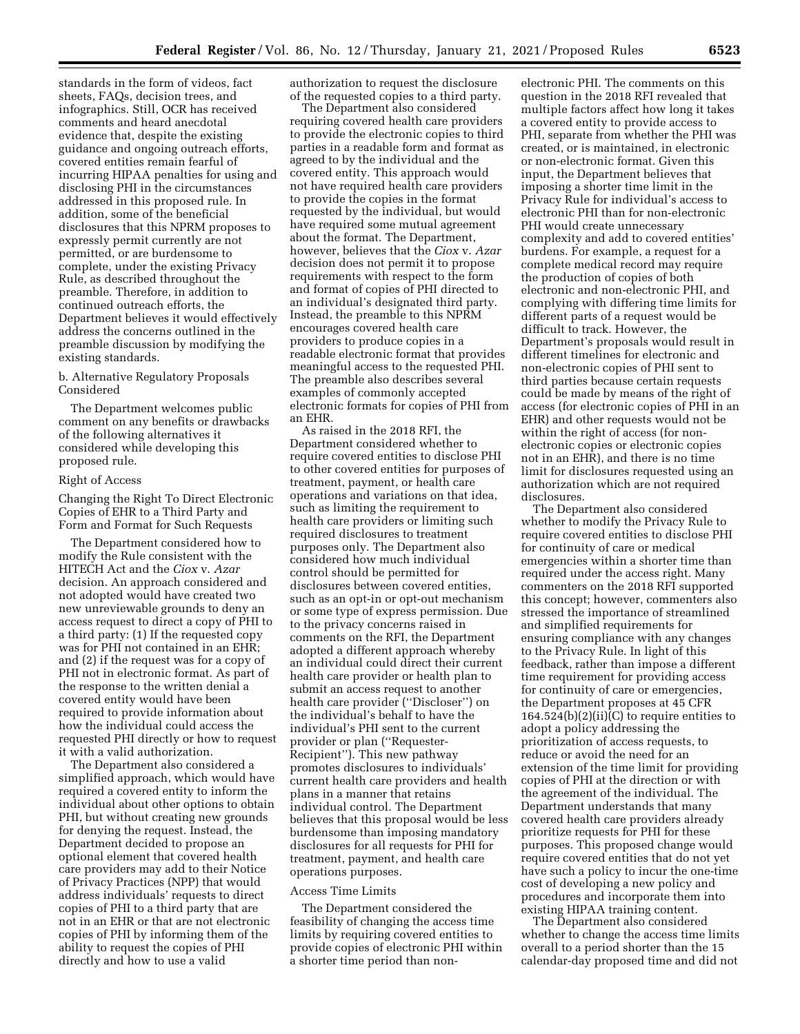standards in the form of videos, fact sheets, FAQs, decision trees, and infographics. Still, OCR has received comments and heard anecdotal evidence that, despite the existing guidance and ongoing outreach efforts, covered entities remain fearful of incurring HIPAA penalties for using and disclosing PHI in the circumstances addressed in this proposed rule. In addition, some of the beneficial disclosures that this NPRM proposes to expressly permit currently are not permitted, or are burdensome to complete, under the existing Privacy Rule, as described throughout the preamble. Therefore, in addition to continued outreach efforts, the Department believes it would effectively address the concerns outlined in the preamble discussion by modifying the existing standards.

b. Alternative Regulatory Proposals Considered

The Department welcomes public comment on any benefits or drawbacks of the following alternatives it considered while developing this proposed rule.

Right of Access

Changing the Right To Direct Electronic Copies of EHR to a Third Party and Form and Format for Such Requests

The Department considered how to modify the Rule consistent with the HITECH Act and the *Ciox* v. *Azar* decision. An approach considered and not adopted would have created two new unreviewable grounds to deny an access request to direct a copy of PHI to a third party: (1) If the requested copy was for PHI not contained in an EHR; and (2) if the request was for a copy of PHI not in electronic format. As part of the response to the written denial a covered entity would have been required to provide information about how the individual could access the requested PHI directly or how to request it with a valid authorization.

The Department also considered a simplified approach, which would have required a covered entity to inform the individual about other options to obtain PHI, but without creating new grounds for denying the request. Instead, the Department decided to propose an optional element that covered health care providers may add to their Notice of Privacy Practices (NPP) that would address individuals' requests to direct copies of PHI to a third party that are not in an EHR or that are not electronic copies of PHI by informing them of the ability to request the copies of PHI directly and how to use a valid authorization to request the disclosure of the requested copies to a third party.

The Department also considered requiring covered health care providers to provide the electronic copies to third parties in a readable form and format as agreed to by the individual and the covered entity. This approach would not have required health care providers to provide the copies in the format requested by the individual, but would have required some mutual agreement about the format. The Department, however, believes that the *Ciox* v. *Azar* decision does not permit it to propose requirements with respect to the form and format of copies of PHI directed to an individual's designated third party. Instead, the preamble to this NPRM encourages covered health care providers to produce copies in a readable electronic format that provides meaningful access to the requested PHI. The preamble also describes several examples of commonly accepted electronic formats for copies of PHI from an EHR.

As raised in the 2018 RFI, the Department considered whether to require covered entities to disclose PHI to other covered entities for purposes of treatment, payment, or health care operations and variations on that idea, such as limiting the requirement to health care providers or limiting such required disclosures to treatment purposes only. The Department also considered how much individual control should be permitted for disclosures between covered entities, such as an opt-in or opt-out mechanism or some type of express permission. Due to the privacy concerns raised in comments on the RFI, the Department adopted a different approach whereby an individual could direct their current health care provider or health plan to submit an access request to another health care provider (''Discloser'') on the individual's behalf to have the individual's PHI sent to the current provider or plan (''Requester-Recipient''). This new pathway promotes disclosures to individuals' current health care providers and health plans in a manner that retains individual control. The Department believes that this proposal would be less burdensome than imposing mandatory disclosures for all requests for PHI for treatment, payment, and health care operations purposes.

Access Time Limits

The Department considered the feasibility of changing the access time limits by requiring covered entities to provide copies of electronic PHI within a shorter time period than non-electronic PHI. The comments on this question in the 2018 RFI revealed that multiple factors affect how long it takes a covered entity to provide access to PHI, separate from whether the PHI was created, or is maintained, in electronic or non-electronic format. Given this input, the Department believes that imposing a shorter time limit in the Privacy Rule for individual's access to electronic PHI than for non-electronic PHI would create unnecessary complexity and add to covered entities' burdens. For example, a request for a complete medical record may require the production of copies of both electronic and non-electronic PHI, and complying with differing time limits for different parts of a request would be difficult to track. However, the Department's proposals would result in different timelines for electronic and non-electronic copies of PHI sent to third parties because certain requests could be made by means of the right of access (for electronic copies of PHI in an EHR) and other requests would not be within the right of access (for non-electronic copies or electronic copies not in an EHR), and there is no time limit for disclosures requested using an authorization which are not required disclosures.

The Department also considered whether to modify the Privacy Rule to require covered entities to disclose PHI for continuity of care or medical emergencies within a shorter time than required under the access right. Many commenters on the 2018 RFI supported this concept; however, commenters also stressed the importance of streamlined and simplified requirements for ensuring compliance with any changes to the Privacy Rule. In light of this feedback, rather than impose a different time requirement for providing access for continuity of care or emergencies, the Department proposes at 45 CFR 164.524(b)(2)(ii)(C) to require entities to adopt a policy addressing the prioritization of access requests, to reduce or avoid the need for an extension of the time limit for providing copies of PHI at the direction or with the agreement of the individual. The Department understands that many covered health care providers already prioritize requests for PHI for these purposes. This proposed change would require covered entities that do not yet have such a policy to incur the one-time cost of developing a new policy and procedures and incorporate them into existing HIPAA training content.

The Department also considered whether to change the access time limits overall to a period shorter than the 15 calendar-day proposed time and did not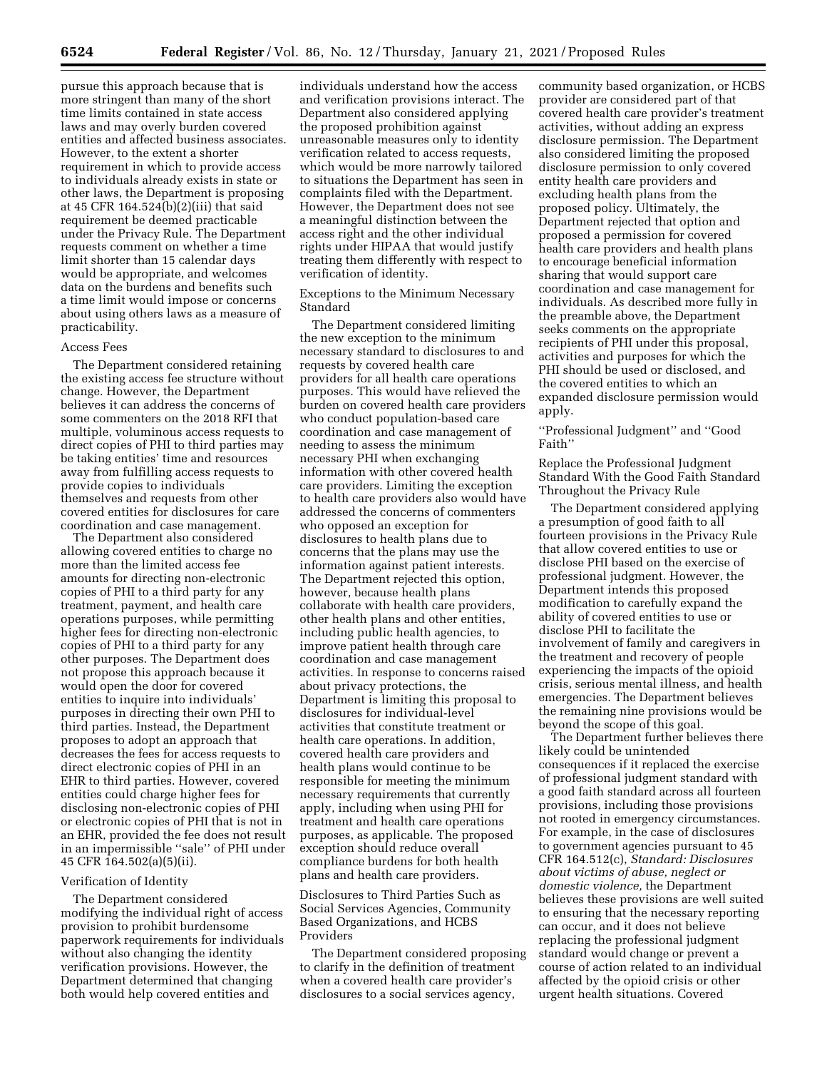pursue this approach because that is more stringent than many of the short time limits contained in state access laws and may overly burden covered entities and affected business associates. However, to the extent a shorter requirement in which to provide access to individuals already exists in state or other laws, the Department is proposing at 45 CFR 164.524(b)(2)(iii) that said requirement be deemed practicable under the Privacy Rule. The Department requests comment on whether a time limit shorter than 15 calendar days would be appropriate, and welcomes data on the burdens and benefits such a time limit would impose or concerns about using others laws as a measure of practicability.

Access Fees

The Department considered retaining the existing access fee structure without change. However, the Department believes it can address the concerns of some commenters on the 2018 RFI that multiple, voluminous access requests to direct copies of PHI to third parties may be taking entities' time and resources away from fulfilling access requests to provide copies to individuals themselves and requests from other covered entities for disclosures for care coordination and case management.

The Department also considered allowing covered entities to charge no more than the limited access fee amounts for directing non-electronic copies of PHI to a third party for any treatment, payment, and health care operations purposes, while permitting higher fees for directing non-electronic copies of PHI to a third party for any other purposes. The Department does not propose this approach because it would open the door for covered entities to inquire into individuals' purposes in directing their own PHI to third parties. Instead, the Department proposes to adopt an approach that decreases the fees for access requests to direct electronic copies of PHI in an EHR to third parties. However, covered entities could charge higher fees for disclosing non-electronic copies of PHI or electronic copies of PHI that is not in an EHR, provided the fee does not result in an impermissible ''sale'' of PHI under 45 CFR 164.502(a)(5)(ii).

Verification of Identity

The Department considered modifying the individual right of access provision to prohibit burdensome paperwork requirements for individuals without also changing the identity verification provisions. However, the Department determined that changing both would help covered entities and individuals understand how the access and verification provisions interact. The Department also considered applying the proposed prohibition against unreasonable measures only to identity verification related to access requests, which would be more narrowly tailored to situations the Department has seen in complaints filed with the Department. However, the Department does not see a meaningful distinction between the access right and the other individual rights under HIPAA that would justify treating them differently with respect to verification of identity.

Exceptions to the Minimum Necessary Standard

The Department considered limiting the new exception to the minimum necessary standard to disclosures to and requests by covered health care providers for all health care operations purposes. This would have relieved the burden on covered health care providers who conduct population-based care coordination and case management of needing to assess the minimum necessary PHI when exchanging information with other covered health care providers. Limiting the exception to health care providers also would have addressed the concerns of commenters who opposed an exception for disclosures to health plans due to concerns that the plans may use the information against patient interests. The Department rejected this option, however, because health plans collaborate with health care providers, other health plans and other entities, including public health agencies, to improve patient health through care coordination and case management activities. In response to concerns raised about privacy protections, the Department is limiting this proposal to disclosures for individual-level activities that constitute treatment or health care operations. In addition, covered health care providers and health plans would continue to be responsible for meeting the minimum necessary requirements that currently apply, including when using PHI for treatment and health care operations purposes, as applicable. The proposed exception should reduce overall compliance burdens for both health plans and health care providers.

Disclosures to Third Parties Such as Social Services Agencies, Community Based Organizations, and HCBS Providers

The Department considered proposing to clarify in the definition of treatment when a covered health care provider's disclosures to a social services agency, community based organization, or HCBS provider are considered part of that covered health care provider's treatment activities, without adding an express disclosure permission. The Department also considered limiting the proposed disclosure permission to only covered entity health care providers and excluding health plans from the proposed policy. Ultimately, the Department rejected that option and proposed a permission for covered health care providers and health plans to encourage beneficial information sharing that would support care coordination and case management for individuals. As described more fully in the preamble above, the Department seeks comments on the appropriate recipients of PHI under this proposal, activities and purposes for which the PHI should be used or disclosed, and the covered entities to which an expanded disclosure permission would apply.

''Professional Judgment'' and ''Good Faith''

Replace the Professional Judgment Standard With the Good Faith Standard Throughout the Privacy Rule

The Department considered applying a presumption of good faith to all fourteen provisions in the Privacy Rule that allow covered entities to use or disclose PHI based on the exercise of professional judgment. However, the Department intends this proposed modification to carefully expand the ability of covered entities to use or disclose PHI to facilitate the involvement of family and caregivers in the treatment and recovery of people experiencing the impacts of the opioid crisis, serious mental illness, and health emergencies. The Department believes the remaining nine provisions would be beyond the scope of this goal.

The Department further believes there likely could be unintended consequences if it replaced the exercise of professional judgment standard with a good faith standard across all fourteen provisions, including those provisions not rooted in emergency circumstances. For example, in the case of disclosures to government agencies pursuant to 45 CFR 164.512(c), *Standard: Disclosures about victims of abuse, neglect or domestic violence,* the Department believes these provisions are well suited to ensuring that the necessary reporting can occur, and it does not believe replacing the professional judgment standard would change or prevent a course of action related to an individual affected by the opioid crisis or other urgent health situations. Covered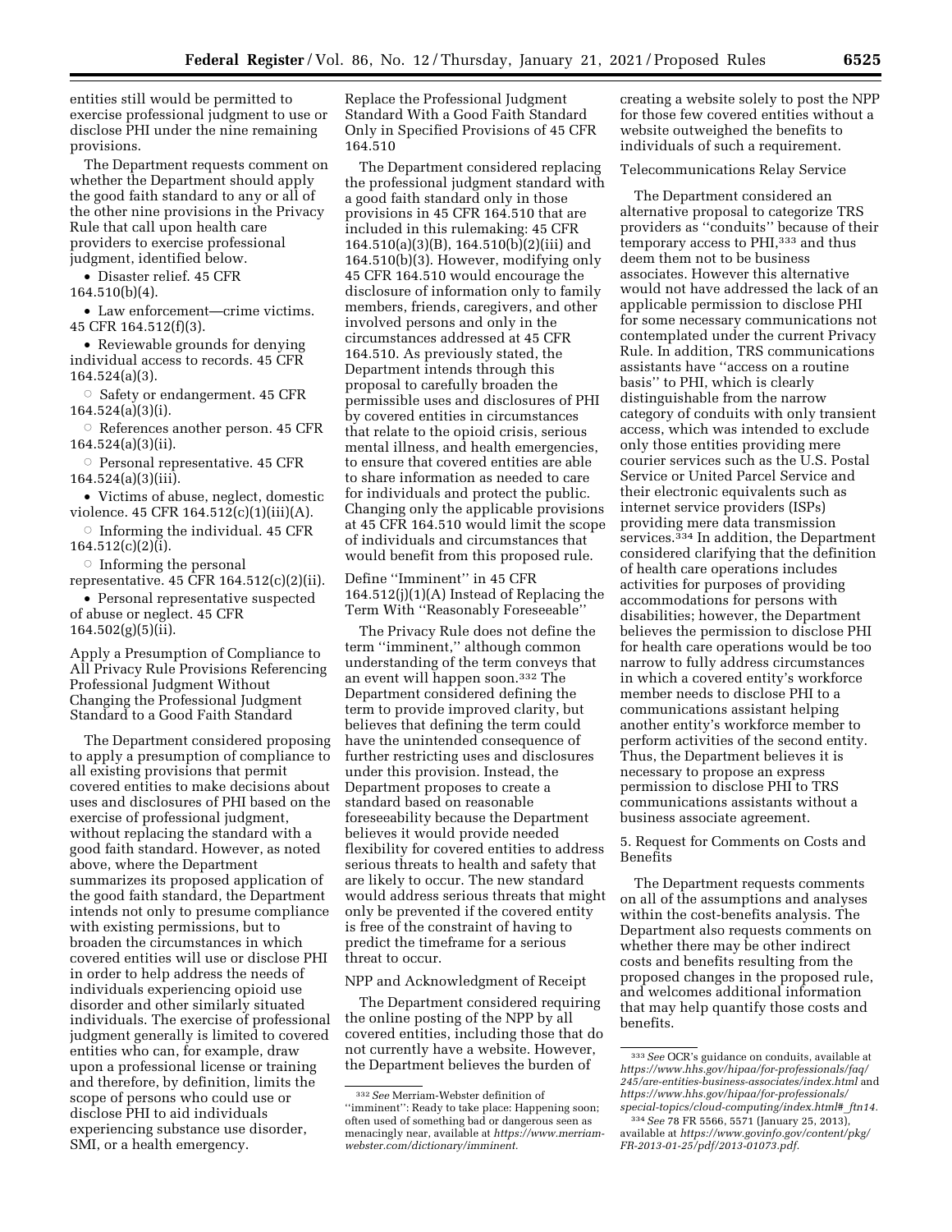entities still would be permitted to exercise professional judgment to use or disclose PHI under the nine remaining provisions.

The Department requests comment on whether the Department should apply the good faith standard to any or all of the other nine provisions in the Privacy Rule that call upon health care providers to exercise professional judgment, identified below.

- Disaster relief. 45 CFR 164.510(b)(4).
- Law enforcement—crime victims. 45 CFR 164.512(f)(3).
- Reviewable grounds for denying individual access to records. 45 CFR 164.524(a)(3).
  - Safety or endangerment. 45 CFR 164.524(a)(3)(i).
  - References another person. 45 CFR 164.524(a)(3)(ii).
  - Personal representative. 45 CFR 164.524(a)(3)(iii).
- Victims of abuse, neglect, domestic violence. 45 CFR 164.512(c)(1)(iii)(A).
  - Informing the individual. 45 CFR 164.512(c)(2)(i).
  - Informing the personal representative. 45 CFR 164.512(c)(2)(ii).
- Personal representative suspected of abuse or neglect. 45 CFR 164.502(g)(5)(ii).

Apply a Presumption of Compliance to All Privacy Rule Provisions Referencing Professional Judgment Without Changing the Professional Judgment Standard to a Good Faith Standard

The Department considered proposing to apply a presumption of compliance to all existing provisions that permit covered entities to make decisions about uses and disclosures of PHI based on the exercise of professional judgment, without replacing the standard with a good faith standard. However, as noted above, where the Department summarizes its proposed application of the good faith standard, the Department intends not only to presume compliance with existing permissions, but to broaden the circumstances in which covered entities will use or disclose PHI in order to help address the needs of individuals experiencing opioid use disorder and other similarly situated individuals. The exercise of professional judgment generally is limited to covered entities who can, for example, draw upon a professional license or training and therefore, by definition, limits the scope of persons who could use or disclose PHI to aid individuals experiencing substance use disorder, SMI, or a health emergency.

Replace the Professional Judgment Standard With a Good Faith Standard Only in Specified Provisions of 45 CFR 164.510

The Department considered replacing the professional judgment standard with a good faith standard only in those provisions in 45 CFR 164.510 that are included in this rulemaking: 45 CFR 164.510(a)(3)(B), 164.510(b)(2)(iii) and 164.510(b)(3). However, modifying only 45 CFR 164.510 would encourage the disclosure of information only to family members, friends, caregivers, and other involved persons and only in the circumstances addressed at 45 CFR 164.510. As previously stated, the Department intends through this proposal to carefully broaden the permissible uses and disclosures of PHI by covered entities in circumstances that relate to the opioid crisis, serious mental illness, and health emergencies, to ensure that covered entities are able to share information as needed to care for individuals and protect the public. Changing only the applicable provisions at 45 CFR 164.510 would limit the scope of individuals and circumstances that would benefit from this proposed rule.

Define ''Imminent'' in 45 CFR 164.512(j)(1)(A) Instead of Replacing the Term With ''Reasonably Foreseeable''

The Privacy Rule does not define the term ''imminent,'' although common understanding of the term conveys that an event will happen soon.[332] The Department considered defining the term to provide improved clarity, but believes that defining the term could have the unintended consequence of further restricting uses and disclosures under this provision. Instead, the Department proposes to create a standard based on reasonable foreseeability because the Department believes it would provide needed flexibility for covered entities to address serious threats to health and safety that are likely to occur. The new standard would address serious threats that might only be prevented if the covered entity is free of the constraint of having to predict the timeframe for a serious threat to occur.

NPP and Acknowledgment of Receipt

The Department considered requiring the online posting of the NPP by all covered entities, including those that do not currently have a website. However, the Department believes the burden of creating a website solely to post the NPP for those few covered entities without a website outweighed the benefits to individuals of such a requirement.

Telecommunications Relay Service

The Department considered an alternative proposal to categorize TRS providers as ''conduits'' because of their temporary access to PHI,[333] and thus deem them not to be business associates. However this alternative would not have addressed the lack of an applicable permission to disclose PHI for some necessary communications not contemplated under the current Privacy Rule. In addition, TRS communications assistants have ''access on a routine basis'' to PHI, which is clearly distinguishable from the narrow category of conduits with only transient access, which was intended to exclude only those entities providing mere courier services such as the U.S. Postal Service or United Parcel Service and their electronic equivalents such as internet service providers (ISPs) providing mere data transmission services.[334] In addition, the Department considered clarifying that the definition of health care operations includes activities for purposes of providing accommodations for persons with disabilities; however, the Department believes the permission to disclose PHI for health care operations would be too narrow to fully address circumstances in which a covered entity's workforce member needs to disclose PHI to a communications assistant helping another entity's workforce member to perform activities of the second entity. Thus, the Department believes it is necessary to propose an express permission to disclose PHI to TRS communications assistants without a business associate agreement.

5. Request for Comments on Costs and Benefits

The Department requests comments on all of the assumptions and analyses within the cost-benefits analysis. The Department also requests comments on whether there may be other indirect costs and benefits resulting from the proposed changes in the proposed rule, and welcomes additional information that may help quantify those costs and benefits.

---

[332] *See* Merriam-Webster definition of ''imminent'': Ready to take place: Happening soon; often used of something bad or dangerous seen as menacingly near, available at *https://www.merriam-webster.com/dictionary/imminent*.

[333] *See* OCR's guidance on conduits, available at *https://www.hhs.gov/hipaa/for-professionals/faq/245/are-entities-business-associates/index.html* and *https://www.hhs.gov/hipaa/for-professionals/special-topics/cloud-computing/index.html#_ftn14*.

[334] *See* 78 FR 5566, 5571 (January 25, 2013), available at *https://www.govinfo.gov/content/pkg/FR-2013-01-25/pdf/2013-01073.pdf*.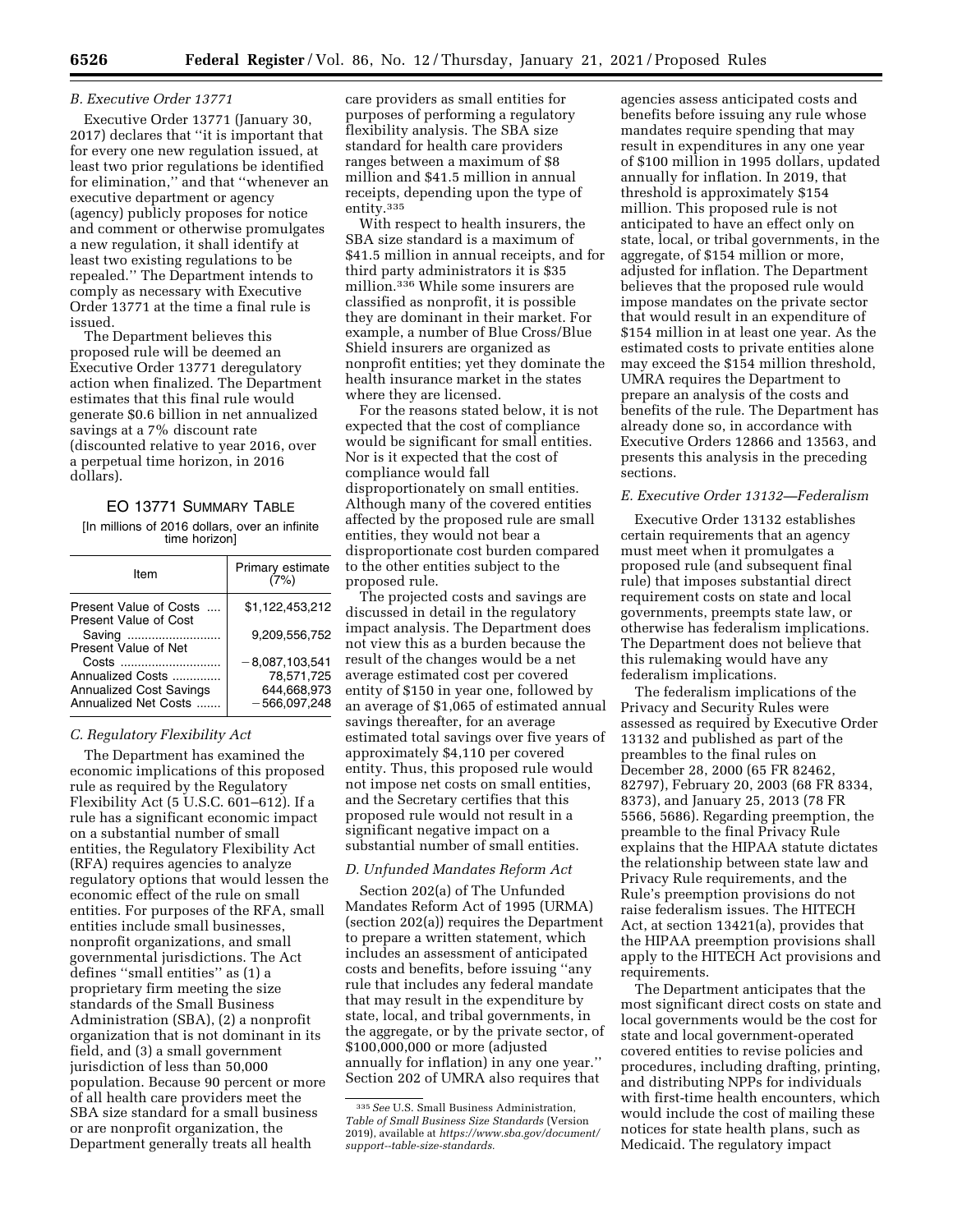### B. Executive Order 13771

Executive Order 13771 (January 30, 2017) declares that ''it is important that for every one new regulation issued, at least two prior regulations be identified for elimination,'' and that ''whenever an executive department or agency (agency) publicly proposes for notice and comment or otherwise promulgates a new regulation, it shall identify at least two existing regulations to be repealed.'' The Department intends to comply as necessary with Executive Order 13771 at the time a final rule is issued.

The Department believes this proposed rule will be deemed an Executive Order 13771 deregulatory action when finalized. The Department estimates that this final rule would generate $0.6 billion in net annualized savings at a 7% discount rate (discounted relative to year 2016, over a perpetual time horizon, in 2016 dollars).

EO 13771 SUMMARY TABLE

[In millions of 2016 dollars, over an infinite time horizon]

| Item | Primary estimate (7%) |
|---|---|
| Present Value of Costs | $1,122,453,212 |
| Present Value of Cost Saving | 9,209,556,752 |
| Present Value of Net Costs | −8,087,103,541 |
| Annualized Costs | 78,571,725 |
| Annualized Cost Savings | 644,668,973 |
| Annualized Net Costs | −566,097,248 |

### C. Regulatory Flexibility Act

The Department has examined the economic implications of this proposed rule as required by the Regulatory Flexibility Act (5 U.S.C. 601–612). If a rule has a significant economic impact on a substantial number of small entities, the Regulatory Flexibility Act (RFA) requires agencies to analyze regulatory options that would lessen the economic effect of the rule on small entities. For purposes of the RFA, small entities include small businesses, nonprofit organizations, and small governmental jurisdictions. The Act defines ''small entities'' as (1) a proprietary firm meeting the size standards of the Small Business Administration (SBA), (2) a nonprofit organization that is not dominant in its field, and (3) a small government jurisdiction of less than 50,000 population. Because 90 percent or more of all health care providers meet the SBA size standard for a small business or are nonprofit organization, the Department generally treats all health care providers as small entities for purposes of performing a regulatory flexibility analysis. The SBA size standard for health care providers ranges between a maximum of $8 million and $41.5 million in annual receipts, depending upon the type of entity.[335]

With respect to health insurers, the SBA size standard is a maximum of $41.5 million in annual receipts, and for third party administrators it is $35 million.[336] While some insurers are classified as nonprofit, it is possible they are dominant in their market. For example, a number of Blue Cross/Blue Shield insurers are organized as nonprofit entities; yet they dominate the health insurance market in the states where they are licensed.

For the reasons stated below, it is not expected that the cost of compliance would be significant for small entities. Nor is it expected that the cost of compliance would fall disproportionately on small entities. Although many of the covered entities affected by the proposed rule are small entities, they would not bear a disproportionate cost burden compared to the other entities subject to the proposed rule.

The projected costs and savings are discussed in detail in the regulatory impact analysis. The Department does not view this as a burden because the result of the changes would be a net average estimated cost per covered entity of $150 in year one, followed by an average of $1,065 of estimated annual savings thereafter, for an average estimated total savings over five years of approximately $4,110 per covered entity. Thus, this proposed rule would not impose net costs on small entities, and the Secretary certifies that this proposed rule would not result in a significant negative impact on a substantial number of small entities.

### D. Unfunded Mandates Reform Act

Section 202(a) of The Unfunded Mandates Reform Act of 1995 (URMA) (section 202(a)) requires the Department to prepare a written statement, which includes an assessment of anticipated costs and benefits, before issuing ''any rule that includes any federal mandate that may result in the expenditure by state, local, and tribal governments, in the aggregate, or by the private sector, of $100,000,000 or more (adjusted annually for inflation) in any one year.'' Section 202 of UMRA also requires that agencies assess anticipated costs and benefits before issuing any rule whose mandates require spending that may result in expenditures in any one year of $100 million in 1995 dollars, updated annually for inflation. In 2019, that threshold is approximately $154 million. This proposed rule is not anticipated to have an effect only on state, local, or tribal governments, in the aggregate, of $154 million or more, adjusted for inflation. The Department believes that the proposed rule would impose mandates on the private sector that would result in an expenditure of $154 million in at least one year. As the estimated costs to private entities alone may exceed the $154 million threshold, UMRA requires the Department to prepare an analysis of the costs and benefits of the rule. The Department has already done so, in accordance with Executive Orders 12866 and 13563, and presents this analysis in the preceding sections.

### E. Executive Order 13132—Federalism

Executive Order 13132 establishes certain requirements that an agency must meet when it promulgates a proposed rule (and subsequent final rule) that imposes substantial direct requirement costs on state and local governments, preempts state law, or otherwise has federalism implications. The Department does not believe that this rulemaking would have any federalism implications.

The federalism implications of the Privacy and Security Rules were assessed as required by Executive Order 13132 and published as part of the preambles to the final rules on December 28, 2000 (65 FR 82462, 82797), February 20, 2003 (68 FR 8334, 8373), and January 25, 2013 (78 FR 5566, 5686). Regarding preemption, the preamble to the final Privacy Rule explains that the HIPAA statute dictates the relationship between state law and Privacy Rule requirements, and the Rule's preemption provisions do not raise federalism issues. The HITECH Act, at section 13421(a), provides that the HIPAA preemption provisions shall apply to the HITECH Act provisions and requirements.

The Department anticipates that the most significant direct costs on state and local governments would be the cost for state and local government-operated covered entities to revise policies and procedures, including drafting, printing, and distributing NPPs for individuals with first-time health encounters, which would include the cost of mailing these notices for state health plans, such as Medicaid. The regulatory impact

[335] *See* U.S. Small Business Administration, *Table of Small Business Size Standards* (Version 2019), available at *https://www.sba.gov/document/support--table-size-standards.*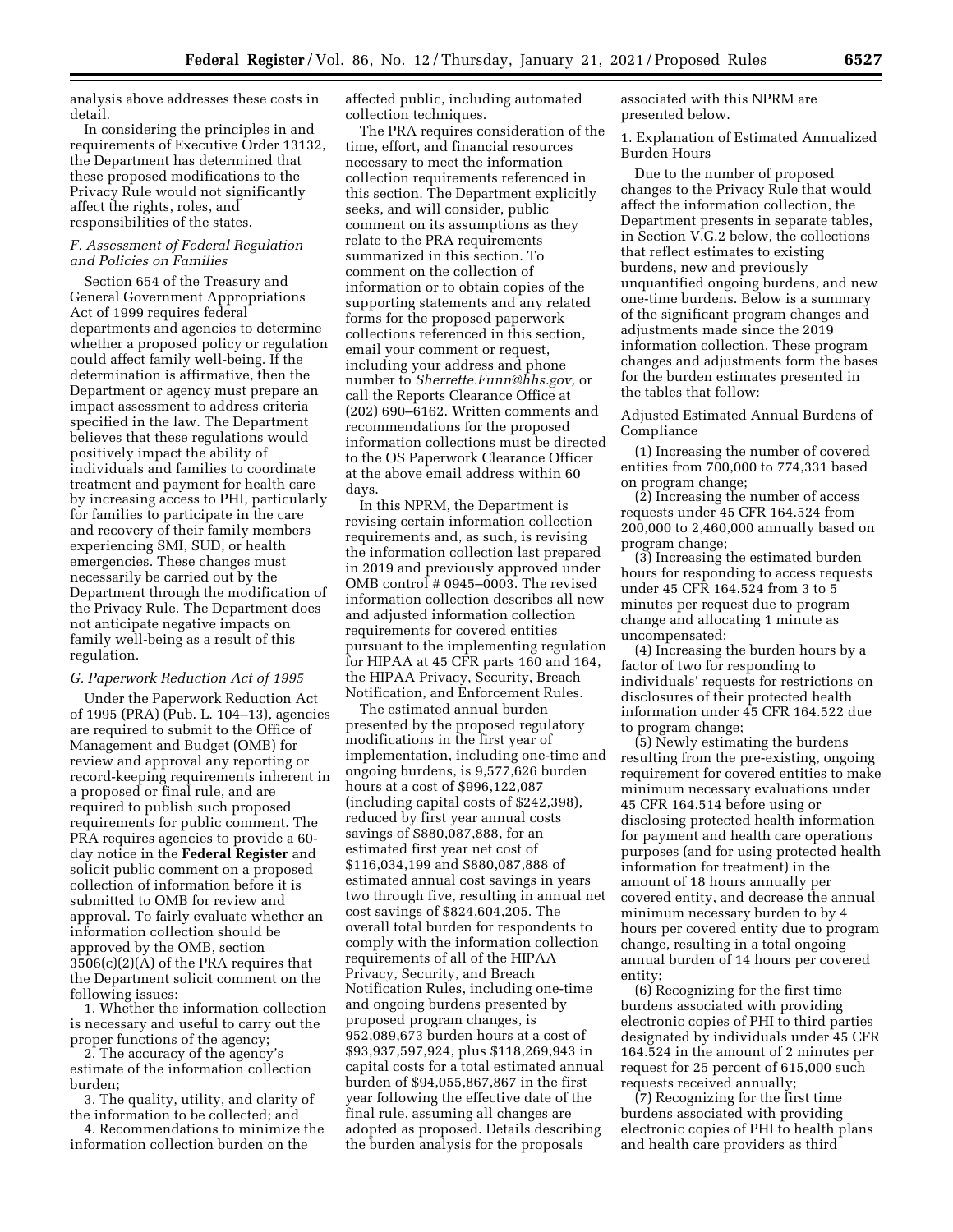analysis above addresses these costs in detail.

In considering the principles in and requirements of Executive Order 13132, the Department has determined that these proposed modifications to the Privacy Rule would not significantly affect the rights, roles, and responsibilities of the states.

### F. Assessment of Federal Regulation and Policies on Families

Section 654 of the Treasury and General Government Appropriations Act of 1999 requires federal departments and agencies to determine whether a proposed policy or regulation could affect family well-being. If the determination is affirmative, then the Department or agency must prepare an impact assessment to address criteria specified in the law. The Department believes that these regulations would positively impact the ability of individuals and families to coordinate treatment and payment for health care by increasing access to PHI, particularly for families to participate in the care and recovery of their family members experiencing SMI, SUD, or health emergencies. These changes must necessarily be carried out by the Department through the modification of the Privacy Rule. The Department does not anticipate negative impacts on family well-being as a result of this regulation.

### G. Paperwork Reduction Act of 1995

Under the Paperwork Reduction Act of 1995 (PRA) (Pub. L. 104–13), agencies are required to submit to the Office of Management and Budget (OMB) for review and approval any reporting or record-keeping requirements inherent in a proposed or final rule, and are required to publish such proposed requirements for public comment. The PRA requires agencies to provide a 60-day notice in the **Federal Register** and solicit public comment on a proposed collection of information before it is submitted to OMB for review and approval. To fairly evaluate whether an information collection should be approved by the OMB, section 3506(c)(2)(A) of the PRA requires that the Department solicit comment on the following issues:

1. Whether the information collection is necessary and useful to carry out the proper functions of the agency;
2. The accuracy of the agency's estimate of the information collection burden;
3. The quality, utility, and clarity of the information to be collected; and
4. Recommendations to minimize the information collection burden on the affected public, including automated collection techniques.

The PRA requires consideration of the time, effort, and financial resources necessary to meet the information collection requirements referenced in this section. The Department explicitly seeks, and will consider, public comment on its assumptions as they relate to the PRA requirements summarized in this section. To comment on the collection of information or to obtain copies of the supporting statements and any related forms for the proposed paperwork collections referenced in this section, email your comment or request, including your address and phone number to *Sherrette.Funn@hhs.gov,* or call the Reports Clearance Office at (202) 690–6162. Written comments and recommendations for the proposed information collections must be directed to the OS Paperwork Clearance Officer at the above email address within 60 days.

In this NPRM, the Department is revising certain information collection requirements and, as such, is revising the information collection last prepared in 2019 and previously approved under OMB control # 0945–0003. The revised information collection describes all new and adjusted information collection requirements for covered entities pursuant to the implementing regulation for HIPAA at 45 CFR parts 160 and 164, the HIPAA Privacy, Security, Breach Notification, and Enforcement Rules.

The estimated annual burden presented by the proposed regulatory modifications in the first year of implementation, including one-time and ongoing burdens, is 9,577,626 burden hours at a cost of $996,122,087 (including capital costs of $242,398), reduced by first year annual costs savings of $880,087,888, for an estimated first year net cost of $116,034,199 and $880,087,888 of estimated annual cost savings in years two through five, resulting in annual net cost savings of $824,604,205. The overall total burden for respondents to comply with the information collection requirements of all of the HIPAA Privacy, Security, and Breach Notification Rules, including one-time and ongoing burdens presented by proposed program changes, is 952,089,673 burden hours at a cost of $93,937,597,924, plus $118,269,943 in capital costs for a total estimated annual burden of $94,055,867,867 in the first year following the effective date of the final rule, assuming all changes are adopted as proposed. Details describing the burden analysis for the proposals associated with this NPRM are presented below.

1. Explanation of Estimated Annualized Burden Hours

Due to the number of proposed changes to the Privacy Rule that would affect the information collection, the Department presents in separate tables, in Section V.G.2 below, the collections that reflect estimates to existing burdens, new and previously unquantified ongoing burdens, and new one-time burdens. Below is a summary of the significant program changes and adjustments made since the 2019 information collection. These program changes and adjustments form the bases for the burden estimates presented in the tables that follow:

Adjusted Estimated Annual Burdens of Compliance

(1) Increasing the number of covered entities from 700,000 to 774,331 based on program change;

(2) Increasing the number of access requests under 45 CFR 164.524 from 200,000 to 2,460,000 annually based on program change;

(3) Increasing the estimated burden hours for responding to access requests under 45 CFR 164.524 from 3 to 5 minutes per request due to program change and allocating 1 minute as uncompensated;

(4) Increasing the burden hours by a factor of two for responding to individuals' requests for restrictions on disclosures of their protected health information under 45 CFR 164.522 due to program change;

(5) Newly estimating the burdens resulting from the pre-existing, ongoing requirement for covered entities to make minimum necessary evaluations under 45 CFR 164.514 before using or disclosing protected health information for payment and health care operations purposes (and for using protected health information for treatment) in the amount of 18 hours annually per covered entity, and decrease the annual minimum necessary burden to by 4 hours per covered entity due to program change, resulting in a total ongoing annual burden of 14 hours per covered entity;

(6) Recognizing for the first time burdens associated with providing electronic copies of PHI to third parties designated by individuals under 45 CFR 164.524 in the amount of 2 minutes per request for 25 percent of 615,000 such requests received annually;

(7) Recognizing for the first time burdens associated with providing electronic copies of PHI to health plans and health care providers as third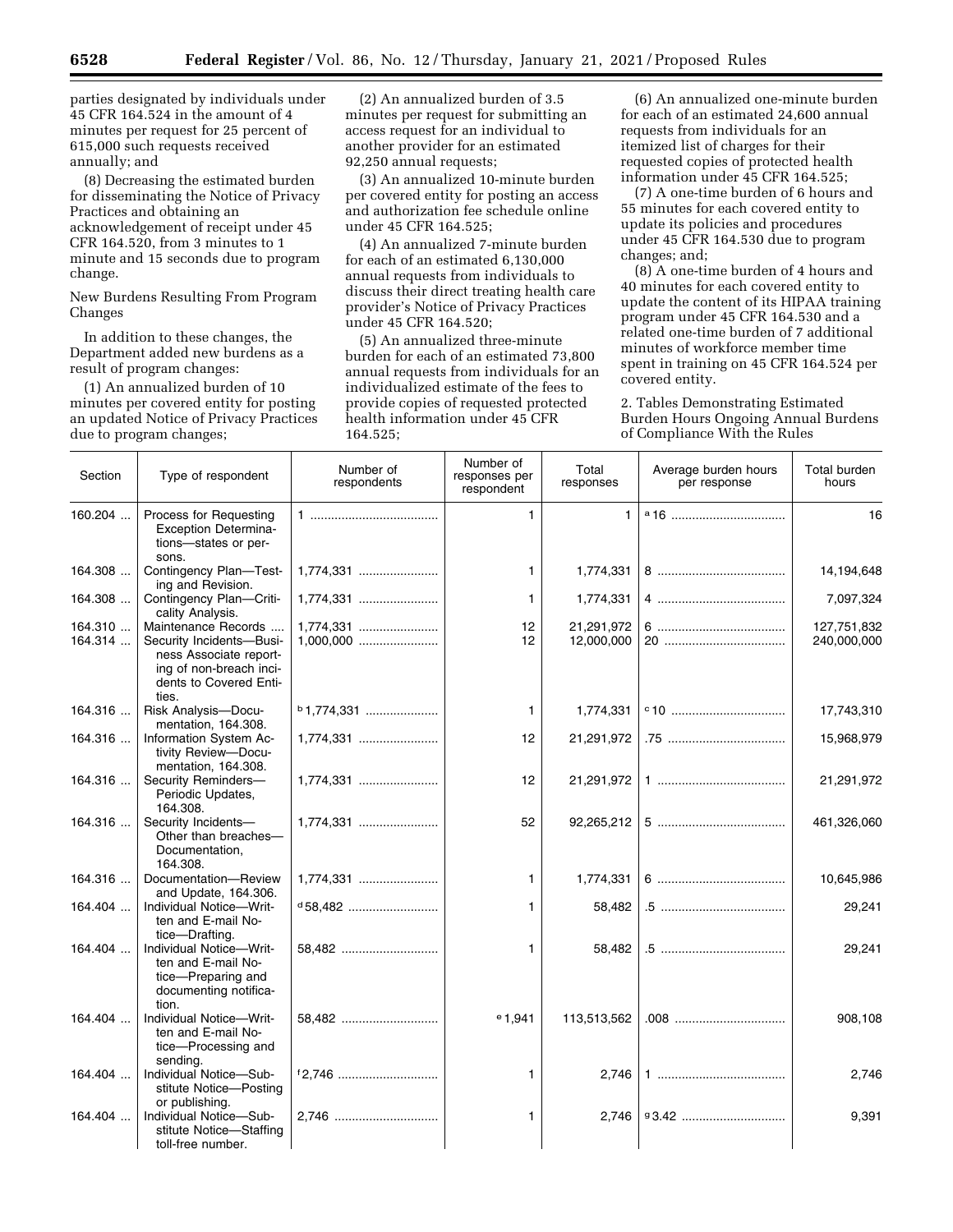parties designated by individuals under 45 CFR 164.524 in the amount of 4 minutes per request for 25 percent of 615,000 such requests received annually; and

(8) Decreasing the estimated burden for disseminating the Notice of Privacy Practices and obtaining an acknowledgement of receipt under 45 CFR 164.520, from 3 minutes to 1 minute and 15 seconds due to program change.

New Burdens Resulting From Program Changes

In addition to these changes, the Department added new burdens as a result of program changes:

(1) An annualized burden of 10 minutes per covered entity for posting an updated Notice of Privacy Practices due to program changes;

(2) An annualized burden of 3.5 minutes per request for submitting an access request for an individual to another provider for an estimated 92,250 annual requests;

(3) An annualized 10-minute burden per covered entity for posting an access and authorization fee schedule online under 45 CFR 164.525;

(4) An annualized 7-minute burden for each of an estimated 6,130,000 annual requests from individuals to discuss their direct treating health care provider's Notice of Privacy Practices under 45 CFR 164.520;

(5) An annualized three-minute burden for each of an estimated 73,800 annual requests from individuals for an individualized estimate of the fees to provide copies of requested protected health information under 45 CFR 164.525;

(6) An annualized one-minute burden for each of an estimated 24,600 annual requests from individuals for an itemized list of charges for their requested copies of protected health information under 45 CFR 164.525;

(7) A one-time burden of 6 hours and 55 minutes for each covered entity to update its policies and procedures under 45 CFR 164.530 due to program changes; and;

(8) A one-time burden of 4 hours and 40 minutes for each covered entity to update the content of its HIPAA training program under 45 CFR 164.530 and a related one-time burden of 7 additional minutes of workforce member time spent in training on 45 CFR 164.524 per covered entity.

2. Tables Demonstrating Estimated Burden Hours Ongoing Annual Burdens of Compliance With the Rules

| Section | Type of respondent | Number of respondents | Number of responses per respondent | Total responses | Average burden hours per response | Total burden hours |
|---|---|---|---|---|---|---|
| 160.204 | Process for Requesting Exception Determinations—states or persons. | 1 | 1 | 1 | [a] 16 | 16 |
| 164.308 | Contingency Plan—Testing and Revision. | 1,774,331 | 1 | 1,774,331 | 8 | 14,194,648 |
| 164.308 | Contingency Plan—Criticality Analysis. | 1,774,331 | 1 | 1,774,331 | 4 | 7,097,324 |
| 164.310 | Maintenance Records | 1,774,331 | 12 | 21,291,972 | 6 | 127,751,832 |
| 164.314 | Security Incidents—Business Associate reporting of non-breach incidents to Covered Entities. | 1,000,000 | 12 | 12,000,000 | 20 | 240,000,000 |
| 164.316 | Risk Analysis—Documentation, 164.308. | [b] 1,774,331 | 1 | 1,774,331 | [c] 10 | 17,743,310 |
| 164.316 | Information System Activity Review—Documentation, 164.308. | 1,774,331 | 12 | 21,291,972 | .75 | 15,968,979 |
| 164.316 | Security Reminders—Periodic Updates, 164.308. | 1,774,331 | 12 | 21,291,972 | 1 | 21,291,972 |
| 164.316 | Security Incidents—Other than breaches—Documentation, 164.308. | 1,774,331 | 52 | 92,265,212 | 5 | 461,326,060 |
| 164.316 | Documentation—Review and Update, 164.306. | 1,774,331 | 1 | 1,774,331 | 6 | 10,645,986 |
| 164.404 | Individual Notice—Written and E-mail Notice—Drafting. | [d] 58,482 | 1 | 58,482 | .5 | 29,241 |
| 164.404 | Individual Notice—Written and E-mail Notice—Preparing and documenting notification. | 58,482 | 1 | 58,482 | .5 | 29,241 |
| 164.404 | Individual Notice—Written and E-mail Notice—Processing and sending. | 58,482 | [e] 1,941 | 113,513,562 | .008 | 908,108 |
| 164.404 | Individual Notice—Substitute Notice—Posting or publishing. | [f] 2,746 | 1 | 2,746 | 1 | 2,746 |
| 164.404 | Individual Notice—Substitute Notice—Staffing toll-free number. | 2,746 | 1 | 2,746 | [g] 3.42 | 9,391 |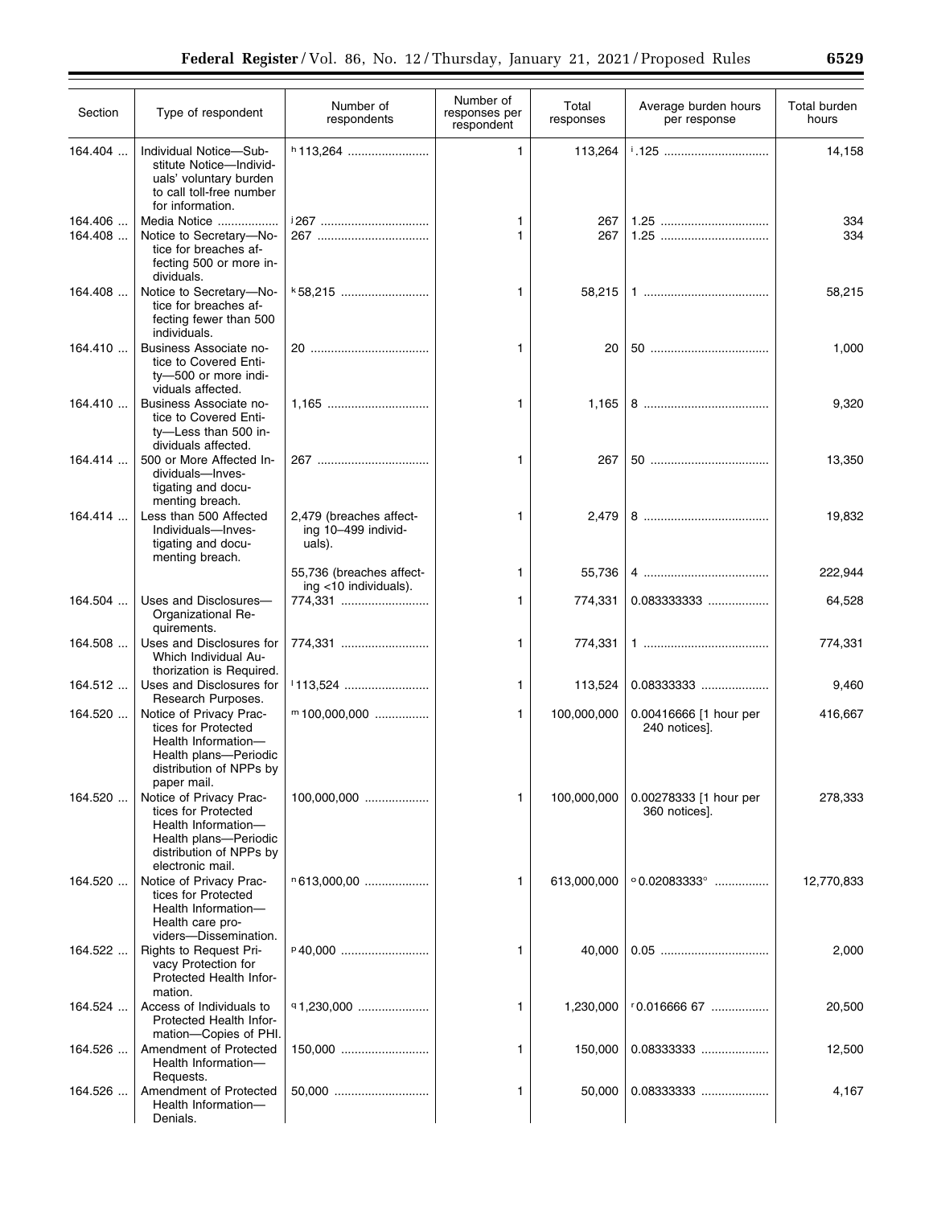| Section | Type of respondent | Number of respondents | Number of responses per respondent | Total responses | Average burden hours per response | Total burden hours |
|---|---|---|---|---|---|---|
| 164.404 | Individual Notice—Substitute Notice—Individuals' voluntary burden to call toll-free number for information. | [h] 113,264 | 1 | 113,264 | [i] .125 | 14,158 |
| 164.406 | Media Notice | [j] 267 | 1 | 267 | 1.25 | 334 |
| 164.408 | Notice to Secretary—Notice for breaches affecting 500 or more individuals. | 267 | 1 | 267 | 1.25 | 334 |
| 164.408 | Notice to Secretary—Notice for breaches affecting fewer than 500 individuals. | [k] 58,215 | 1 | 58,215 | 1 | 58,215 |
| 164.410 | Business Associate notice to Covered Entity—500 or more individuals affected. | 20 | 1 | 20 | 50 | 1,000 |
| 164.410 | Business Associate notice to Covered Entity—Less than 500 individuals affected. | 1,165 | 1 | 1,165 | 8 | 9,320 |
| 164.414 | 500 or More Affected Individuals—Investigating and documenting breach. | 267 | 1 | 267 | 50 | 13,350 |
| 164.414 | Less than 500 Affected Individuals—Investigating and documenting breach. | 2,479 (breaches affecting 10–499 individuals). | 1 | 2,479 | 8 | 19,832 |
| | | 55,736 (breaches affecting <10 individuals). | 1 | 55,736 | 4 | 222,944 |
| 164.504 | Uses and Disclosures—Organizational Requirements. | 774,331 | 1 | 774,331 | 0.083333333 | 64,528 |
| 164.508 | Uses and Disclosures for Which Individual Authorization is Required. | 774,331 | 1 | 774,331 | 1 | 774,331 |
| 164.512 | Uses and Disclosures for Research Purposes. | [l] 113,524 | 1 | 113,524 | 0.08333333 | 9,460 |
| 164.520 | Notice of Privacy Practices for Protected Health Information—Health plans—Periodic distribution of NPPs by paper mail. | [m] 100,000,000 | 1 | 100,000,000 | 0.00416666 [1 hour per 240 notices]. | 416,667 |
| 164.520 | Notice of Privacy Practices for Protected Health Information—Health plans—Periodic distribution of NPPs by electronic mail. | 100,000,000 | 1 | 100,000,000 | 0.00278333 [1 hour per 360 notices]. | 278,333 |
| 164.520 | Notice of Privacy Practices for Protected Health Information—Health care providers—Dissemination. | [n] 613,000,00 | 1 | 613,000,000 | [o] 0.02083333[o] | 12,770,833 |
| 164.522 | Rights to Request Privacy Protection for Protected Health Information. | [p] 40,000 | 1 | 40,000 | 0.05 | 2,000 |
| 164.524 | Access of Individuals to Protected Health Information—Copies of PHI. | [q] 1,230,000 | 1 | 1,230,000 | [r] 0.016666 67 | 20,500 |
| 164.526 | Amendment of Protected Health Information—Requests. | 150,000 | 1 | 150,000 | 0.08333333 | 12,500 |
| 164.526 | Amendment of Protected Health Information—Denials. | 50,000 | 1 | 50,000 | 0.08333333 | 4,167 |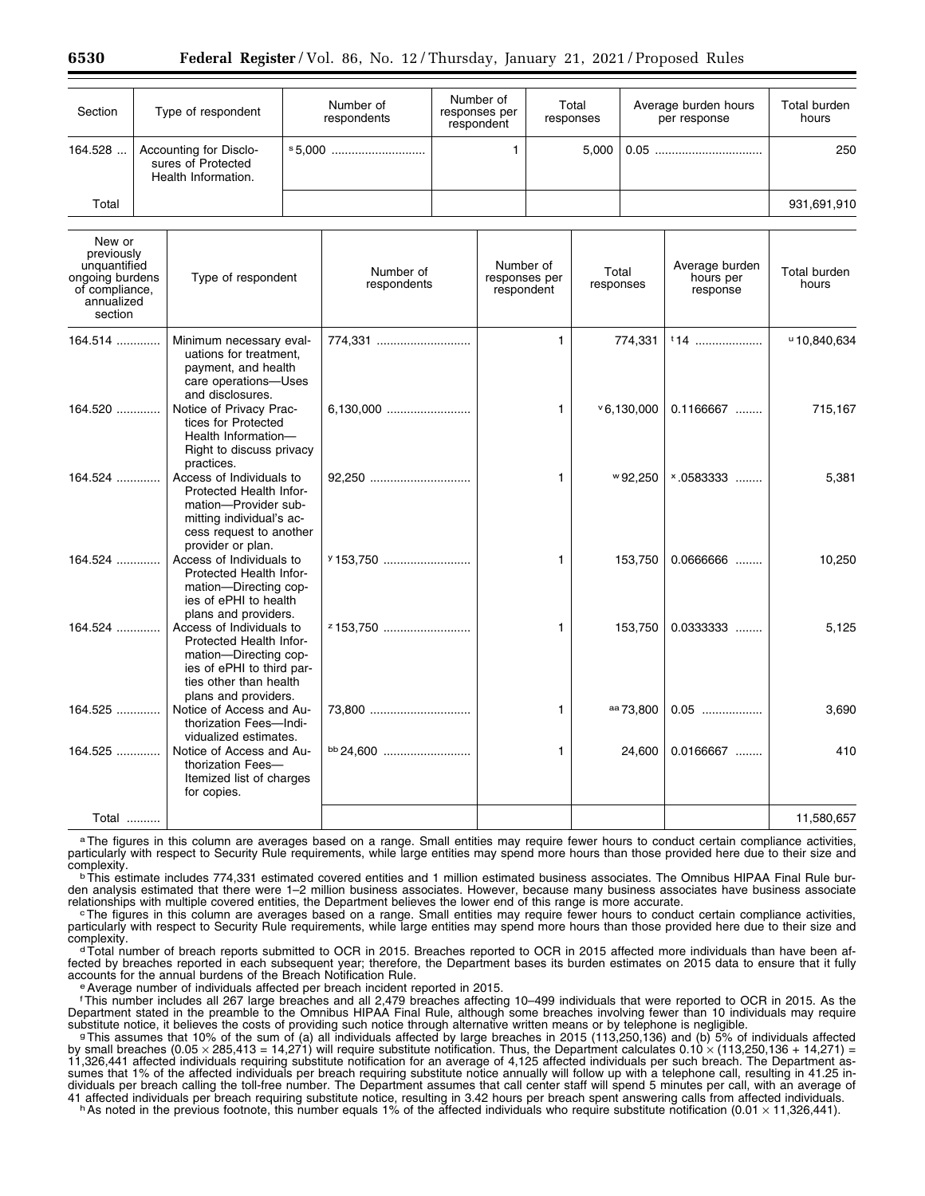| Section | Type of respondent | Number of respondents | Number of responses per respondent | Total responses | Average burden hours per response | Total burden hours |
|---|---|---|---|---|---|---|
| 164.528 | Accounting for Disclosures of Protected Health Information. | [s] 5,000 | 1 | 5,000 | 0.05 | 250 |
| Total | | | | | | 931,691,910 |

| New or previously unquantified ongoing burdens of compliance, annualized section | Type of respondent | Number of respondents | Number of responses per respondent | Total responses | Average burden hours per response | Total burden hours |
|---|---|---|---|---|---|---|
| 164.514 | Minimum necessary evaluations for treatment, payment, and health care operations—Uses and disclosures. | 774,331 | 1 | 774,331 | [t] 14 | [u] 10,840,634 |
| 164.520 | Notice of Privacy Practices for Protected Health Information—Right to discuss privacy practices. | 6,130,000 | 1 | [v] 6,130,000 | 0.1166667 | 715,167 |
| 164.524 | Access of Individuals to Protected Health Information—Provider submitting individual's access request to another provider or plan. | 92,250 | 1 | [w] 92,250 | [x] .0583333 | 5,381 |
| 164.524 | Access of Individuals to Protected Health Information—Directing copies of ePHI to health plans and providers. | [y] 153,750 | 1 | 153,750 | 0.0666666 | 10,250 |
| 164.524 | Access of Individuals to Protected Health Information—Directing copies of ePHI to third parties other than health plans and providers. | [z] 153,750 | 1 | 153,750 | 0.0333333 | 5,125 |
| 164.525 | Notice of Access and Authorization Fees—Individualized estimates. | 73,800 | 1 | [aa] 73,800 | 0.05 | 3,690 |
| 164.525 | Notice of Access and Authorization Fees—Itemized list of charges for copies. | [bb] 24,600 | 1 | 24,600 | 0.0166667 | 410 |
| Total | | | | | | 11,580,657 |

[a] The figures in this column are averages based on a range. Small entities may require fewer hours to conduct certain compliance activities, particularly with respect to Security Rule requirements, while large entities may spend more hours than those provided here due to their size and complexity.

[b] This estimate includes 774,331 estimated covered entities and 1 million estimated business associates. The Omnibus HIPAA Final Rule burden analysis estimated that there were 1–2 million business associates. However, because many business associates have business associate relationships with multiple covered entities, the Department believes the lower end of this range is more accurate.

[c] The figures in this column are averages based on a range. Small entities may require fewer hours to conduct certain compliance activities, particularly with respect to Security Rule requirements, while large entities may spend more hours than those provided here due to their size and complexity.

[d] Total number of breach reports submitted to OCR in 2015. Breaches reported to OCR in 2015 affected more individuals than have been affected by breaches reported in each subsequent year; therefore, the Department bases its burden estimates on 2015 data to ensure that it fully accounts for the annual burdens of the Breach Notification Rule.

[e] Average number of individuals affected per breach incident reported in 2015.

[f] This number includes all 267 large breaches and all 2,479 breaches affecting 10–499 individuals that were reported to OCR in 2015. As the Department stated in the preamble to the Omnibus HIPAA Final Rule, although some breaches involving fewer than 10 individuals may require substitute notice, it believes the costs of providing such notice through alternative written means or by telephone is negligible.

[g] This assumes that 10% of the sum of (a) all individuals affected by large breaches in 2015 (113,250,136) and (b) 5% of individuals affected by small breaches ($0.05 \times 285,413 = 14,271$) will require substitute notification. Thus, the Department calculates $0.10 \times (113,250,136 + 14,271) = 11,326,441$ affected individuals requiring substitute notification for an average of 4,125 affected individuals per such breach. The Department assumes that 1% of the affected individuals per breach requiring substitute notice annually will follow up with a telephone call, resulting in 41.25 individuals per breach calling the toll-free number. The Department assumes that call center staff will spend 5 minutes per call, with an average of 41 affected individuals per breach requiring substitute notice, resulting in 3.42 hours per breach spent answering calls from affected individuals.

[h] As noted in the previous footnote, this number equals 1% of the affected individuals who require substitute notification ($0.01 \times 11,326,441$).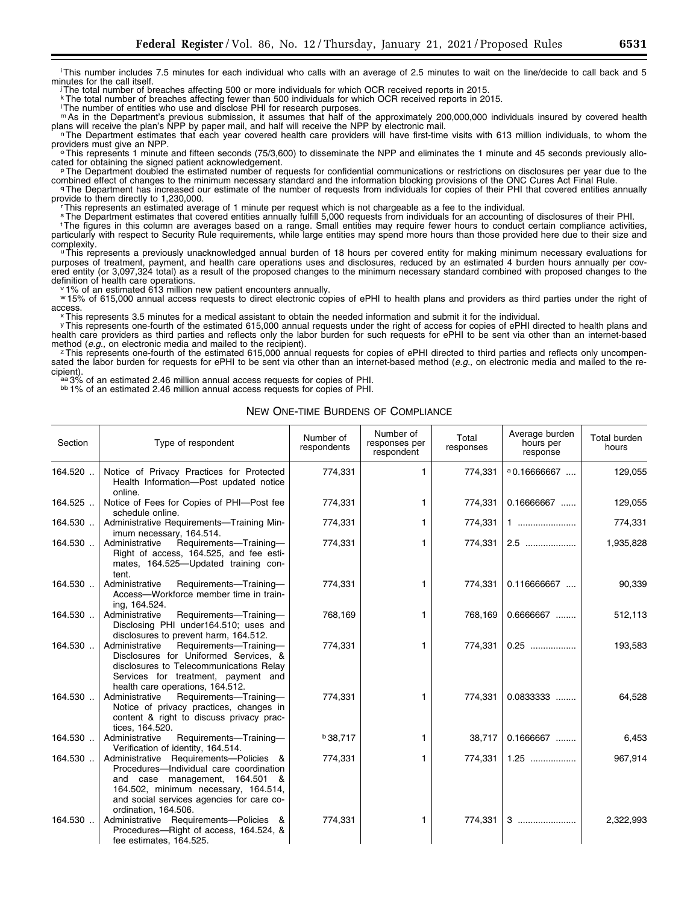[i] This number includes 7.5 minutes for each individual who calls with an average of 2.5 minutes to wait on the line/decide to call back and 5 minutes for the call itself.

[j] The total number of breaches affecting 500 or more individuals for which OCR received reports in 2015.

[k] The total number of breaches affecting fewer than 500 individuals for which OCR received reports in 2015.

[l] The number of entities who use and disclose PHI for research purposes.

[m] As in the Department's previous submission, it assumes that half of the approximately 200,000,000 individuals insured by covered health plans will receive the plan's NPP by paper mail, and half will receive the NPP by electronic mail.

[n] The Department estimates that each year covered health care providers will have first-time visits with 613 million individuals, to whom the providers must give an NPP.

[o] This represents 1 minute and fifteen seconds (75/3,600) to disseminate the NPP and eliminates the 1 minute and 45 seconds previously allocated for obtaining the signed patient acknowledgement.

[p] The Department doubled the estimated number of requests for confidential communications or restrictions on disclosures per year due to the combined effect of changes to the minimum necessary standard and the information blocking provisions of the ONC Cures Act Final Rule.

[q] The Department has increased our estimate of the number of requests from individuals for copies of their PHI that covered entities annually provide to them directly to 1,230,000.

[r] This represents an estimated average of 1 minute per request which is not chargeable as a fee to the individual.

[s] The Department estimates that covered entities annually fulfill 5,000 requests from individuals for an accounting of disclosures of their PHI.

[t] The figures in this column are averages based on a range. Small entities may require fewer hours to conduct certain compliance activities, particularly with respect to Security Rule requirements, while large entities may spend more hours than those provided here due to their size and complexity.

[u] This represents a previously unacknowledged annual burden of 18 hours per covered entity for making minimum necessary evaluations for purposes of treatment, payment, and health care operations uses and disclosures, reduced by an estimated 4 burden hours annually per covered entity (or 3,097,324 total) as a result of the proposed changes to the minimum necessary standard combined with proposed changes to the definition of health care operations.

[v] 1% of an estimated 613 million new patient encounters annually.

[w] 15% of 615,000 annual access requests to direct electronic copies of ePHI to health plans and providers as third parties under the right of access.

[x] This represents 3.5 minutes for a medical assistant to obtain the needed information and submit it for the individual.

[y] This represents one-fourth of the estimated 615,000 annual requests under the right of access for copies of ePHI directed to health plans and health care providers as third parties and reflects only the labor burden for such requests for ePHI to be sent via other than an internet-based method (*e.g.,* on electronic media and mailed to the recipient).

[z] This represents one-fourth of the estimated 615,000 annual requests for copies of ePHI directed to third parties and reflects only uncompensated the labor burden for requests for ePHI to be sent via other than an internet-based method (*e.g.,* on electronic media and mailed to the recipient).

[aa] 3% of an estimated 2.46 million annual access requests for copies of PHI.

[bb] 1% of an estimated 2.46 million annual access requests for copies of PHI.

## New One-time Burdens of Compliance

| Section | Type of respondent | Number of respondents | Number of responses per respondent | Total responses | Average burden hours per response | Total burden hours |
|---|---|---|---|---|---|---|
| 164.520 | Notice of Privacy Practices for Protected Health Information—Post updated notice online. | 774,331 | 1 | 774,331 | [a] 0.16666667 | 129,055 |
| 164.525 | Notice of Fees for Copies of PHI—Post fee schedule online. | 774,331 | 1 | 774,331 | 0.16666667 | 129,055 |
| 164.530 | Administrative Requirements—Training Minimum necessary, 164.514. | 774,331 | 1 | 774,331 | 1 | 774,331 |
| 164.530 | Administrative Requirements—Training—Right of access, 164.525, and fee estimates, 164.525—Updated training content. | 774,331 | 1 | 774,331 | 2.5 | 1,935,828 |
| 164.530 | Administrative Requirements—Training—Access—Workforce member time in training, 164.524. | 774,331 | 1 | 774,331 | 0.116666667 | 90,339 |
| 164.530 | Administrative Requirements—Training—Disclosing PHI under164.510; uses and disclosures to prevent harm, 164.512. | 768,169 | 1 | 768,169 | 0.6666667 | 512,113 |
| 164.530 | Administrative Requirements—Training—Disclosures for Uniformed Services, & disclosures to Telecommunications Relay Services for treatment, payment and health care operations, 164.512. | 774,331 | 1 | 774,331 | 0.25 | 193,583 |
| 164.530 | Administrative Requirements—Training—Notice of privacy practices, changes in content & right to discuss privacy practices, 164.520. | 774,331 | 1 | 774,331 | 0.0833333 | 64,528 |
| 164.530 | Administrative Requirements—Training—Verification of identity, 164.514. | [b] 38,717 | 1 | 38,717 | 0.1666667 | 6,453 |
| 164.530 | Administrative Requirements—Policies & Procedures—Individual care coordination and case management, 164.501 & 164.502, minimum necessary, 164.514, and social services agencies for care coordination, 164.506. | 774,331 | 1 | 774,331 | 1.25 | 967,914 |
| 164.530 | Administrative Requirements—Policies & Procedures—Right of access, 164.524, & fee estimates, 164.525. | 774,331 | 1 | 774,331 | 3 | 2,322,993 |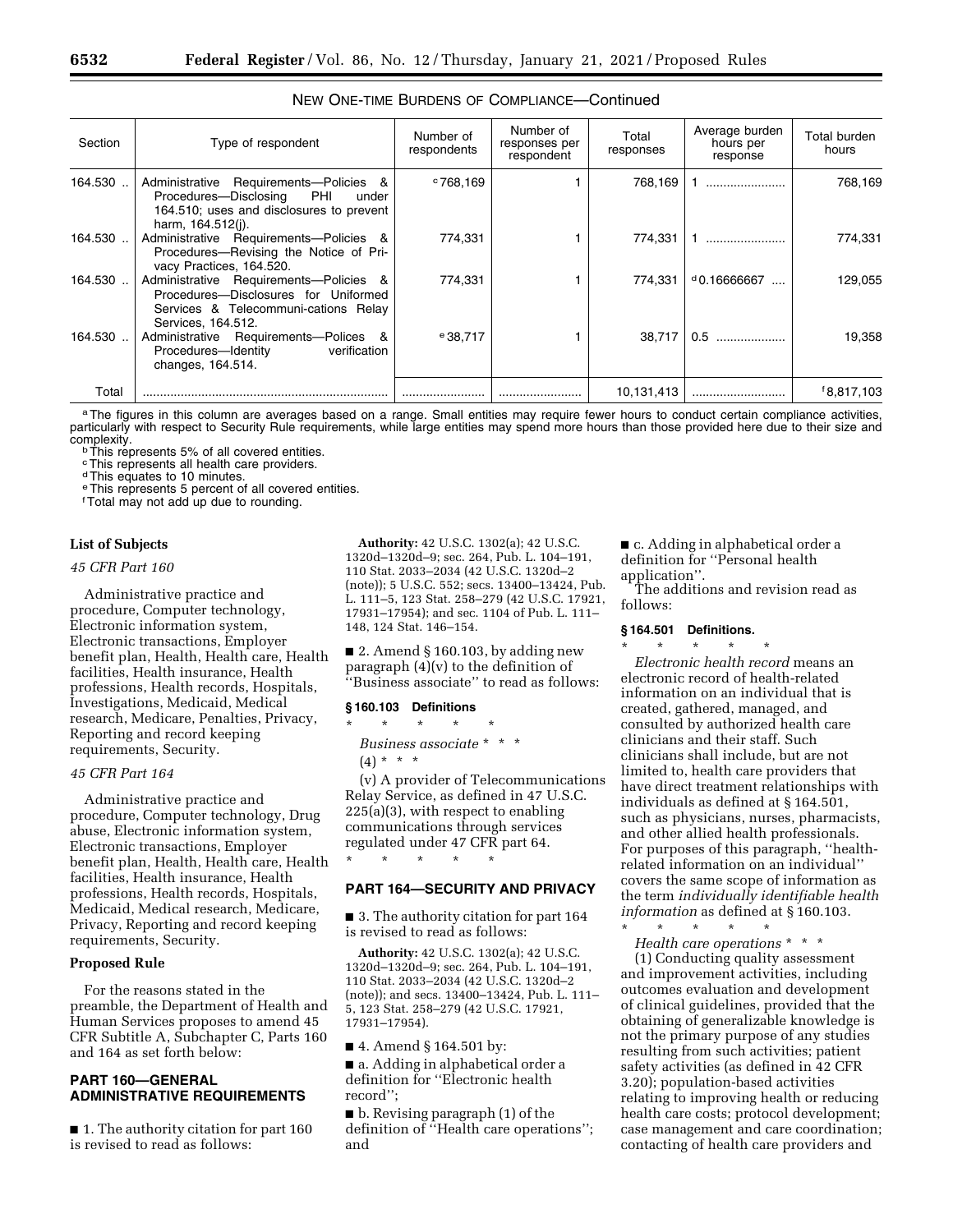NEW ONE-TIME BURDENS OF COMPLIANCE—Continued

| Section | Type of respondent | Number of respondents | Number of responses per respondent | Total responses | Average burden hours per response | Total burden hours |
|---|---|---|---|---|---|---|
| 164.530 | Administrative Requirements—Policies & Procedures—Disclosing PHI under 164.510; uses and disclosures to prevent harm, 164.512(j). | [c] 768,169 | 1 | 768,169 | 1 | 768,169 |
| 164.530 | Administrative Requirements—Policies & Procedures—Revising the Notice of Privacy Practices, 164.520. | 774,331 | 1 | 774,331 | 1 | 774,331 |
| 164.530 | Administrative Requirements—Policies & Procedures—Disclosures for Uniformed Services & Telecommuni-cations Relay Services, 164.512. | 774,331 | 1 | 774,331 | [d] 0.16666667 | 129,055 |
| 164.530 | Administrative Requirements—Polices & Procedures—Identity verification changes, 164.514. | [e] 38,717 | 1 | 38,717 | 0.5 | 19,358 |
| Total | | | | 10,131,413 | | [f] 8,817,103 |

[a] The figures in this column are averages based on a range. Small entities may require fewer hours to conduct certain compliance activities, particularly with respect to Security Rule requirements, while large entities may spend more hours than those provided here due to their size and complexity.
[b] This represents 5% of all covered entities.
[c] This represents all health care providers.
[d] This equates to 10 minutes.
[e] This represents 5 percent of all covered entities.
[f] Total may not add up due to rounding.

**List of Subjects**

*45 CFR Part 160*

Administrative practice and procedure, Computer technology, Electronic information system, Electronic transactions, Employer benefit plan, Health, Health care, Health facilities, Health insurance, Health professions, Health records, Hospitals, Investigations, Medicaid, Medical research, Medicare, Penalties, Privacy, Reporting and record keeping requirements, Security.

*45 CFR Part 164*

Administrative practice and procedure, Computer technology, Drug abuse, Electronic information system, Electronic transactions, Employer benefit plan, Health, Health care, Health facilities, Health insurance, Health professions, Health records, Hospitals, Medicaid, Medical research, Medicare, Privacy, Reporting and record keeping requirements, Security.

**Proposed Rule**

For the reasons stated in the preamble, the Department of Health and Human Services proposes to amend 45 CFR Subtitle A, Subchapter C, Parts 160 and 164 as set forth below:

## PART 160—GENERAL ADMINISTRATIVE REQUIREMENTS

■ 1. The authority citation for part 160 is revised to read as follows:

**Authority:** 42 U.S.C. 1302(a); 42 U.S.C. 1320d–1320d–9; sec. 264, Pub. L. 104–191, 110 Stat. 2033–2034 (42 U.S.C. 1320d–2 (note)); 5 U.S.C. 552; secs. 13400–13424, Pub. L. 111–5, 123 Stat. 258–279 (42 U.S.C. 17921, 17931–17954); and sec. 1104 of Pub. L. 111–148, 124 Stat. 146–154.

■ 2. Amend § 160.103, by adding new paragraph (4)(v) to the definition of "Business associate" to read as follows:

### § 160.103 Definitions

\* \* \* \* \*

*Business associate* \* \* \*

(4) \* \* \*

(v) A provider of Telecommunications Relay Service, as defined in 47 U.S.C. 225(a)(3), with respect to enabling communications through services regulated under 47 CFR part 64.

\* \* \* \* \*

## PART 164—SECURITY AND PRIVACY

■ 3. The authority citation for part 164 is revised to read as follows:

**Authority:** 42 U.S.C. 1302(a); 42 U.S.C. 1320d–1320d–9; sec. 264, Pub. L. 104–191, 110 Stat. 2033–2034 (42 U.S.C. 1320d–2 (note)); and secs. 13400–13424, Pub. L. 111–5, 123 Stat. 258–279 (42 U.S.C. 17921, 17931–17954).

■ 4. Amend § 164.501 by:

■ a. Adding in alphabetical order a definition for "Electronic health record";

■ b. Revising paragraph (1) of the definition of "Health care operations"; and

■ c. Adding in alphabetical order a definition for "Personal health application".

The additions and revision read as follows:

### § 164.501 Definitions.

\* \* \* \* \*

*Electronic health record* means an electronic record of health-related information on an individual that is created, gathered, managed, and consulted by authorized health care clinicians and their staff. Such clinicians shall include, but are not limited to, health care providers that have direct treatment relationships with individuals as defined at § 164.501, such as physicians, nurses, pharmacists, and other allied health professionals. For purposes of this paragraph, "health-related information on an individual" covers the same scope of information as the term *individually identifiable health information* as defined at § 160.103.

\* \* \* \* \*

*Health care operations* \* \* \*

(1) Conducting quality assessment and improvement activities, including outcomes evaluation and development of clinical guidelines, provided that the obtaining of generalizable knowledge is not the primary purpose of any studies resulting from such activities; patient safety activities (as defined in 42 CFR 3.20); population-based activities relating to improving health or reducing health care costs; protocol development; case management and care coordination; contacting of health care providers and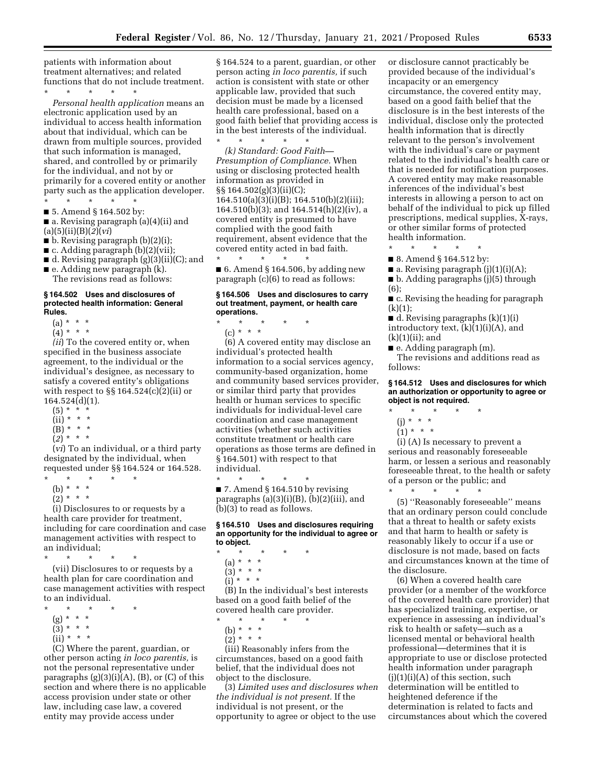patients with information about treatment alternatives; and related functions that do not include treatment.

\* \* \* \* \*

*Personal health application* means an electronic application used by an individual to access health information about that individual, which can be drawn from multiple sources, provided that such information is managed, shared, and controlled by or primarily for the individual, and not by or primarily for a covered entity or another party such as the application developer.

\* \* \* \* \*

■ 5. Amend § 164.502 by:

■ a. Revising paragraph (a)(4)(ii) and (a)(5)(ii)(B)(*2*)(*vi*)

■ b. Revising paragraph (b)(2)(i);

■ c. Adding paragraph (b)(2)(vii);

■ d. Revising paragraph (g)(3)(ii)(C); and

■ e. Adding new paragraph (k).

The revisions read as follows:

#### § 164.502 Uses and disclosures of protected health information: General Rules.

(a) \* \* \*

(4) \* \* \*

(*ii*) To the covered entity or, when specified in the business associate agreement, to the individual or the individual's designee, as necessary to satisfy a covered entity's obligations with respect to §§ 164.524(c)(2)(ii) or 164.524(d)(1).

(5) \* \* \*

(ii) \* \* \*

(B) \* \* \*

(*2*) \* \* \*

(*vi*) To an individual, or a third party designated by the individual, when requested under §§ 164.524 or 164.528.

\* \* \* \* \*

(b) \* \* \*

(2) \* \* \*

(i) Disclosures to or requests by a health care provider for treatment, including for care coordination and case management activities with respect to an individual;

\* \* \* \* \*

(vii) Disclosures to or requests by a health plan for care coordination and case management activities with respect to an individual.

\* \* \* \* \*

(g) \* \* \*

(3) \* \* \*

(ii) \* \* \*

(C) Where the parent, guardian, or other person acting *in loco parentis,* is not the personal representative under paragraphs (g)(3)(i)(A), (B), or (C) of this section and where there is no applicable access provision under state or other law, including case law, a covered entity may provide access under § 164.524 to a parent, guardian, or other person acting *in loco parentis,* if such action is consistent with state or other applicable law, provided that such decision must be made by a licensed health care professional, based on a good faith belief that providing access is in the best interests of the individual.

\* \* \* \* \*

*(k) Standard: Good Faith—Presumption of Compliance.* When using or disclosing protected health information as provided in §§ 164.502(g)(3)(ii)(C); 164.510(a)(3)(i)(B); 164.510(b)(2)(iii); 164.510(b)(3); and 164.514(h)(2)(iv), a covered entity is presumed to have complied with the good faith requirement, absent evidence that the covered entity acted in bad faith.

\* \* \* \* \*

■ 6. Amend § 164.506, by adding new paragraph (c)(6) to read as follows:

#### § 164.506 Uses and disclosures to carry out treatment, payment, or health care operations.

\* \* \* \* \*

(c) \* \* \*

(6) A covered entity may disclose an individual's protected health information to a social services agency, community-based organization, home and community based services provider, or similar third party that provides health or human services to specific individuals for individual-level care coordination and case management activities (whether such activities constitute treatment or health care operations as those terms are defined in § 164.501) with respect to that individual.

\* \* \* \* \*

■ 7. Amend § 164.510 by revising paragraphs (a)(3)(i)(B), (b)(2)(iii), and (b)(3) to read as follows.

#### § 164.510 Uses and disclosures requiring an opportunity for the individual to agree or to object.

\* \* \* \* \*

(a) \* \* \*

(3) \* \* \*

(i) \* \* \*

(B) In the individual's best interests based on a good faith belief of the covered health care provider.

\* \* \* \* \*

(b) \* \* \*

(2) \* \* \*

(iii) Reasonably infers from the circumstances, based on a good faith belief, that the individual does not object to the disclosure.

(3) *Limited uses and disclosures when the individual is not present.* If the individual is not present, or the opportunity to agree or object to the use or disclosure cannot practicably be provided because of the individual's incapacity or an emergency circumstance, the covered entity may, based on a good faith belief that the disclosure is in the best interests of the individual, disclose only the protected health information that is directly relevant to the person's involvement with the individual's care or payment related to the individual's health care or that is needed for notification purposes. A covered entity may make reasonable inferences of the individual's best interests in allowing a person to act on behalf of the individual to pick up filled prescriptions, medical supplies, X-rays, or other similar forms of protected health information.

\* \* \* \* \*

■ 8. Amend § 164.512 by:

■ a. Revising paragraph (j)(1)(i)(A);

■ b. Adding paragraphs (j)(5) through (6);

■ c. Revising the heading for paragraph (k)(1);

■ d. Revising paragraphs (k)(1)(i) introductory text, (k)(1)(i)(A), and (k)(1)(ii); and

■ e. Adding paragraph (m).

The revisions and additions read as follows:

#### § 164.512 Uses and disclosures for which an authorization or opportunity to agree or object is not required.

\* \* \* \* \*

(j) \* \* \*

(1) \* \* \*

(i) (A) Is necessary to prevent a serious and reasonably foreseeable harm, or lessen a serious and reasonably foreseeable threat, to the health or safety of a person or the public; and

\* \* \* \* \*

(5) ''Reasonably foreseeable'' means that an ordinary person could conclude that a threat to health or safety exists and that harm to health or safety is reasonably likely to occur if a use or disclosure is not made, based on facts and circumstances known at the time of the disclosure.

(6) When a covered health care provider (or a member of the workforce of the covered health care provider) that has specialized training, expertise, or experience in assessing an individual's risk to health or safety—such as a licensed mental or behavioral health professional—determines that it is appropriate to use or disclose protected health information under paragraph (j)(1)(i)(A) of this section, such determination will be entitled to heightened deference if the determination is related to facts and circumstances about which the covered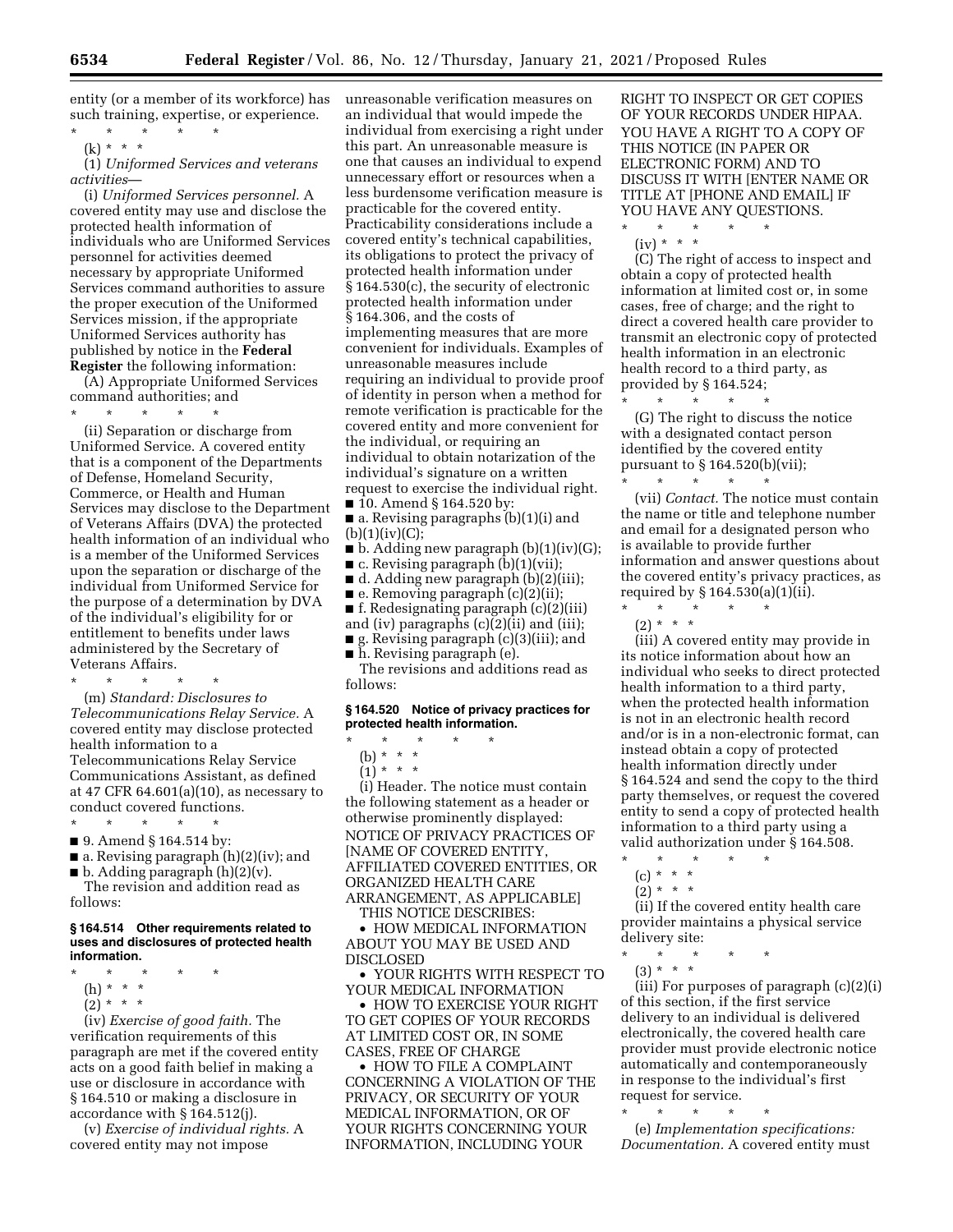entity (or a member of its workforce) has such training, expertise, or experience.

\* \* \* \* \*

(k) \* \* \*

(1) *Uniformed Services and veterans activities*—

(i) *Uniformed Services personnel.* A covered entity may use and disclose the protected health information of individuals who are Uniformed Services personnel for activities deemed necessary by appropriate Uniformed Services command authorities to assure the proper execution of the Uniformed Services mission, if the appropriate Uniformed Services authority has published by notice in the **Federal Register** the following information:

(A) Appropriate Uniformed Services command authorities; and

\* \* \* \* \*

(ii) Separation or discharge from Uniformed Service. A covered entity that is a component of the Departments of Defense, Homeland Security, Commerce, or Health and Human Services may disclose to the Department of Veterans Affairs (DVA) the protected health information of an individual who is a member of the Uniformed Services upon the separation or discharge of the individual from Uniformed Service for the purpose of a determination by DVA of the individual's eligibility for or entitlement to benefits under laws administered by the Secretary of Veterans Affairs.

\* \* \* \* \*

(m) *Standard: Disclosures to Telecommunications Relay Service.* A covered entity may disclose protected health information to a Telecommunications Relay Service Communications Assistant, as defined at 47 CFR 64.601(a)(10), as necessary to conduct covered functions.

\* \* \* \* \*

■ 9. Amend § 164.514 by:

■ a. Revising paragraph (h)(2)(iv); and

■ b. Adding paragraph (h)(2)(v).

The revision and addition read as follows:

### § 164.514 Other requirements related to uses and disclosures of protected health information.

\* \* \* \* \*

(h) \* \* \*

(2) \* \* \*

(iv) *Exercise of good faith.* The verification requirements of this paragraph are met if the covered entity acts on a good faith belief in making a use or disclosure in accordance with § 164.510 or making a disclosure in accordance with § 164.512(j).

(v) *Exercise of individual rights.* A covered entity may not impose unreasonable verification measures on an individual that would impede the individual from exercising a right under this part. An unreasonable measure is one that causes an individual to expend unnecessary effort or resources when a less burdensome verification measure is practicable for the covered entity. Practicability considerations include a covered entity's technical capabilities, its obligations to protect the privacy of protected health information under § 164.530(c), the security of electronic protected health information under § 164.306, and the costs of implementing measures that are more convenient for individuals. Examples of unreasonable measures include requiring an individual to provide proof of identity in person when a method for remote verification is practicable for the covered entity and more convenient for the individual, or requiring an individual to obtain notarization of the individual's signature on a written request to exercise the individual right.

■ 10. Amend § 164.520 by:

■ a. Revising paragraphs (b)(1)(i) and (b)(1)(iv)(C);

■ b. Adding new paragraph (b)(1)(iv)(G);

■ c. Revising paragraph (b)(1)(vii);

■ d. Adding new paragraph (b)(2)(iii);

■ e. Removing paragraph (c)(2)(ii);

■ f. Redesignating paragraph (c)(2)(iii) and (iv) paragraphs (c)(2)(ii) and (iii);

■ g. Revising paragraph (c)(3)(iii); and

■ h. Revising paragraph (e).

The revisions and additions read as follows:

### § 164.520 Notice of privacy practices for protected health information.

\* \* \* \* \*

(b) \* \* \*

(1) \* \* \*

(i) Header. The notice must contain the following statement as a header or otherwise prominently displayed:

NOTICE OF PRIVACY PRACTICES OF [NAME OF COVERED ENTITY, AFFILIATED COVERED ENTITIES, OR ORGANIZED HEALTH CARE ARRANGEMENT, AS APPLICABLE]

THIS NOTICE DESCRIBES:

- HOW MEDICAL INFORMATION ABOUT YOU MAY BE USED AND DISCLOSED
- YOUR RIGHTS WITH RESPECT TO YOUR MEDICAL INFORMATION
- HOW TO EXERCISE YOUR RIGHT TO GET COPIES OF YOUR RECORDS AT LIMITED COST OR, IN SOME CASES, FREE OF CHARGE
- HOW TO FILE A COMPLAINT CONCERNING A VIOLATION OF THE PRIVACY, OR SECURITY OF YOUR MEDICAL INFORMATION, OR OF YOUR RIGHTS CONCERNING YOUR INFORMATION, INCLUDING YOUR RIGHT TO INSPECT OR GET COPIES OF YOUR RECORDS UNDER HIPAA.

YOU HAVE A RIGHT TO A COPY OF THIS NOTICE (IN PAPER OR ELECTRONIC FORM) AND TO DISCUSS IT WITH [ENTER NAME OR TITLE AT [PHONE AND EMAIL] IF YOU HAVE ANY QUESTIONS.

\* \* \* \* \*

(iv) \* \* \*

(C) The right of access to inspect and obtain a copy of protected health information at limited cost or, in some cases, free of charge; and the right to direct a covered health care provider to transmit an electronic copy of protected health information in an electronic health record to a third party, as provided by § 164.524;

\* \* \* \* \*

(G) The right to discuss the notice with a designated contact person identified by the covered entity pursuant to § 164.520(b)(vii);

\* \* \* \* \*

(vii) *Contact.* The notice must contain the name or title and telephone number and email for a designated person who is available to provide further information and answer questions about the covered entity's privacy practices, as required by § 164.530(a)(1)(ii).

\* \* \* \* \*

(2) \* \* \*

(iii) A covered entity may provide in its notice information about how an individual who seeks to direct protected health information to a third party, when the protected health information is not in an electronic health record and/or is in a non-electronic format, can instead obtain a copy of protected health information directly under § 164.524 and send the copy to the third party themselves, or request the covered entity to send a copy of protected health information to a third party using a valid authorization under § 164.508.

\* \* \* \* \*

(c) \* \* \*

(2) \* \* \*

(ii) If the covered entity health care provider maintains a physical service delivery site:

\* \* \* \* \*

(3) \* \* \*

(iii) For purposes of paragraph (c)(2)(i) of this section, if the first service delivery to an individual is delivered electronically, the covered health care provider must provide electronic notice automatically and contemporaneously in response to the individual's first request for service.

\* \* \* \* \*

(e) *Implementation specifications: Documentation.* A covered entity must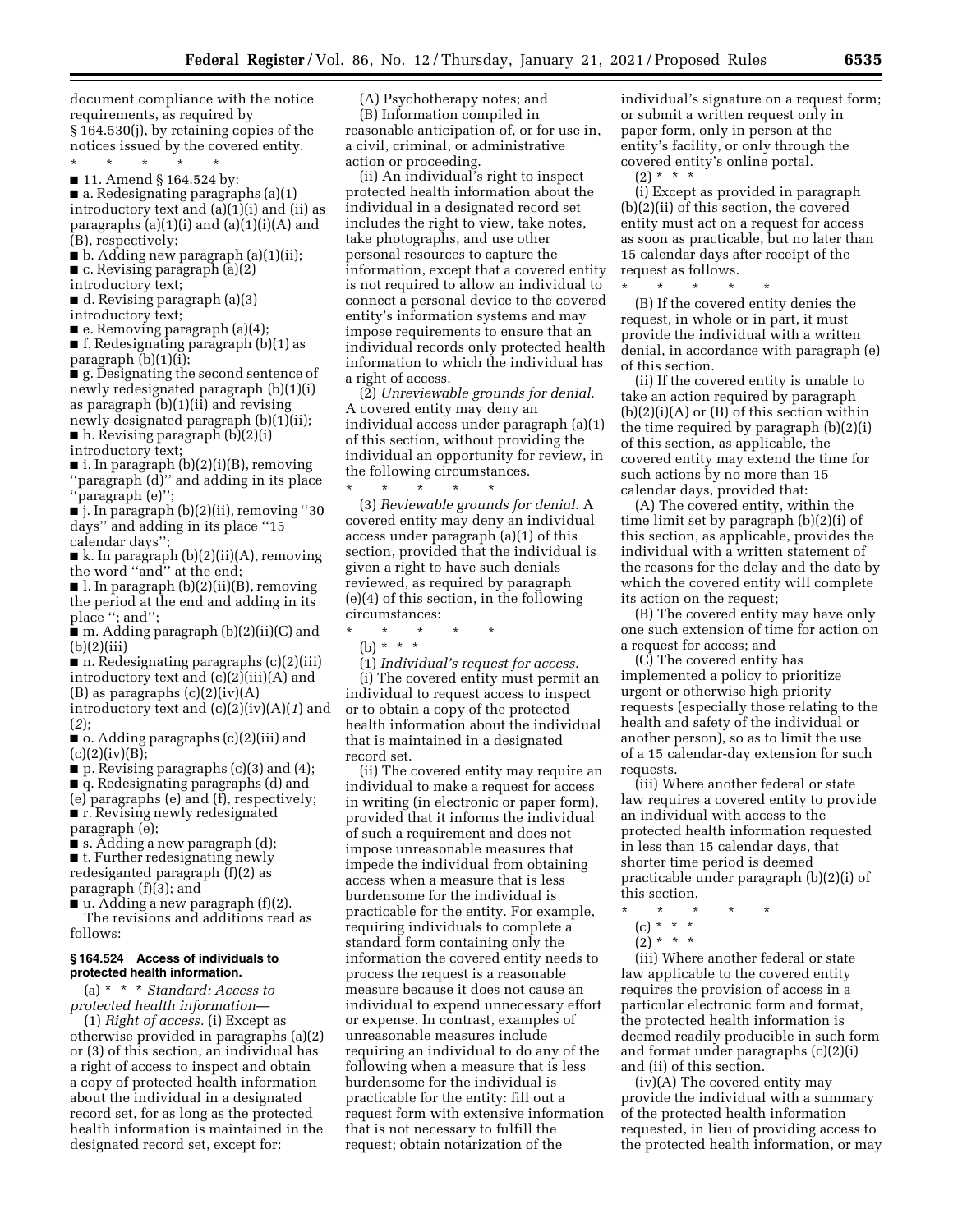document compliance with the notice requirements, as required by § 164.530(j), by retaining copies of the notices issued by the covered entity.

\* \* \* \* \*

■ 11. Amend § 164.524 by:

■ a. Redesignating paragraphs (a)(1) introductory text and (a)(1)(i) and (ii) as paragraphs (a)(1)(i) and (a)(1)(i)(A) and (B), respectively;

■ b. Adding new paragraph (a)(1)(ii);

■ c. Revising paragraph (a)(2) introductory text;

■ d. Revising paragraph (a)(3) introductory text;

■ e. Removing paragraph (a)(4);

■ f. Redesignating paragraph (b)(1) as paragraph (b)(1)(i);

■ g. Designating the second sentence of newly redesignated paragraph (b)(1)(i) as paragraph (b)(1)(ii) and revising newly designated paragraph (b)(1)(ii);

■ h. Revising paragraph (b)(2)(i) introductory text;

■ i. In paragraph (b)(2)(i)(B), removing ''paragraph (d)'' and adding in its place ''paragraph (e)'';

■ j. In paragraph (b)(2)(ii), removing ''30 days'' and adding in its place ''15 calendar days'';

■ k. In paragraph (b)(2)(ii)(A), removing the word ''and'' at the end;

■ l. In paragraph (b)(2)(ii)(B), removing the period at the end and adding in its place ''; and'';

■ m. Adding paragraph (b)(2)(ii)(C) and (b)(2)(iii)

■ n. Redesignating paragraphs (c)(2)(iii) introductory text and (c)(2)(iii)(A) and (B) as paragraphs (c)(2)(iv)(A) introductory text and (c)(2)(iv)(A)(*1*) and (*2*);

■ o. Adding paragraphs (c)(2)(iii) and (c)(2)(iv)(B);

■ p. Revising paragraphs (c)(3) and (4);

■ q. Redesignating paragraphs (d) and (e) paragraphs (e) and (f), respectively;

■ r. Revising newly redesignated paragraph (e);

■ s. Adding a new paragraph (d);

■ t. Further redesignating newly redesiganted paragraph (f)(2) as paragraph (f)(3); and

■ u. Adding a new paragraph (f)(2).

The revisions and additions read as follows:

**§ 164.524 Access of individuals to protected health information.**

(a) \* \* \* *Standard: Access to protected health information*—

(1) *Right of access.* (i) Except as otherwise provided in paragraphs (a)(2) or (3) of this section, an individual has a right of access to inspect and obtain a copy of protected health information about the individual in a designated record set, for as long as the protected health information is maintained in the designated record set, except for:

(A) Psychotherapy notes; and

(B) Information compiled in reasonable anticipation of, or for use in, a civil, criminal, or administrative action or proceeding.

(ii) An individual's right to inspect protected health information about the individual in a designated record set includes the right to view, take notes, take photographs, and use other personal resources to capture the information, except that a covered entity is not required to allow an individual to connect a personal device to the covered entity's information systems and may impose requirements to ensure that an individual records only protected health information to which the individual has a right of access.

(2) *Unreviewable grounds for denial.* A covered entity may deny an individual access under paragraph (a)(1) of this section, without providing the individual an opportunity for review, in the following circumstances.

\* \* \* \* \*

(3) *Reviewable grounds for denial.* A covered entity may deny an individual access under paragraph (a)(1) of this section, provided that the individual is given a right to have such denials reviewed, as required by paragraph (e)(4) of this section, in the following circumstances:

\* \* \* \* \*

(b) \* \* \*

(1) *Individual's request for access.* (i) The covered entity must permit an individual to request access to inspect or to obtain a copy of the protected health information about the individual that is maintained in a designated record set.

(ii) The covered entity may require an individual to make a request for access in writing (in electronic or paper form), provided that it informs the individual of such a requirement and does not impose unreasonable measures that impede the individual from obtaining access when a measure that is less burdensome for the individual is practicable for the entity. For example, requiring individuals to complete a standard form containing only the information the covered entity needs to process the request is a reasonable measure because it does not cause an individual to expend unnecessary effort or expense. In contrast, examples of unreasonable measures include requiring an individual to do any of the following when a measure that is less burdensome for the individual is practicable for the entity: fill out a request form with extensive information that is not necessary to fulfill the request; obtain notarization of the individual's signature on a request form; or submit a written request only in paper form, only in person at the entity's facility, or only through the covered entity's online portal.

(2) \* \* \*

(i) Except as provided in paragraph (b)(2)(ii) of this section, the covered entity must act on a request for access as soon as practicable, but no later than 15 calendar days after receipt of the request as follows.

\* \* \* \* \*

(B) If the covered entity denies the request, in whole or in part, it must provide the individual with a written denial, in accordance with paragraph (e) of this section.

(ii) If the covered entity is unable to take an action required by paragraph (b)(2)(i)(A) or (B) of this section within the time required by paragraph (b)(2)(i) of this section, as applicable, the covered entity may extend the time for such actions by no more than 15 calendar days, provided that:

(A) The covered entity, within the time limit set by paragraph (b)(2)(i) of this section, as applicable, provides the individual with a written statement of the reasons for the delay and the date by which the covered entity will complete its action on the request;

(B) The covered entity may have only one such extension of time for action on a request for access; and

(C) The covered entity has implemented a policy to prioritize urgent or otherwise high priority requests (especially those relating to the health and safety of the individual or another person), so as to limit the use of a 15 calendar-day extension for such requests.

(iii) Where another federal or state law requires a covered entity to provide an individual with access to the protected health information requested in less than 15 calendar days, that shorter time period is deemed practicable under paragraph (b)(2)(i) of this section.

\* \* \* \* \*

(c) \* \* \*

(2) \* \* \*

(iii) Where another federal or state law applicable to the covered entity requires the provision of access in a particular electronic form and format, the protected health information is deemed readily producible in such form and format under paragraphs (c)(2)(i) and (ii) of this section.

(iv)(A) The covered entity may provide the individual with a summary of the protected health information requested, in lieu of providing access to the protected health information, or may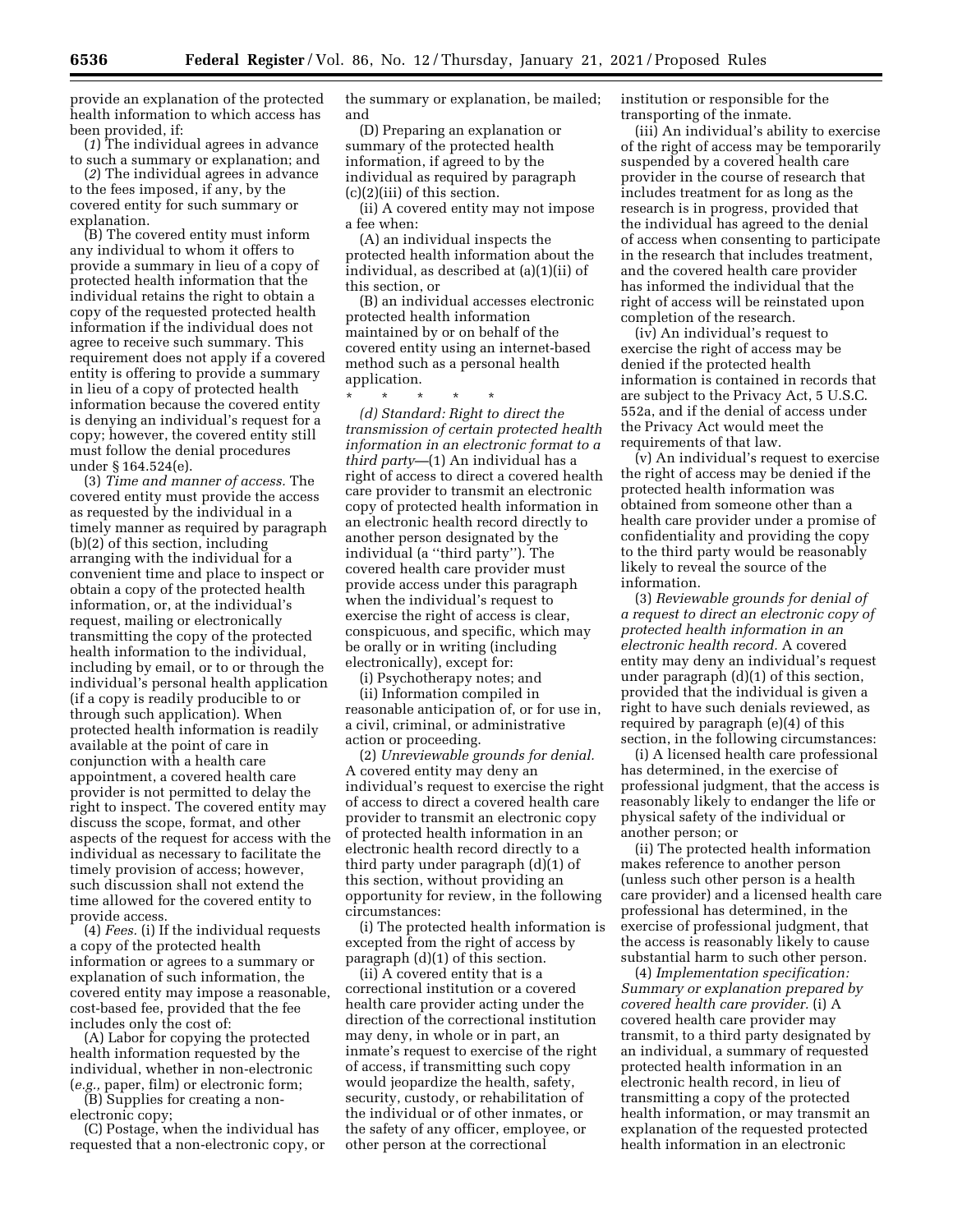provide an explanation of the protected health information to which access has been provided, if:

(*1*) The individual agrees in advance to such a summary or explanation; and

(*2*) The individual agrees in advance to the fees imposed, if any, by the covered entity for such summary or explanation.

(B) The covered entity must inform any individual to whom it offers to provide a summary in lieu of a copy of protected health information that the individual retains the right to obtain a copy of the requested protected health information if the individual does not agree to receive such summary. This requirement does not apply if a covered entity is offering to provide a summary in lieu of a copy of protected health information because the covered entity is denying an individual's request for a copy; however, the covered entity still must follow the denial procedures under § 164.524(e).

(3) *Time and manner of access.* The covered entity must provide the access as requested by the individual in a timely manner as required by paragraph (b)(2) of this section, including arranging with the individual for a convenient time and place to inspect or obtain a copy of the protected health information, or, at the individual's request, mailing or electronically transmitting the copy of the protected health information to the individual, including by email, or to or through the individual's personal health application (if a copy is readily producible to or through such application). When protected health information is readily available at the point of care in conjunction with a health care appointment, a covered health care provider is not permitted to delay the right to inspect. The covered entity may discuss the scope, format, and other aspects of the request for access with the individual as necessary to facilitate the timely provision of access; however, such discussion shall not extend the time allowed for the covered entity to provide access.

(4) *Fees.* (i) If the individual requests a copy of the protected health information or agrees to a summary or explanation of such information, the covered entity may impose a reasonable, cost-based fee, provided that the fee includes only the cost of:

(A) Labor for copying the protected health information requested by the individual, whether in non-electronic (*e.g.,* paper, film) or electronic form;

(B) Supplies for creating a non-electronic copy;

(C) Postage, when the individual has requested that a non-electronic copy, or the summary or explanation, be mailed; and

(D) Preparing an explanation or summary of the protected health information, if agreed to by the individual as required by paragraph (c)(2)(iii) of this section.

(ii) A covered entity may not impose a fee when:

(A) an individual inspects the protected health information about the individual, as described at (a)(1)(ii) of this section, or

(B) an individual accesses electronic protected health information maintained by or on behalf of the covered entity using an internet-based method such as a personal health application.

\* \* \* \* \*

*(d) Standard: Right to direct the transmission of certain protected health information in an electronic format to a third party*—(1) An individual has a right of access to direct a covered health care provider to transmit an electronic copy of protected health information in an electronic health record directly to another person designated by the individual (a "third party"). The covered health care provider must provide access under this paragraph when the individual's request to exercise the right of access is clear, conspicuous, and specific, which may be orally or in writing (including electronically), except for:

(i) Psychotherapy notes; and

(ii) Information compiled in reasonable anticipation of, or for use in, a civil, criminal, or administrative action or proceeding.

(2) *Unreviewable grounds for denial.* A covered entity may deny an individual's request to exercise the right of access to direct a covered health care provider to transmit an electronic copy of protected health information in an electronic health record directly to a third party under paragraph (d)(1) of this section, without providing an opportunity for review, in the following circumstances:

(i) The protected health information is excepted from the right of access by paragraph (d)(1) of this section.

(ii) A covered entity that is a correctional institution or a covered health care provider acting under the direction of the correctional institution may deny, in whole or in part, an inmate's request to exercise of the right of access, if transmitting such copy would jeopardize the health, safety, security, custody, or rehabilitation of the individual or of other inmates, or the safety of any officer, employee, or other person at the correctional institution or responsible for the transporting of the inmate.

(iii) An individual's ability to exercise of the right of access may be temporarily suspended by a covered health care provider in the course of research that includes treatment for as long as the research is in progress, provided that the individual has agreed to the denial of access when consenting to participate in the research that includes treatment, and the covered health care provider has informed the individual that the right of access will be reinstated upon completion of the research.

(iv) An individual's request to exercise the right of access may be denied if the protected health information is contained in records that are subject to the Privacy Act, 5 U.S.C. 552a, and if the denial of access under the Privacy Act would meet the requirements of that law.

(v) An individual's request to exercise the right of access may be denied if the protected health information was obtained from someone other than a health care provider under a promise of confidentiality and providing the copy to the third party would be reasonably likely to reveal the source of the information.

(3) *Reviewable grounds for denial of a request to direct an electronic copy of protected health information in an electronic health record.* A covered entity may deny an individual's request under paragraph (d)(1) of this section, provided that the individual is given a right to have such denials reviewed, as required by paragraph (e)(4) of this section, in the following circumstances:

(i) A licensed health care professional has determined, in the exercise of professional judgment, that the access is reasonably likely to endanger the life or physical safety of the individual or another person; or

(ii) The protected health information makes reference to another person (unless such other person is a health care provider) and a licensed health care professional has determined, in the exercise of professional judgment, that the access is reasonably likely to cause substantial harm to such other person.

(4) *Implementation specification: Summary or explanation prepared by covered health care provider.* (i) A covered health care provider may transmit, to a third party designated by an individual, a summary of requested protected health information in an electronic health record, in lieu of transmitting a copy of the protected health information, or may transmit an explanation of the requested protected health information in an electronic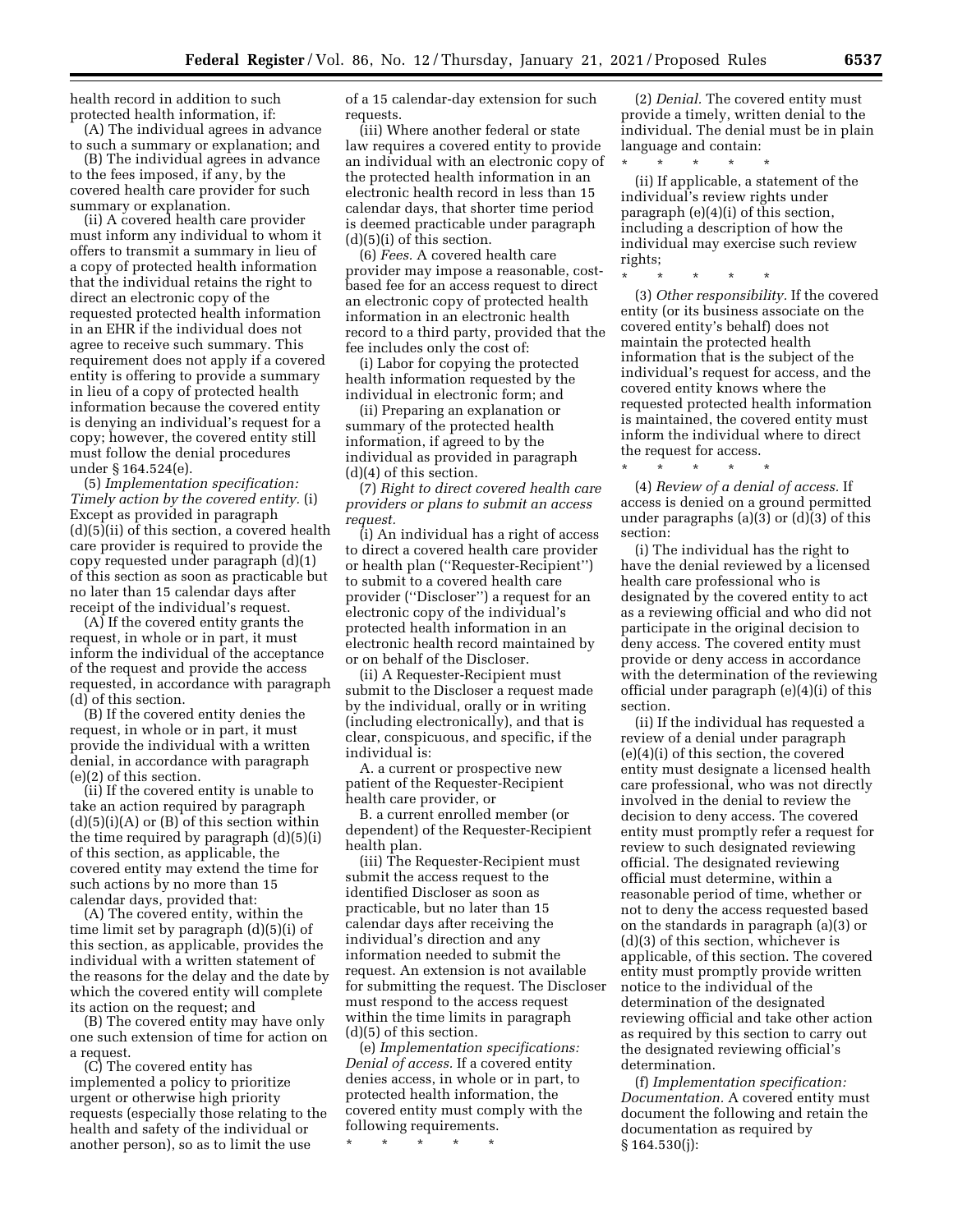health record in addition to such protected health information, if:

(A) The individual agrees in advance to such a summary or explanation; and

(B) The individual agrees in advance to the fees imposed, if any, by the covered health care provider for such summary or explanation.

(ii) A covered health care provider must inform any individual to whom it offers to transmit a summary in lieu of a copy of protected health information that the individual retains the right to direct an electronic copy of the requested protected health information in an EHR if the individual does not agree to receive such summary. This requirement does not apply if a covered entity is offering to provide a summary in lieu of a copy of protected health information because the covered entity is denying an individual's request for a copy; however, the covered entity still must follow the denial procedures under § 164.524(e).

(5) *Implementation specification: Timely action by the covered entity.* (i) Except as provided in paragraph (d)(5)(ii) of this section, a covered health care provider is required to provide the copy requested under paragraph (d)(1) of this section as soon as practicable but no later than 15 calendar days after receipt of the individual's request.

(A) If the covered entity grants the request, in whole or in part, it must inform the individual of the acceptance of the request and provide the access requested, in accordance with paragraph (d) of this section.

(B) If the covered entity denies the request, in whole or in part, it must provide the individual with a written denial, in accordance with paragraph (e)(2) of this section.

(ii) If the covered entity is unable to take an action required by paragraph (d)(5)(i)(A) or (B) of this section within the time required by paragraph (d)(5)(i) of this section, as applicable, the covered entity may extend the time for such actions by no more than 15 calendar days, provided that:

(A) The covered entity, within the time limit set by paragraph (d)(5)(i) of this section, as applicable, provides the individual with a written statement of the reasons for the delay and the date by which the covered entity will complete its action on the request; and

(B) The covered entity may have only one such extension of time for action on a request.

(C) The covered entity has implemented a policy to prioritize urgent or otherwise high priority requests (especially those relating to the health and safety of the individual or another person), so as to limit the use of a 15 calendar-day extension for such requests.

(iii) Where another federal or state law requires a covered entity to provide an individual with an electronic copy of the protected health information in an electronic health record in less than 15 calendar days, that shorter time period is deemed practicable under paragraph (d)(5)(i) of this section.

(6) *Fees.* A covered health care provider may impose a reasonable, cost-based fee for an access request to direct an electronic copy of protected health information in an electronic health record to a third party, provided that the fee includes only the cost of:

(i) Labor for copying the protected health information requested by the individual in electronic form; and

(ii) Preparing an explanation or summary of the protected health information, if agreed to by the individual as provided in paragraph (d)(4) of this section.

(7) *Right to direct covered health care providers or plans to submit an access request.*

(i) An individual has a right of access to direct a covered health care provider or health plan (''Requester-Recipient'') to submit to a covered health care provider (''Discloser'') a request for an electronic copy of the individual's protected health information in an electronic health record maintained by or on behalf of the Discloser.

(ii) A Requester-Recipient must submit to the Discloser a request made by the individual, orally or in writing (including electronically), and that is clear, conspicuous, and specific, if the individual is:

A. a current or prospective new patient of the Requester-Recipient health care provider, or

B. a current enrolled member (or dependent) of the Requester-Recipient health plan.

(iii) The Requester-Recipient must submit the access request to the identified Discloser as soon as practicable, but no later than 15 calendar days after receiving the individual's direction and any information needed to submit the request. An extension is not available for submitting the request. The Discloser must respond to the access request within the time limits in paragraph (d)(5) of this section.

(e) *Implementation specifications: Denial of access.* If a covered entity denies access, in whole or in part, to protected health information, the covered entity must comply with the following requirements.

\* \* \* \* \*

(2) *Denial.* The covered entity must provide a timely, written denial to the individual. The denial must be in plain language and contain:

\* \* \* \* \*

(ii) If applicable, a statement of the individual's review rights under paragraph (e)(4)(i) of this section, including a description of how the individual may exercise such review rights;

\* \* \* \* \*

(3) *Other responsibility.* If the covered entity (or its business associate on the covered entity's behalf) does not maintain the protected health information that is the subject of the individual's request for access, and the covered entity knows where the requested protected health information is maintained, the covered entity must inform the individual where to direct the request for access.

\* \* \* \* \*

(4) *Review of a denial of access.* If access is denied on a ground permitted under paragraphs (a)(3) or (d)(3) of this section:

(i) The individual has the right to have the denial reviewed by a licensed health care professional who is designated by the covered entity to act as a reviewing official and who did not participate in the original decision to deny access. The covered entity must provide or deny access in accordance with the determination of the reviewing official under paragraph (e)(4)(i) of this section.

(ii) If the individual has requested a review of a denial under paragraph (e)(4)(i) of this section, the covered entity must designate a licensed health care professional, who was not directly involved in the denial to review the decision to deny access. The covered entity must promptly refer a request for review to such designated reviewing official. The designated reviewing official must determine, within a reasonable period of time, whether or not to deny the access requested based on the standards in paragraph (a)(3) or (d)(3) of this section, whichever is applicable, of this section. The covered entity must promptly provide written notice to the individual of the determination of the designated reviewing official and take other action as required by this section to carry out the designated reviewing official's determination.

(f) *Implementation specification: Documentation.* A covered entity must document the following and retain the documentation as required by § 164.530(j):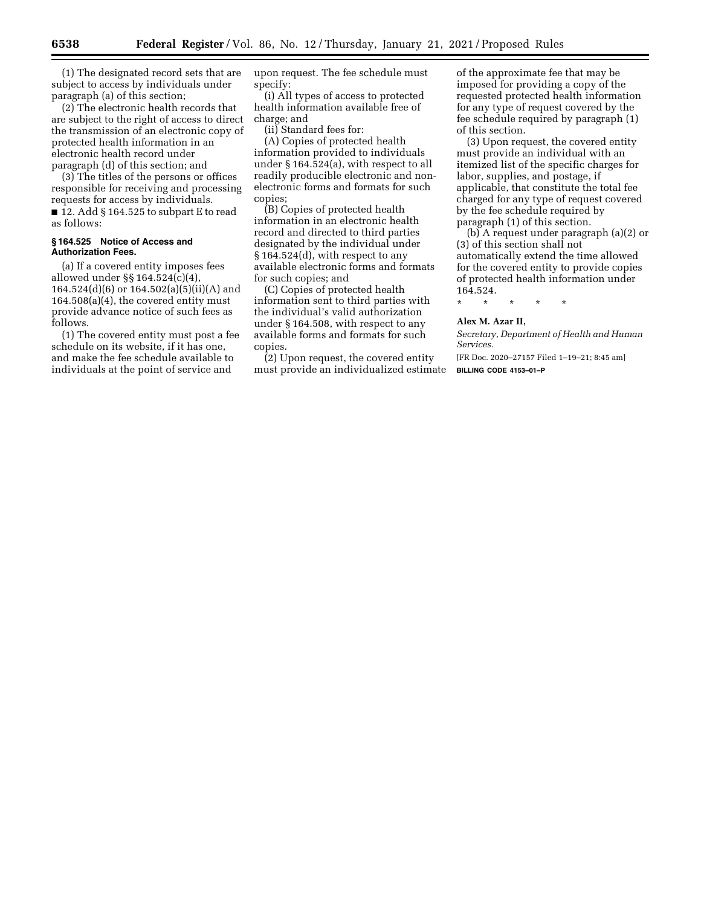(1) The designated record sets that are subject to access by individuals under paragraph (a) of this section;

(2) The electronic health records that are subject to the right of access to direct the transmission of an electronic copy of protected health information in an electronic health record under paragraph (d) of this section; and

(3) The titles of the persons or offices responsible for receiving and processing requests for access by individuals.

■ 12. Add § 164.525 to subpart E to read as follows:

### § 164.525 Notice of Access and Authorization Fees.

(a) If a covered entity imposes fees allowed under §§ 164.524(c)(4), 164.524(d)(6) or 164.502(a)(5)(ii)(A) and 164.508(a)(4), the covered entity must provide advance notice of such fees as follows.

(1) The covered entity must post a fee schedule on its website, if it has one, and make the fee schedule available to individuals at the point of service and upon request. The fee schedule must specify:

(i) All types of access to protected health information available free of charge; and

(ii) Standard fees for:

(A) Copies of protected health information provided to individuals under § 164.524(a), with respect to all readily producible electronic and non-electronic forms and formats for such copies;

(B) Copies of protected health information in an electronic health record and directed to third parties designated by the individual under § 164.524(d), with respect to any available electronic forms and formats for such copies; and

(C) Copies of protected health information sent to third parties with the individual's valid authorization under § 164.508, with respect to any available forms and formats for such copies.

(2) Upon request, the covered entity must provide an individualized estimate of the approximate fee that may be imposed for providing a copy of the requested protected health information for any type of request covered by the fee schedule required by paragraph (1) of this section.

(3) Upon request, the covered entity must provide an individual with an itemized list of the specific charges for labor, supplies, and postage, if applicable, that constitute the total fee charged for any type of request covered by the fee schedule required by paragraph (1) of this section.

(b) A request under paragraph (a)(2) or (3) of this section shall not automatically extend the time allowed for the covered entity to provide copies of protected health information under 164.524.

\* \* \* \* \*

**Alex M. Azar II,**

*Secretary, Department of Health and Human Services.*

[FR Doc. 2020–27157 Filed 1–19–21; 8:45 am]

**BILLING CODE 4153–01–P**